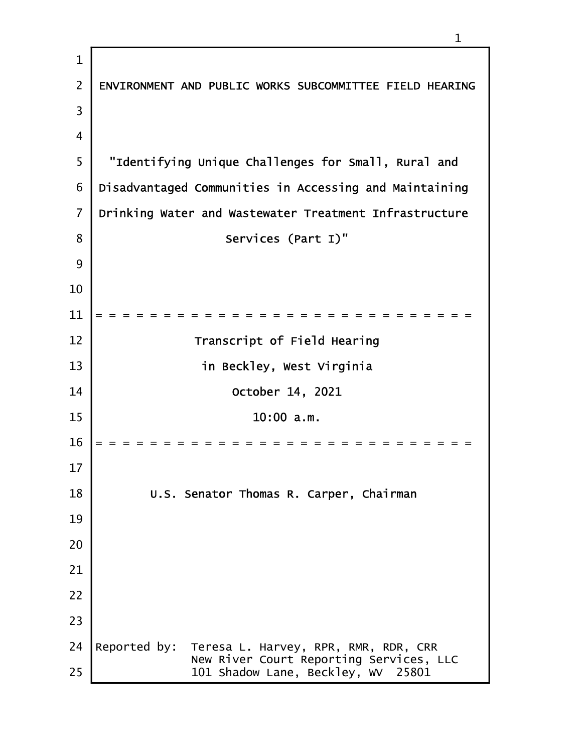# ENVIRONMENT AND PUBLIC WORKS SUBCOMMITTEE FIELD HEARING

"Identifying Unique Challenges for Small, Rural and Disadvantaged Communities in Accessing and Maintaining Drinking Water and Wastewater Treatment Infrastructure Services (Part I)"

= = = = = = = = = = = = = = = = = = = = = = = = = = = = = = =

Transcript of Field Hearing

in Beckley, West Virginia

October 14, 2021

10:00 a.m.

= = = = = = = = = = = = = = = = = = = = = = = = = = = = = = =

U.S. Senator Thomas R. Carper, Chairman

Reported by: Teresa L. Harvey, RPR, RMR, RDR, CRR
New River Court Reporting Services, LLC
101 Shadow Lane, Beckley, WV 25801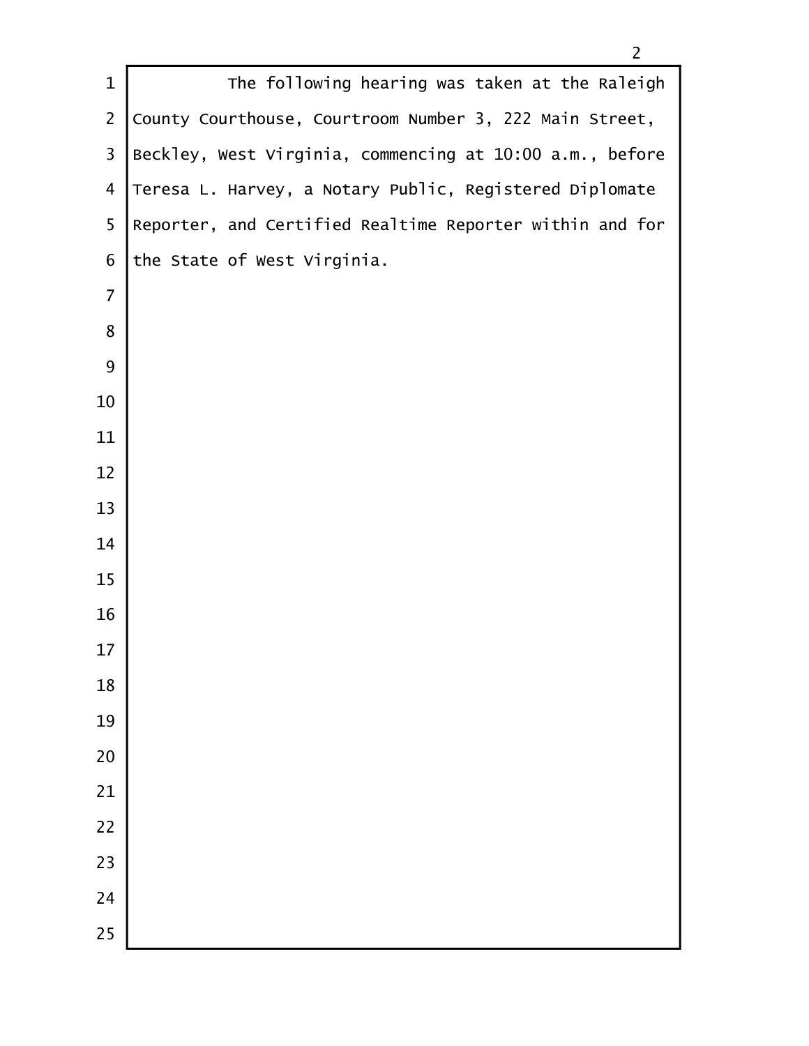The following hearing was taken at the Raleigh County Courthouse, Courtroom Number 3, 222 Main Street, Beckley, West Virginia, commencing at 10:00 a.m., before Teresa L. Harvey, a Notary Public, Registered Diplomate Reporter, and Certified Realtime Reporter within and for the State of West Virginia.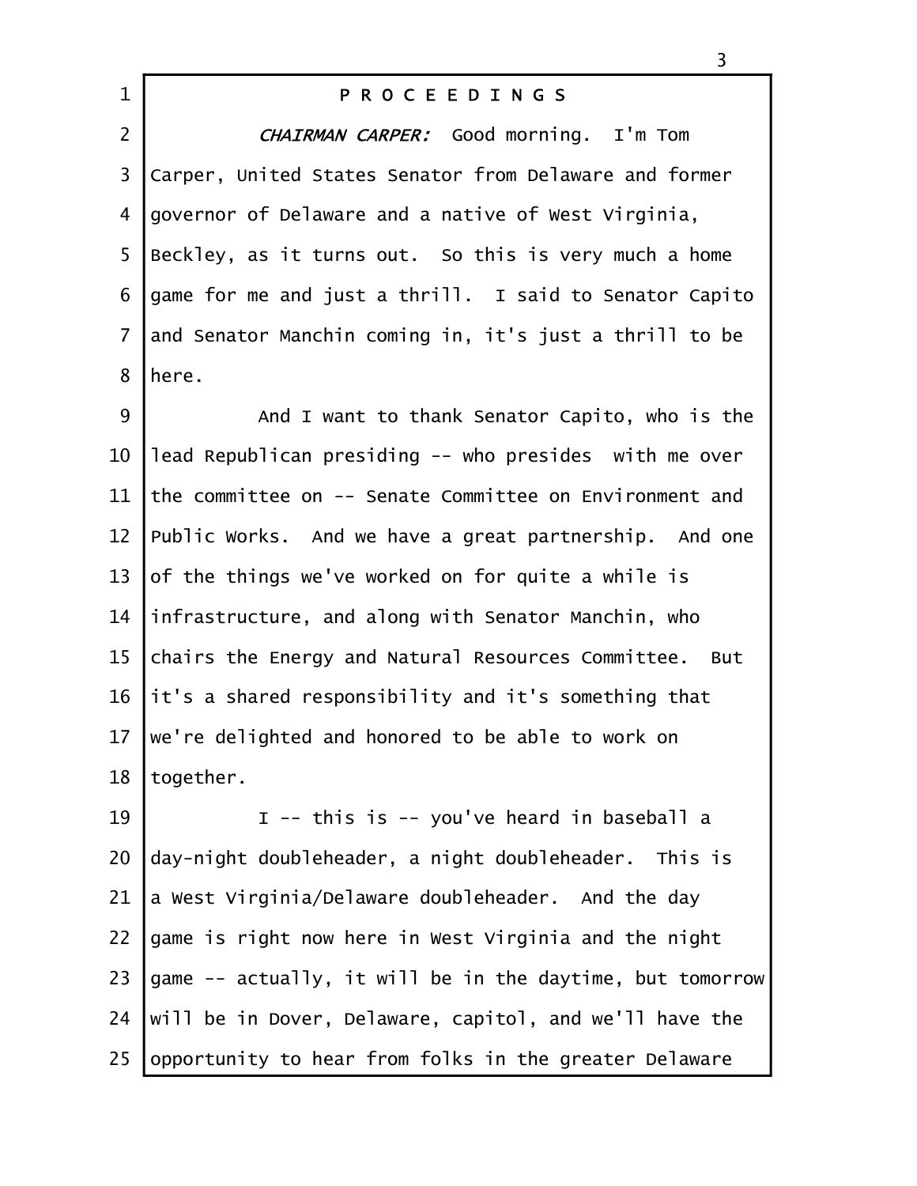P R O C E E D I N G S

*CHAIRMAN CARPER:* Good morning. I'm Tom Carper, United States Senator from Delaware and former governor of Delaware and a native of West Virginia, Beckley, as it turns out. So this is very much a home game for me and just a thrill. I said to Senator Capito and Senator Manchin coming in, it's just a thrill to be here.

And I want to thank Senator Capito, who is the lead Republican presiding -- who presides with me over the committee on -- Senate Committee on Environment and Public Works. And we have a great partnership. And one of the things we've worked on for quite a while is infrastructure, and along with Senator Manchin, who chairs the Energy and Natural Resources Committee. But it's a shared responsibility and it's something that we're delighted and honored to be able to work on together.

I -- this is -- you've heard in baseball a day-night doubleheader, a night doubleheader. This is a West Virginia/Delaware doubleheader. And the day game is right now here in West Virginia and the night game -- actually, it will be in the daytime, but tomorrow will be in Dover, Delaware, capitol, and we'll have the opportunity to hear from folks in the greater Delaware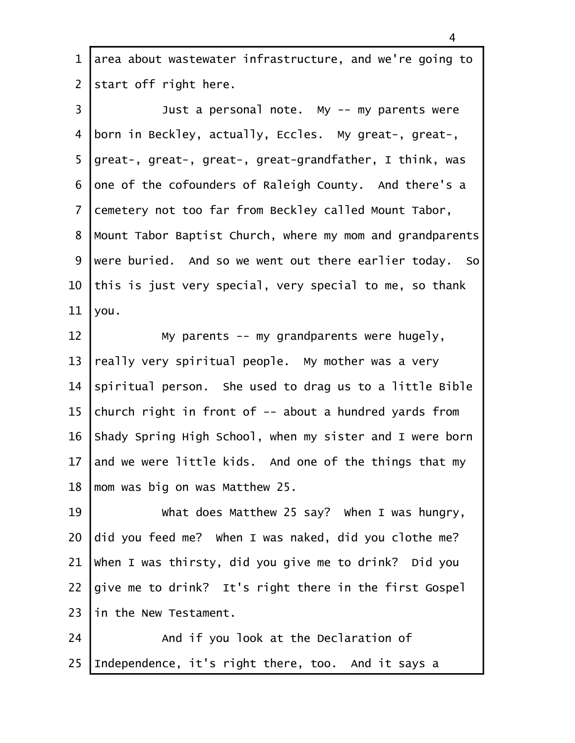area about wastewater infrastructure, and we're going to start off right here.

Just a personal note. My -- my parents were born in Beckley, actually, Eccles. My great-, great-, great-, great-, great-, great-grandfather, I think, was one of the cofounders of Raleigh County. And there's a cemetery not too far from Beckley called Mount Tabor, Mount Tabor Baptist Church, where my mom and grandparents were buried. And so we went out there earlier today. So this is just very special, very special to me, so thank you.

My parents -- my grandparents were hugely, really very spiritual people. My mother was a very spiritual person. She used to drag us to a little Bible church right in front of -- about a hundred yards from Shady Spring High School, when my sister and I were born and we were little kids. And one of the things that my mom was big on was Matthew 25.

What does Matthew 25 say? When I was hungry, did you feed me? When I was naked, did you clothe me? When I was thirsty, did you give me to drink? Did you give me to drink? It's right there in the first Gospel in the New Testament.

And if you look at the Declaration of Independence, it's right there, too. And it says a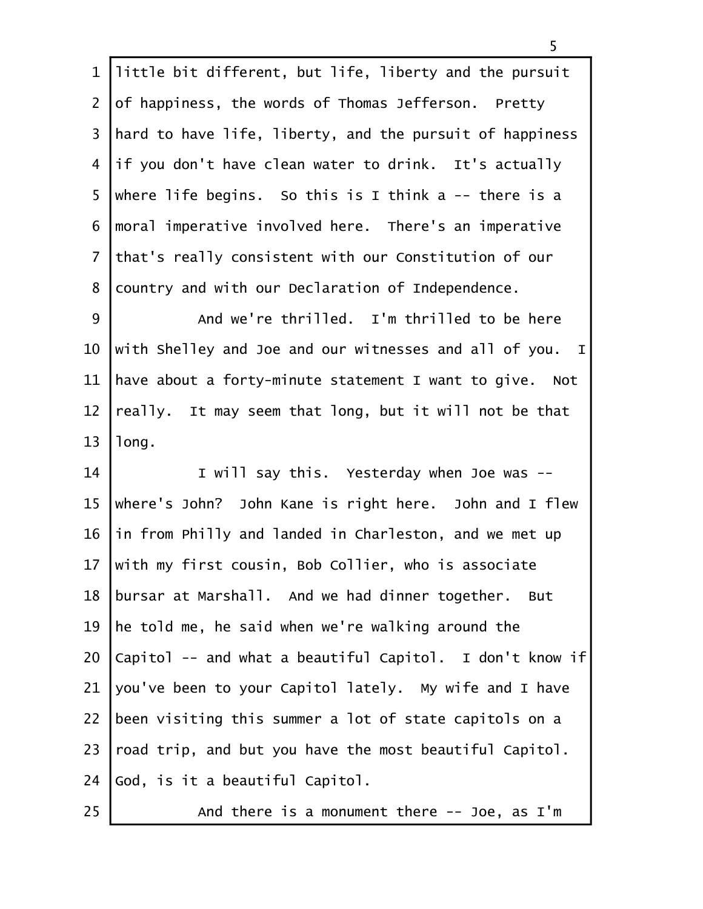little bit different, but life, liberty and the pursuit of happiness, the words of Thomas Jefferson. Pretty hard to have life, liberty, and the pursuit of happiness if you don't have clean water to drink. It's actually where life begins. So this is I think a -- there is a moral imperative involved here. There's an imperative that's really consistent with our Constitution of our country and with our Declaration of Independence.

And we're thrilled. I'm thrilled to be here with Shelley and Joe and our witnesses and all of you. I have about a forty-minute statement I want to give. Not really. It may seem that long, but it will not be that long.

I will say this. Yesterday when Joe was -- where's John? John Kane is right here. John and I flew in from Philly and landed in Charleston, and we met up with my first cousin, Bob Collier, who is associate bursar at Marshall. And we had dinner together. But he told me, he said when we're walking around the Capitol -- and what a beautiful Capitol. I don't know if you've been to your Capitol lately. My wife and I have been visiting this summer a lot of state capitols on a road trip, and but you have the most beautiful Capitol. God, is it a beautiful Capitol.

And there is a monument there -- Joe, as I'm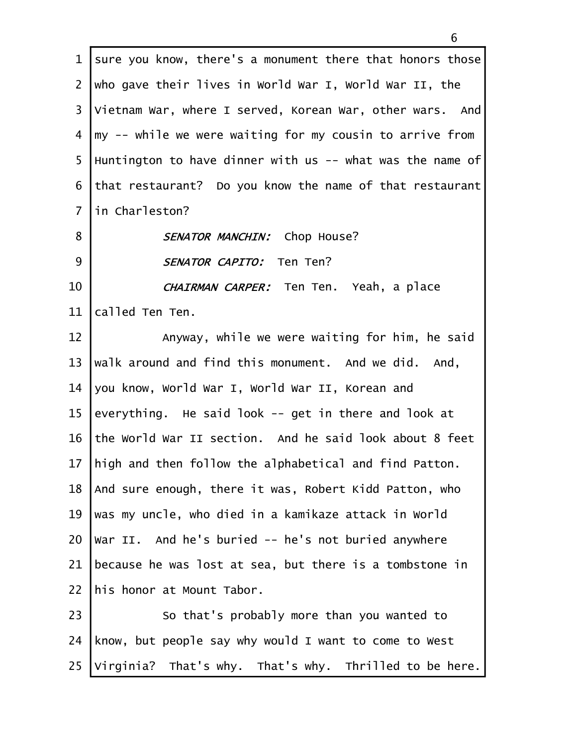sure you know, there's a monument there that honors those who gave their lives in World War I, World War II, the Vietnam War, where I served, Korean War, other wars. And my -- while we were waiting for my cousin to arrive from Huntington to have dinner with us -- what was the name of that restaurant? Do you know the name of that restaurant in Charleston?

*SENATOR MANCHIN:* Chop House?

*SENATOR CAPITO:* Ten Ten?

*CHAIRMAN CARPER:* Ten Ten. Yeah, a place called Ten Ten.

Anyway, while we were waiting for him, he said walk around and find this monument. And we did. And, you know, World War I, World War II, Korean and everything. He said look -- get in there and look at the World War II section. And he said look about 8 feet high and then follow the alphabetical and find Patton. And sure enough, there it was, Robert Kidd Patton, who was my uncle, who died in a kamikaze attack in World War II. And he's buried -- he's not buried anywhere because he was lost at sea, but there is a tombstone in his honor at Mount Tabor.

So that's probably more than you wanted to know, but people say why would I want to come to West Virginia? That's why. That's why. Thrilled to be here.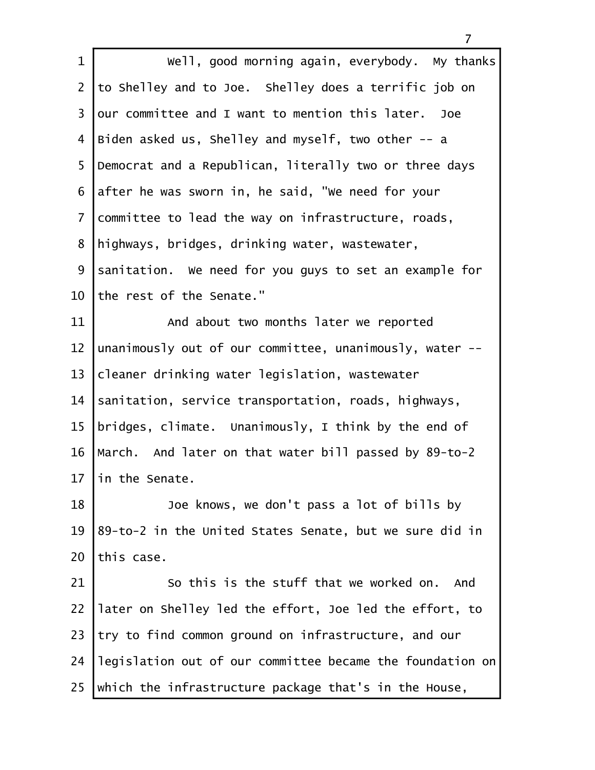Well, good morning again, everybody. My thanks to Shelley and to Joe. Shelley does a terrific job on our committee and I want to mention this later. Joe Biden asked us, Shelley and myself, two other -- a Democrat and a Republican, literally two or three days after he was sworn in, he said, "We need for your committee to lead the way on infrastructure, roads, highways, bridges, drinking water, wastewater, sanitation. We need for you guys to set an example for the rest of the Senate."

And about two months later we reported unanimously out of our committee, unanimously, water -- cleaner drinking water legislation, wastewater sanitation, service transportation, roads, highways, bridges, climate. Unanimously, I think by the end of March. And later on that water bill passed by 89-to-2 in the Senate.

Joe knows, we don't pass a lot of bills by 89-to-2 in the United States Senate, but we sure did in this case.

So this is the stuff that we worked on. And later on Shelley led the effort, Joe led the effort, to try to find common ground on infrastructure, and our legislation out of our committee became the foundation on which the infrastructure package that's in the House,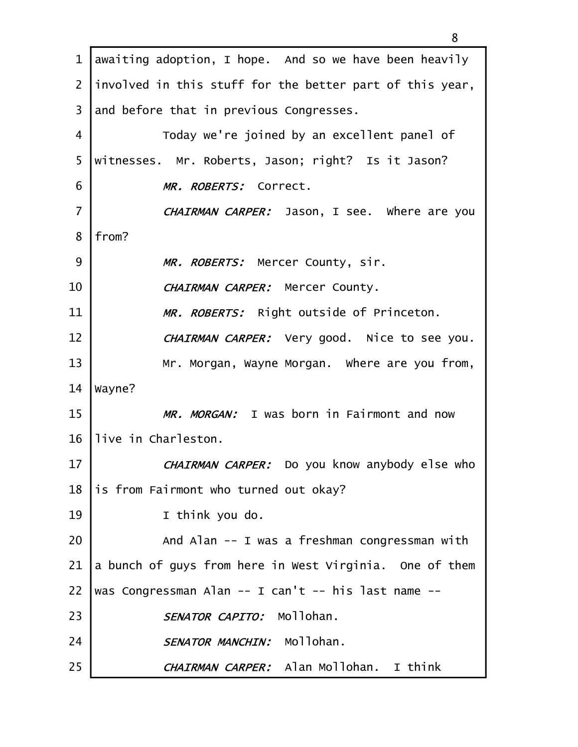awaiting adoption, I hope. And so we have been heavily involved in this stuff for the better part of this year, and before that in previous Congresses.

Today we're joined by an excellent panel of witnesses. Mr. Roberts, Jason; right? Is it Jason?

*MR. ROBERTS:* Correct.

*CHAIRMAN CARPER:* Jason, I see. Where are you from?

*MR. ROBERTS:* Mercer County, sir.

*CHAIRMAN CARPER:* Mercer County.

*MR. ROBERTS:* Right outside of Princeton.

*CHAIRMAN CARPER:* Very good. Nice to see you.

Mr. Morgan, Wayne Morgan. Where are you from, Wayne?

*MR. MORGAN:* I was born in Fairmont and now live in Charleston.

*CHAIRMAN CARPER:* Do you know anybody else who is from Fairmont who turned out okay?

I think you do.

And Alan -- I was a freshman congressman with a bunch of guys from here in West Virginia. One of them was Congressman Alan -- I can't -- his last name --

*SENATOR CAPITO:* Mollohan.

*SENATOR MANCHIN:* Mollohan.

*CHAIRMAN CARPER:* Alan Mollohan. I think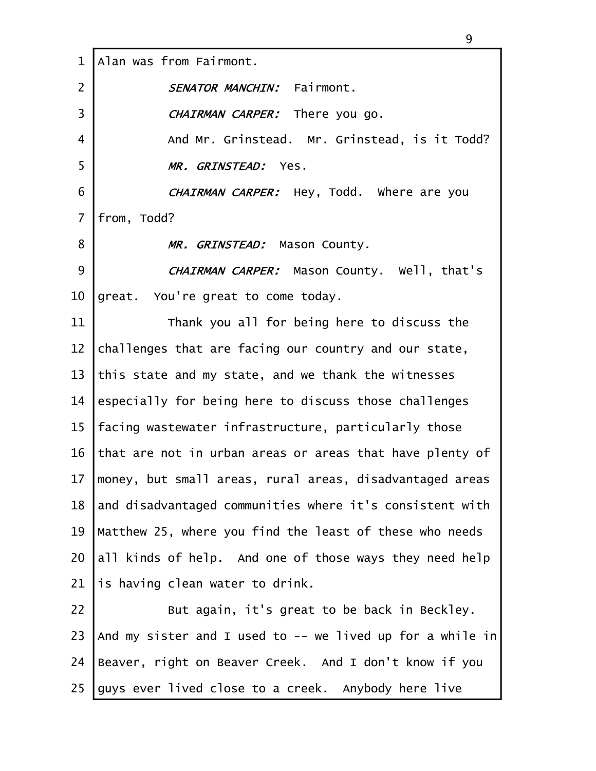Alan was from Fairmont.

*SENATOR MANCHIN:* Fairmont.

*CHAIRMAN CARPER:* There you go.

And Mr. Grinstead. Mr. Grinstead, is it Todd?

*MR. GRINSTEAD:* Yes.

*CHAIRMAN CARPER:* Hey, Todd. Where are you from, Todd?

*MR. GRINSTEAD:* Mason County.

*CHAIRMAN CARPER:* Mason County. Well, that's great. You're great to come today.

Thank you all for being here to discuss the challenges that are facing our country and our state, this state and my state, and we thank the witnesses especially for being here to discuss those challenges facing wastewater infrastructure, particularly those that are not in urban areas or areas that have plenty of money, but small areas, rural areas, disadvantaged areas and disadvantaged communities where it's consistent with Matthew 25, where you find the least of these who needs all kinds of help. And one of those ways they need help is having clean water to drink.

But again, it's great to be back in Beckley. And my sister and I used to -- we lived up for a while in Beaver, right on Beaver Creek. And I don't know if you guys ever lived close to a creek. Anybody here live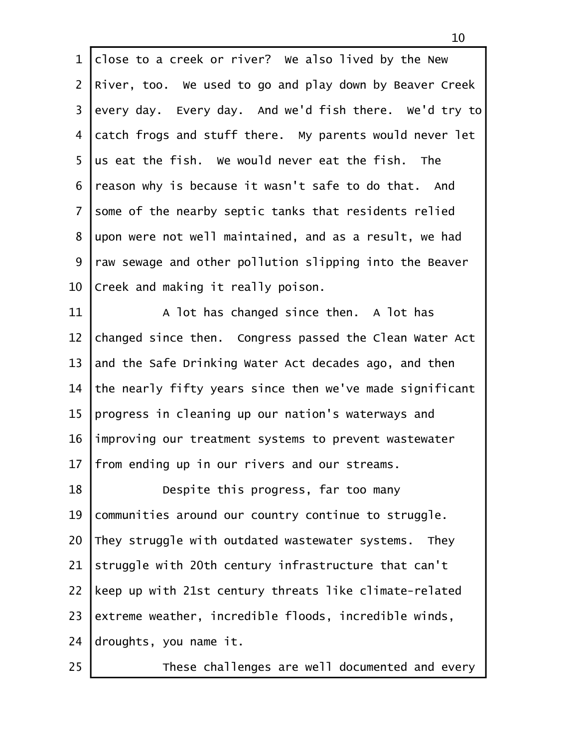close to a creek or river? We also lived by the New River, too. We used to go and play down by Beaver Creek every day. Every day. And we'd fish there. We'd try to catch frogs and stuff there. My parents would never let us eat the fish. We would never eat the fish. The reason why is because it wasn't safe to do that. And some of the nearby septic tanks that residents relied upon were not well maintained, and as a result, we had raw sewage and other pollution slipping into the Beaver Creek and making it really poison.

A lot has changed since then. A lot has changed since then. Congress passed the Clean Water Act and the Safe Drinking Water Act decades ago, and then the nearly fifty years since then we've made significant progress in cleaning up our nation's waterways and improving our treatment systems to prevent wastewater from ending up in our rivers and our streams.

Despite this progress, far too many communities around our country continue to struggle. They struggle with outdated wastewater systems. They struggle with 20th century infrastructure that can't keep up with 21st century threats like climate-related extreme weather, incredible floods, incredible winds, droughts, you name it.

These challenges are well documented and every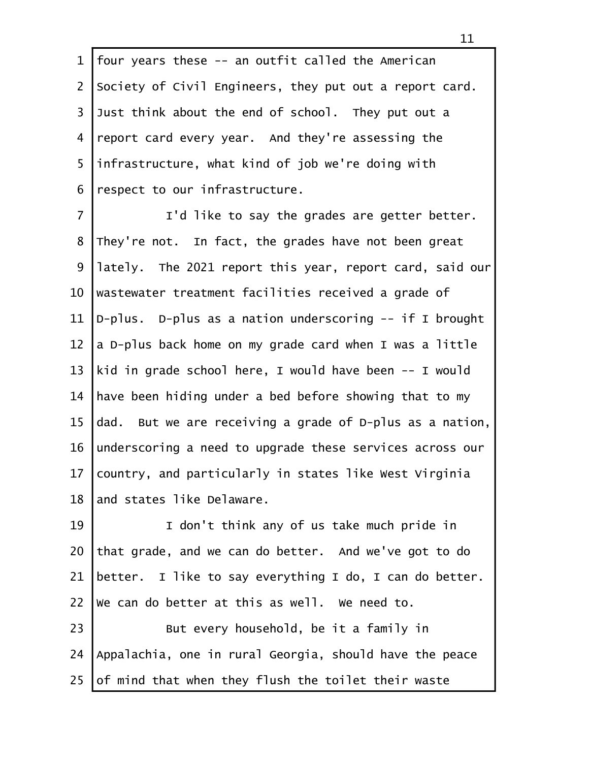four years these -- an outfit called the American Society of Civil Engineers, they put out a report card. Just think about the end of school. They put out a report card every year. And they're assessing the infrastructure, what kind of job we're doing with respect to our infrastructure.

I'd like to say the grades are getter better. They're not. In fact, the grades have not been great lately. The 2021 report this year, report card, said our wastewater treatment facilities received a grade of D-plus. D-plus as a nation underscoring -- if I brought a D-plus back home on my grade card when I was a little kid in grade school here, I would have been -- I would have been hiding under a bed before showing that to my dad. But we are receiving a grade of D-plus as a nation, underscoring a need to upgrade these services across our country, and particularly in states like West Virginia and states like Delaware.

I don't think any of us take much pride in that grade, and we can do better. And we've got to do better. I like to say everything I do, I can do better. We can do better at this as well. We need to.

But every household, be it a family in Appalachia, one in rural Georgia, should have the peace of mind that when they flush the toilet their waste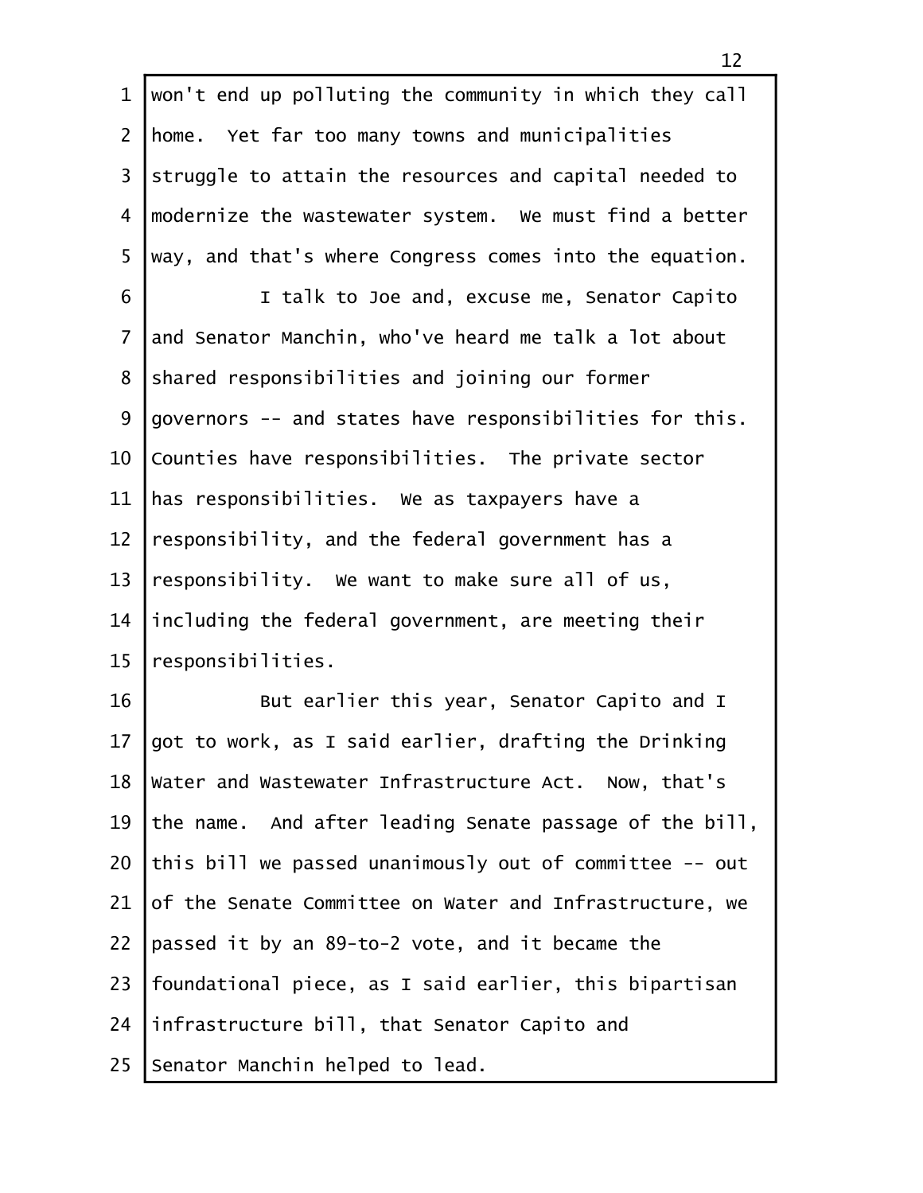won't end up polluting the community in which they call home. Yet far too many towns and municipalities struggle to attain the resources and capital needed to modernize the wastewater system. We must find a better way, and that's where Congress comes into the equation.

I talk to Joe and, excuse me, Senator Capito and Senator Manchin, who've heard me talk a lot about shared responsibilities and joining our former governors -- and states have responsibilities for this. Counties have responsibilities. The private sector has responsibilities. We as taxpayers have a responsibility, and the federal government has a responsibility. We want to make sure all of us, including the federal government, are meeting their responsibilities.

But earlier this year, Senator Capito and I got to work, as I said earlier, drafting the Drinking Water and Wastewater Infrastructure Act. Now, that's the name. And after leading Senate passage of the bill, this bill we passed unanimously out of committee -- out of the Senate Committee on Water and Infrastructure, we passed it by an 89-to-2 vote, and it became the foundational piece, as I said earlier, this bipartisan infrastructure bill, that Senator Capito and Senator Manchin helped to lead.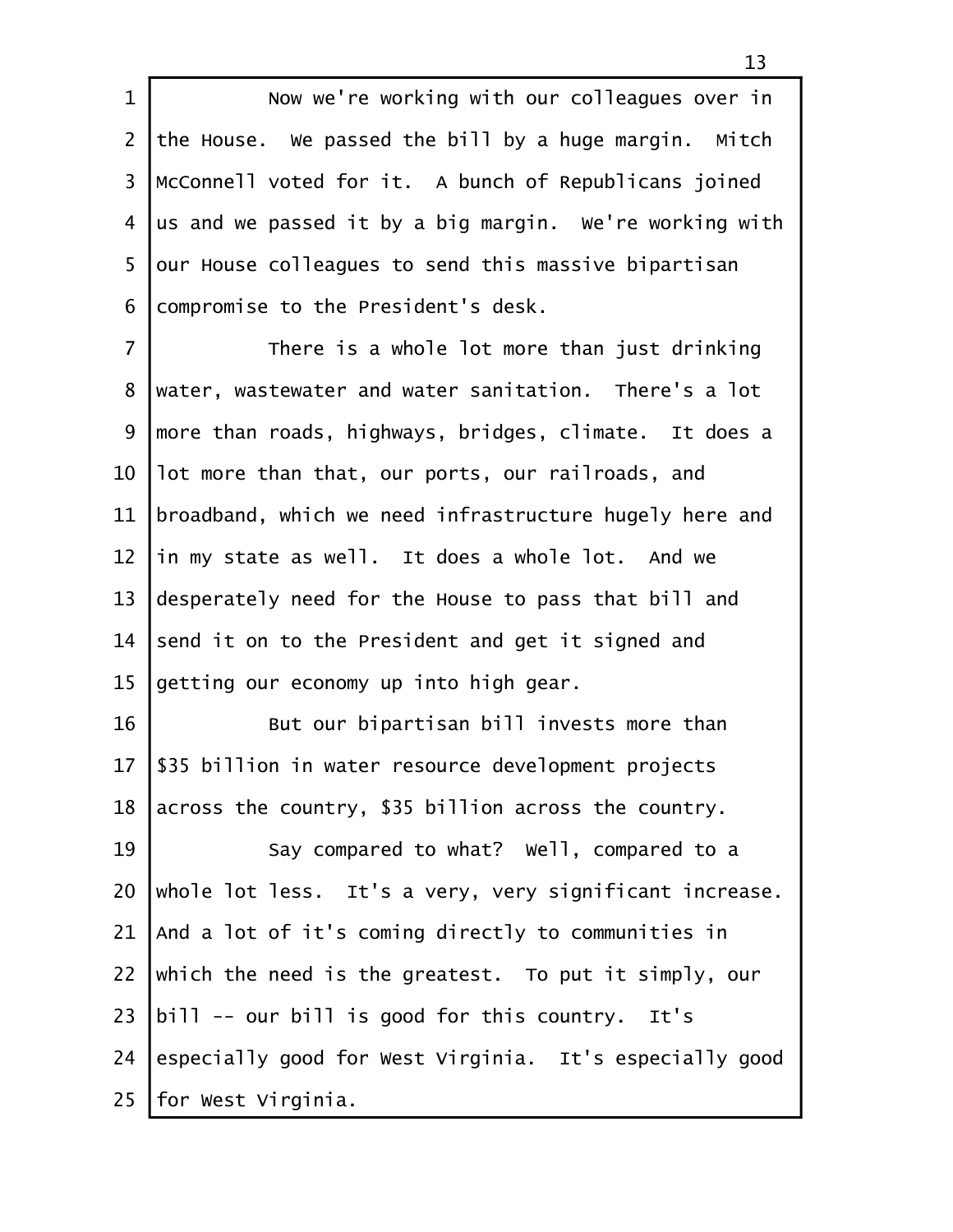Now we're working with our colleagues over in the House. We passed the bill by a huge margin. Mitch McConnell voted for it. A bunch of Republicans joined us and we passed it by a big margin. We're working with our House colleagues to send this massive bipartisan compromise to the President's desk.

There is a whole lot more than just drinking water, wastewater and water sanitation. There's a lot more than roads, highways, bridges, climate. It does a lot more than that, our ports, our railroads, and broadband, which we need infrastructure hugely here and in my state as well. It does a whole lot. And we desperately need for the House to pass that bill and send it on to the President and get it signed and getting our economy up into high gear.

But our bipartisan bill invests more than $35 billion in water resource development projects across the country, $35 billion across the country.

Say compared to what? Well, compared to a whole lot less. It's a very, very significant increase. And a lot of it's coming directly to communities in which the need is the greatest. To put it simply, our bill -- our bill is good for this country. It's especially good for West Virginia. It's especially good for West Virginia.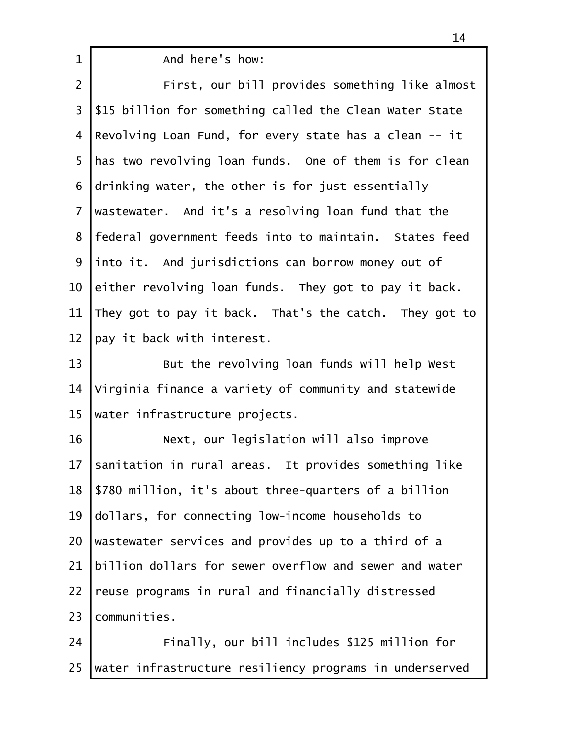And here's how:

First, our bill provides something like almost $15 billion for something called the Clean Water State Revolving Loan Fund, for every state has a clean -- it has two revolving loan funds. One of them is for clean drinking water, the other is for just essentially wastewater. And it's a resolving loan fund that the federal government feeds into to maintain. States feed into it. And jurisdictions can borrow money out of either revolving loan funds. They got to pay it back. They got to pay it back. That's the catch. They got to pay it back with interest.

But the revolving loan funds will help West Virginia finance a variety of community and statewide water infrastructure projects.

Next, our legislation will also improve sanitation in rural areas. It provides something like $780 million, it's about three-quarters of a billion dollars, for connecting low-income households to wastewater services and provides up to a third of a billion dollars for sewer overflow and sewer and water reuse programs in rural and financially distressed communities.

Finally, our bill includes $125 million for water infrastructure resiliency programs in underserved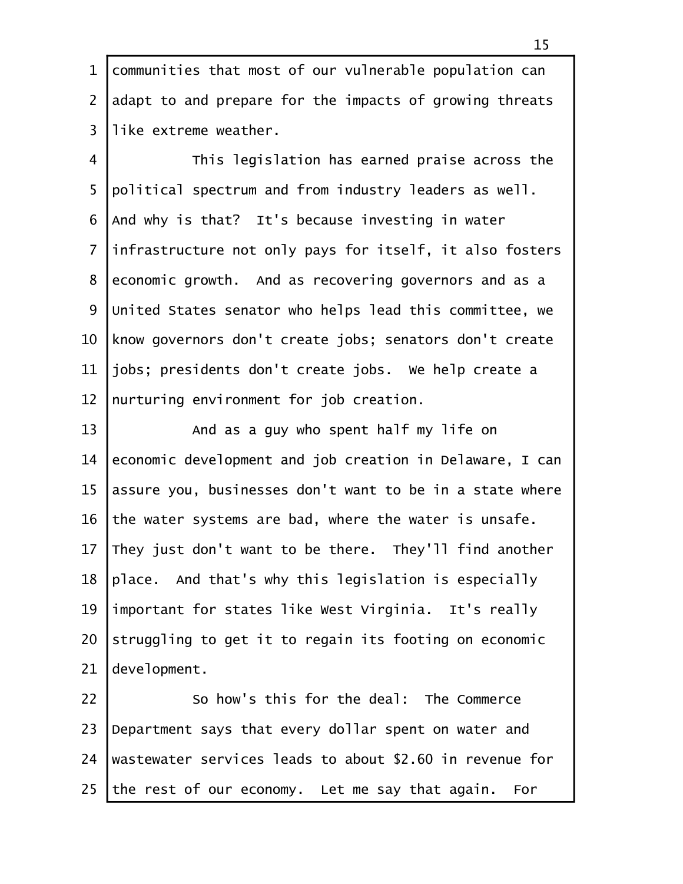communities that most of our vulnerable population can adapt to and prepare for the impacts of growing threats like extreme weather.

This legislation has earned praise across the political spectrum and from industry leaders as well. And why is that? It's because investing in water infrastructure not only pays for itself, it also fosters economic growth. And as recovering governors and as a United States senator who helps lead this committee, we know governors don't create jobs; senators don't create jobs; presidents don't create jobs. We help create a nurturing environment for job creation.

And as a guy who spent half my life on economic development and job creation in Delaware, I can assure you, businesses don't want to be in a state where the water systems are bad, where the water is unsafe. They just don't want to be there. They'll find another place. And that's why this legislation is especially important for states like West Virginia. It's really struggling to get it to regain its footing on economic development.

So how's this for the deal: The Commerce Department says that every dollar spent on water and wastewater services leads to about $2.60 in revenue for the rest of our economy. Let me say that again. For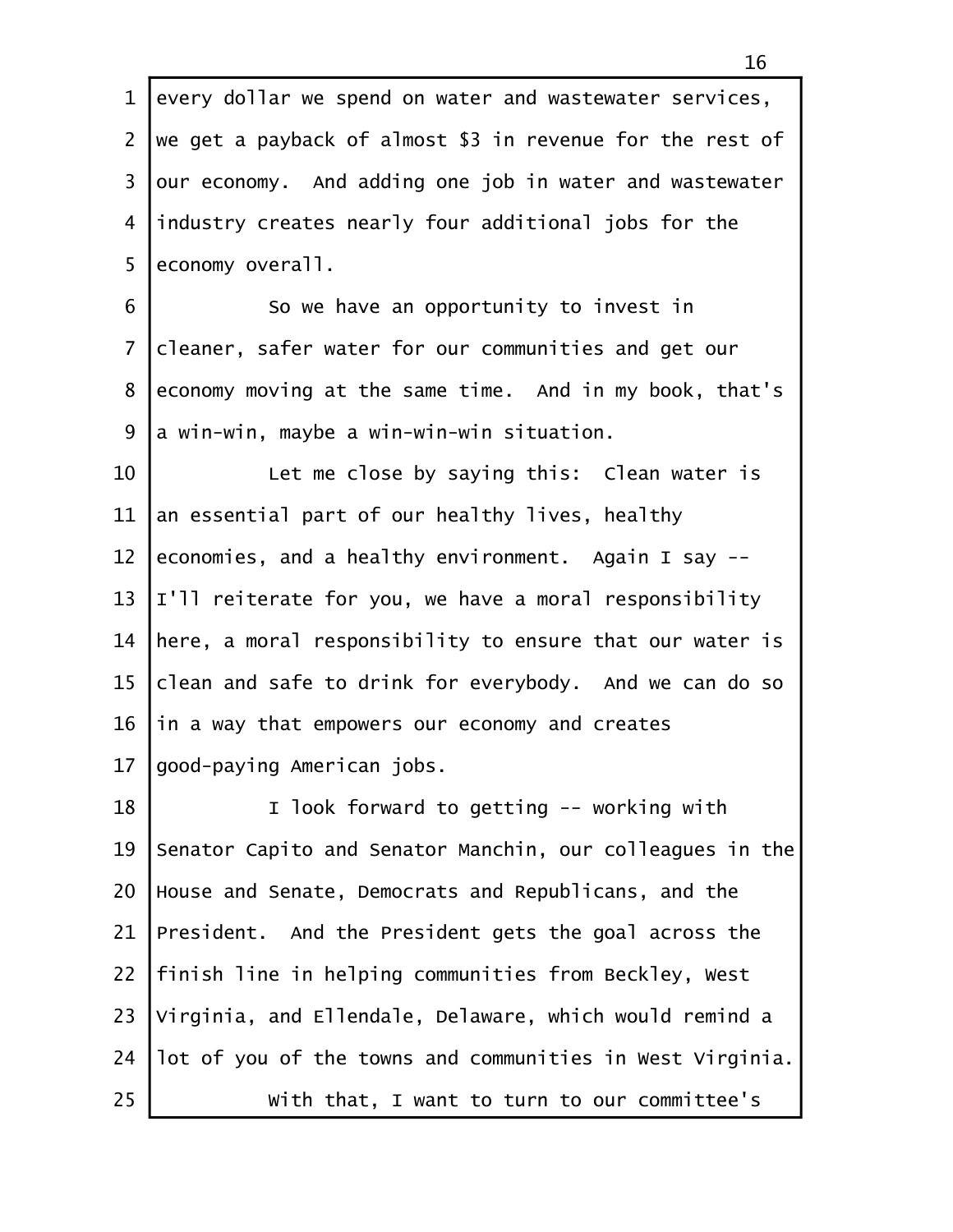every dollar we spend on water and wastewater services, we get a payback of almost $3 in revenue for the rest of our economy. And adding one job in water and wastewater industry creates nearly four additional jobs for the economy overall.

So we have an opportunity to invest in cleaner, safer water for our communities and get our economy moving at the same time. And in my book, that's a win-win, maybe a win-win-win situation.

Let me close by saying this: Clean water is an essential part of our healthy lives, healthy economies, and a healthy environment. Again I say -- I'll reiterate for you, we have a moral responsibility here, a moral responsibility to ensure that our water is clean and safe to drink for everybody. And we can do so in a way that empowers our economy and creates good-paying American jobs.

I look forward to getting -- working with Senator Capito and Senator Manchin, our colleagues in the House and Senate, Democrats and Republicans, and the President. And the President gets the goal across the finish line in helping communities from Beckley, West Virginia, and Ellendale, Delaware, which would remind a lot of you of the towns and communities in West Virginia.

With that, I want to turn to our committee's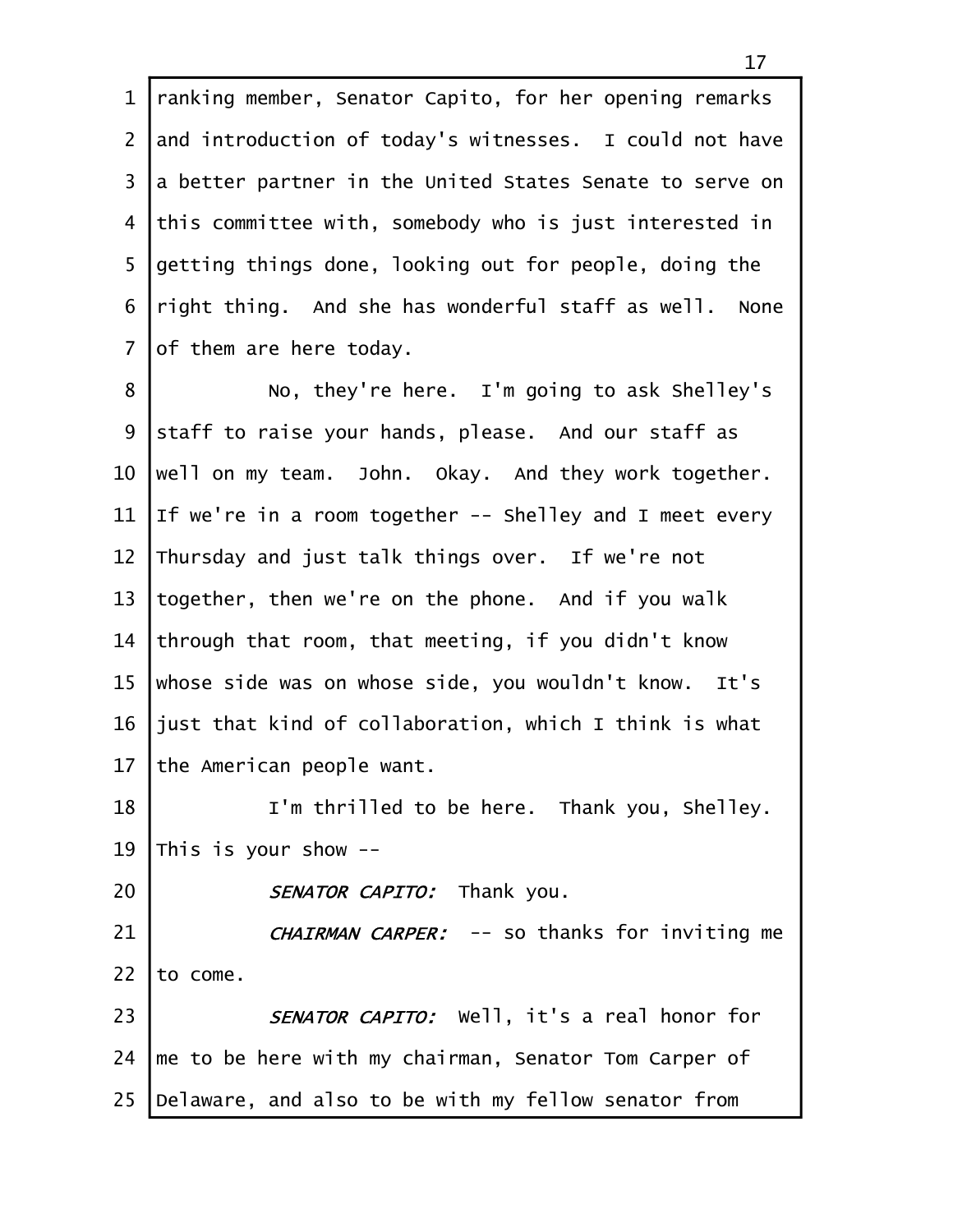ranking member, Senator Capito, for her opening remarks and introduction of today's witnesses. I could not have a better partner in the United States Senate to serve on this committee with, somebody who is just interested in getting things done, looking out for people, doing the right thing. And she has wonderful staff as well. None of them are here today.

No, they're here. I'm going to ask Shelley's staff to raise your hands, please. And our staff as well on my team. John. Okay. And they work together. If we're in a room together -- Shelley and I meet every Thursday and just talk things over. If we're not together, then we're on the phone. And if you walk through that room, that meeting, if you didn't know whose side was on whose side, you wouldn't know. It's just that kind of collaboration, which I think is what the American people want.

I'm thrilled to be here. Thank you, Shelley. This is your show --

*SENATOR CAPITO:* Thank you.

*CHAIRMAN CARPER:* -- so thanks for inviting me to come.

*SENATOR CAPITO:* Well, it's a real honor for me to be here with my chairman, Senator Tom Carper of Delaware, and also to be with my fellow senator from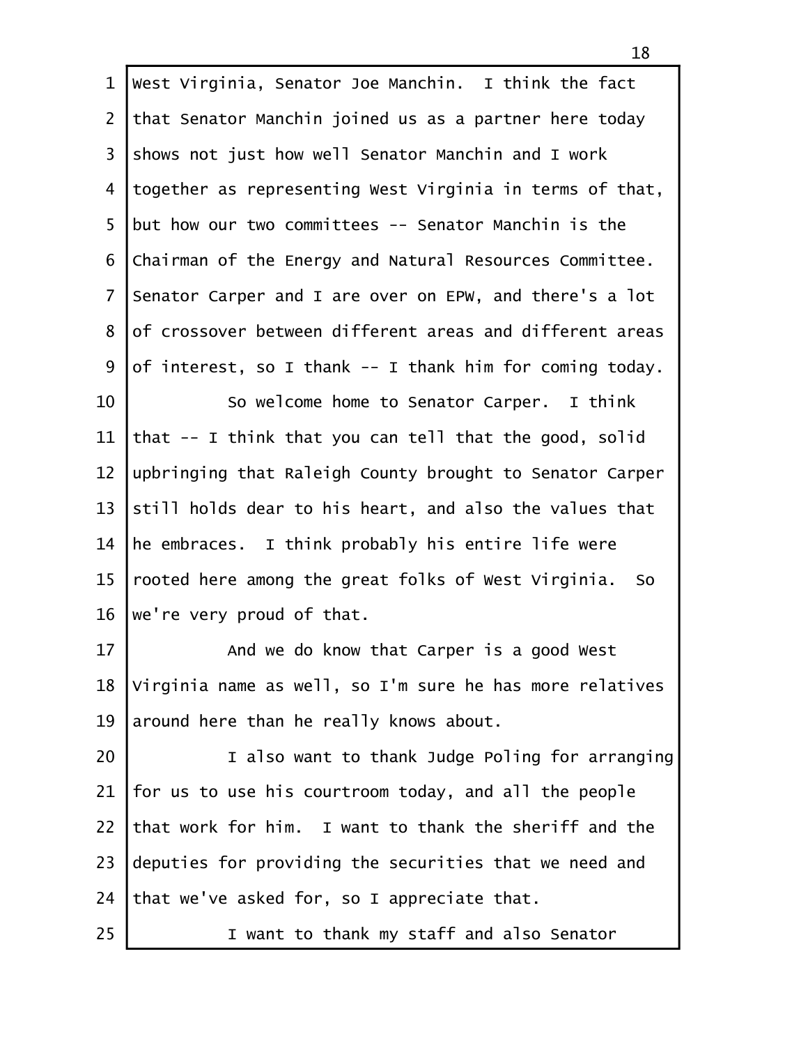West Virginia, Senator Joe Manchin. I think the fact that Senator Manchin joined us as a partner here today shows not just how well Senator Manchin and I work together as representing West Virginia in terms of that, but how our two committees -- Senator Manchin is the Chairman of the Energy and Natural Resources Committee. Senator Carper and I are over on EPW, and there's a lot of crossover between different areas and different areas of interest, so I thank -- I thank him for coming today.

So welcome home to Senator Carper. I think that -- I think that you can tell that the good, solid upbringing that Raleigh County brought to Senator Carper still holds dear to his heart, and also the values that he embraces. I think probably his entire life were rooted here among the great folks of West Virginia. So we're very proud of that.

And we do know that Carper is a good West Virginia name as well, so I'm sure he has more relatives around here than he really knows about.

I also want to thank Judge Poling for arranging for us to use his courtroom today, and all the people that work for him. I want to thank the sheriff and the deputies for providing the securities that we need and that we've asked for, so I appreciate that.

I want to thank my staff and also Senator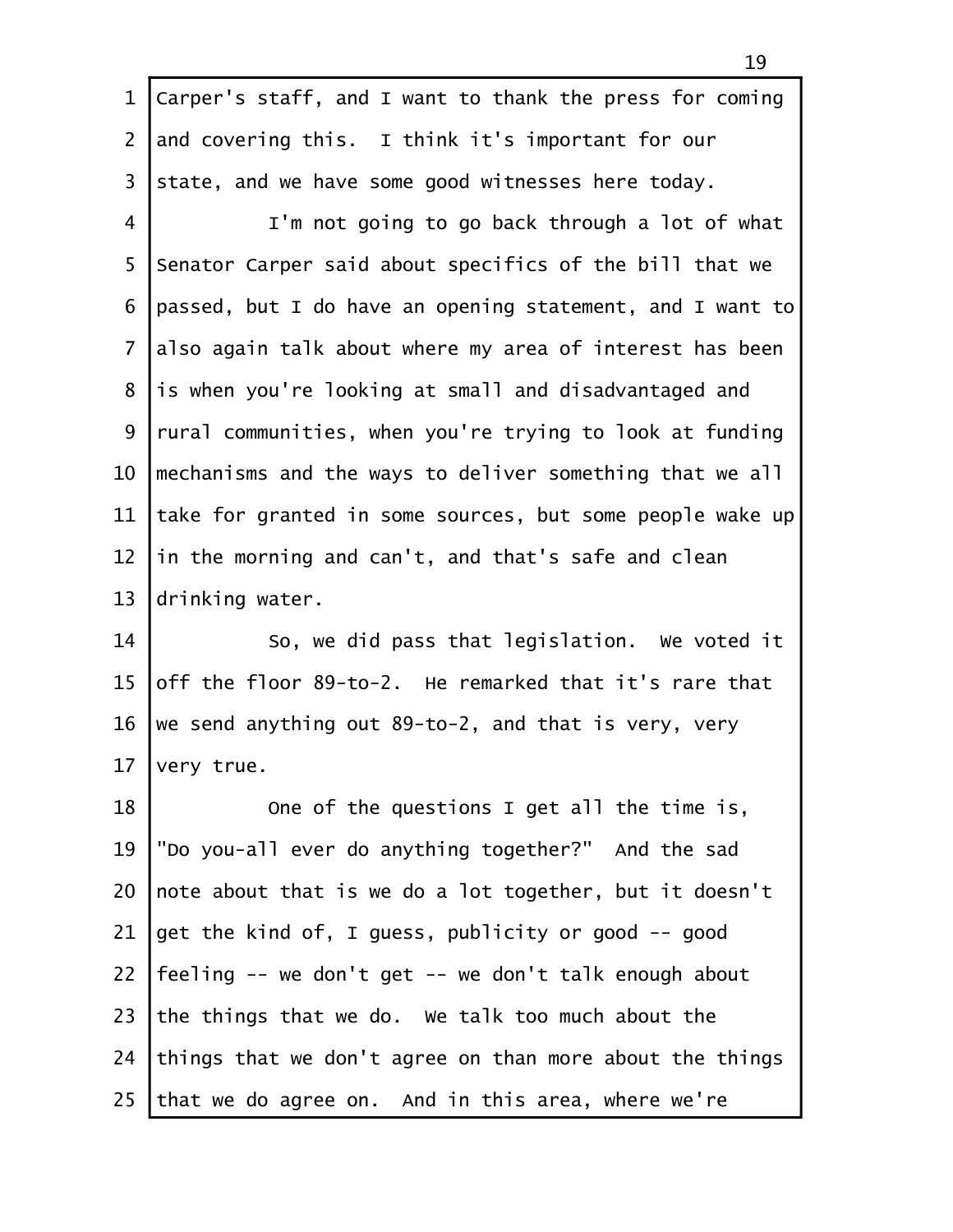Carper's staff, and I want to thank the press for coming and covering this. I think it's important for our state, and we have some good witnesses here today.

I'm not going to go back through a lot of what Senator Carper said about specifics of the bill that we passed, but I do have an opening statement, and I want to also again talk about where my area of interest has been is when you're looking at small and disadvantaged and rural communities, when you're trying to look at funding mechanisms and the ways to deliver something that we all take for granted in some sources, but some people wake up in the morning and can't, and that's safe and clean drinking water.

So, we did pass that legislation. We voted it off the floor 89-to-2. He remarked that it's rare that we send anything out 89-to-2, and that is very, very very true.

One of the questions I get all the time is, "Do you-all ever do anything together?" And the sad note about that is we do a lot together, but it doesn't get the kind of, I guess, publicity or good -- good feeling -- we don't get -- we don't talk enough about the things that we do. We talk too much about the things that we don't agree on than more about the things that we do agree on. And in this area, where we're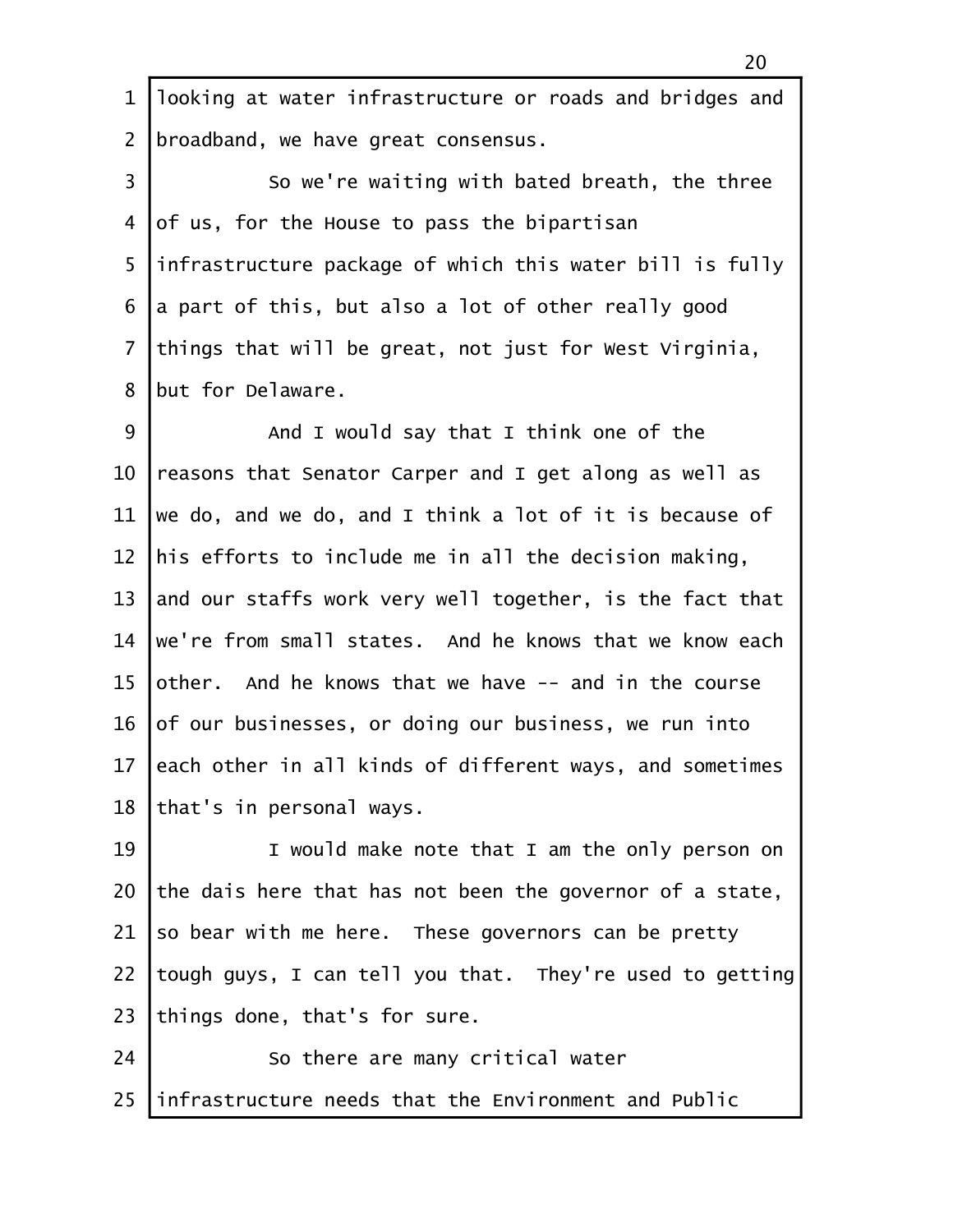looking at water infrastructure or roads and bridges and broadband, we have great consensus.

So we're waiting with bated breath, the three of us, for the House to pass the bipartisan infrastructure package of which this water bill is fully a part of this, but also a lot of other really good things that will be great, not just for West Virginia, but for Delaware.

And I would say that I think one of the reasons that Senator Carper and I get along as well as we do, and we do, and I think a lot of it is because of his efforts to include me in all the decision making, and our staffs work very well together, is the fact that we're from small states. And he knows that we know each other. And he knows that we have -- and in the course of our businesses, or doing our business, we run into each other in all kinds of different ways, and sometimes that's in personal ways.

I would make note that I am the only person on the dais here that has not been the governor of a state, so bear with me here. These governors can be pretty tough guys, I can tell you that. They're used to getting things done, that's for sure.

So there are many critical water infrastructure needs that the Environment and Public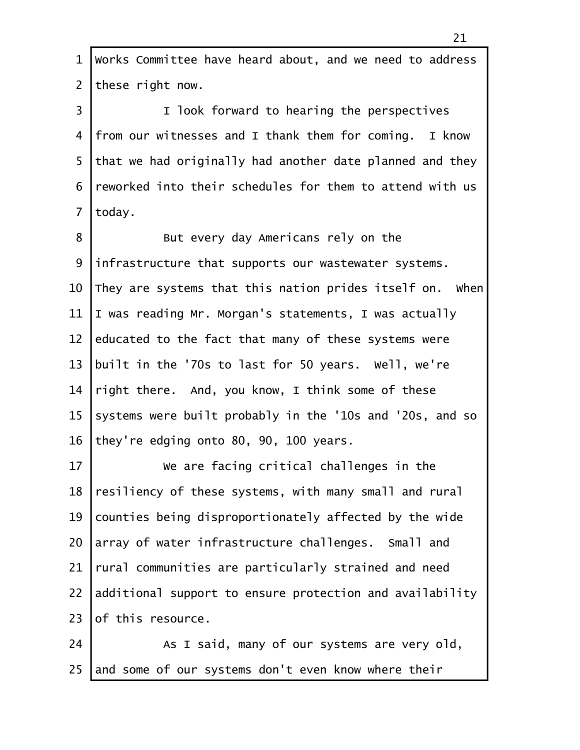Works Committee have heard about, and we need to address these right now.

I look forward to hearing the perspectives from our witnesses and I thank them for coming. I know that we had originally had another date planned and they reworked into their schedules for them to attend with us today.

But every day Americans rely on the infrastructure that supports our wastewater systems. They are systems that this nation prides itself on. When I was reading Mr. Morgan's statements, I was actually educated to the fact that many of these systems were built in the '70s to last for 50 years. Well, we're right there. And, you know, I think some of these systems were built probably in the '10s and '20s, and so they're edging onto 80, 90, 100 years.

We are facing critical challenges in the resiliency of these systems, with many small and rural counties being disproportionately affected by the wide array of water infrastructure challenges. Small and rural communities are particularly strained and need additional support to ensure protection and availability of this resource.

As I said, many of our systems are very old, and some of our systems don't even know where their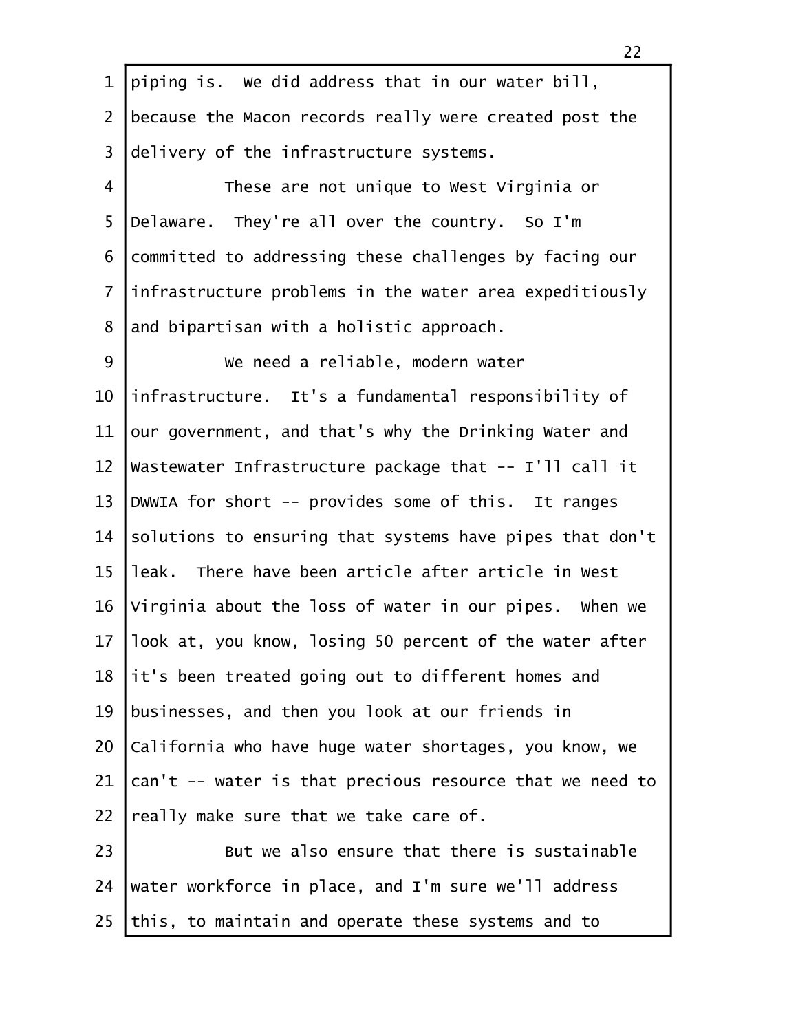piping is. We did address that in our water bill, because the Macon records really were created post the delivery of the infrastructure systems.

These are not unique to West Virginia or Delaware. They're all over the country. So I'm committed to addressing these challenges by facing our infrastructure problems in the water area expeditiously and bipartisan with a holistic approach.

We need a reliable, modern water infrastructure. It's a fundamental responsibility of our government, and that's why the Drinking Water and Wastewater Infrastructure package that -- I'll call it DWWIA for short -- provides some of this. It ranges solutions to ensuring that systems have pipes that don't leak. There have been article after article in West Virginia about the loss of water in our pipes. When we look at, you know, losing 50 percent of the water after it's been treated going out to different homes and businesses, and then you look at our friends in California who have huge water shortages, you know, we can't -- water is that precious resource that we need to really make sure that we take care of.

But we also ensure that there is sustainable water workforce in place, and I'm sure we'll address this, to maintain and operate these systems and to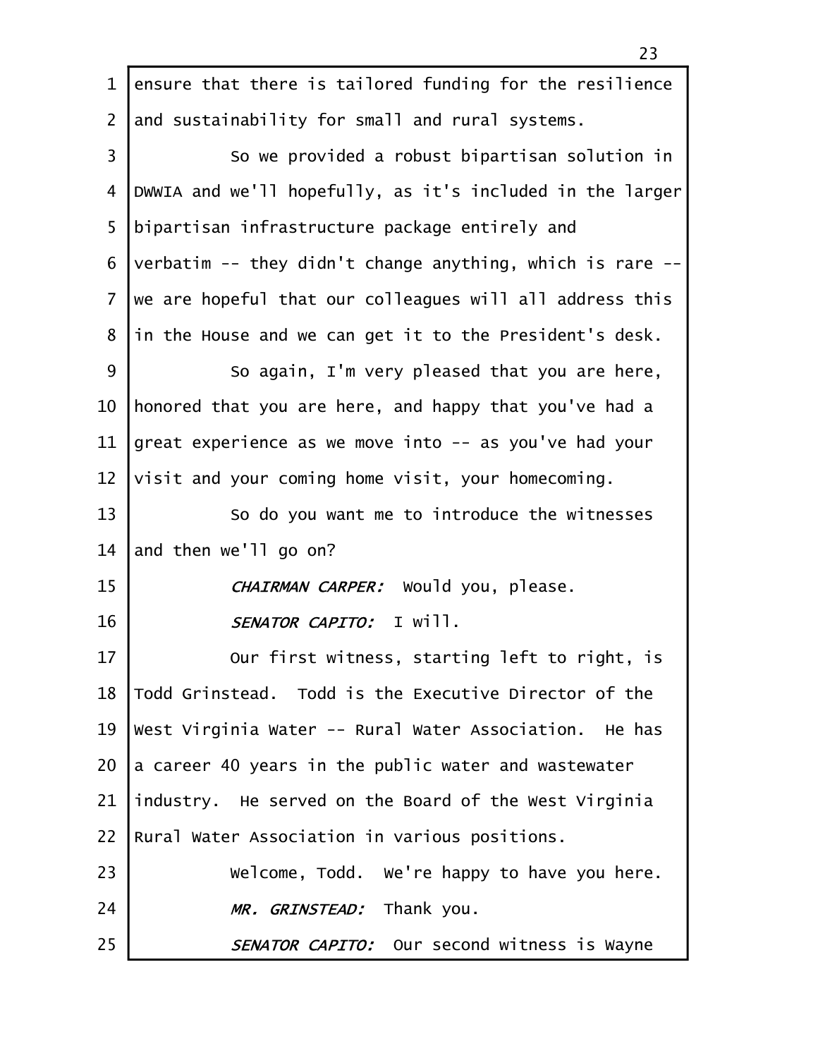ensure that there is tailored funding for the resilience and sustainability for small and rural systems.

So we provided a robust bipartisan solution in DWWIA and we'll hopefully, as it's included in the larger bipartisan infrastructure package entirely and verbatim -- they didn't change anything, which is rare -- we are hopeful that our colleagues will all address this in the House and we can get it to the President's desk.

So again, I'm very pleased that you are here, honored that you are here, and happy that you've had a great experience as we move into -- as you've had your visit and your coming home visit, your homecoming.

So do you want me to introduce the witnesses and then we'll go on?

*CHAIRMAN CARPER:* Would you, please.

*SENATOR CAPITO:* I will.

Our first witness, starting left to right, is Todd Grinstead. Todd is the Executive Director of the West Virginia Water -- Rural Water Association. He has a career 40 years in the public water and wastewater industry. He served on the Board of the West Virginia Rural Water Association in various positions.

Welcome, Todd. We're happy to have you here.

*MR. GRINSTEAD:* Thank you.

*SENATOR CAPITO:* Our second witness is Wayne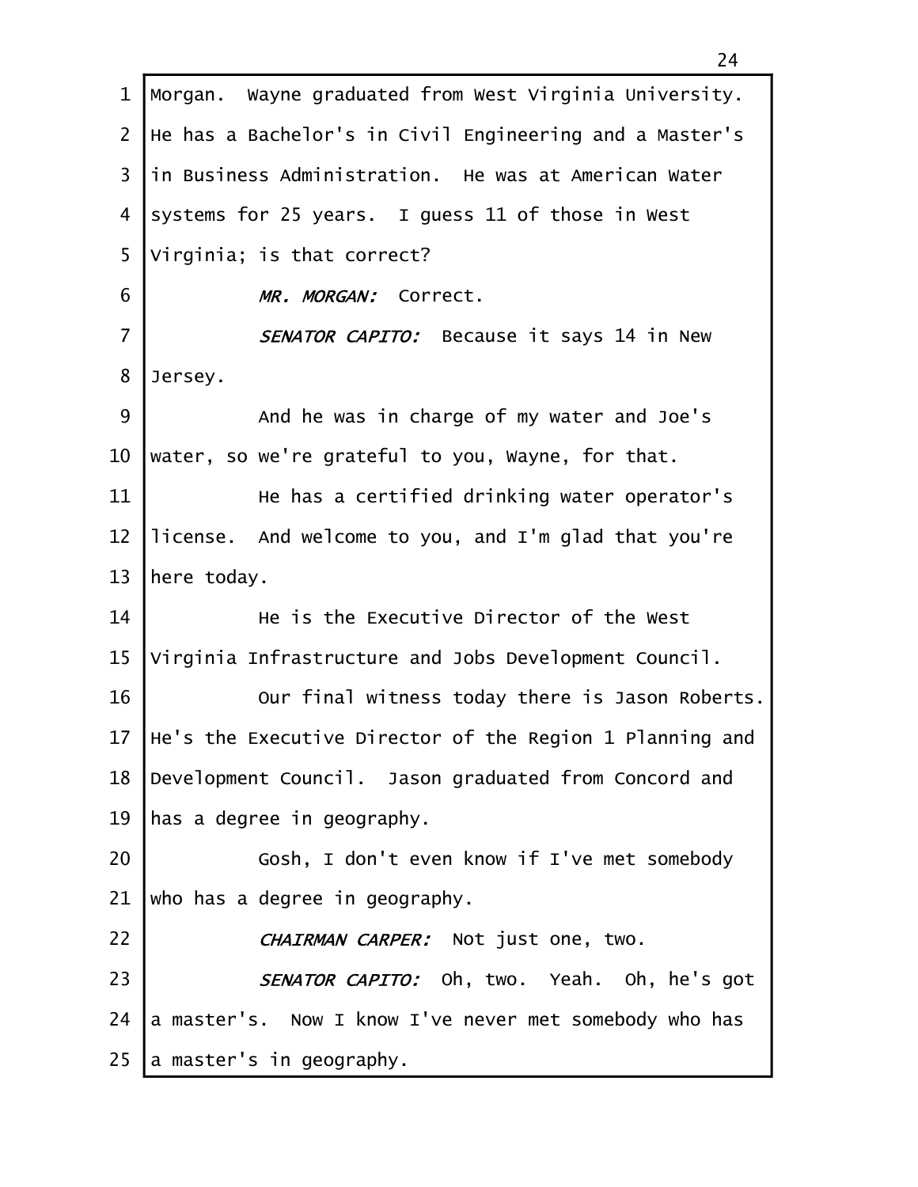Morgan. Wayne graduated from West Virginia University. He has a Bachelor's in Civil Engineering and a Master's in Business Administration. He was at American Water systems for 25 years. I guess 11 of those in West Virginia; is that correct?

*MR. MORGAN:* Correct.

*SENATOR CAPITO:* Because it says 14 in New Jersey.

And he was in charge of my water and Joe's water, so we're grateful to you, Wayne, for that.

He has a certified drinking water operator's license. And welcome to you, and I'm glad that you're here today.

He is the Executive Director of the West Virginia Infrastructure and Jobs Development Council.

Our final witness today there is Jason Roberts. He's the Executive Director of the Region 1 Planning and Development Council. Jason graduated from Concord and has a degree in geography.

Gosh, I don't even know if I've met somebody who has a degree in geography.

*CHAIRMAN CARPER:* Not just one, two.

*SENATOR CAPITO:* Oh, two. Yeah. Oh, he's got a master's. Now I know I've never met somebody who has a master's in geography.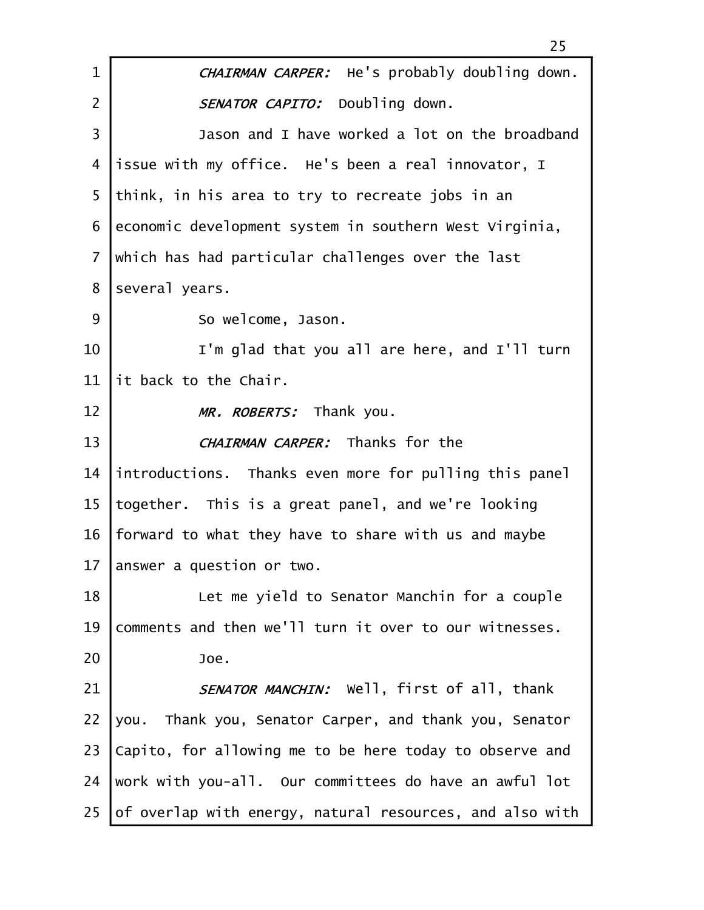*CHAIRMAN CARPER:* He's probably doubling down.

*SENATOR CAPITO:* Doubling down.

Jason and I have worked a lot on the broadband issue with my office. He's been a real innovator, I think, in his area to try to recreate jobs in an economic development system in southern West Virginia, which has had particular challenges over the last several years.

So welcome, Jason.

I'm glad that you all are here, and I'll turn it back to the Chair.

*MR. ROBERTS:* Thank you.

*CHAIRMAN CARPER:* Thanks for the introductions. Thanks even more for pulling this panel together. This is a great panel, and we're looking forward to what they have to share with us and maybe answer a question or two.

Let me yield to Senator Manchin for a couple comments and then we'll turn it over to our witnesses.

Joe.

*SENATOR MANCHIN:* Well, first of all, thank you. Thank you, Senator Carper, and thank you, Senator Capito, for allowing me to be here today to observe and work with you-all. Our committees do have an awful lot of overlap with energy, natural resources, and also with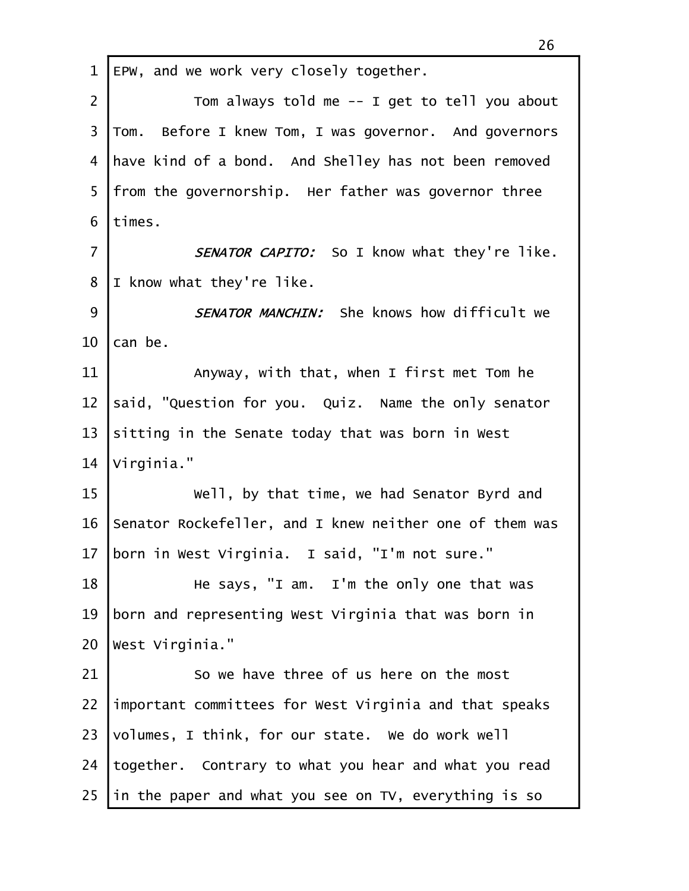EPW, and we work very closely together.

Tom always told me -- I get to tell you about Tom. Before I knew Tom, I was governor. And governors have kind of a bond. And Shelley has not been removed from the governorship. Her father was governor three times.

*SENATOR CAPITO:* So I know what they're like. I know what they're like.

*SENATOR MANCHIN:* She knows how difficult we can be.

Anyway, with that, when I first met Tom he said, "Question for you. Quiz. Name the only senator sitting in the Senate today that was born in West Virginia."

Well, by that time, we had Senator Byrd and Senator Rockefeller, and I knew neither one of them was born in West Virginia. I said, "I'm not sure."

He says, "I am. I'm the only one that was born and representing West Virginia that was born in West Virginia."

So we have three of us here on the most important committees for West Virginia and that speaks volumes, I think, for our state. We do work well together. Contrary to what you hear and what you read in the paper and what you see on TV, everything is so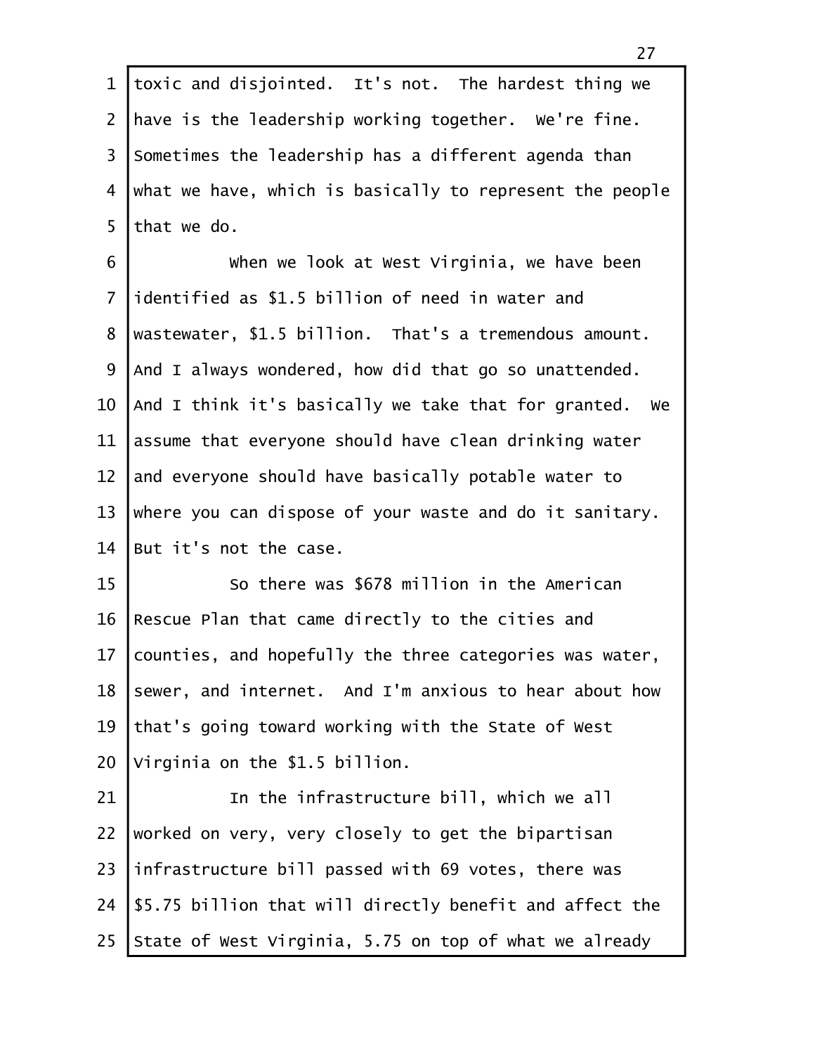toxic and disjointed. It's not. The hardest thing we have is the leadership working together. We're fine. Sometimes the leadership has a different agenda than what we have, which is basically to represent the people that we do.

When we look at West Virginia, we have been identified as $1.5 billion of need in water and wastewater, $1.5 billion. That's a tremendous amount. And I always wondered, how did that go so unattended. And I think it's basically we take that for granted. We assume that everyone should have clean drinking water and everyone should have basically potable water to where you can dispose of your waste and do it sanitary. But it's not the case.

So there was $678 million in the American Rescue Plan that came directly to the cities and counties, and hopefully the three categories was water, sewer, and internet. And I'm anxious to hear about how that's going toward working with the State of West Virginia on the $1.5 billion.

In the infrastructure bill, which we all worked on very, very closely to get the bipartisan infrastructure bill passed with 69 votes, there was $5.75 billion that will directly benefit and affect the State of West Virginia, 5.75 on top of what we already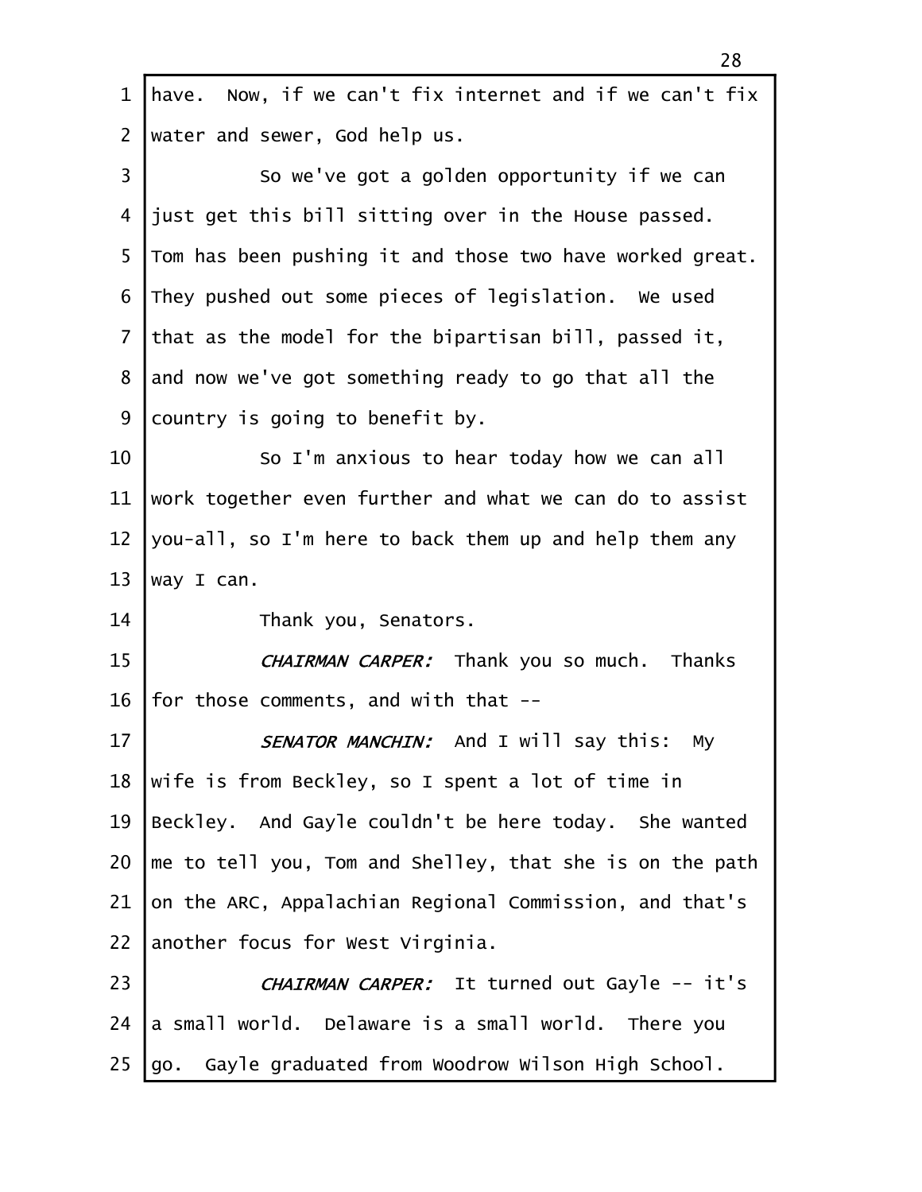have. Now, if we can't fix internet and if we can't fix water and sewer, God help us.

So we've got a golden opportunity if we can just get this bill sitting over in the House passed. Tom has been pushing it and those two have worked great. They pushed out some pieces of legislation. We used that as the model for the bipartisan bill, passed it, and now we've got something ready to go that all the country is going to benefit by.

So I'm anxious to hear today how we can all work together even further and what we can do to assist you-all, so I'm here to back them up and help them any way I can.

Thank you, Senators.

*CHAIRMAN CARPER:* Thank you so much. Thanks for those comments, and with that --

*SENATOR MANCHIN:* And I will say this: My wife is from Beckley, so I spent a lot of time in Beckley. And Gayle couldn't be here today. She wanted me to tell you, Tom and Shelley, that she is on the path on the ARC, Appalachian Regional Commission, and that's another focus for West Virginia.

*CHAIRMAN CARPER:* It turned out Gayle -- it's a small world. Delaware is a small world. There you go. Gayle graduated from Woodrow Wilson High School.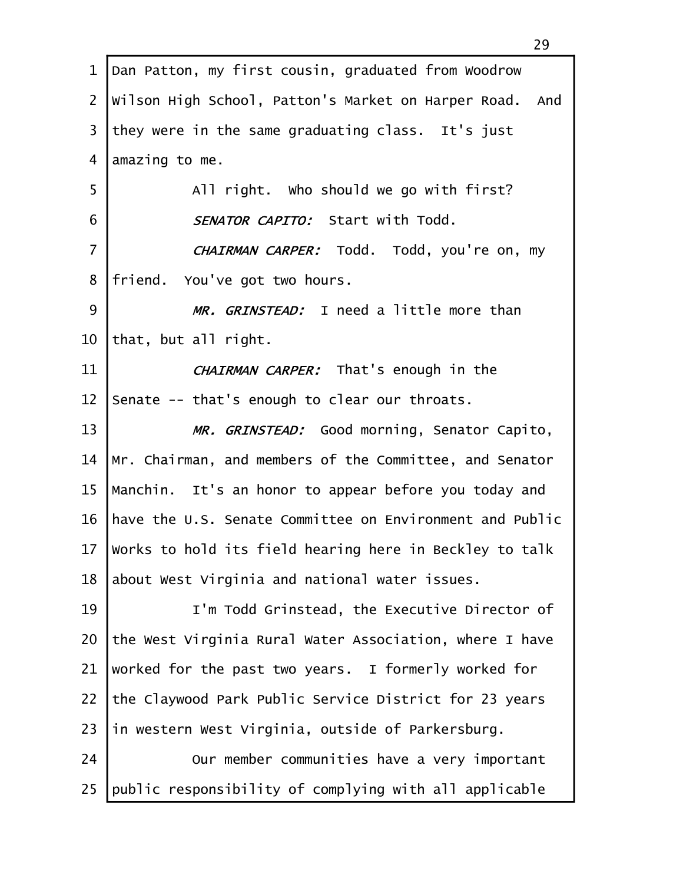Dan Patton, my first cousin, graduated from Woodrow Wilson High School, Patton's Market on Harper Road. And they were in the same graduating class. It's just amazing to me.

All right. Who should we go with first?

*SENATOR CAPITO:* Start with Todd.

*CHAIRMAN CARPER:* Todd. Todd, you're on, my friend. You've got two hours.

*MR. GRINSTEAD:* I need a little more than that, but all right.

*CHAIRMAN CARPER:* That's enough in the Senate -- that's enough to clear our throats.

*MR. GRINSTEAD:* Good morning, Senator Capito, Mr. Chairman, and members of the Committee, and Senator Manchin. It's an honor to appear before you today and have the U.S. Senate Committee on Environment and Public Works to hold its field hearing here in Beckley to talk about West Virginia and national water issues.

I'm Todd Grinstead, the Executive Director of the West Virginia Rural Water Association, where I have worked for the past two years. I formerly worked for the Claywood Park Public Service District for 23 years in western West Virginia, outside of Parkersburg.

Our member communities have a very important public responsibility of complying with all applicable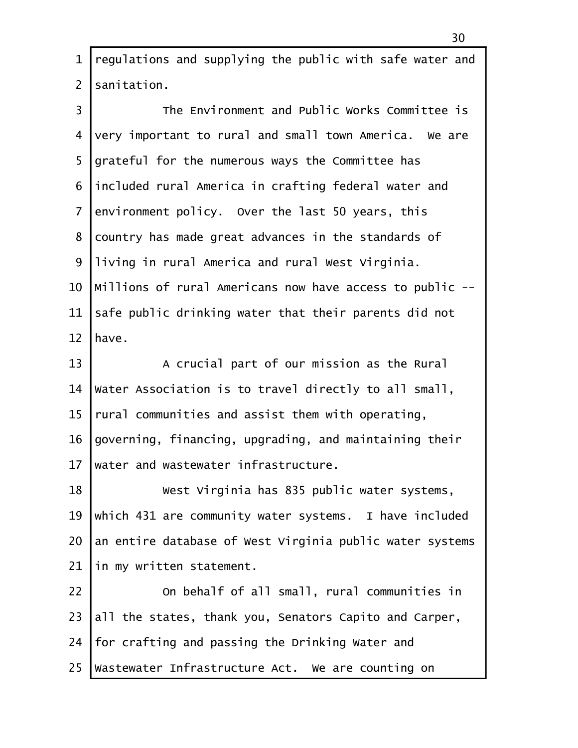regulations and supplying the public with safe water and sanitation.

The Environment and Public Works Committee is very important to rural and small town America. We are grateful for the numerous ways the Committee has included rural America in crafting federal water and environment policy. Over the last 50 years, this country has made great advances in the standards of living in rural America and rural West Virginia. Millions of rural Americans now have access to public -- safe public drinking water that their parents did not have.

A crucial part of our mission as the Rural Water Association is to travel directly to all small, rural communities and assist them with operating, governing, financing, upgrading, and maintaining their water and wastewater infrastructure.

West Virginia has 835 public water systems, which 431 are community water systems. I have included an entire database of West Virginia public water systems in my written statement.

On behalf of all small, rural communities in all the states, thank you, Senators Capito and Carper, for crafting and passing the Drinking Water and Wastewater Infrastructure Act. We are counting on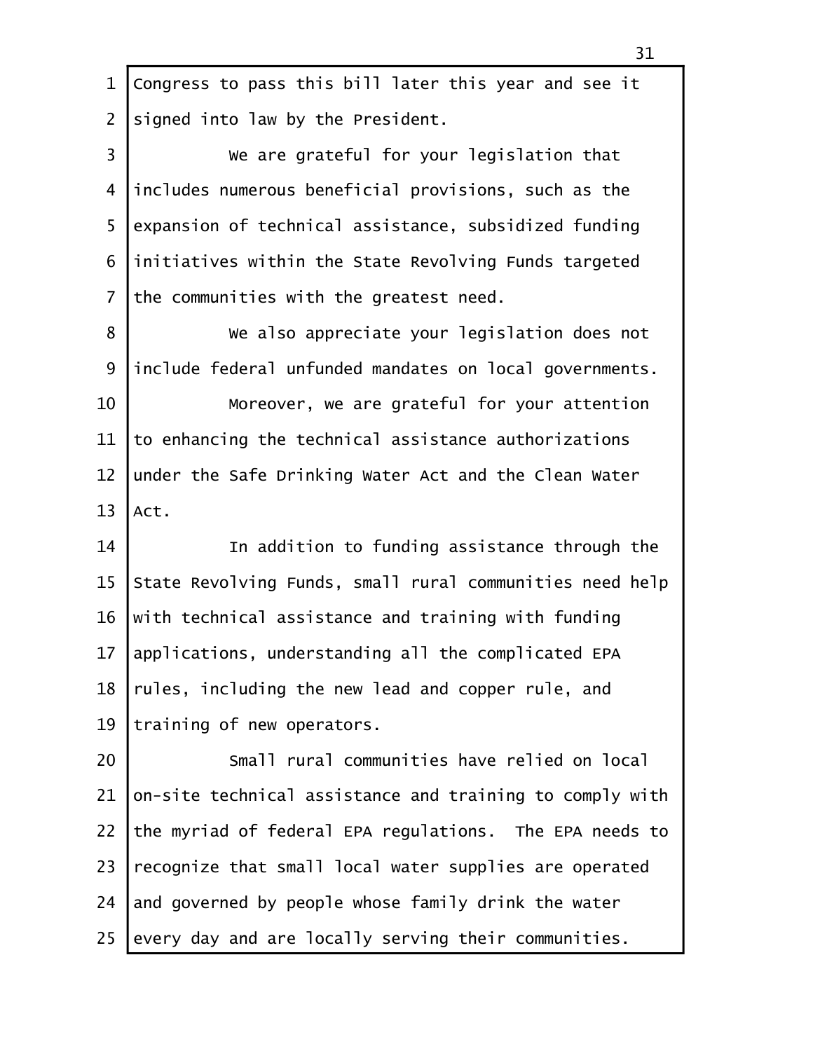Congress to pass this bill later this year and see it signed into law by the President.

We are grateful for your legislation that includes numerous beneficial provisions, such as the expansion of technical assistance, subsidized funding initiatives within the State Revolving Funds targeted the communities with the greatest need.

We also appreciate your legislation does not include federal unfunded mandates on local governments.

Moreover, we are grateful for your attention to enhancing the technical assistance authorizations under the Safe Drinking Water Act and the Clean Water Act.

In addition to funding assistance through the State Revolving Funds, small rural communities need help with technical assistance and training with funding applications, understanding all the complicated EPA rules, including the new lead and copper rule, and training of new operators.

Small rural communities have relied on local on-site technical assistance and training to comply with the myriad of federal EPA regulations. The EPA needs to recognize that small local water supplies are operated and governed by people whose family drink the water every day and are locally serving their communities.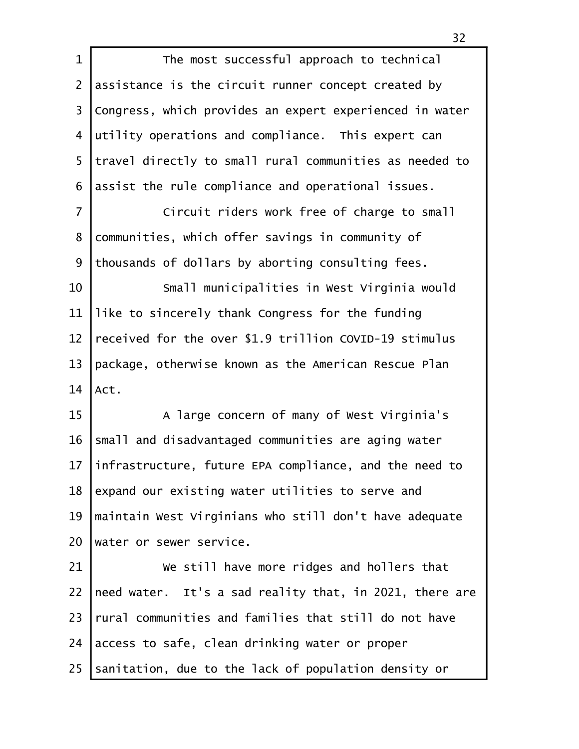The most successful approach to technical assistance is the circuit runner concept created by Congress, which provides an expert experienced in water utility operations and compliance. This expert can travel directly to small rural communities as needed to assist the rule compliance and operational issues.

Circuit riders work free of charge to small communities, which offer savings in community of thousands of dollars by aborting consulting fees.

Small municipalities in West Virginia would like to sincerely thank Congress for the funding received for the over $1.9 trillion COVID-19 stimulus package, otherwise known as the American Rescue Plan Act.

A large concern of many of West Virginia's small and disadvantaged communities are aging water infrastructure, future EPA compliance, and the need to expand our existing water utilities to serve and maintain West Virginians who still don't have adequate water or sewer service.

We still have more ridges and hollers that need water. It's a sad reality that, in 2021, there are rural communities and families that still do not have access to safe, clean drinking water or proper sanitation, due to the lack of population density or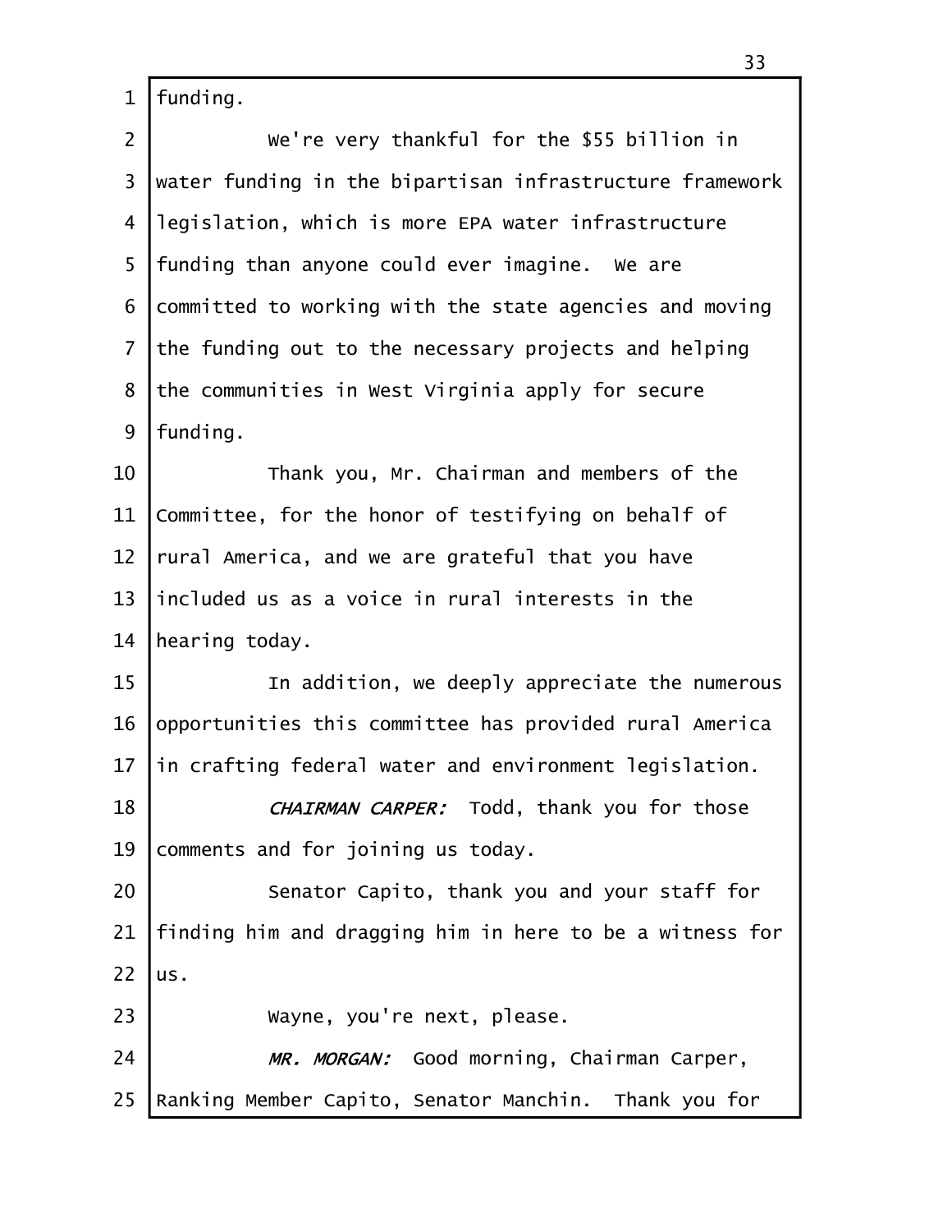funding.

We're very thankful for the $55 billion in water funding in the bipartisan infrastructure framework legislation, which is more EPA water infrastructure funding than anyone could ever imagine. We are committed to working with the state agencies and moving the funding out to the necessary projects and helping the communities in West Virginia apply for secure funding.

Thank you, Mr. Chairman and members of the Committee, for the honor of testifying on behalf of rural America, and we are grateful that you have included us as a voice in rural interests in the hearing today.

In addition, we deeply appreciate the numerous opportunities this committee has provided rural America in crafting federal water and environment legislation.

*CHAIRMAN CARPER:* Todd, thank you for those comments and for joining us today.

Senator Capito, thank you and your staff for finding him and dragging him in here to be a witness for us.

Wayne, you're next, please.

*MR. MORGAN:* Good morning, Chairman Carper, Ranking Member Capito, Senator Manchin. Thank you for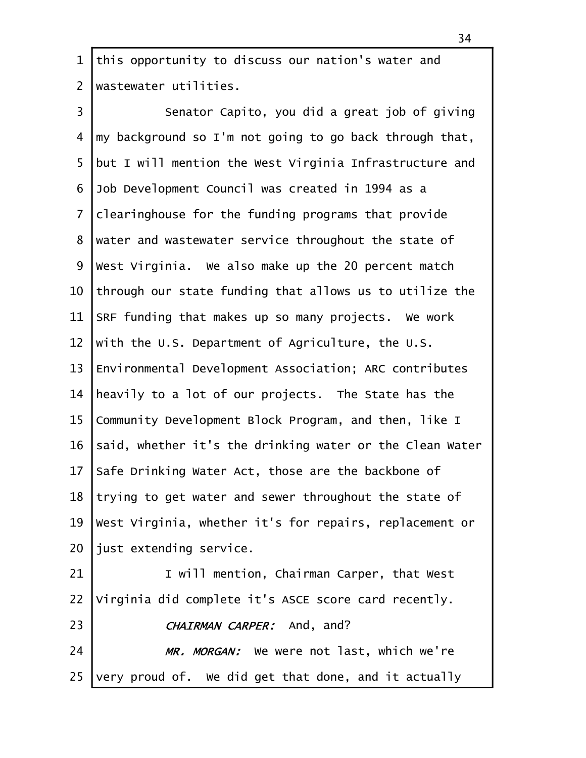this opportunity to discuss our nation's water and wastewater utilities.

Senator Capito, you did a great job of giving my background so I'm not going to go back through that, but I will mention the West Virginia Infrastructure and Job Development Council was created in 1994 as a clearinghouse for the funding programs that provide water and wastewater service throughout the state of West Virginia. We also make up the 20 percent match through our state funding that allows us to utilize the SRF funding that makes up so many projects. We work with the U.S. Department of Agriculture, the U.S. Environmental Development Association; ARC contributes heavily to a lot of our projects. The State has the Community Development Block Program, and then, like I said, whether it's the drinking water or the Clean Water Safe Drinking Water Act, those are the backbone of trying to get water and sewer throughout the state of West Virginia, whether it's for repairs, replacement or just extending service.

I will mention, Chairman Carper, that West Virginia did complete it's ASCE score card recently.

*CHAIRMAN CARPER:* And, and?

*MR. MORGAN:* We were not last, which we're very proud of. We did get that done, and it actually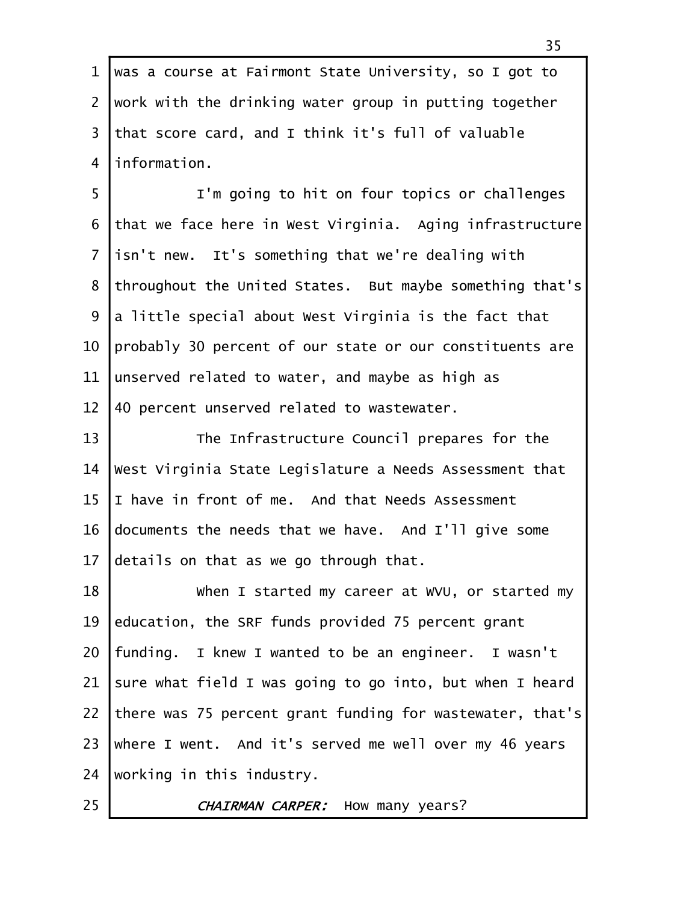was a course at Fairmont State University, so I got to work with the drinking water group in putting together that score card, and I think it's full of valuable information.

I'm going to hit on four topics or challenges that we face here in West Virginia. Aging infrastructure isn't new. It's something that we're dealing with throughout the United States. But maybe something that's a little special about West Virginia is the fact that probably 30 percent of our state or our constituents are unserved related to water, and maybe as high as 40 percent unserved related to wastewater.

The Infrastructure Council prepares for the West Virginia State Legislature a Needs Assessment that I have in front of me. And that Needs Assessment documents the needs that we have. And I'll give some details on that as we go through that.

When I started my career at WVU, or started my education, the SRF funds provided 75 percent grant funding. I knew I wanted to be an engineer. I wasn't sure what field I was going to go into, but when I heard there was 75 percent grant funding for wastewater, that's where I went. And it's served me well over my 46 years working in this industry.

*CHAIRMAN CARPER:* How many years?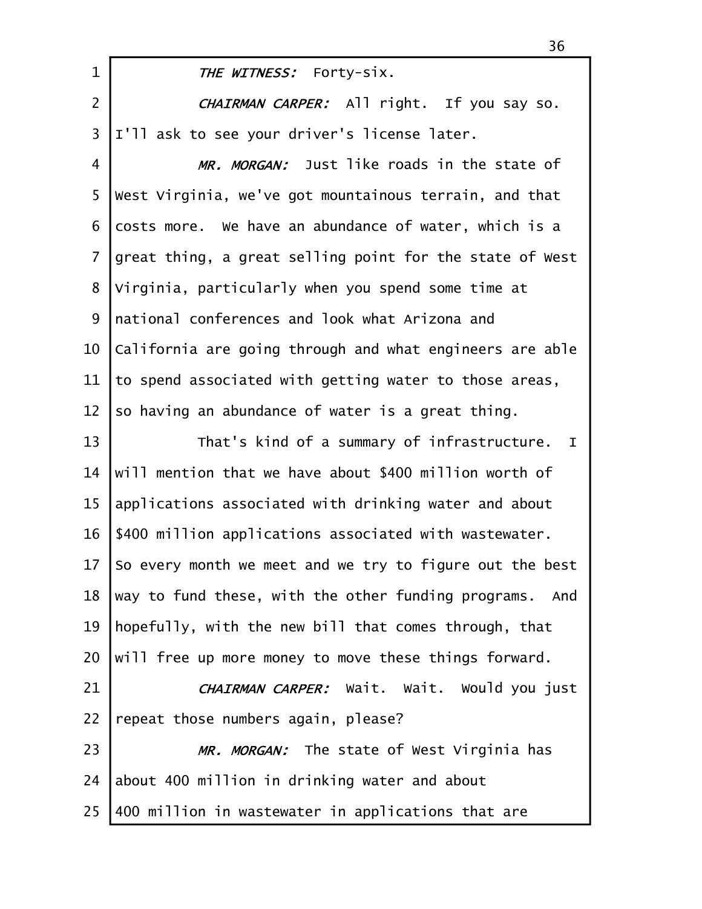*THE WITNESS:* Forty-six.

*CHAIRMAN CARPER:* All right. If you say so. I'll ask to see your driver's license later.

*MR. MORGAN:* Just like roads in the state of West Virginia, we've got mountainous terrain, and that costs more. We have an abundance of water, which is a great thing, a great selling point for the state of West Virginia, particularly when you spend some time at national conferences and look what Arizona and California are going through and what engineers are able to spend associated with getting water to those areas, so having an abundance of water is a great thing.

That's kind of a summary of infrastructure. I will mention that we have about $400 million worth of applications associated with drinking water and about $400 million applications associated with wastewater. So every month we meet and we try to figure out the best way to fund these, with the other funding programs. And hopefully, with the new bill that comes through, that will free up more money to move these things forward.

*CHAIRMAN CARPER:* Wait. Wait. Would you just repeat those numbers again, please?

*MR. MORGAN:* The state of West Virginia has about 400 million in drinking water and about 400 million in wastewater in applications that are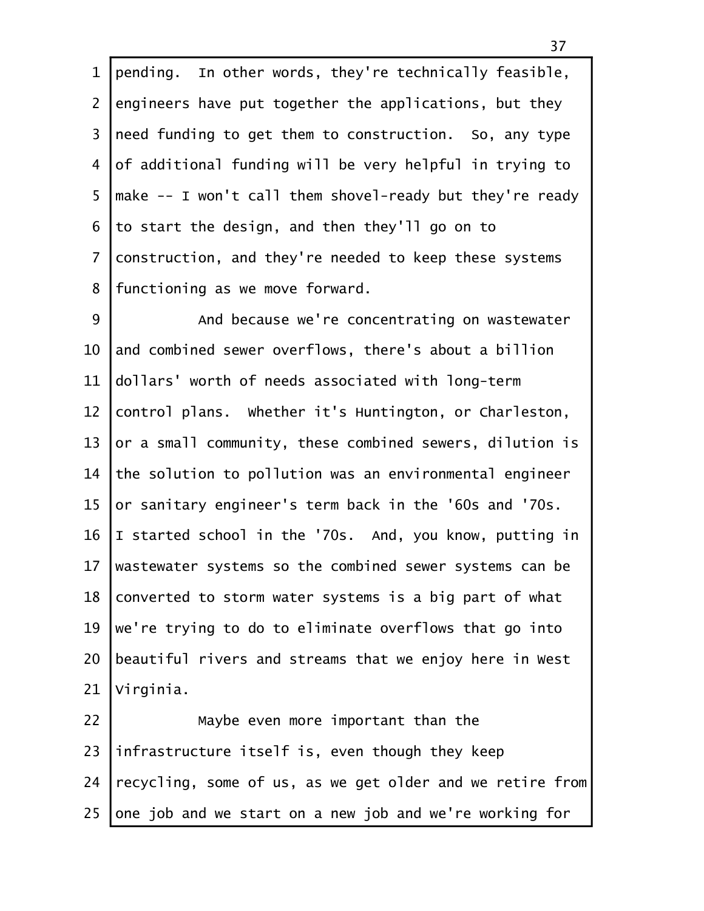pending. In other words, they're technically feasible, engineers have put together the applications, but they need funding to get them to construction. So, any type of additional funding will be very helpful in trying to make -- I won't call them shovel-ready but they're ready to start the design, and then they'll go on to construction, and they're needed to keep these systems functioning as we move forward.

And because we're concentrating on wastewater and combined sewer overflows, there's about a billion dollars' worth of needs associated with long-term control plans. Whether it's Huntington, or Charleston, or a small community, these combined sewers, dilution is the solution to pollution was an environmental engineer or sanitary engineer's term back in the '60s and '70s. I started school in the '70s. And, you know, putting in wastewater systems so the combined sewer systems can be converted to storm water systems is a big part of what we're trying to do to eliminate overflows that go into beautiful rivers and streams that we enjoy here in West Virginia.

Maybe even more important than the infrastructure itself is, even though they keep recycling, some of us, as we get older and we retire from one job and we start on a new job and we're working for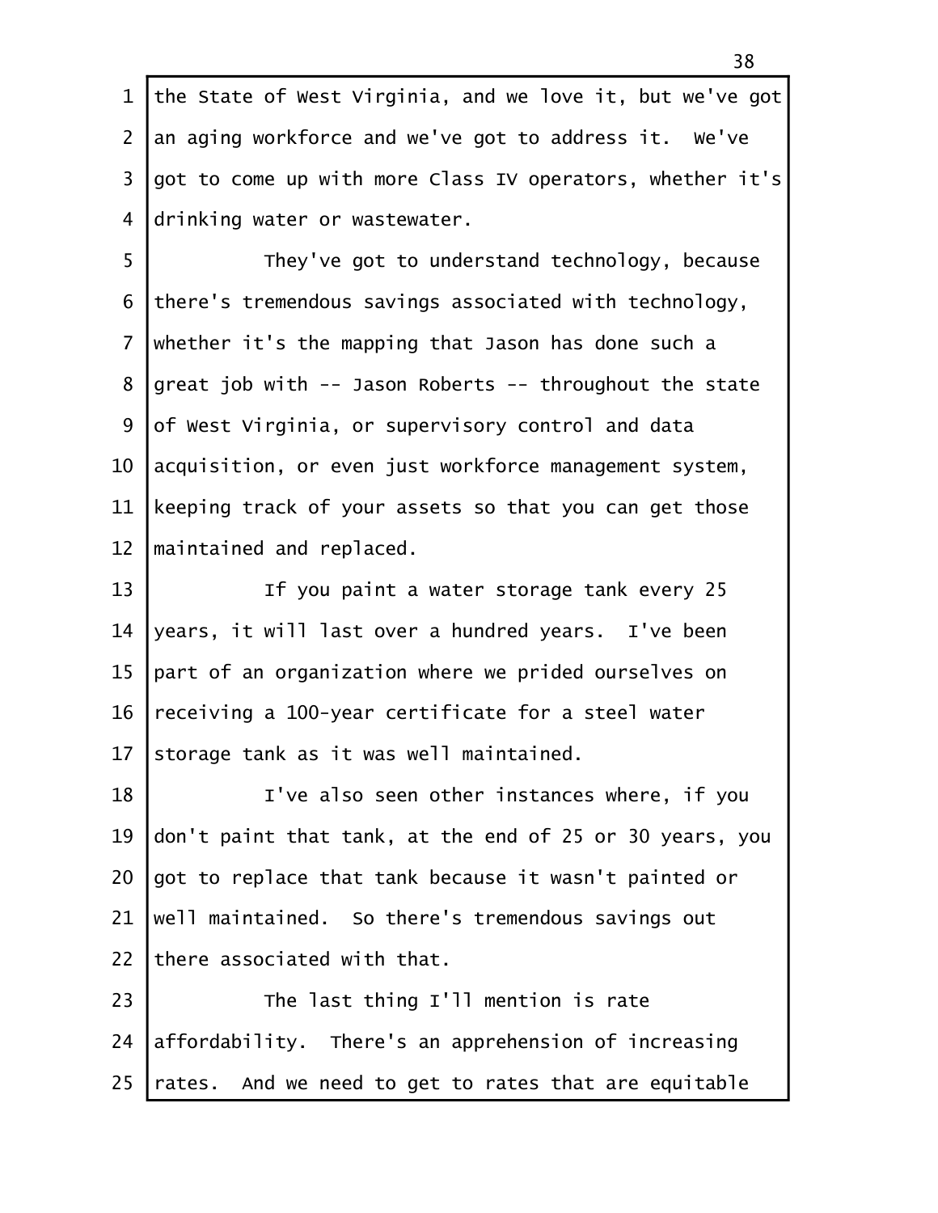the State of West Virginia, and we love it, but we've got an aging workforce and we've got to address it. We've got to come up with more Class IV operators, whether it's drinking water or wastewater.

They've got to understand technology, because there's tremendous savings associated with technology, whether it's the mapping that Jason has done such a great job with -- Jason Roberts -- throughout the state of West Virginia, or supervisory control and data acquisition, or even just workforce management system, keeping track of your assets so that you can get those maintained and replaced.

If you paint a water storage tank every 25 years, it will last over a hundred years. I've been part of an organization where we prided ourselves on receiving a 100-year certificate for a steel water storage tank as it was well maintained.

I've also seen other instances where, if you don't paint that tank, at the end of 25 or 30 years, you got to replace that tank because it wasn't painted or well maintained. So there's tremendous savings out there associated with that.

The last thing I'll mention is rate affordability. There's an apprehension of increasing rates. And we need to get to rates that are equitable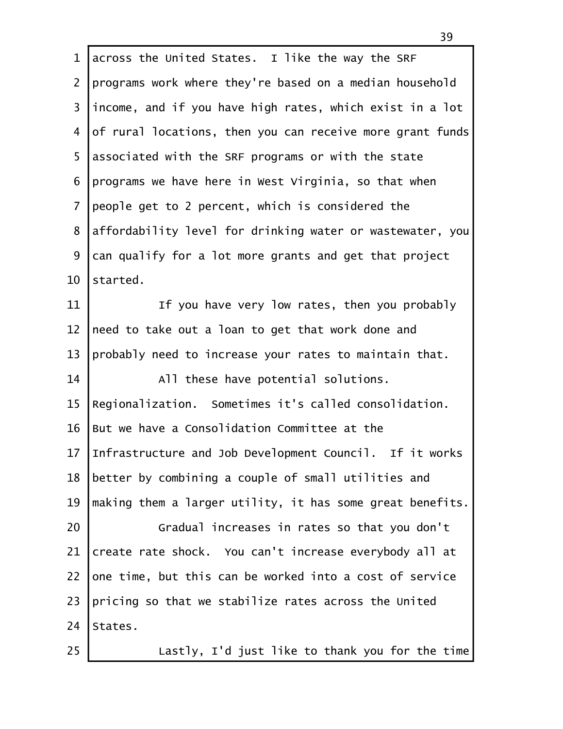across the United States. I like the way the SRF programs work where they're based on a median household income, and if you have high rates, which exist in a lot of rural locations, then you can receive more grant funds associated with the SRF programs or with the state programs we have here in West Virginia, so that when people get to 2 percent, which is considered the affordability level for drinking water or wastewater, you can qualify for a lot more grants and get that project started.

If you have very low rates, then you probably need to take out a loan to get that work done and probably need to increase your rates to maintain that.

All these have potential solutions. Regionalization. Sometimes it's called consolidation. But we have a Consolidation Committee at the Infrastructure and Job Development Council. If it works better by combining a couple of small utilities and making them a larger utility, it has some great benefits.

Gradual increases in rates so that you don't create rate shock. You can't increase everybody all at one time, but this can be worked into a cost of service pricing so that we stabilize rates across the United States.

Lastly, I'd just like to thank you for the time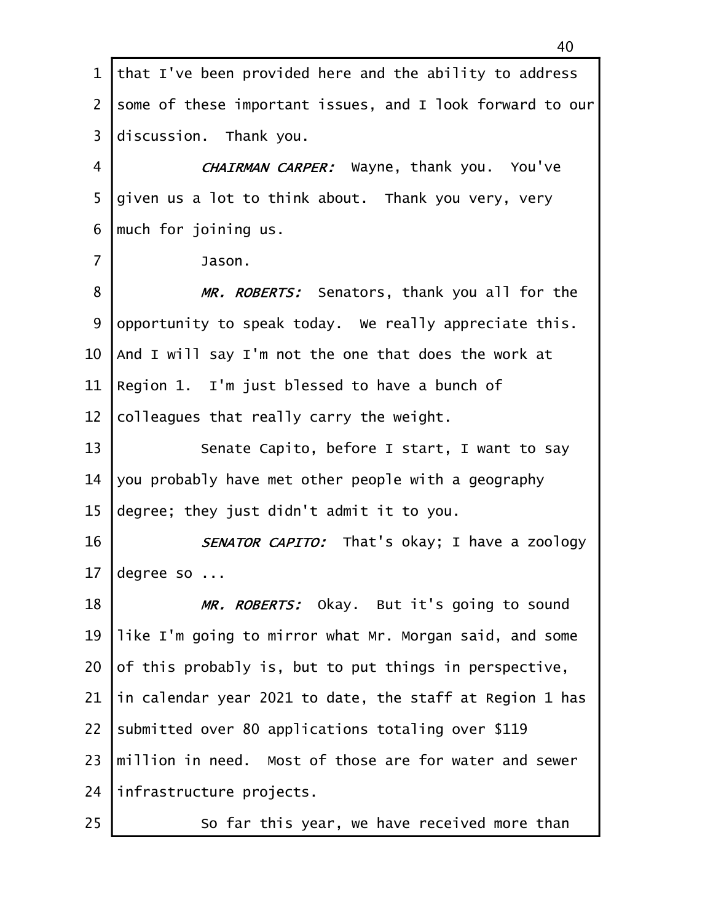that I've been provided here and the ability to address some of these important issues, and I look forward to our discussion. Thank you.

*CHAIRMAN CARPER:* Wayne, thank you. You've given us a lot to think about. Thank you very, very much for joining us.

Jason.

*MR. ROBERTS:* Senators, thank you all for the opportunity to speak today. We really appreciate this. And I will say I'm not the one that does the work at Region 1. I'm just blessed to have a bunch of colleagues that really carry the weight.

Senate Capito, before I start, I want to say you probably have met other people with a geography degree; they just didn't admit it to you.

*SENATOR CAPITO:* That's okay; I have a zoology degree so ...

*MR. ROBERTS:* Okay. But it's going to sound like I'm going to mirror what Mr. Morgan said, and some of this probably is, but to put things in perspective, in calendar year 2021 to date, the staff at Region 1 has submitted over 80 applications totaling over $119 million in need. Most of those are for water and sewer infrastructure projects.

So far this year, we have received more than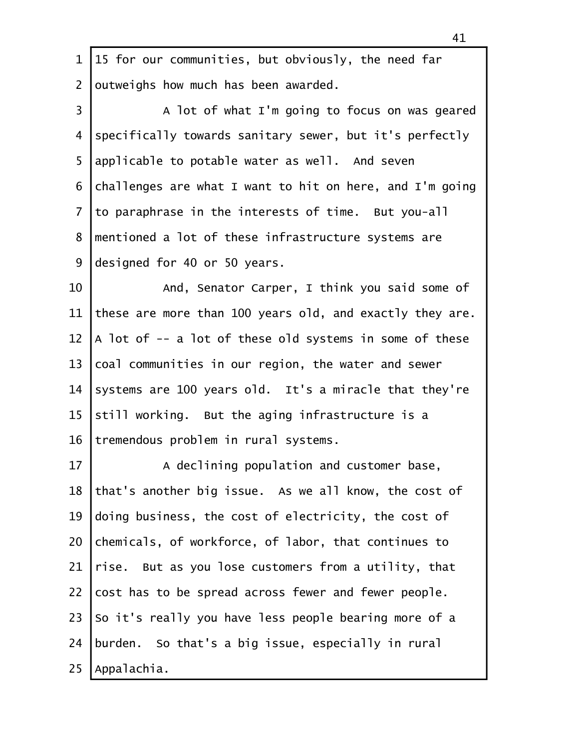15 for our communities, but obviously, the need far outweighs how much has been awarded.

A lot of what I'm going to focus on was geared specifically towards sanitary sewer, but it's perfectly applicable to potable water as well. And seven challenges are what I want to hit on here, and I'm going to paraphrase in the interests of time. But you-all mentioned a lot of these infrastructure systems are designed for 40 or 50 years.

And, Senator Carper, I think you said some of these are more than 100 years old, and exactly they are. A lot of -- a lot of these old systems in some of these coal communities in our region, the water and sewer systems are 100 years old. It's a miracle that they're still working. But the aging infrastructure is a tremendous problem in rural systems.

A declining population and customer base, that's another big issue. As we all know, the cost of doing business, the cost of electricity, the cost of chemicals, of workforce, of labor, that continues to rise. But as you lose customers from a utility, that cost has to be spread across fewer and fewer people. So it's really you have less people bearing more of a burden. So that's a big issue, especially in rural Appalachia.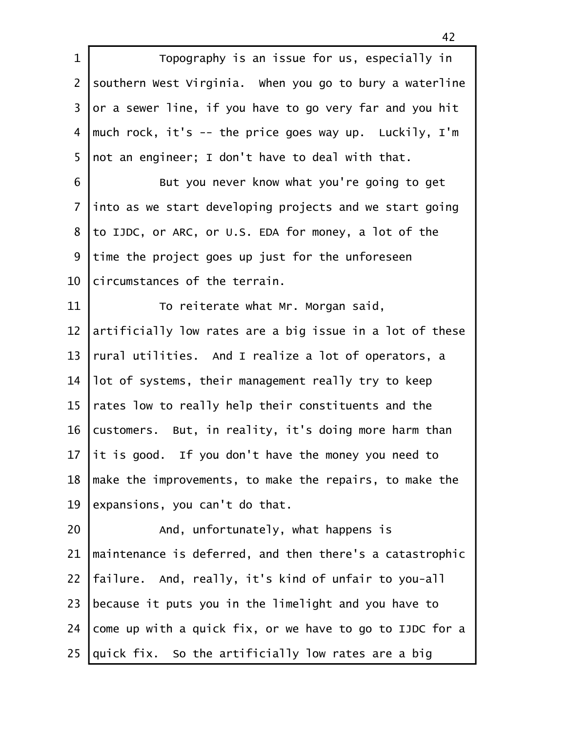Topography is an issue for us, especially in southern West Virginia. When you go to bury a waterline or a sewer line, if you have to go very far and you hit much rock, it's -- the price goes way up. Luckily, I'm not an engineer; I don't have to deal with that.

But you never know what you're going to get into as we start developing projects and we start going to IJDC, or ARC, or U.S. EDA for money, a lot of the time the project goes up just for the unforeseen circumstances of the terrain.

To reiterate what Mr. Morgan said, artificially low rates are a big issue in a lot of these rural utilities. And I realize a lot of operators, a lot of systems, their management really try to keep rates low to really help their constituents and the customers. But, in reality, it's doing more harm than it is good. If you don't have the money you need to make the improvements, to make the repairs, to make the expansions, you can't do that.

And, unfortunately, what happens is maintenance is deferred, and then there's a catastrophic failure. And, really, it's kind of unfair to you-all because it puts you in the limelight and you have to come up with a quick fix, or we have to go to IJDC for a quick fix. So the artificially low rates are a big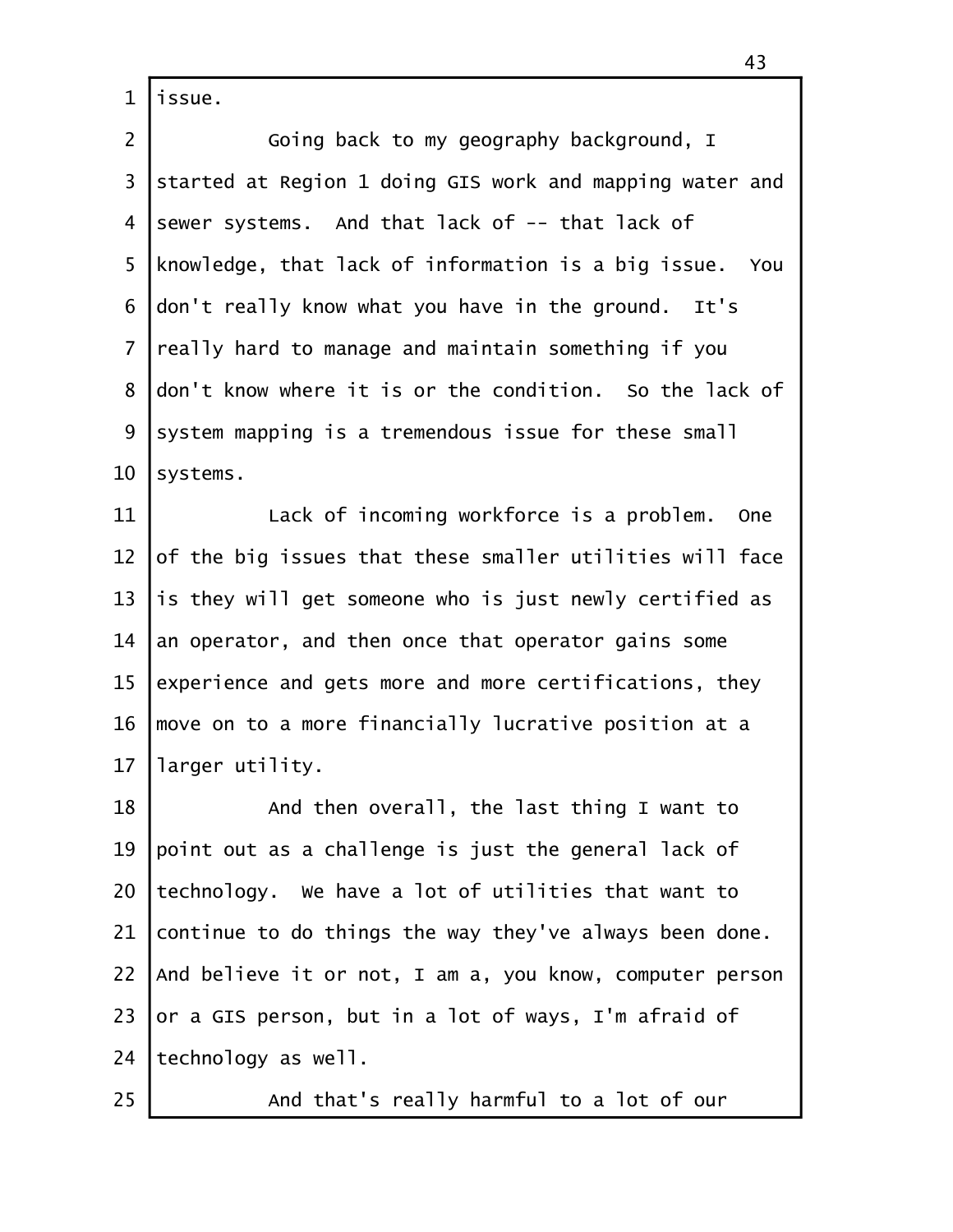issue.

Going back to my geography background, I started at Region 1 doing GIS work and mapping water and sewer systems. And that lack of -- that lack of knowledge, that lack of information is a big issue. You don't really know what you have in the ground. It's really hard to manage and maintain something if you don't know where it is or the condition. So the lack of system mapping is a tremendous issue for these small systems.

Lack of incoming workforce is a problem. One of the big issues that these smaller utilities will face is they will get someone who is just newly certified as an operator, and then once that operator gains some experience and gets more and more certifications, they move on to a more financially lucrative position at a larger utility.

And then overall, the last thing I want to point out as a challenge is just the general lack of technology. We have a lot of utilities that want to continue to do things the way they've always been done. And believe it or not, I am a, you know, computer person or a GIS person, but in a lot of ways, I'm afraid of technology as well.

And that's really harmful to a lot of our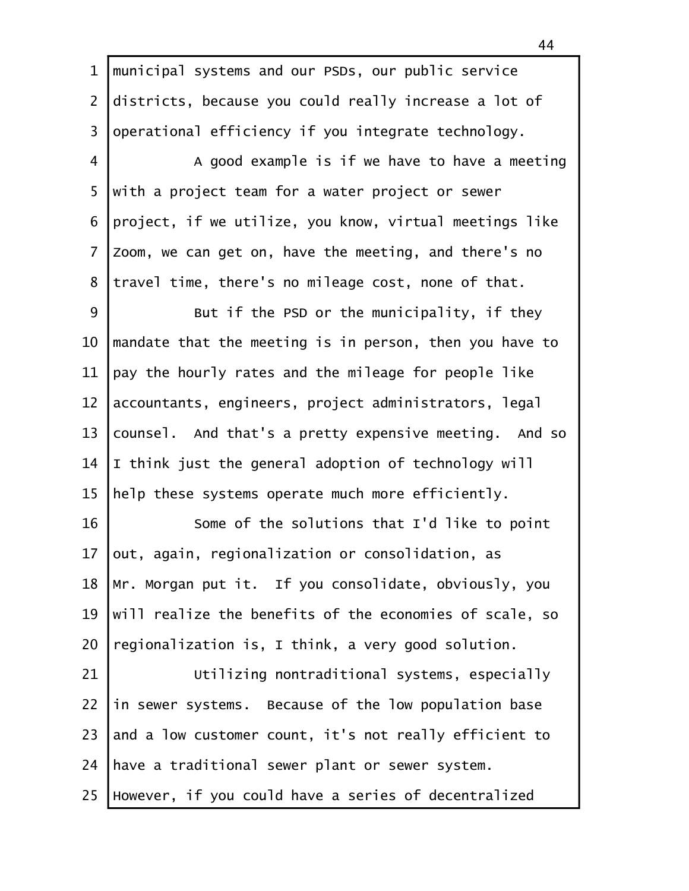municipal systems and our PSDs, our public service districts, because you could really increase a lot of operational efficiency if you integrate technology.

A good example is if we have to have a meeting with a project team for a water project or sewer project, if we utilize, you know, virtual meetings like Zoom, we can get on, have the meeting, and there's no travel time, there's no mileage cost, none of that.

But if the PSD or the municipality, if they mandate that the meeting is in person, then you have to pay the hourly rates and the mileage for people like accountants, engineers, project administrators, legal counsel. And that's a pretty expensive meeting. And so I think just the general adoption of technology will help these systems operate much more efficiently.

Some of the solutions that I'd like to point out, again, regionalization or consolidation, as Mr. Morgan put it. If you consolidate, obviously, you will realize the benefits of the economies of scale, so regionalization is, I think, a very good solution.

Utilizing nontraditional systems, especially in sewer systems. Because of the low population base and a low customer count, it's not really efficient to have a traditional sewer plant or sewer system. However, if you could have a series of decentralized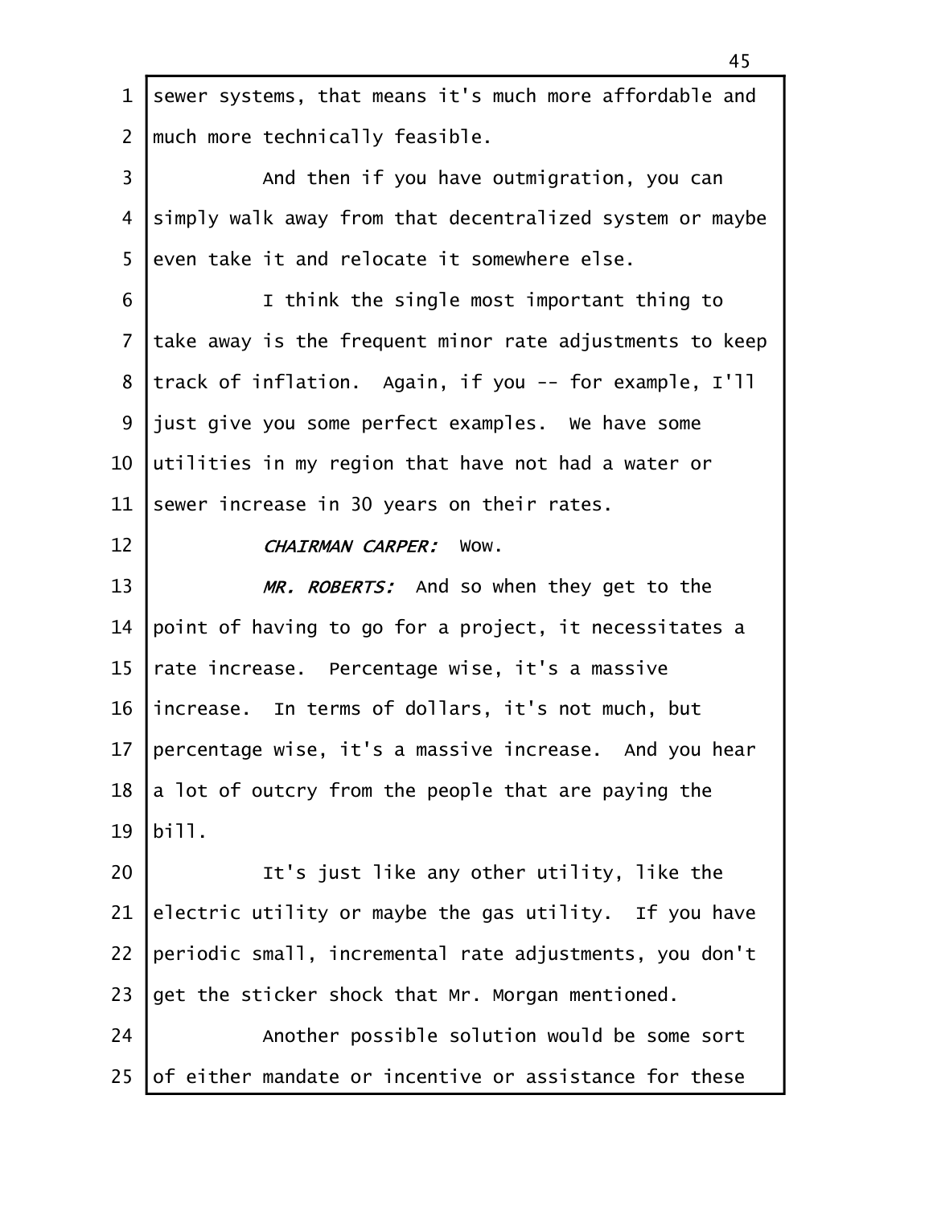sewer systems, that means it's much more affordable and much more technically feasible.

And then if you have outmigration, you can simply walk away from that decentralized system or maybe even take it and relocate it somewhere else.

I think the single most important thing to take away is the frequent minor rate adjustments to keep track of inflation. Again, if you -- for example, I'll just give you some perfect examples. We have some utilities in my region that have not had a water or sewer increase in 30 years on their rates.

*CHAIRMAN CARPER:* Wow.

*MR. ROBERTS:* And so when they get to the point of having to go for a project, it necessitates a rate increase. Percentage wise, it's a massive increase. In terms of dollars, it's not much, but percentage wise, it's a massive increase. And you hear a lot of outcry from the people that are paying the bill.

It's just like any other utility, like the electric utility or maybe the gas utility. If you have periodic small, incremental rate adjustments, you don't get the sticker shock that Mr. Morgan mentioned.

Another possible solution would be some sort of either mandate or incentive or assistance for these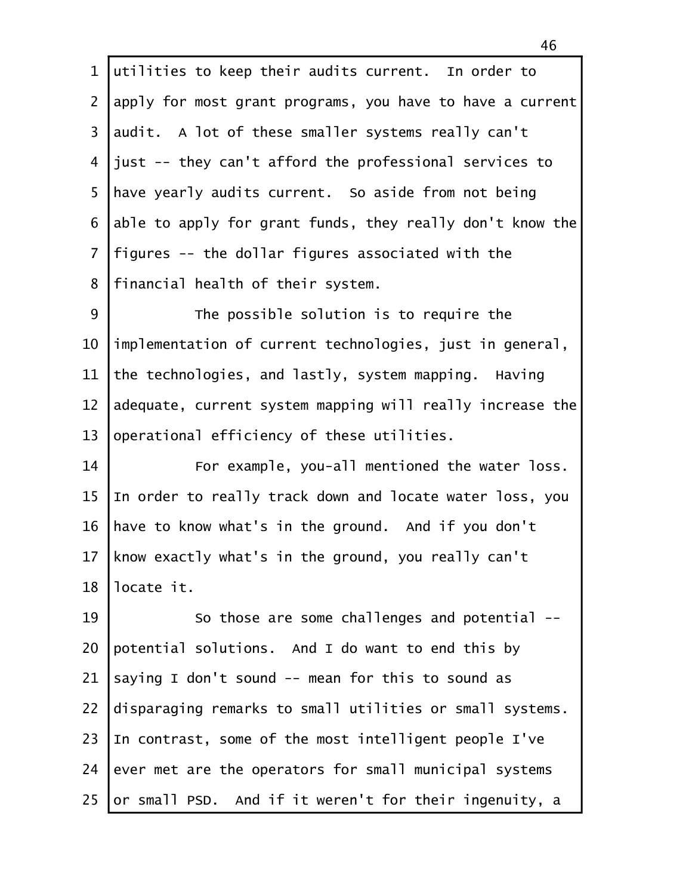utilities to keep their audits current. In order to apply for most grant programs, you have to have a current audit. A lot of these smaller systems really can't just -- they can't afford the professional services to have yearly audits current. So aside from not being able to apply for grant funds, they really don't know the figures -- the dollar figures associated with the financial health of their system.

The possible solution is to require the implementation of current technologies, just in general, the technologies, and lastly, system mapping. Having adequate, current system mapping will really increase the operational efficiency of these utilities.

For example, you-all mentioned the water loss. In order to really track down and locate water loss, you have to know what's in the ground. And if you don't know exactly what's in the ground, you really can't locate it.

So those are some challenges and potential -- potential solutions. And I do want to end this by saying I don't sound -- mean for this to sound as disparaging remarks to small utilities or small systems. In contrast, some of the most intelligent people I've ever met are the operators for small municipal systems or small PSD. And if it weren't for their ingenuity, a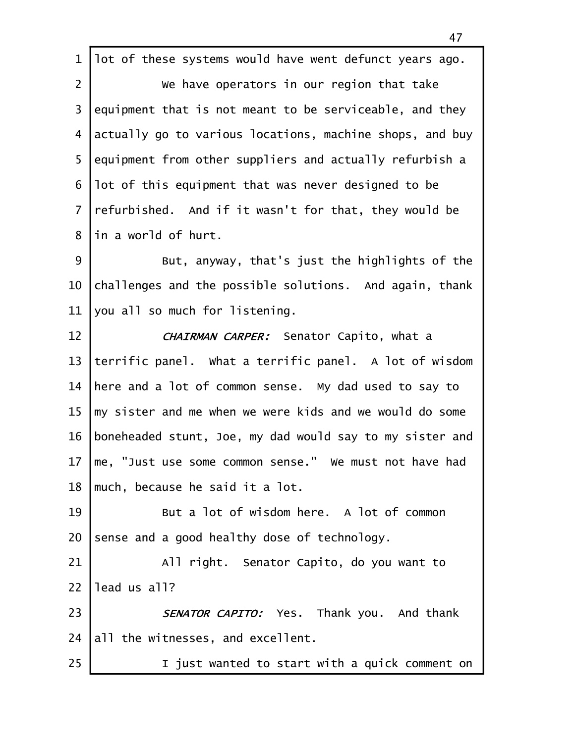lot of these systems would have went defunct years ago.

We have operators in our region that take equipment that is not meant to be serviceable, and they actually go to various locations, machine shops, and buy equipment from other suppliers and actually refurbish a lot of this equipment that was never designed to be refurbished. And if it wasn't for that, they would be in a world of hurt.

But, anyway, that's just the highlights of the challenges and the possible solutions. And again, thank you all so much for listening.

*CHAIRMAN CARPER:* Senator Capito, what a terrific panel. What a terrific panel. A lot of wisdom here and a lot of common sense. My dad used to say to my sister and me when we were kids and we would do some boneheaded stunt, Joe, my dad would say to my sister and me, "Just use some common sense." We must not have had much, because he said it a lot.

But a lot of wisdom here. A lot of common sense and a good healthy dose of technology.

All right. Senator Capito, do you want to lead us all?

*SENATOR CAPITO:* Yes. Thank you. And thank all the witnesses, and excellent.

I just wanted to start with a quick comment on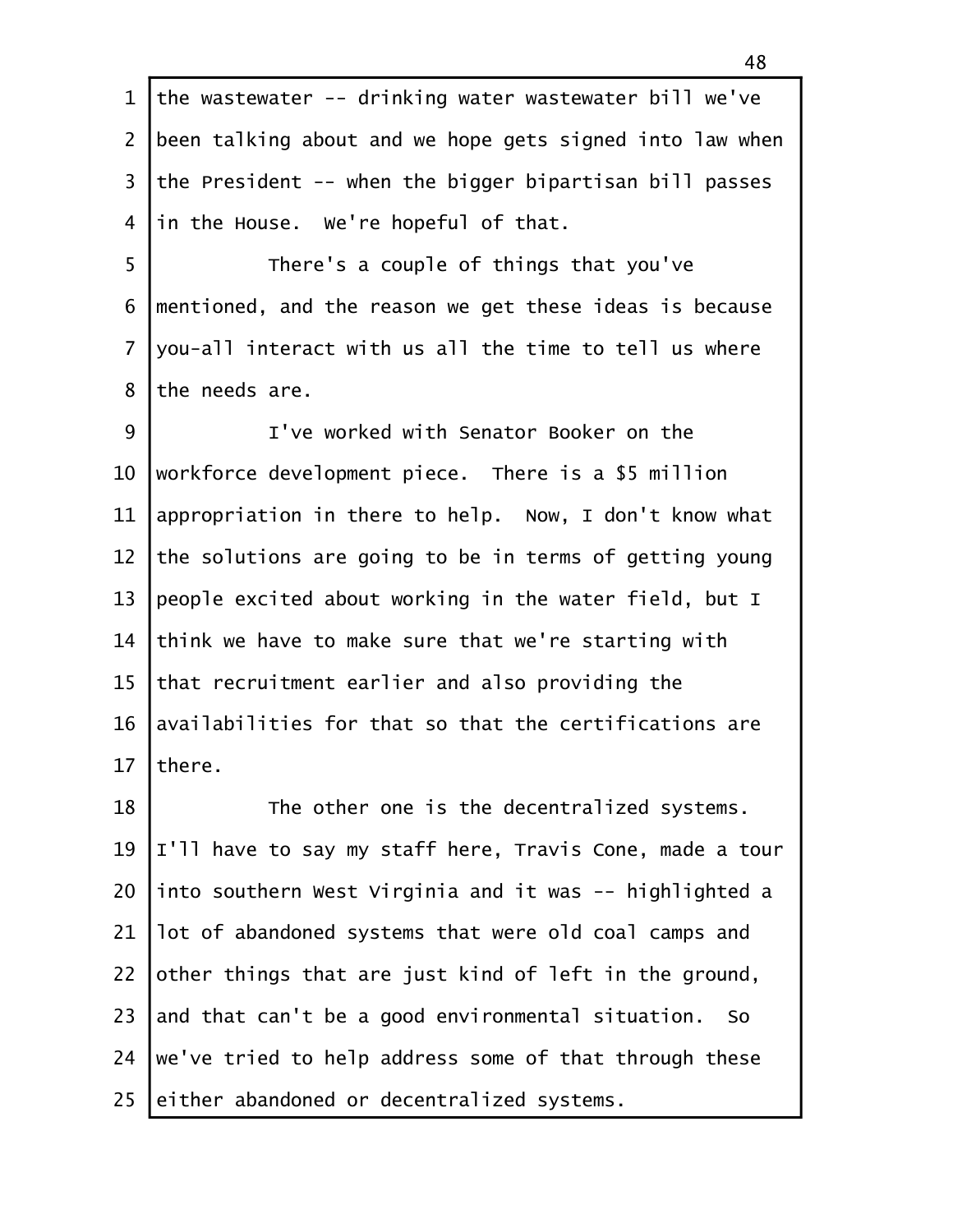the wastewater -- drinking water wastewater bill we've been talking about and we hope gets signed into law when the President -- when the bigger bipartisan bill passes in the House. We're hopeful of that.

There's a couple of things that you've mentioned, and the reason we get these ideas is because you-all interact with us all the time to tell us where the needs are.

I've worked with Senator Booker on the workforce development piece. There is a $5 million appropriation in there to help. Now, I don't know what the solutions are going to be in terms of getting young people excited about working in the water field, but I think we have to make sure that we're starting with that recruitment earlier and also providing the availabilities for that so that the certifications are there.

The other one is the decentralized systems. I'll have to say my staff here, Travis Cone, made a tour into southern West Virginia and it was -- highlighted a lot of abandoned systems that were old coal camps and other things that are just kind of left in the ground, and that can't be a good environmental situation. So we've tried to help address some of that through these either abandoned or decentralized systems.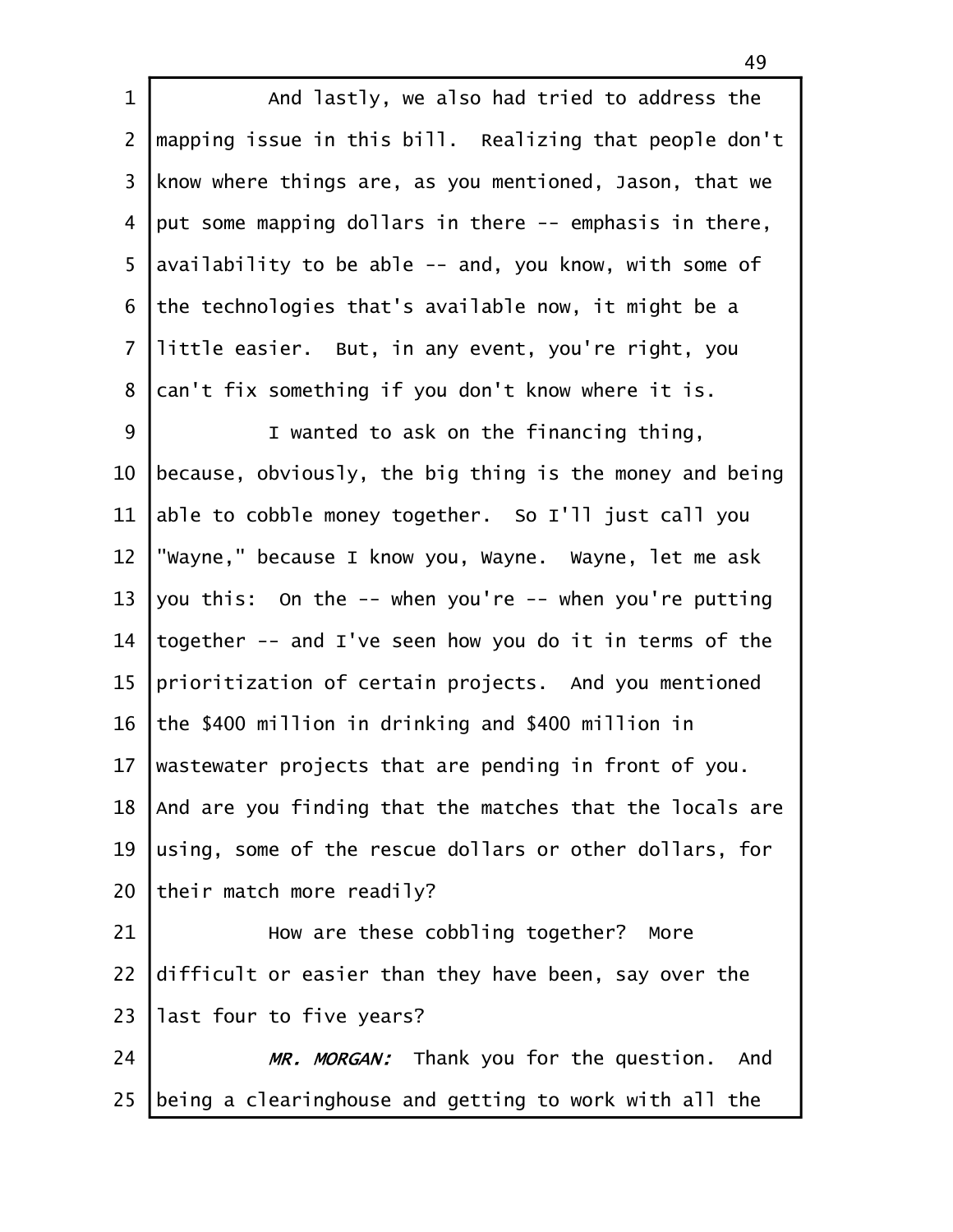And lastly, we also had tried to address the mapping issue in this bill. Realizing that people don't know where things are, as you mentioned, Jason, that we put some mapping dollars in there -- emphasis in there, availability to be able -- and, you know, with some of the technologies that's available now, it might be a little easier. But, in any event, you're right, you can't fix something if you don't know where it is.

I wanted to ask on the financing thing, because, obviously, the big thing is the money and being able to cobble money together. So I'll just call you "Wayne," because I know you, Wayne. Wayne, let me ask you this: On the -- when you're -- when you're putting together -- and I've seen how you do it in terms of the prioritization of certain projects. And you mentioned the $400 million in drinking and $400 million in wastewater projects that are pending in front of you. And are you finding that the matches that the locals are using, some of the rescue dollars or other dollars, for their match more readily?

How are these cobbling together? More difficult or easier than they have been, say over the last four to five years?

*MR. MORGAN:* Thank you for the question. And being a clearinghouse and getting to work with all the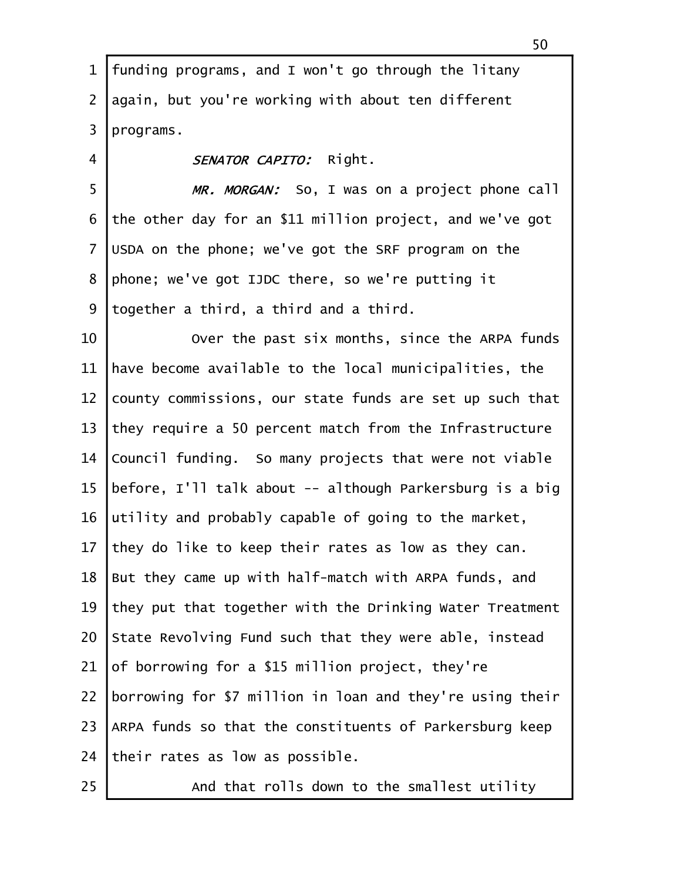funding programs, and I won't go through the litany again, but you're working with about ten different programs.

*SENATOR CAPITO:* Right.

*MR. MORGAN:* So, I was on a project phone call the other day for an $11 million project, and we've got USDA on the phone; we've got the SRF program on the phone; we've got IJDC there, so we're putting it together a third, a third and a third.

Over the past six months, since the ARPA funds have become available to the local municipalities, the county commissions, our state funds are set up such that they require a 50 percent match from the Infrastructure Council funding. So many projects that were not viable before, I'll talk about -- although Parkersburg is a big utility and probably capable of going to the market, they do like to keep their rates as low as they can. But they came up with half-match with ARPA funds, and they put that together with the Drinking Water Treatment State Revolving Fund such that they were able, instead of borrowing for a $15 million project, they're borrowing for $7 million in loan and they're using their ARPA funds so that the constituents of Parkersburg keep their rates as low as possible.

And that rolls down to the smallest utility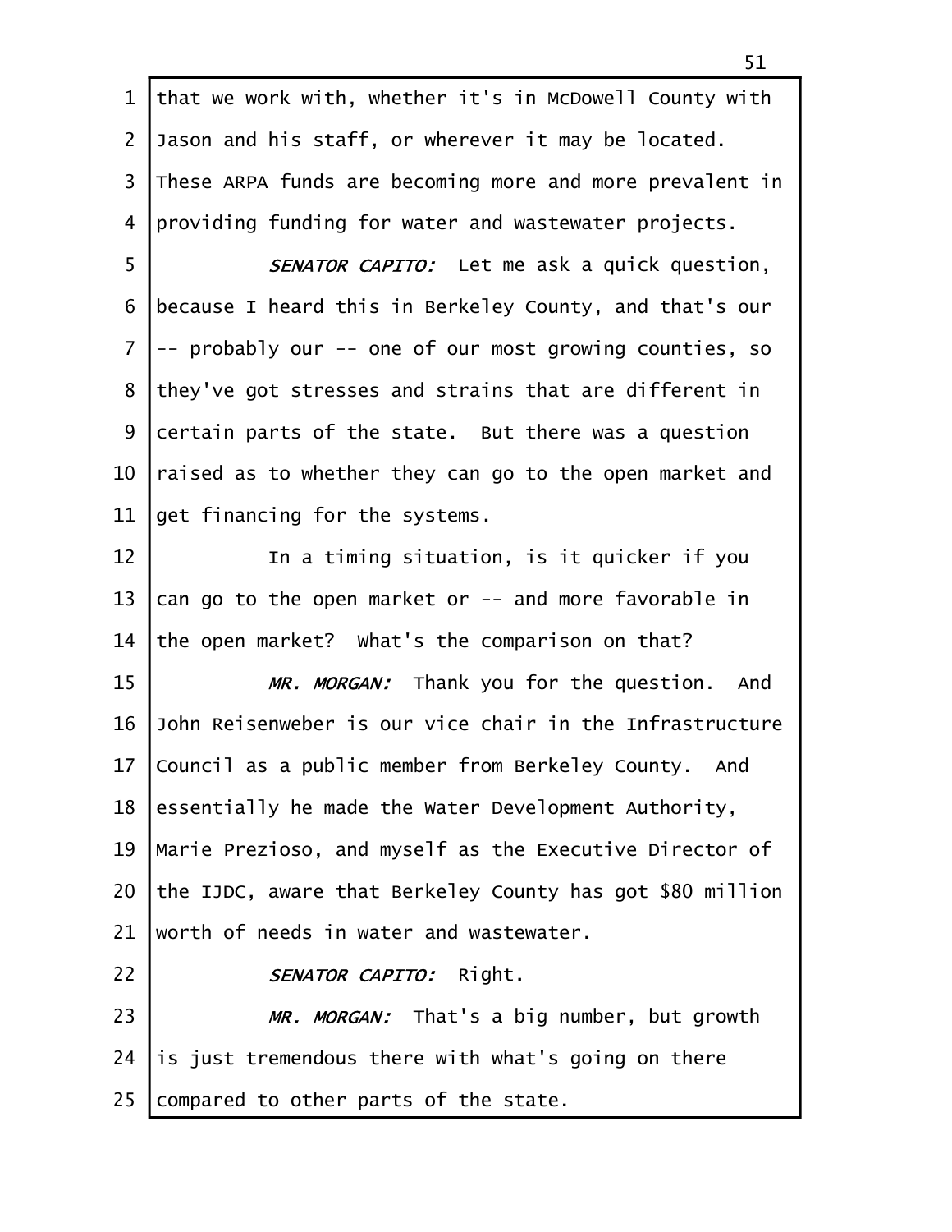that we work with, whether it's in McDowell County with Jason and his staff, or wherever it may be located. These ARPA funds are becoming more and more prevalent in providing funding for water and wastewater projects.

*SENATOR CAPITO:* Let me ask a quick question, because I heard this in Berkeley County, and that's our -- probably our -- one of our most growing counties, so they've got stresses and strains that are different in certain parts of the state. But there was a question raised as to whether they can go to the open market and get financing for the systems.

In a timing situation, is it quicker if you can go to the open market or -- and more favorable in the open market? What's the comparison on that?

*MR. MORGAN:* Thank you for the question. And John Reisenweber is our vice chair in the Infrastructure Council as a public member from Berkeley County. And essentially he made the Water Development Authority, Marie Prezioso, and myself as the Executive Director of the IJDC, aware that Berkeley County has got $80 million worth of needs in water and wastewater.

*SENATOR CAPITO:* Right.

*MR. MORGAN:* That's a big number, but growth is just tremendous there with what's going on there compared to other parts of the state.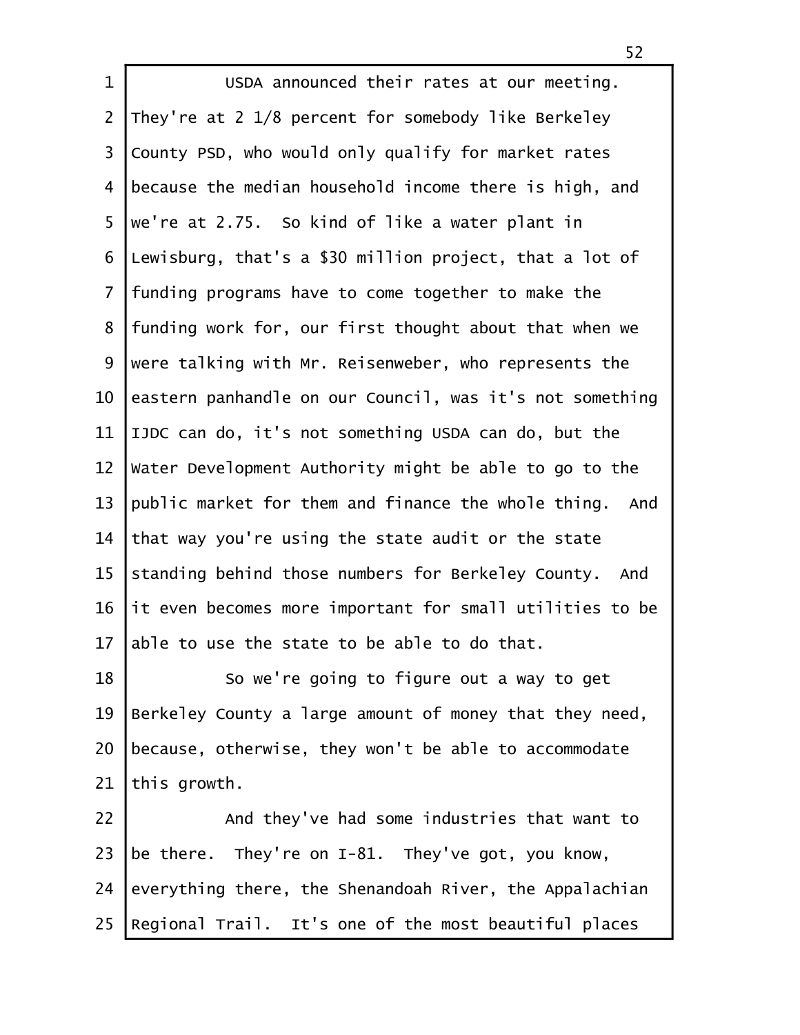USDA announced their rates at our meeting. They're at 2 1/8 percent for somebody like Berkeley County PSD, who would only qualify for market rates because the median household income there is high, and we're at 2.75. So kind of like a water plant in Lewisburg, that's a $30 million project, that a lot of funding programs have to come together to make the funding work for, our first thought about that when we were talking with Mr. Reisenweber, who represents the eastern panhandle on our Council, was it's not something IJDC can do, it's not something USDA can do, but the Water Development Authority might be able to go to the public market for them and finance the whole thing. And that way you're using the state audit or the state standing behind those numbers for Berkeley County. And it even becomes more important for small utilities to be able to use the state to be able to do that.

So we're going to figure out a way to get Berkeley County a large amount of money that they need, because, otherwise, they won't be able to accommodate this growth.

And they've had some industries that want to be there. They're on I-81. They've got, you know, everything there, the Shenandoah River, the Appalachian Regional Trail. It's one of the most beautiful places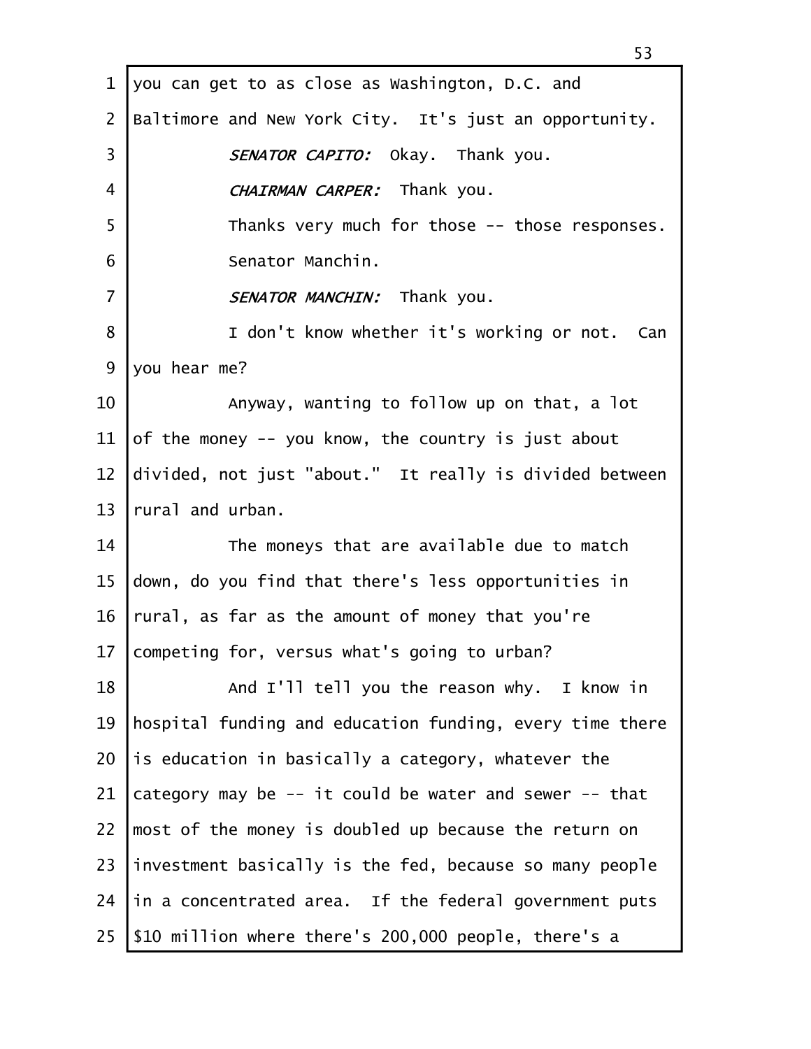you can get to as close as Washington, D.C. and Baltimore and New York City. It's just an opportunity.

*SENATOR CAPITO:* Okay. Thank you.

*CHAIRMAN CARPER:* Thank you.

Thanks very much for those -- those responses.

Senator Manchin.

*SENATOR MANCHIN:* Thank you.

I don't know whether it's working or not. Can you hear me?

Anyway, wanting to follow up on that, a lot of the money -- you know, the country is just about divided, not just "about." It really is divided between rural and urban.

The moneys that are available due to match down, do you find that there's less opportunities in rural, as far as the amount of money that you're competing for, versus what's going to urban?

And I'll tell you the reason why. I know in hospital funding and education funding, every time there is education in basically a category, whatever the category may be -- it could be water and sewer -- that most of the money is doubled up because the return on investment basically is the fed, because so many people in a concentrated area. If the federal government puts $10 million where there's 200,000 people, there's a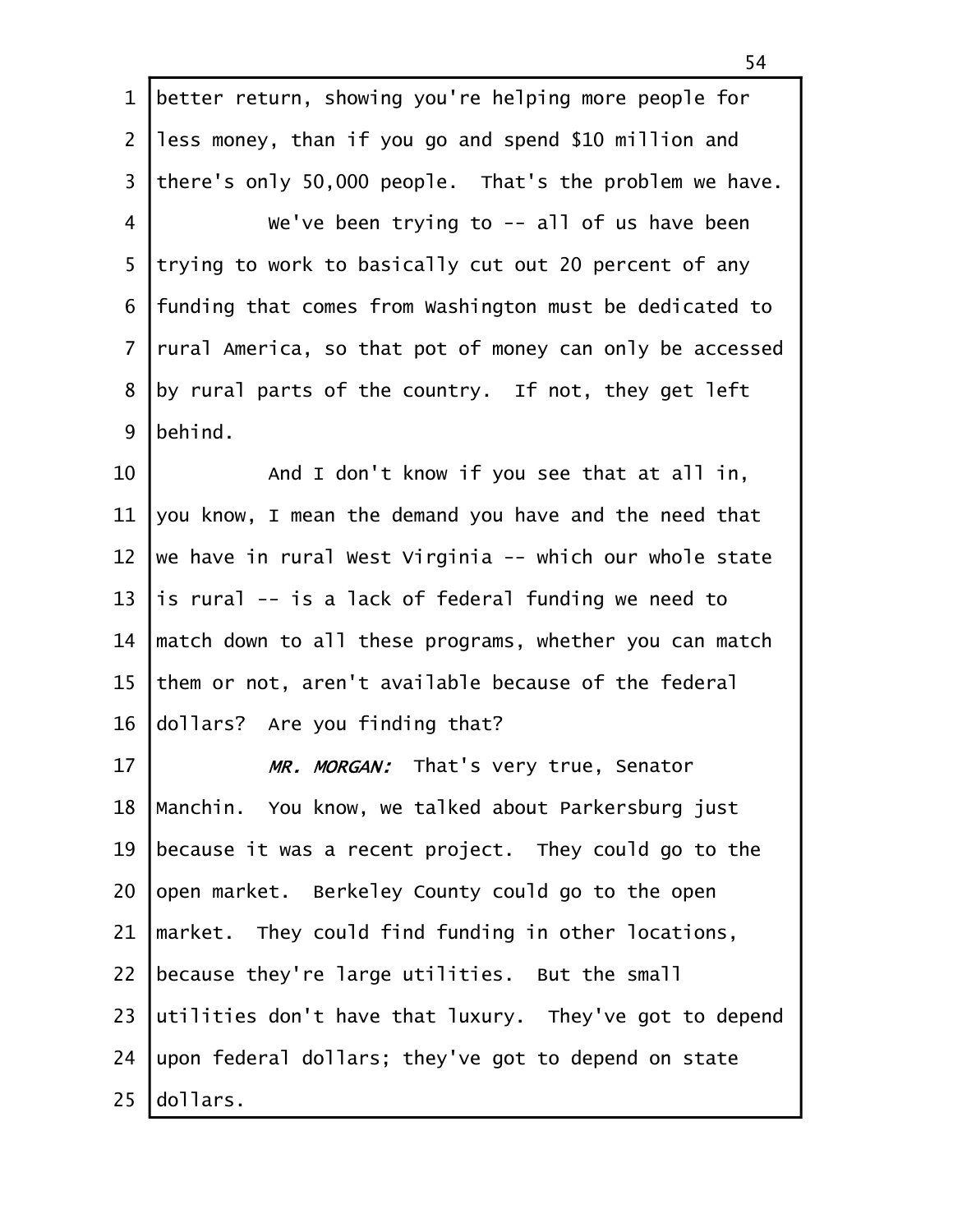better return, showing you're helping more people for less money, than if you go and spend $10 million and there's only 50,000 people. That's the problem we have.

We've been trying to -- all of us have been trying to work to basically cut out 20 percent of any funding that comes from Washington must be dedicated to rural America, so that pot of money can only be accessed by rural parts of the country. If not, they get left behind.

And I don't know if you see that at all in, you know, I mean the demand you have and the need that we have in rural West Virginia -- which our whole state is rural -- is a lack of federal funding we need to match down to all these programs, whether you can match them or not, aren't available because of the federal dollars? Are you finding that?

*MR. MORGAN:* That's very true, Senator Manchin. You know, we talked about Parkersburg just because it was a recent project. They could go to the open market. Berkeley County could go to the open market. They could find funding in other locations, because they're large utilities. But the small utilities don't have that luxury. They've got to depend upon federal dollars; they've got to depend on state dollars.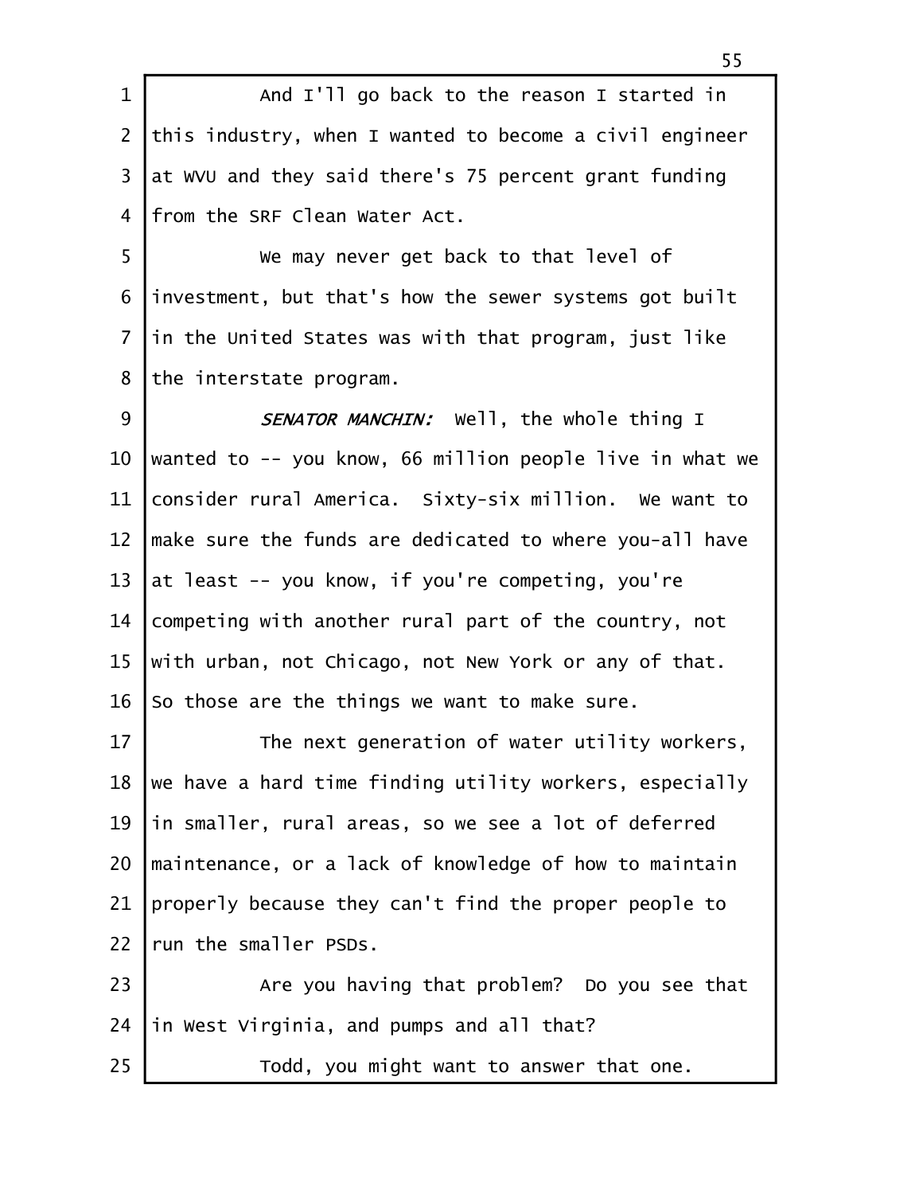And I'll go back to the reason I started in this industry, when I wanted to become a civil engineer at WVU and they said there's 75 percent grant funding from the SRF Clean Water Act.

We may never get back to that level of investment, but that's how the sewer systems got built in the United States was with that program, just like the interstate program.

***SENATOR MANCHIN:*** Well, the whole thing I wanted to -- you know, 66 million people live in what we consider rural America. Sixty-six million. We want to make sure the funds are dedicated to where you-all have at least -- you know, if you're competing, you're competing with another rural part of the country, not with urban, not Chicago, not New York or any of that. So those are the things we want to make sure.

The next generation of water utility workers, we have a hard time finding utility workers, especially in smaller, rural areas, so we see a lot of deferred maintenance, or a lack of knowledge of how to maintain properly because they can't find the proper people to run the smaller PSDs.

Are you having that problem? Do you see that in West Virginia, and pumps and all that?

Todd, you might want to answer that one.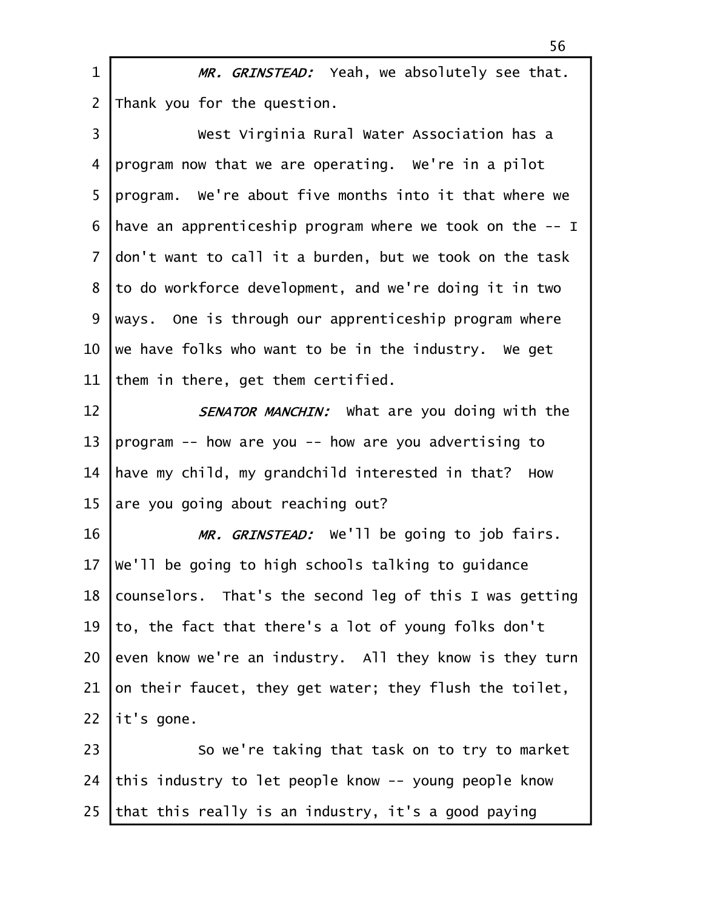*MR. GRINSTEAD:* Yeah, we absolutely see that. Thank you for the question.

West Virginia Rural Water Association has a program now that we are operating. We're in a pilot program. We're about five months into it that where we have an apprenticeship program where we took on the -- I don't want to call it a burden, but we took on the task to do workforce development, and we're doing it in two ways. One is through our apprenticeship program where we have folks who want to be in the industry. We get them in there, get them certified.

*SENATOR MANCHIN:* What are you doing with the program -- how are you -- how are you advertising to have my child, my grandchild interested in that? How are you going about reaching out?

*MR. GRINSTEAD:* We'll be going to job fairs. We'll be going to high schools talking to guidance counselors. That's the second leg of this I was getting to, the fact that there's a lot of young folks don't even know we're an industry. All they know is they turn on their faucet, they get water; they flush the toilet, it's gone.

So we're taking that task on to try to market this industry to let people know -- young people know that this really is an industry, it's a good paying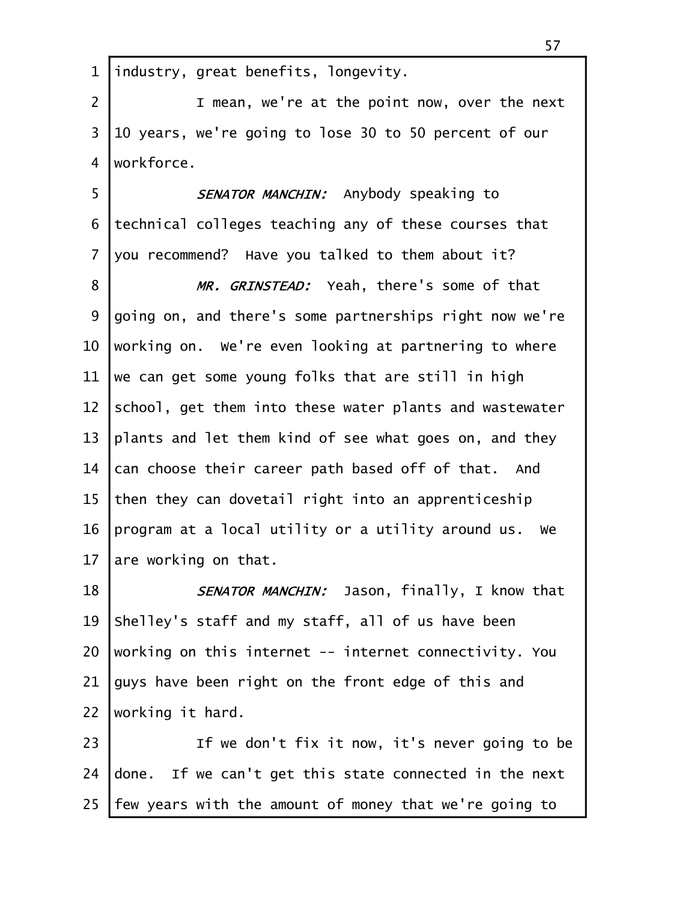industry, great benefits, longevity.

I mean, we're at the point now, over the next 10 years, we're going to lose 30 to 50 percent of our workforce.

*SENATOR MANCHIN:* Anybody speaking to technical colleges teaching any of these courses that you recommend? Have you talked to them about it?

*MR. GRINSTEAD:* Yeah, there's some of that going on, and there's some partnerships right now we're working on. We're even looking at partnering to where we can get some young folks that are still in high school, get them into these water plants and wastewater plants and let them kind of see what goes on, and they can choose their career path based off of that. And then they can dovetail right into an apprenticeship program at a local utility or a utility around us. We are working on that.

*SENATOR MANCHIN:* Jason, finally, I know that Shelley's staff and my staff, all of us have been working on this internet -- internet connectivity. You guys have been right on the front edge of this and working it hard.

If we don't fix it now, it's never going to be done. If we can't get this state connected in the next few years with the amount of money that we're going to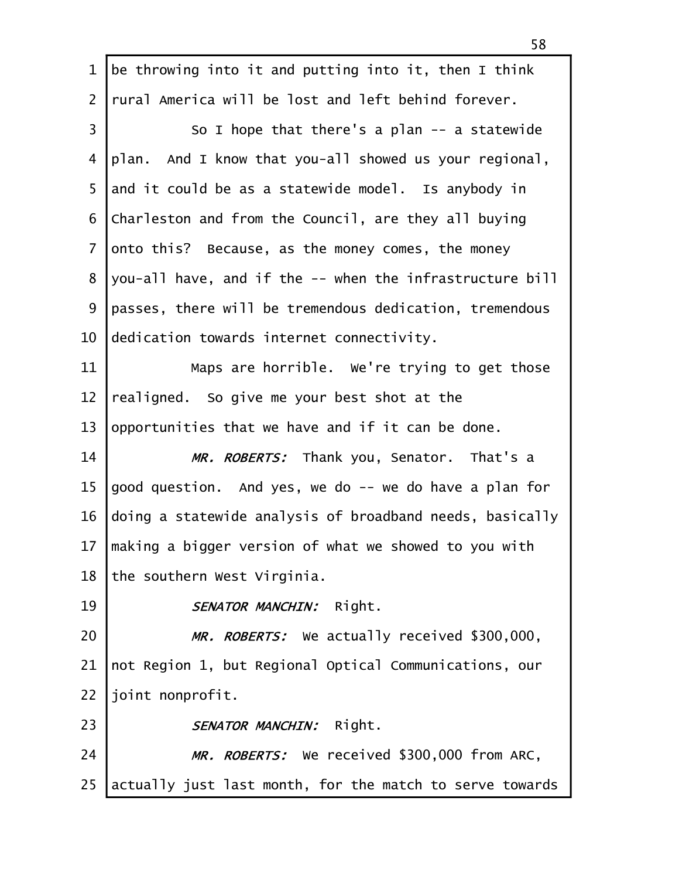be throwing into it and putting into it, then I think rural America will be lost and left behind forever.

So I hope that there's a plan -- a statewide plan. And I know that you-all showed us your regional, and it could be as a statewide model. Is anybody in Charleston and from the Council, are they all buying onto this? Because, as the money comes, the money you-all have, and if the -- when the infrastructure bill passes, there will be tremendous dedication, tremendous dedication towards internet connectivity.

Maps are horrible. We're trying to get those realigned. So give me your best shot at the opportunities that we have and if it can be done.

*MR. ROBERTS:* Thank you, Senator. That's a good question. And yes, we do -- we do have a plan for doing a statewide analysis of broadband needs, basically making a bigger version of what we showed to you with the southern West Virginia.

*SENATOR MANCHIN:* Right.

*MR. ROBERTS:* We actually received $300,000, not Region 1, but Regional Optical Communications, our joint nonprofit.

*SENATOR MANCHIN:* Right.

*MR. ROBERTS:* We received $300,000 from ARC, actually just last month, for the match to serve towards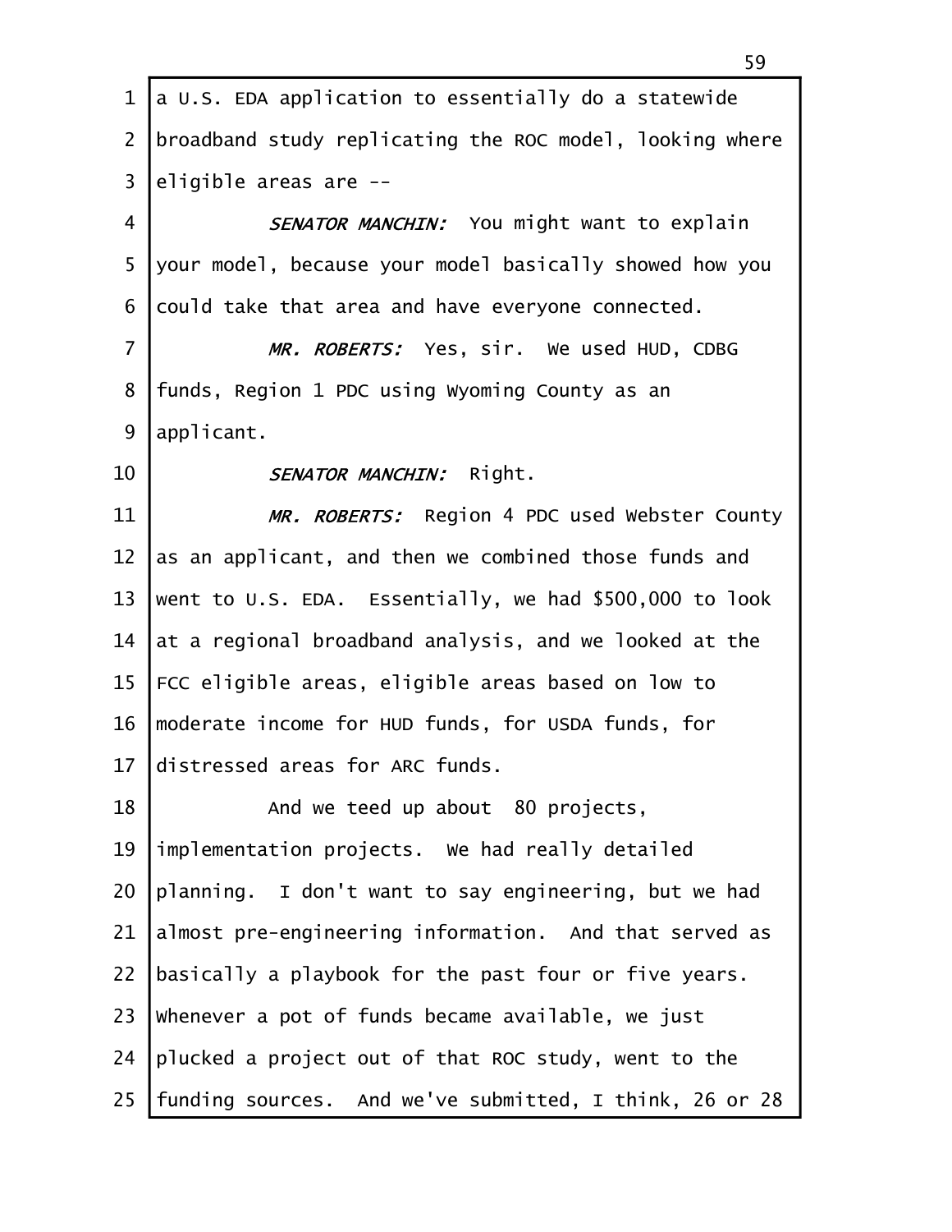a U.S. EDA application to essentially do a statewide broadband study replicating the ROC model, looking where eligible areas are --

*SENATOR MANCHIN:* You might want to explain your model, because your model basically showed how you could take that area and have everyone connected.

*MR. ROBERTS:* Yes, sir. We used HUD, CDBG funds, Region 1 PDC using Wyoming County as an applicant.

*SENATOR MANCHIN:* Right.

*MR. ROBERTS:* Region 4 PDC used Webster County as an applicant, and then we combined those funds and went to U.S. EDA. Essentially, we had $500,000 to look at a regional broadband analysis, and we looked at the FCC eligible areas, eligible areas based on low to moderate income for HUD funds, for USDA funds, for distressed areas for ARC funds.

And we teed up about 80 projects, implementation projects. We had really detailed planning. I don't want to say engineering, but we had almost pre-engineering information. And that served as basically a playbook for the past four or five years. Whenever a pot of funds became available, we just plucked a project out of that ROC study, went to the funding sources. And we've submitted, I think, 26 or 28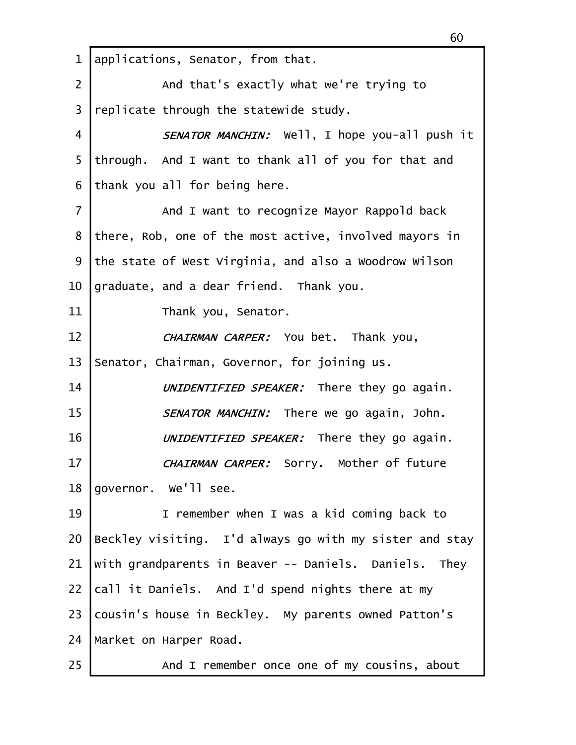applications, Senator, from that.

And that's exactly what we're trying to replicate through the statewide study.

*SENATOR MANCHIN:* Well, I hope you-all push it through. And I want to thank all of you for that and thank you all for being here.

And I want to recognize Mayor Rappold back there, Rob, one of the most active, involved mayors in the state of West Virginia, and also a Woodrow Wilson graduate, and a dear friend. Thank you.

Thank you, Senator.

*CHAIRMAN CARPER:* You bet. Thank you, Senator, Chairman, Governor, for joining us.

*UNIDENTIFIED SPEAKER:* There they go again.

*SENATOR MANCHIN:* There we go again, John.

*UNIDENTIFIED SPEAKER:* There they go again.

*CHAIRMAN CARPER:* Sorry. Mother of future governor. We'll see.

I remember when I was a kid coming back to Beckley visiting. I'd always go with my sister and stay with grandparents in Beaver -- Daniels. Daniels. They call it Daniels. And I'd spend nights there at my cousin's house in Beckley. My parents owned Patton's Market on Harper Road.

And I remember once one of my cousins, about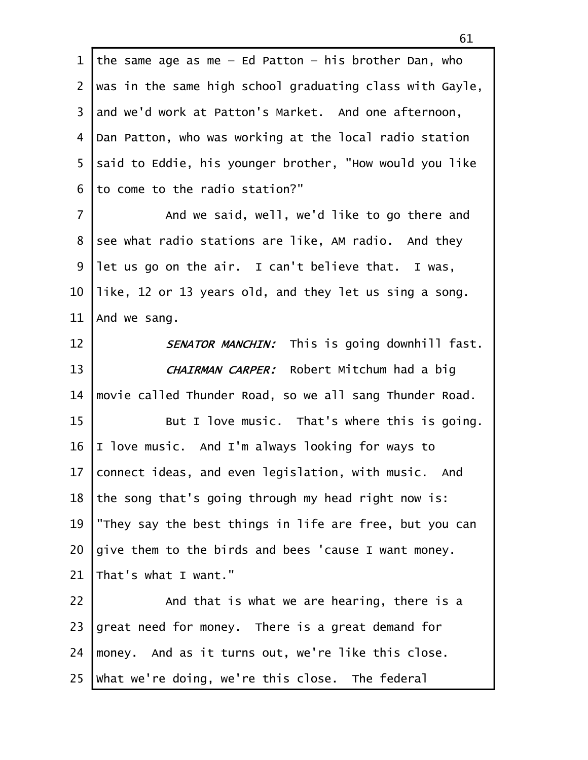the same age as me — Ed Patton — his brother Dan, who was in the same high school graduating class with Gayle, and we'd work at Patton's Market. And one afternoon, Dan Patton, who was working at the local radio station said to Eddie, his younger brother, "How would you like to come to the radio station?"

And we said, well, we'd like to go there and see what radio stations are like, AM radio. And they let us go on the air. I can't believe that. I was, like, 12 or 13 years old, and they let us sing a song. And we sang.

*SENATOR MANCHIN:* This is going downhill fast.

*CHAIRMAN CARPER:* Robert Mitchum had a big movie called Thunder Road, so we all sang Thunder Road.

But I love music. That's where this is going. I love music. And I'm always looking for ways to connect ideas, and even legislation, with music. And the song that's going through my head right now is: "They say the best things in life are free, but you can give them to the birds and bees 'cause I want money. That's what I want."

And that is what we are hearing, there is a great need for money. There is a great demand for money. And as it turns out, we're like this close. What we're doing, we're this close. The federal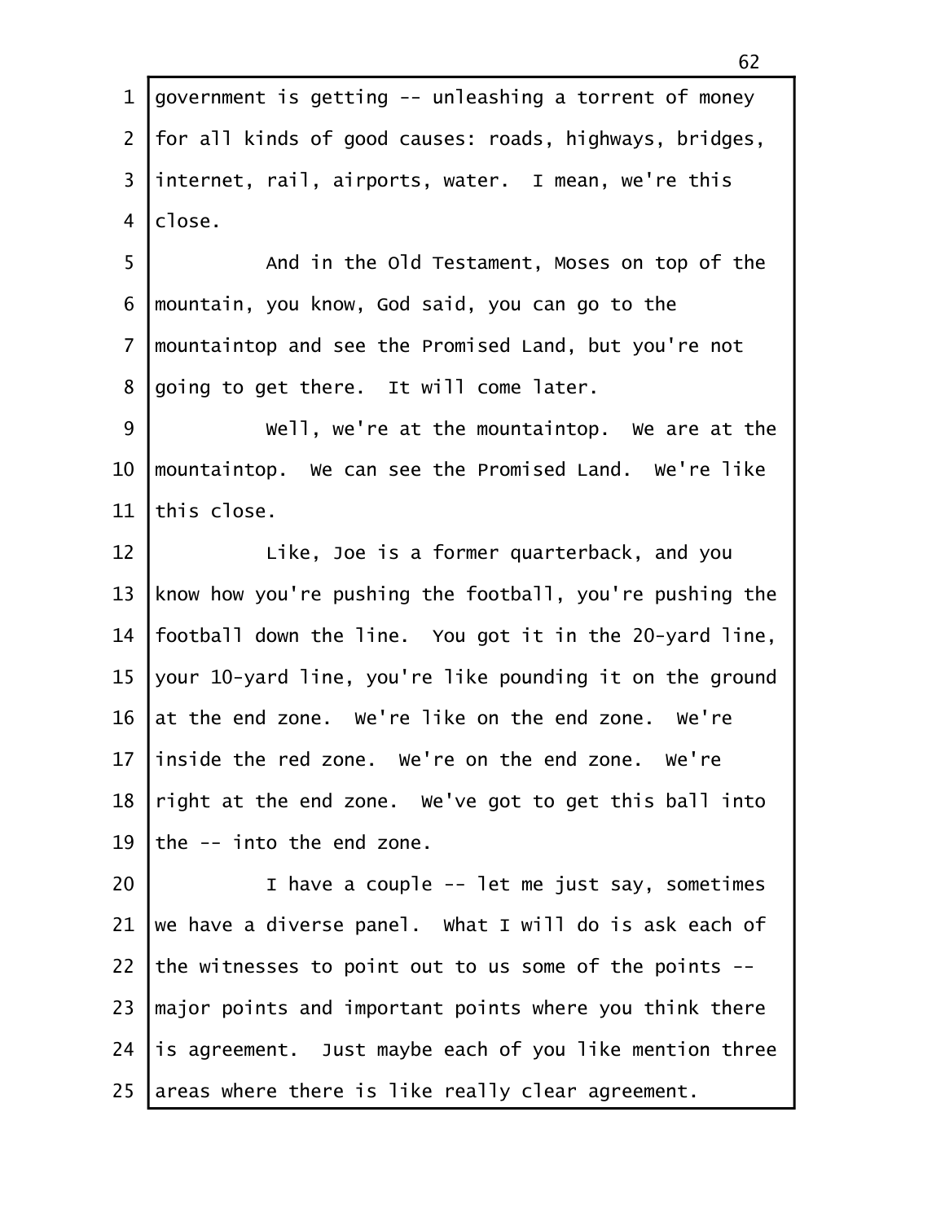government is getting -- unleashing a torrent of money for all kinds of good causes: roads, highways, bridges, internet, rail, airports, water. I mean, we're this close.

And in the Old Testament, Moses on top of the mountain, you know, God said, you can go to the mountaintop and see the Promised Land, but you're not going to get there. It will come later.

Well, we're at the mountaintop. We are at the mountaintop. We can see the Promised Land. We're like this close.

Like, Joe is a former quarterback, and you know how you're pushing the football, you're pushing the football down the line. You got it in the 20-yard line, your 10-yard line, you're like pounding it on the ground at the end zone. We're like on the end zone. We're inside the red zone. We're on the end zone. We're right at the end zone. We've got to get this ball into the -- into the end zone.

I have a couple -- let me just say, sometimes we have a diverse panel. What I will do is ask each of the witnesses to point out to us some of the points -- major points and important points where you think there is agreement. Just maybe each of you like mention three areas where there is like really clear agreement.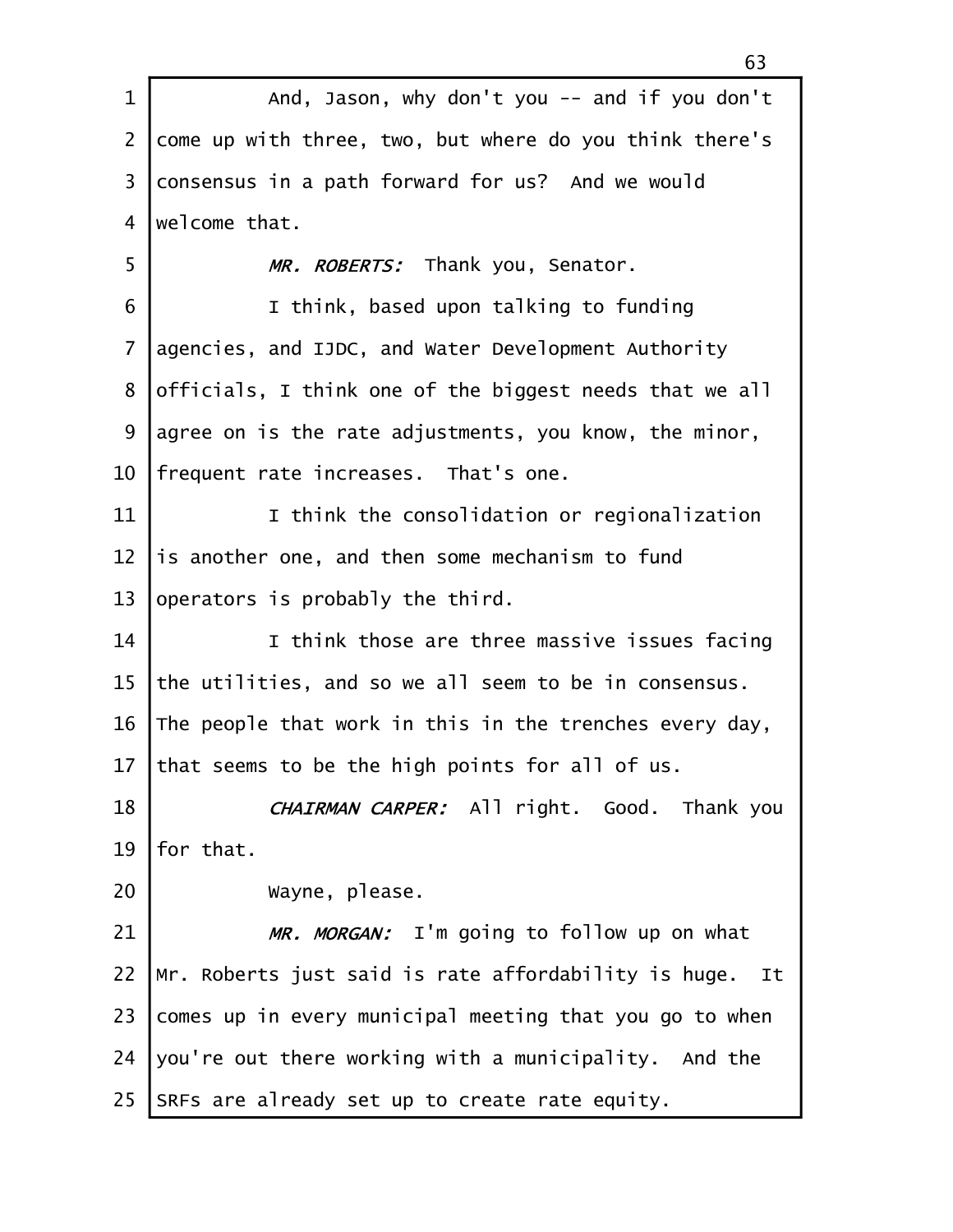And, Jason, why don't you -- and if you don't come up with three, two, but where do you think there's consensus in a path forward for us? And we would welcome that.

*MR. ROBERTS:* Thank you, Senator.

I think, based upon talking to funding agencies, and IJDC, and Water Development Authority officials, I think one of the biggest needs that we all agree on is the rate adjustments, you know, the minor, frequent rate increases. That's one.

I think the consolidation or regionalization is another one, and then some mechanism to fund operators is probably the third.

I think those are three massive issues facing the utilities, and so we all seem to be in consensus. The people that work in this in the trenches every day, that seems to be the high points for all of us.

*CHAIRMAN CARPER:* All right. Good. Thank you for that.

Wayne, please.

*MR. MORGAN:* I'm going to follow up on what Mr. Roberts just said is rate affordability is huge. It comes up in every municipal meeting that you go to when you're out there working with a municipality. And the SRFs are already set up to create rate equity.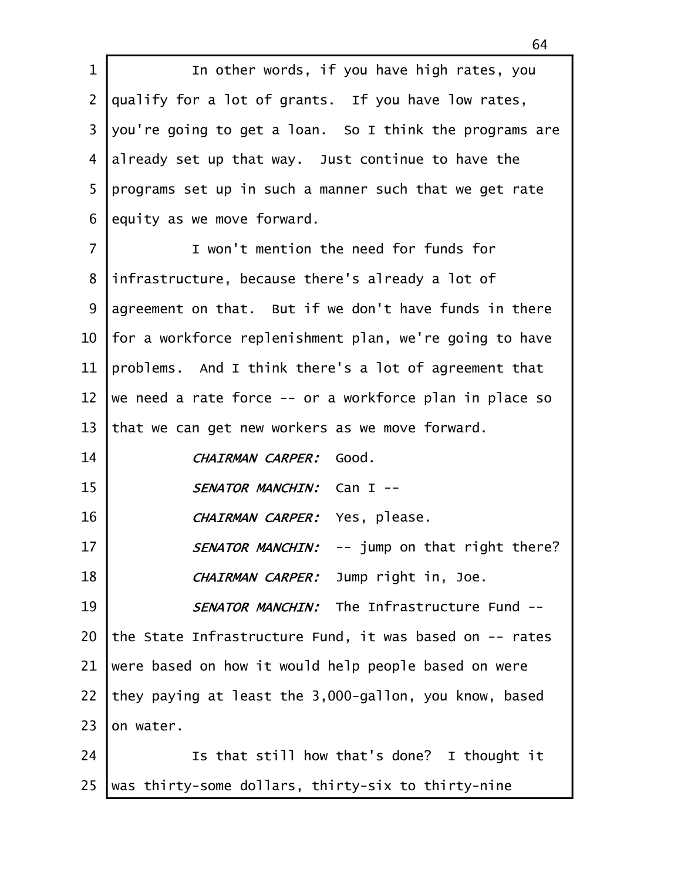In other words, if you have high rates, you qualify for a lot of grants. If you have low rates, you're going to get a loan. So I think the programs are already set up that way. Just continue to have the programs set up in such a manner such that we get rate equity as we move forward.

I won't mention the need for funds for infrastructure, because there's already a lot of agreement on that. But if we don't have funds in there for a workforce replenishment plan, we're going to have problems. And I think there's a lot of agreement that we need a rate force -- or a workforce plan in place so that we can get new workers as we move forward.

*CHAIRMAN CARPER:* Good.

*SENATOR MANCHIN:* Can I --

*CHAIRMAN CARPER:* Yes, please.

*SENATOR MANCHIN:* -- jump on that right there?

*CHAIRMAN CARPER:* Jump right in, Joe.

*SENATOR MANCHIN:* The Infrastructure Fund -- the State Infrastructure Fund, it was based on -- rates were based on how it would help people based on were they paying at least the 3,000-gallon, you know, based on water.

Is that still how that's done? I thought it was thirty-some dollars, thirty-six to thirty-nine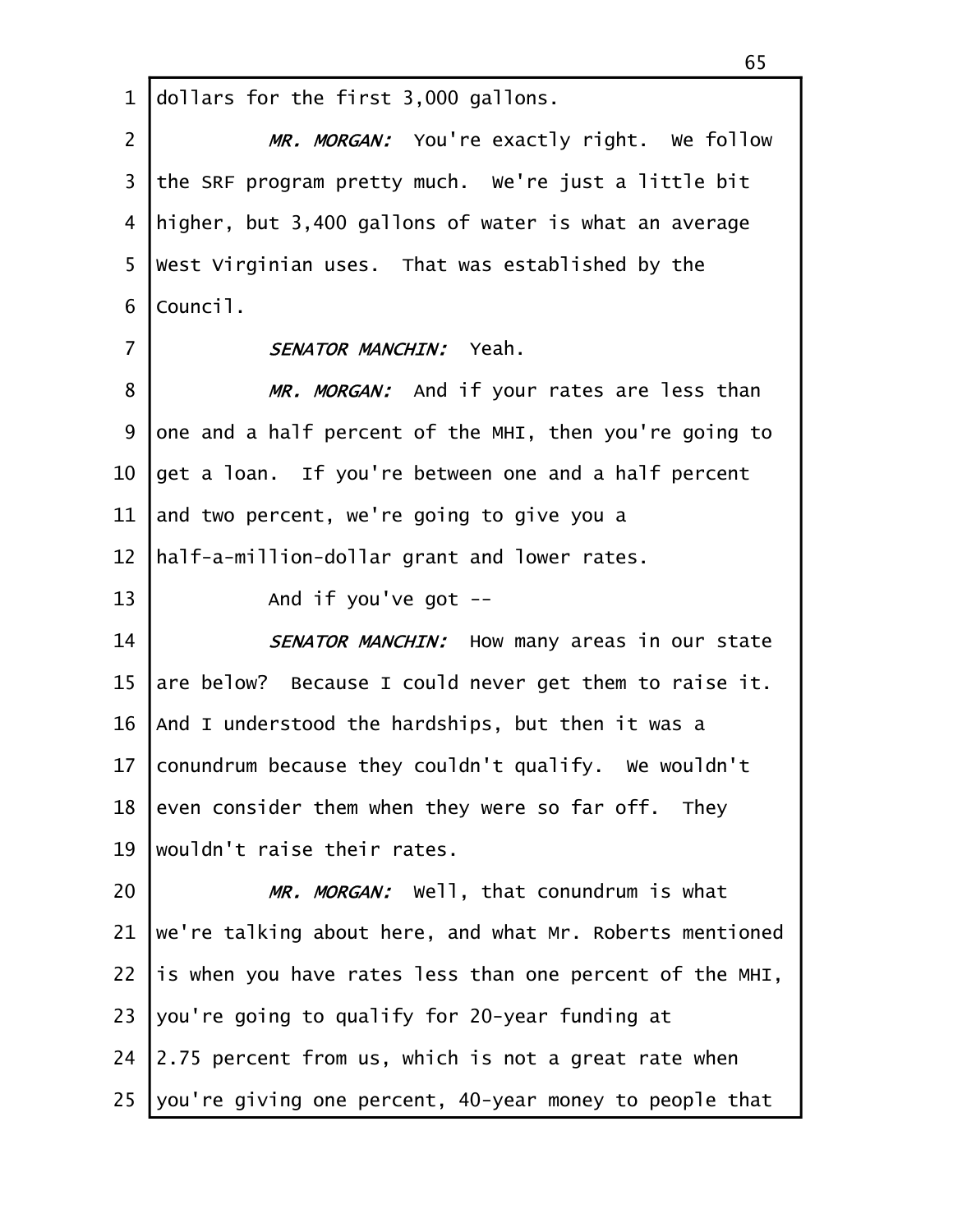dollars for the first 3,000 gallons.

*MR. MORGAN:* You're exactly right. We follow the SRF program pretty much. We're just a little bit higher, but 3,400 gallons of water is what an average West Virginian uses. That was established by the Council.

*SENATOR MANCHIN:* Yeah.

*MR. MORGAN:* And if your rates are less than one and a half percent of the MHI, then you're going to get a loan. If you're between one and a half percent and two percent, we're going to give you a half-a-million-dollar grant and lower rates.

And if you've got --

*SENATOR MANCHIN:* How many areas in our state are below? Because I could never get them to raise it. And I understood the hardships, but then it was a conundrum because they couldn't qualify. We wouldn't even consider them when they were so far off. They wouldn't raise their rates.

*MR. MORGAN:* Well, that conundrum is what we're talking about here, and what Mr. Roberts mentioned is when you have rates less than one percent of the MHI, you're going to qualify for 20-year funding at 2.75 percent from us, which is not a great rate when you're giving one percent, 40-year money to people that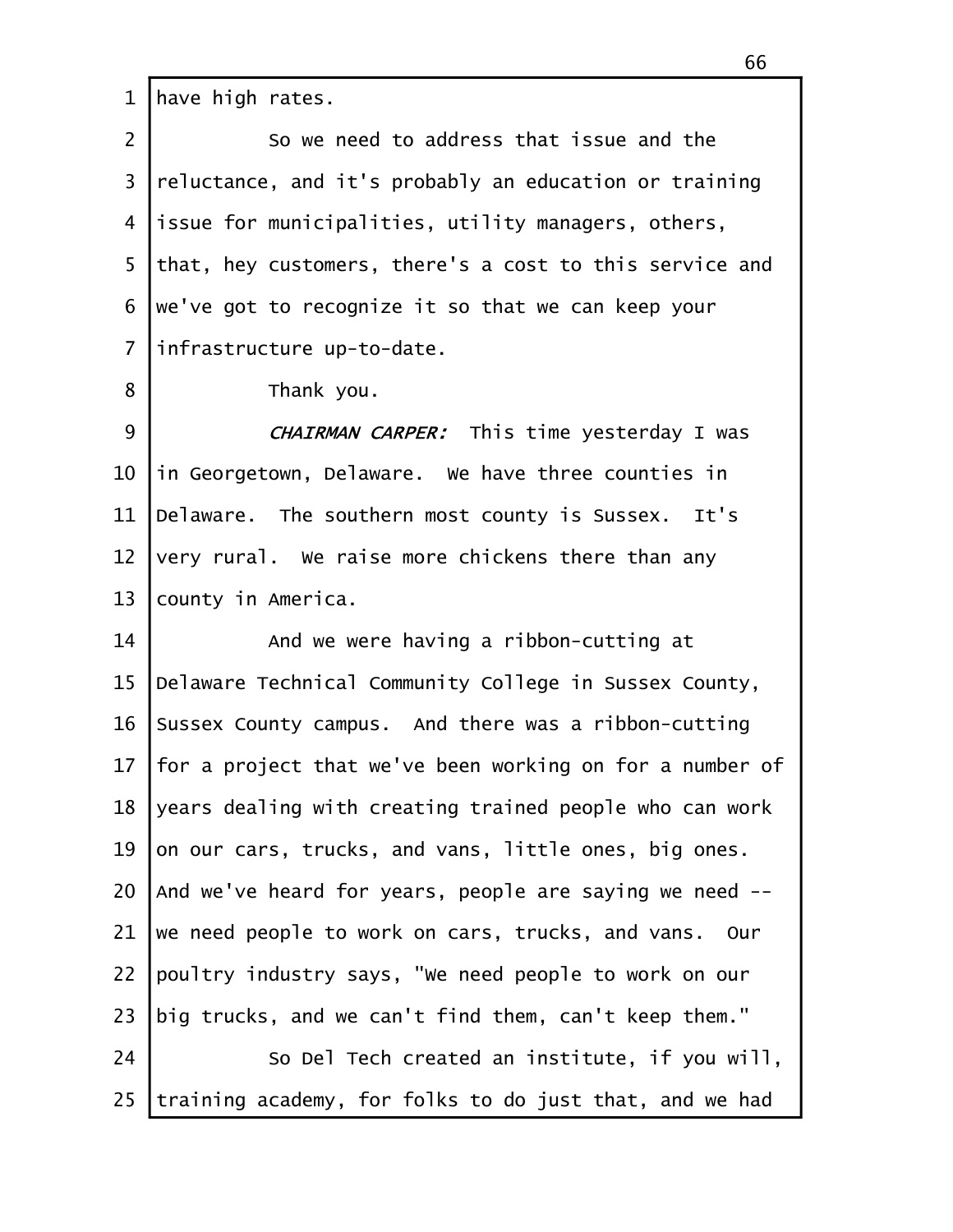have high rates.

So we need to address that issue and the reluctance, and it's probably an education or training issue for municipalities, utility managers, others, that, hey customers, there's a cost to this service and we've got to recognize it so that we can keep your infrastructure up-to-date.

Thank you.

*CHAIRMAN CARPER:* This time yesterday I was in Georgetown, Delaware. We have three counties in Delaware. The southern most county is Sussex. It's very rural. We raise more chickens there than any county in America.

And we were having a ribbon-cutting at Delaware Technical Community College in Sussex County, Sussex County campus. And there was a ribbon-cutting for a project that we've been working on for a number of years dealing with creating trained people who can work on our cars, trucks, and vans, little ones, big ones. And we've heard for years, people are saying we need -- we need people to work on cars, trucks, and vans. Our poultry industry says, "We need people to work on our big trucks, and we can't find them, can't keep them."

So Del Tech created an institute, if you will, training academy, for folks to do just that, and we had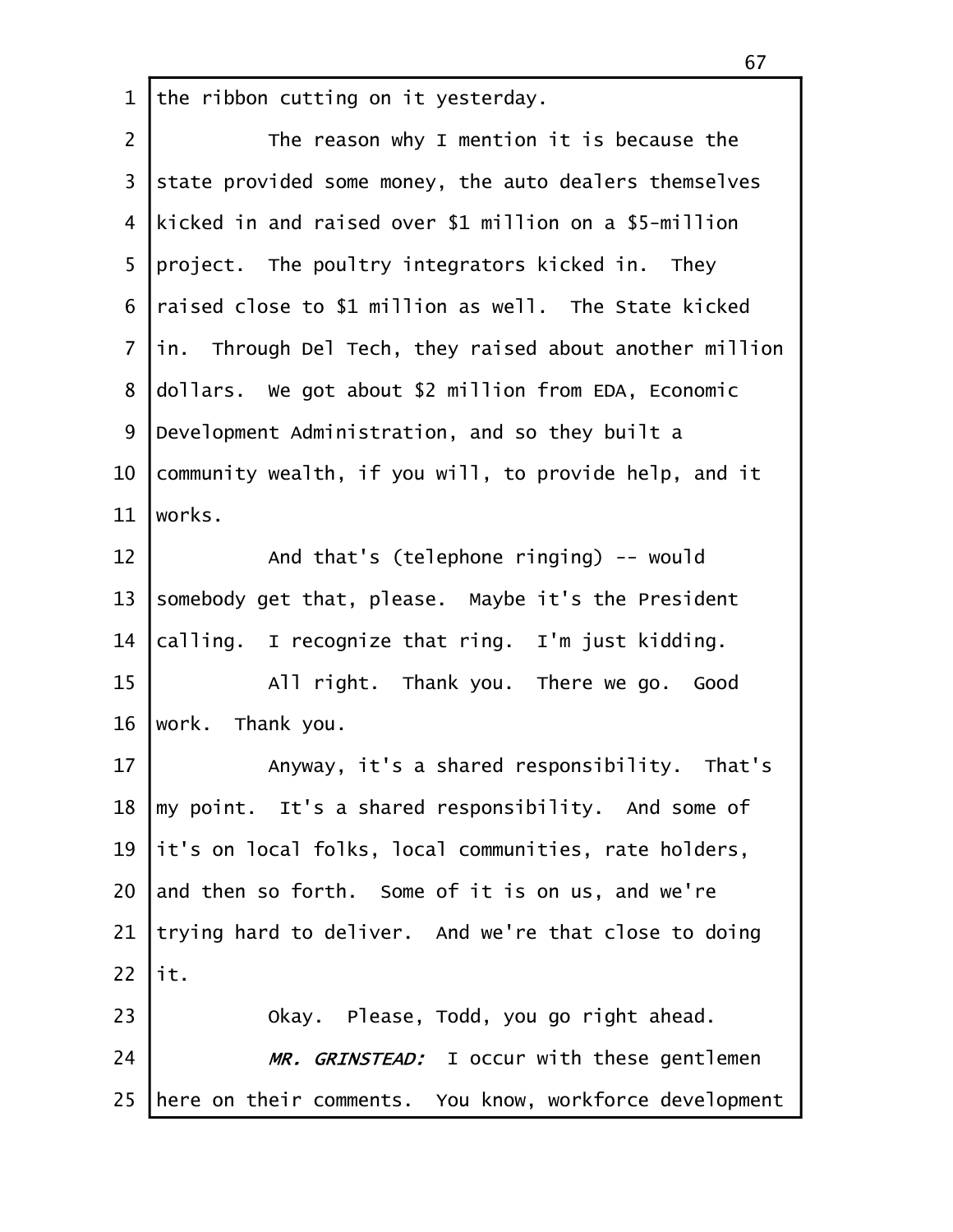the ribbon cutting on it yesterday.

The reason why I mention it is because the state provided some money, the auto dealers themselves kicked in and raised over $1 million on a $5-million project. The poultry integrators kicked in. They raised close to $1 million as well. The State kicked in. Through Del Tech, they raised about another million dollars. We got about $2 million from EDA, Economic Development Administration, and so they built a community wealth, if you will, to provide help, and it works.

And that's (telephone ringing) -- would somebody get that, please. Maybe it's the President calling. I recognize that ring. I'm just kidding.

All right. Thank you. There we go. Good work. Thank you.

Anyway, it's a shared responsibility. That's my point. It's a shared responsibility. And some of it's on local folks, local communities, rate holders, and then so forth. Some of it is on us, and we're trying hard to deliver. And we're that close to doing it.

Okay. Please, Todd, you go right ahead.

*MR. GRINSTEAD:* I occur with these gentlemen here on their comments. You know, workforce development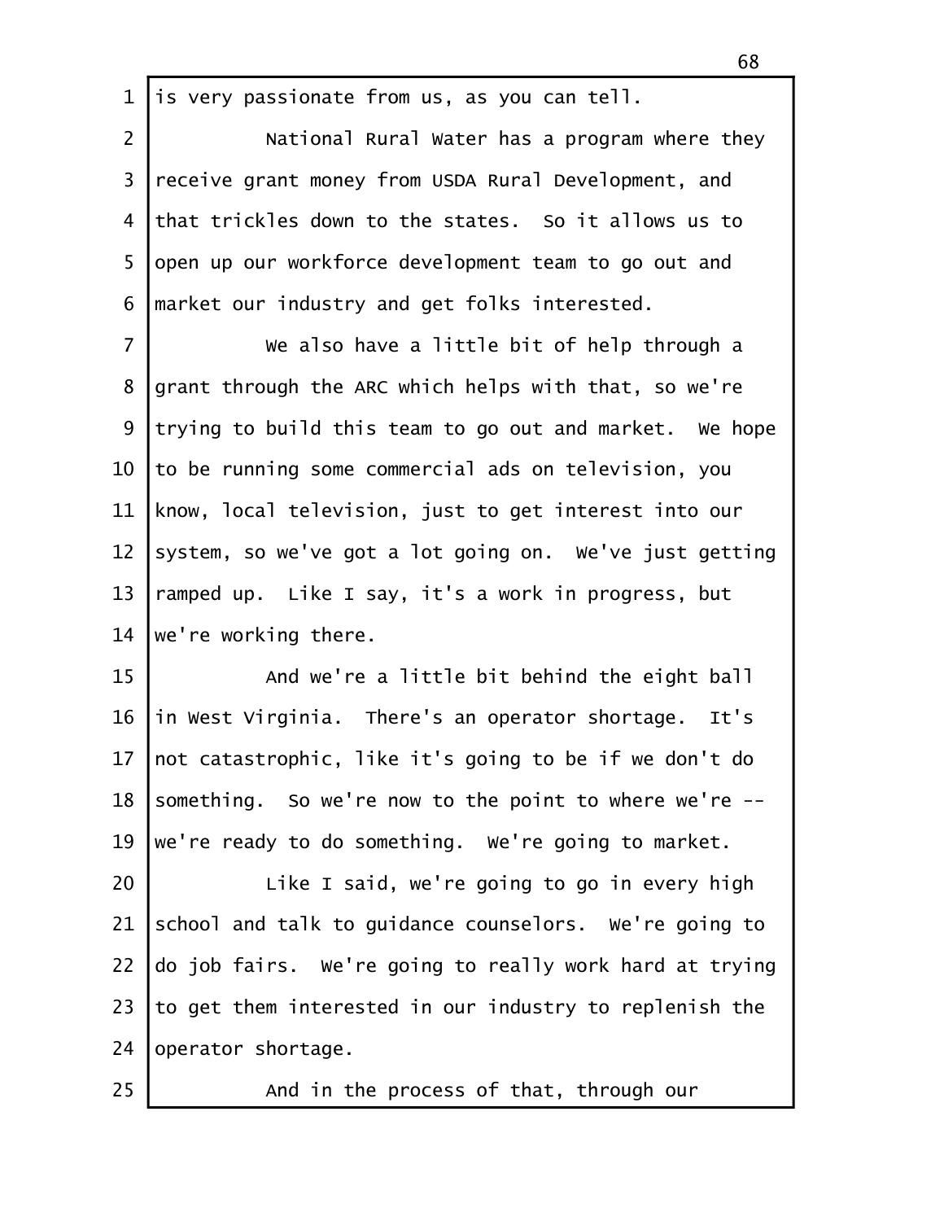is very passionate from us, as you can tell.

National Rural Water has a program where they receive grant money from USDA Rural Development, and that trickles down to the states. So it allows us to open up our workforce development team to go out and market our industry and get folks interested.

We also have a little bit of help through a grant through the ARC which helps with that, so we're trying to build this team to go out and market. We hope to be running some commercial ads on television, you know, local television, just to get interest into our system, so we've got a lot going on. We've just getting ramped up. Like I say, it's a work in progress, but we're working there.

And we're a little bit behind the eight ball in West Virginia. There's an operator shortage. It's not catastrophic, like it's going to be if we don't do something. So we're now to the point to where we're -- we're ready to do something. We're going to market.

Like I said, we're going to go in every high school and talk to guidance counselors. We're going to do job fairs. We're going to really work hard at trying to get them interested in our industry to replenish the operator shortage.

And in the process of that, through our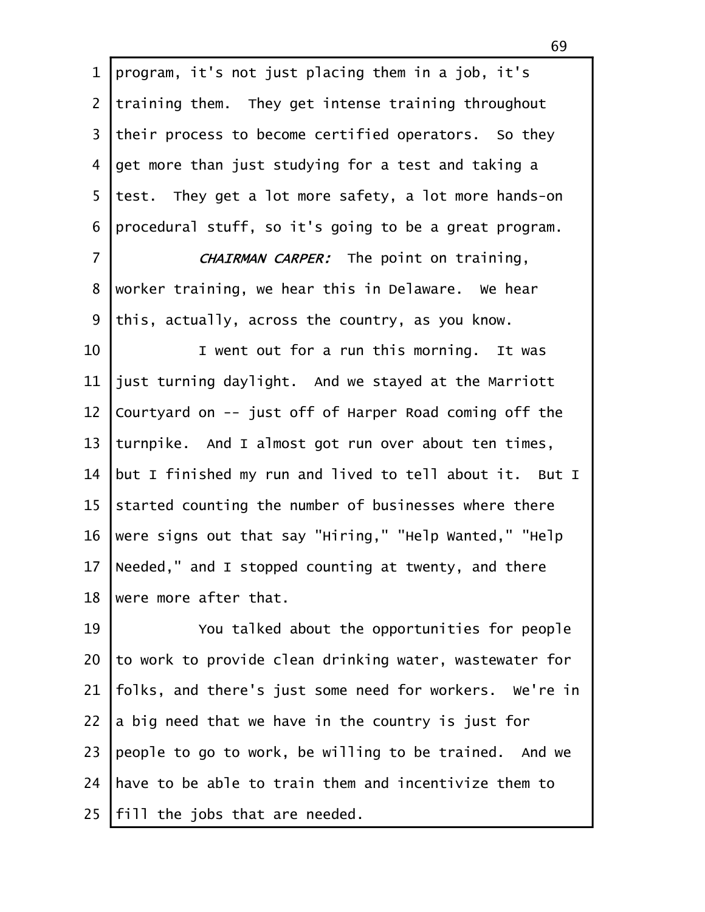program, it's not just placing them in a job, it's training them. They get intense training throughout their process to become certified operators. So they get more than just studying for a test and taking a test. They get a lot more safety, a lot more hands-on procedural stuff, so it's going to be a great program.

*CHAIRMAN CARPER:* The point on training, worker training, we hear this in Delaware. We hear this, actually, across the country, as you know.

I went out for a run this morning. It was just turning daylight. And we stayed at the Marriott Courtyard on -- just off of Harper Road coming off the turnpike. And I almost got run over about ten times, but I finished my run and lived to tell about it. But I started counting the number of businesses where there were signs out that say "Hiring," "Help Wanted," "Help Needed," and I stopped counting at twenty, and there were more after that.

You talked about the opportunities for people to work to provide clean drinking water, wastewater for folks, and there's just some need for workers. We're in a big need that we have in the country is just for people to go to work, be willing to be trained. And we have to be able to train them and incentivize them to fill the jobs that are needed.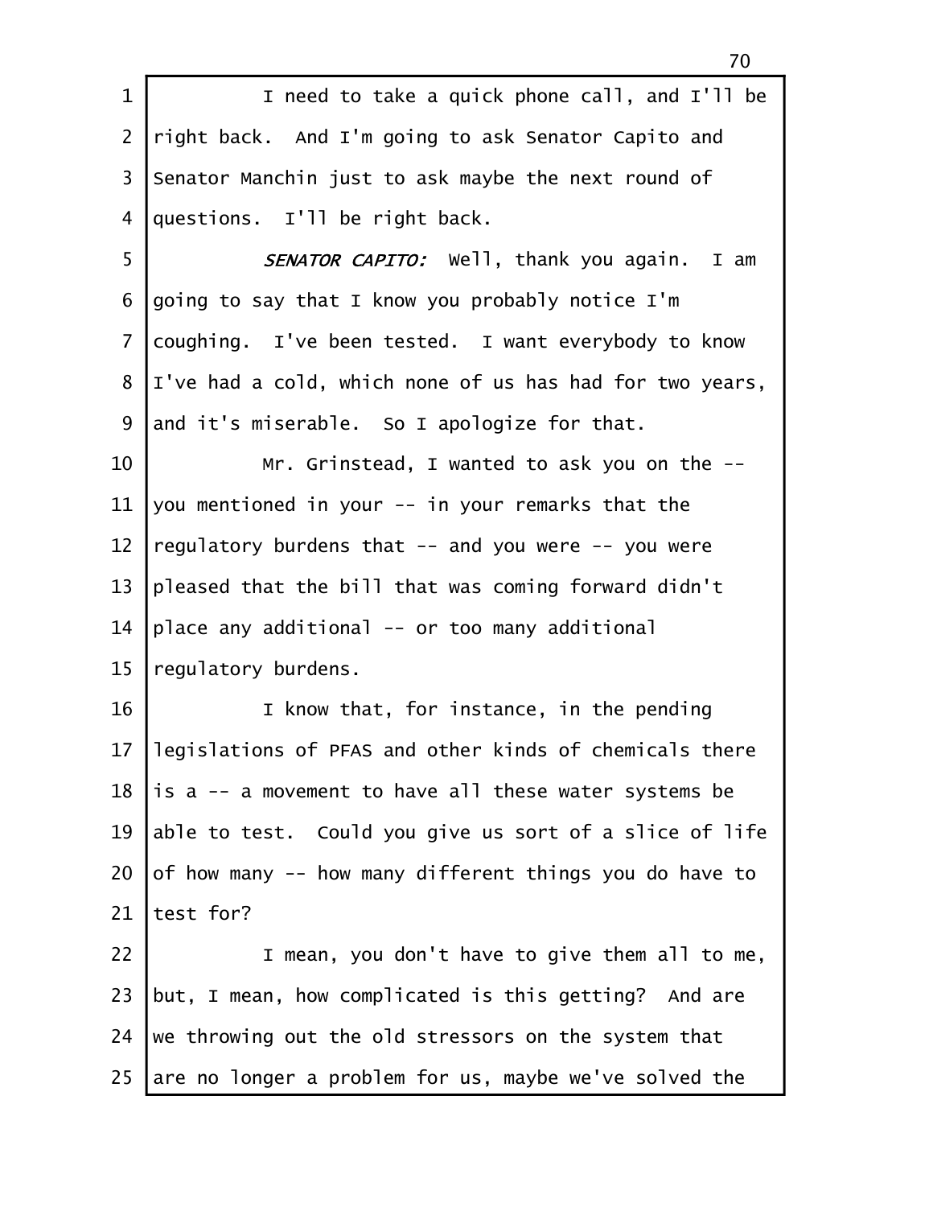I need to take a quick phone call, and I'll be right back. And I'm going to ask Senator Capito and Senator Manchin just to ask maybe the next round of questions. I'll be right back.

*SENATOR CAPITO:* Well, thank you again. I am going to say that I know you probably notice I'm coughing. I've been tested. I want everybody to know I've had a cold, which none of us has had for two years, and it's miserable. So I apologize for that.

Mr. Grinstead, I wanted to ask you on the -- you mentioned in your -- in your remarks that the regulatory burdens that -- and you were -- you were pleased that the bill that was coming forward didn't place any additional -- or too many additional regulatory burdens.

I know that, for instance, in the pending legislations of PFAS and other kinds of chemicals there is a -- a movement to have all these water systems be able to test. Could you give us sort of a slice of life of how many -- how many different things you do have to test for?

I mean, you don't have to give them all to me, but, I mean, how complicated is this getting? And are we throwing out the old stressors on the system that are no longer a problem for us, maybe we've solved the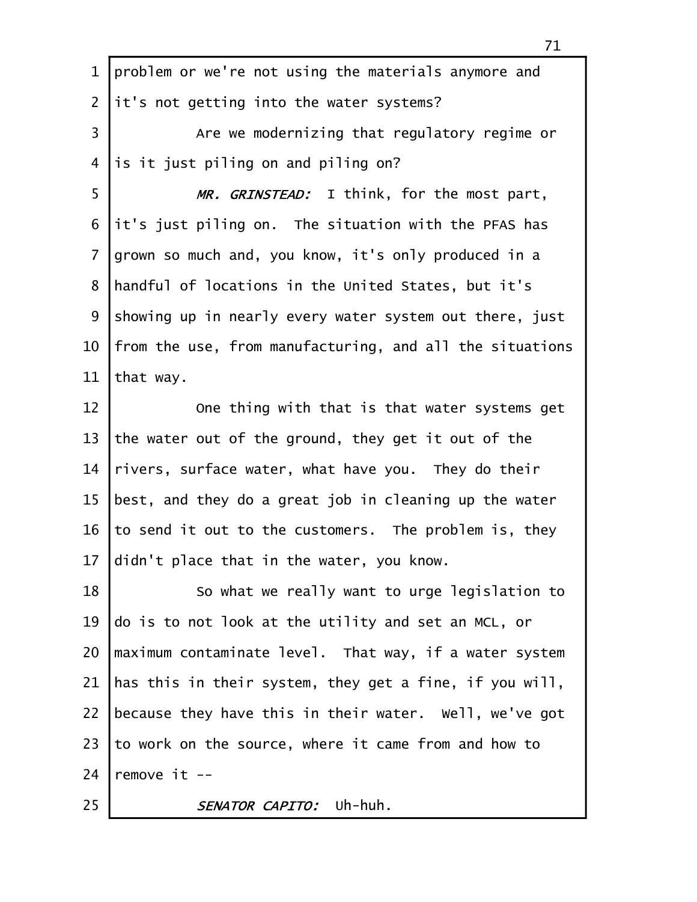problem or we're not using the materials anymore and it's not getting into the water systems?

Are we modernizing that regulatory regime or is it just piling on and piling on?

*MR. GRINSTEAD:* I think, for the most part, it's just piling on. The situation with the PFAS has grown so much and, you know, it's only produced in a handful of locations in the United States, but it's showing up in nearly every water system out there, just from the use, from manufacturing, and all the situations that way.

One thing with that is that water systems get the water out of the ground, they get it out of the rivers, surface water, what have you. They do their best, and they do a great job in cleaning up the water to send it out to the customers. The problem is, they didn't place that in the water, you know.

So what we really want to urge legislation to do is to not look at the utility and set an MCL, or maximum contaminate level. That way, if a water system has this in their system, they get a fine, if you will, because they have this in their water. Well, we've got to work on the source, where it came from and how to remove it --

*SENATOR CAPITO:* Uh-huh.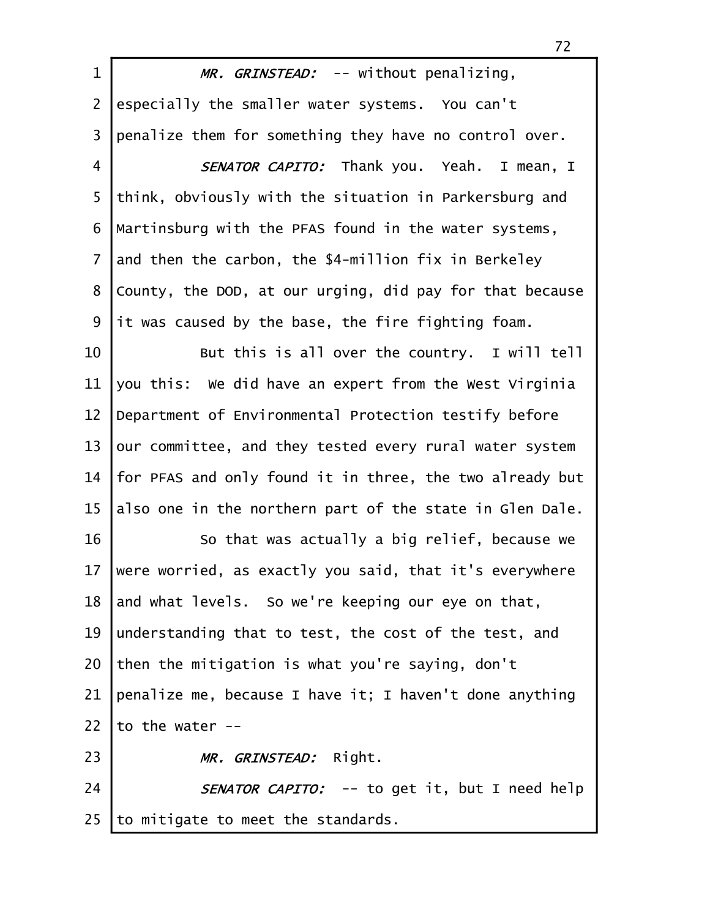*MR. GRINSTEAD:* -- without penalizing, especially the smaller water systems. You can't penalize them for something they have no control over.

*SENATOR CAPITO:* Thank you. Yeah. I mean, I think, obviously with the situation in Parkersburg and Martinsburg with the PFAS found in the water systems, and then the carbon, the $4-million fix in Berkeley County, the DOD, at our urging, did pay for that because it was caused by the base, the fire fighting foam.

But this is all over the country. I will tell you this: We did have an expert from the West Virginia Department of Environmental Protection testify before our committee, and they tested every rural water system for PFAS and only found it in three, the two already but also one in the northern part of the state in Glen Dale.

So that was actually a big relief, because we were worried, as exactly you said, that it's everywhere and what levels. So we're keeping our eye on that, understanding that to test, the cost of the test, and then the mitigation is what you're saying, don't penalize me, because I have it; I haven't done anything to the water --

*MR. GRINSTEAD:* Right.

*SENATOR CAPITO:* -- to get it, but I need help to mitigate to meet the standards.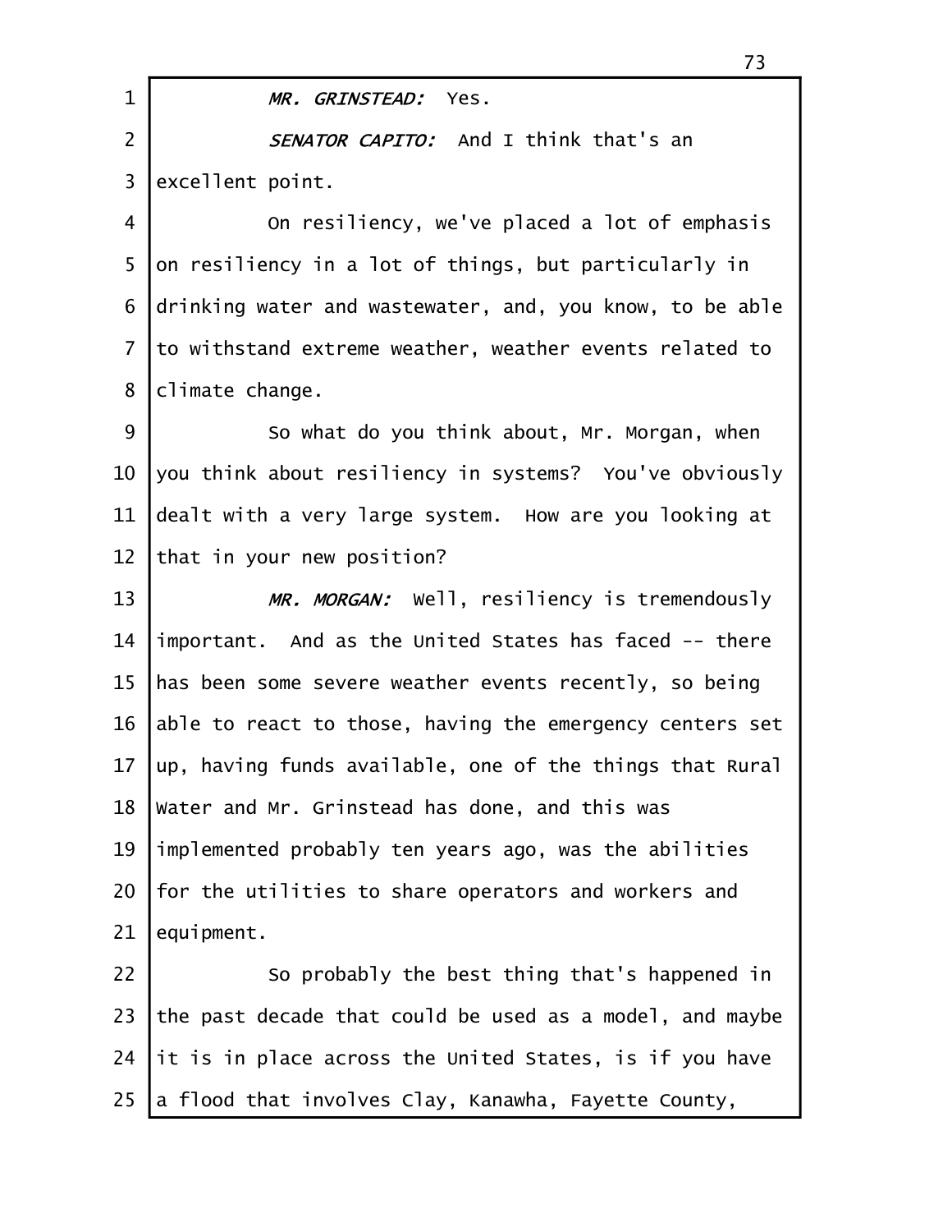*MR. GRINSTEAD:* Yes.

*SENATOR CAPITO:* And I think that's an excellent point.

On resiliency, we've placed a lot of emphasis on resiliency in a lot of things, but particularly in drinking water and wastewater, and, you know, to be able to withstand extreme weather, weather events related to climate change.

So what do you think about, Mr. Morgan, when you think about resiliency in systems? You've obviously dealt with a very large system. How are you looking at that in your new position?

*MR. MORGAN:* Well, resiliency is tremendously important. And as the United States has faced -- there has been some severe weather events recently, so being able to react to those, having the emergency centers set up, having funds available, one of the things that Rural Water and Mr. Grinstead has done, and this was implemented probably ten years ago, was the abilities for the utilities to share operators and workers and equipment.

So probably the best thing that's happened in the past decade that could be used as a model, and maybe it is in place across the United States, is if you have a flood that involves Clay, Kanawha, Fayette County,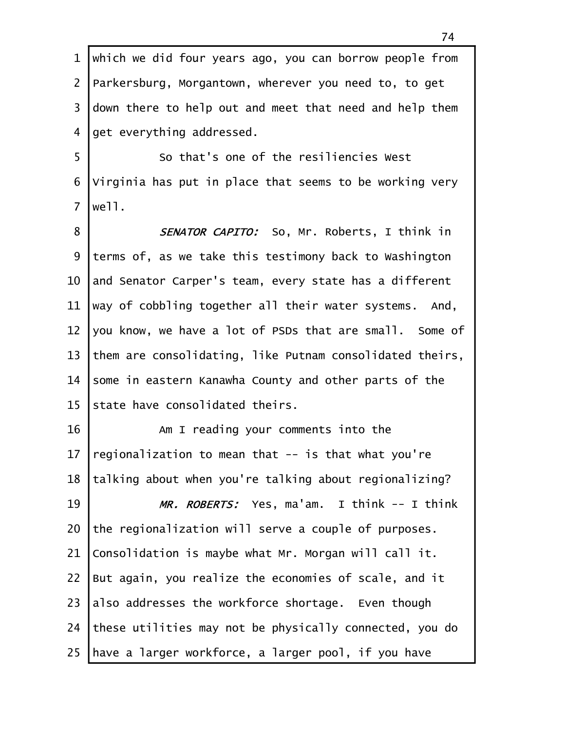which we did four years ago, you can borrow people from Parkersburg, Morgantown, wherever you need to, to get down there to help out and meet that need and help them get everything addressed.

So that's one of the resiliencies West Virginia has put in place that seems to be working very well.

*SENATOR CAPITO:* So, Mr. Roberts, I think in terms of, as we take this testimony back to Washington and Senator Carper's team, every state has a different way of cobbling together all their water systems. And, you know, we have a lot of PSDs that are small. Some of them are consolidating, like Putnam consolidated theirs, some in eastern Kanawha County and other parts of the state have consolidated theirs.

Am I reading your comments into the regionalization to mean that -- is that what you're talking about when you're talking about regionalizing?

*MR. ROBERTS:* Yes, ma'am. I think -- I think the regionalization will serve a couple of purposes. Consolidation is maybe what Mr. Morgan will call it. But again, you realize the economies of scale, and it also addresses the workforce shortage. Even though these utilities may not be physically connected, you do have a larger workforce, a larger pool, if you have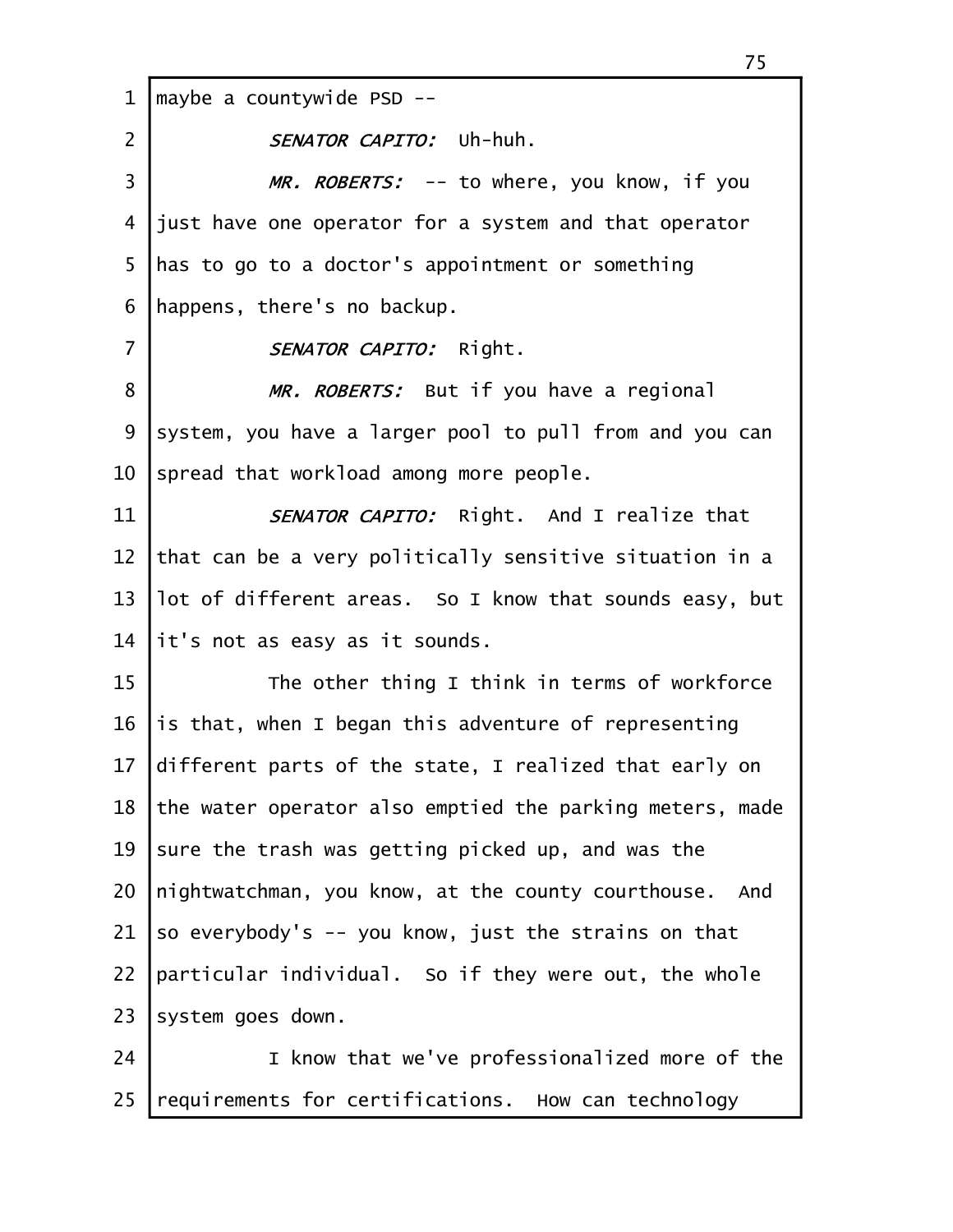maybe a countywide PSD --

*SENATOR CAPITO:* Uh-huh.

*MR. ROBERTS:* -- to where, you know, if you just have one operator for a system and that operator has to go to a doctor's appointment or something happens, there's no backup.

*SENATOR CAPITO:* Right.

*MR. ROBERTS:* But if you have a regional system, you have a larger pool to pull from and you can spread that workload among more people.

*SENATOR CAPITO:* Right. And I realize that that can be a very politically sensitive situation in a lot of different areas. So I know that sounds easy, but it's not as easy as it sounds.

The other thing I think in terms of workforce is that, when I began this adventure of representing different parts of the state, I realized that early on the water operator also emptied the parking meters, made sure the trash was getting picked up, and was the nightwatchman, you know, at the county courthouse. And so everybody's -- you know, just the strains on that particular individual. So if they were out, the whole system goes down.

I know that we've professionalized more of the requirements for certifications. How can technology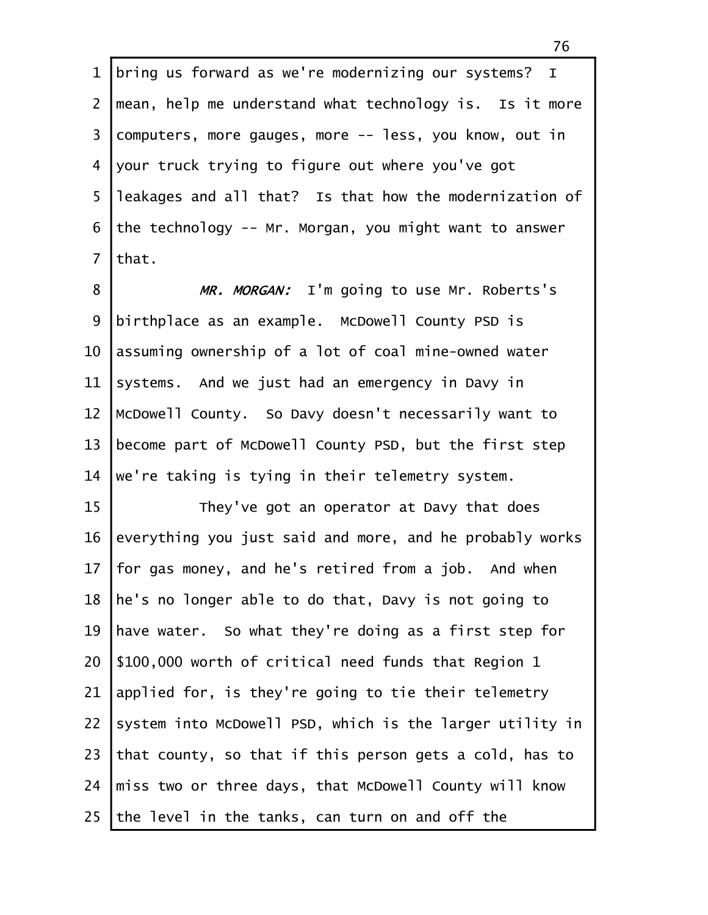bring us forward as we're modernizing our systems? I mean, help me understand what technology is. Is it more computers, more gauges, more -- less, you know, out in your truck trying to figure out where you've got leakages and all that? Is that how the modernization of the technology -- Mr. Morgan, you might want to answer that.

*MR. MORGAN:* I'm going to use Mr. Roberts's birthplace as an example. McDowell County PSD is assuming ownership of a lot of coal mine-owned water systems. And we just had an emergency in Davy in McDowell County. So Davy doesn't necessarily want to become part of McDowell County PSD, but the first step we're taking is tying in their telemetry system.

They've got an operator at Davy that does everything you just said and more, and he probably works for gas money, and he's retired from a job. And when he's no longer able to do that, Davy is not going to have water. So what they're doing as a first step for $100,000 worth of critical need funds that Region 1 applied for, is they're going to tie their telemetry system into McDowell PSD, which is the larger utility in that county, so that if this person gets a cold, has to miss two or three days, that McDowell County will know the level in the tanks, can turn on and off the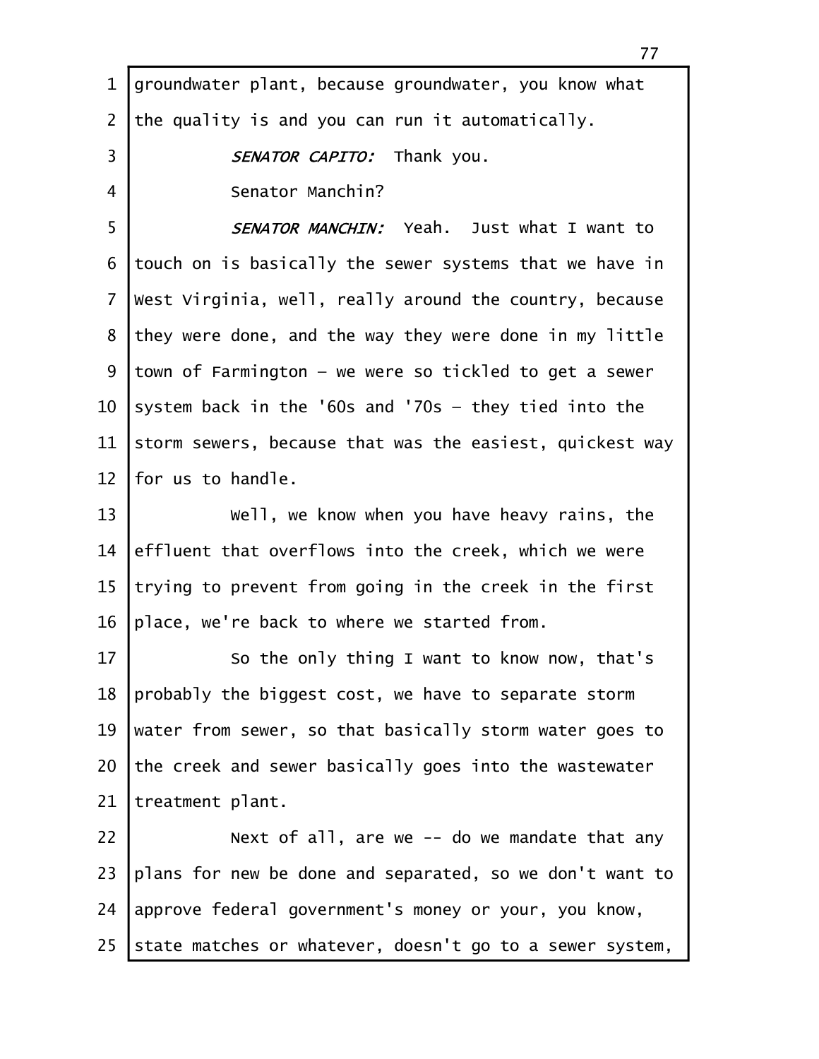groundwater plant, because groundwater, you know what the quality is and you can run it automatically.

*SENATOR CAPITO:* Thank you.

Senator Manchin?

*SENATOR MANCHIN:* Yeah. Just what I want to touch on is basically the sewer systems that we have in West Virginia, well, really around the country, because they were done, and the way they were done in my little town of Farmington — we were so tickled to get a sewer system back in the '60s and '70s — they tied into the storm sewers, because that was the easiest, quickest way for us to handle.

Well, we know when you have heavy rains, the effluent that overflows into the creek, which we were trying to prevent from going in the creek in the first place, we're back to where we started from.

So the only thing I want to know now, that's probably the biggest cost, we have to separate storm water from sewer, so that basically storm water goes to the creek and sewer basically goes into the wastewater treatment plant.

Next of all, are we -- do we mandate that any plans for new be done and separated, so we don't want to approve federal government's money or your, you know, state matches or whatever, doesn't go to a sewer system,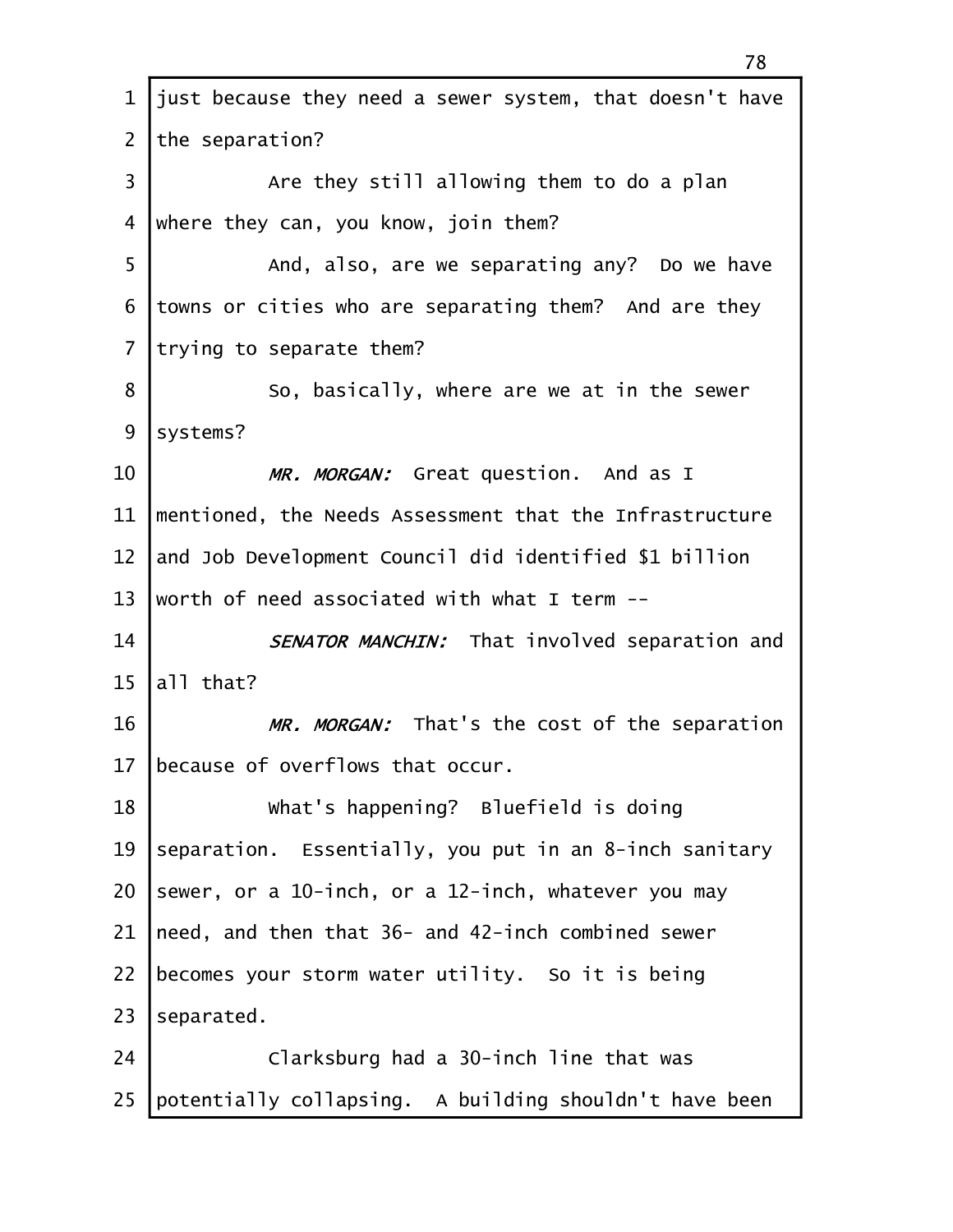just because they need a sewer system, that doesn't have the separation?

Are they still allowing them to do a plan where they can, you know, join them?

And, also, are we separating any? Do we have towns or cities who are separating them? And are they trying to separate them?

So, basically, where are we at in the sewer systems?

*MR. MORGAN:* Great question. And as I mentioned, the Needs Assessment that the Infrastructure and Job Development Council did identified $1 billion worth of need associated with what I term --

*SENATOR MANCHIN:* That involved separation and all that?

*MR. MORGAN:* That's the cost of the separation because of overflows that occur.

What's happening? Bluefield is doing separation. Essentially, you put in an 8-inch sanitary sewer, or a 10-inch, or a 12-inch, whatever you may need, and then that 36- and 42-inch combined sewer becomes your storm water utility. So it is being separated.

Clarksburg had a 30-inch line that was potentially collapsing. A building shouldn't have been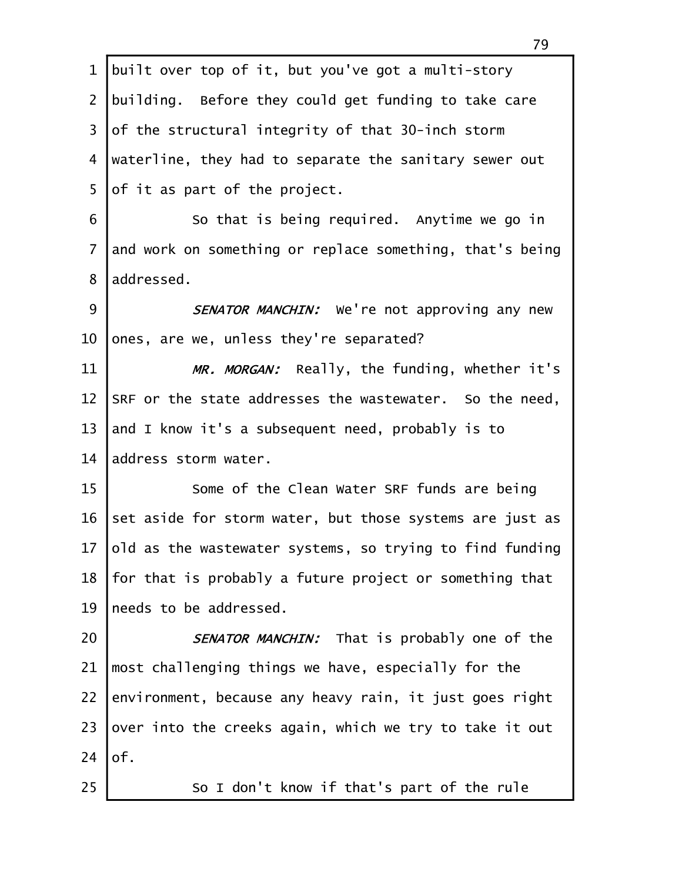built over top of it, but you've got a multi-story building. Before they could get funding to take care of the structural integrity of that 30-inch storm waterline, they had to separate the sanitary sewer out of it as part of the project.

So that is being required. Anytime we go in and work on something or replace something, that's being addressed.

*SENATOR MANCHIN:* We're not approving any new ones, are we, unless they're separated?

*MR. MORGAN:* Really, the funding, whether it's SRF or the state addresses the wastewater. So the need, and I know it's a subsequent need, probably is to address storm water.

Some of the Clean Water SRF funds are being set aside for storm water, but those systems are just as old as the wastewater systems, so trying to find funding for that is probably a future project or something that needs to be addressed.

*SENATOR MANCHIN:* That is probably one of the most challenging things we have, especially for the environment, because any heavy rain, it just goes right over into the creeks again, which we try to take it out of.

So I don't know if that's part of the rule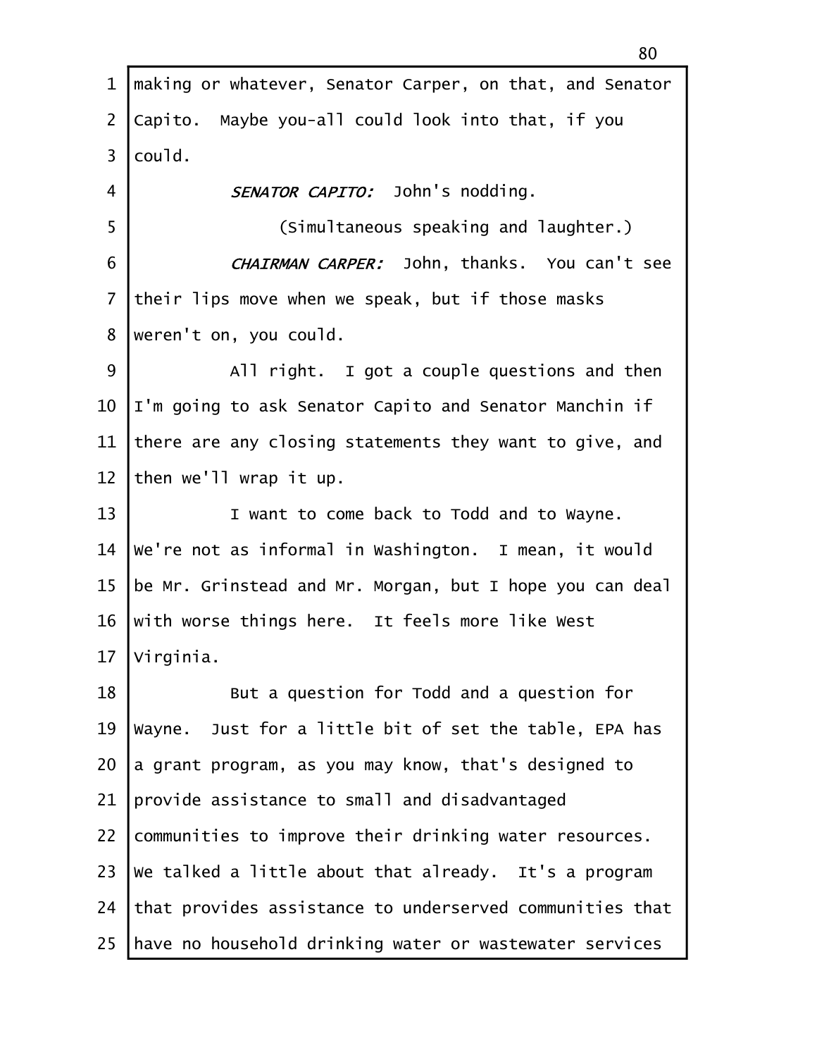making or whatever, Senator Carper, on that, and Senator Capito. Maybe you-all could look into that, if you could.

*SENATOR CAPITO:* John's nodding.

(Simultaneous speaking and laughter.)

*CHAIRMAN CARPER:* John, thanks. You can't see their lips move when we speak, but if those masks weren't on, you could.

All right. I got a couple questions and then I'm going to ask Senator Capito and Senator Manchin if there are any closing statements they want to give, and then we'll wrap it up.

I want to come back to Todd and to Wayne. We're not as informal in Washington. I mean, it would be Mr. Grinstead and Mr. Morgan, but I hope you can deal with worse things here. It feels more like West Virginia.

But a question for Todd and a question for Wayne. Just for a little bit of set the table, EPA has a grant program, as you may know, that's designed to provide assistance to small and disadvantaged communities to improve their drinking water resources. We talked a little about that already. It's a program that provides assistance to underserved communities that have no household drinking water or wastewater services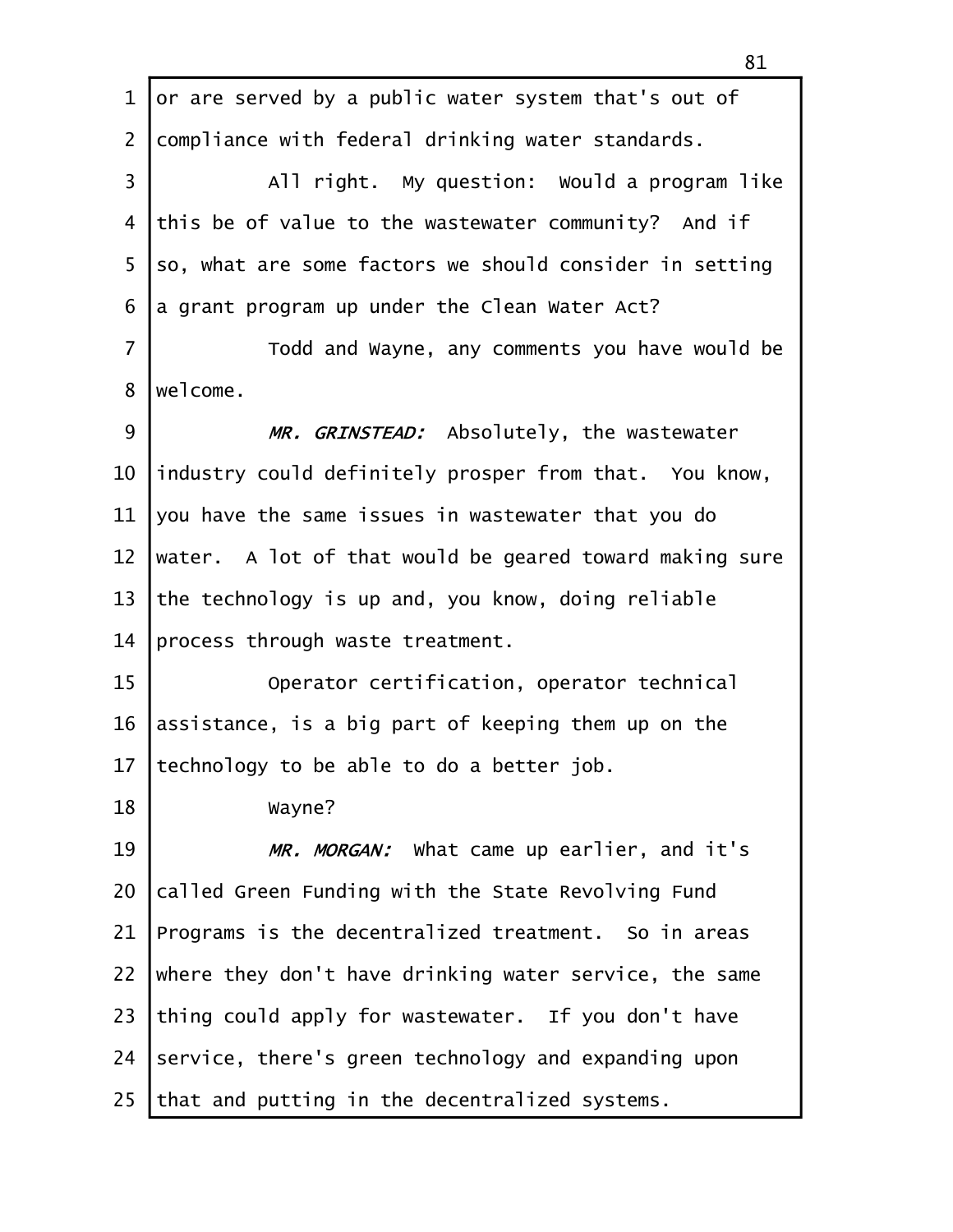or are served by a public water system that's out of compliance with federal drinking water standards.

All right. My question: Would a program like this be of value to the wastewater community? And if so, what are some factors we should consider in setting a grant program up under the Clean Water Act?

Todd and Wayne, any comments you have would be welcome.

*MR. GRINSTEAD:* Absolutely, the wastewater industry could definitely prosper from that. You know, you have the same issues in wastewater that you do water. A lot of that would be geared toward making sure the technology is up and, you know, doing reliable process through waste treatment.

Operator certification, operator technical assistance, is a big part of keeping them up on the technology to be able to do a better job.

Wayne?

*MR. MORGAN:* What came up earlier, and it's called Green Funding with the State Revolving Fund Programs is the decentralized treatment. So in areas where they don't have drinking water service, the same thing could apply for wastewater. If you don't have service, there's green technology and expanding upon that and putting in the decentralized systems.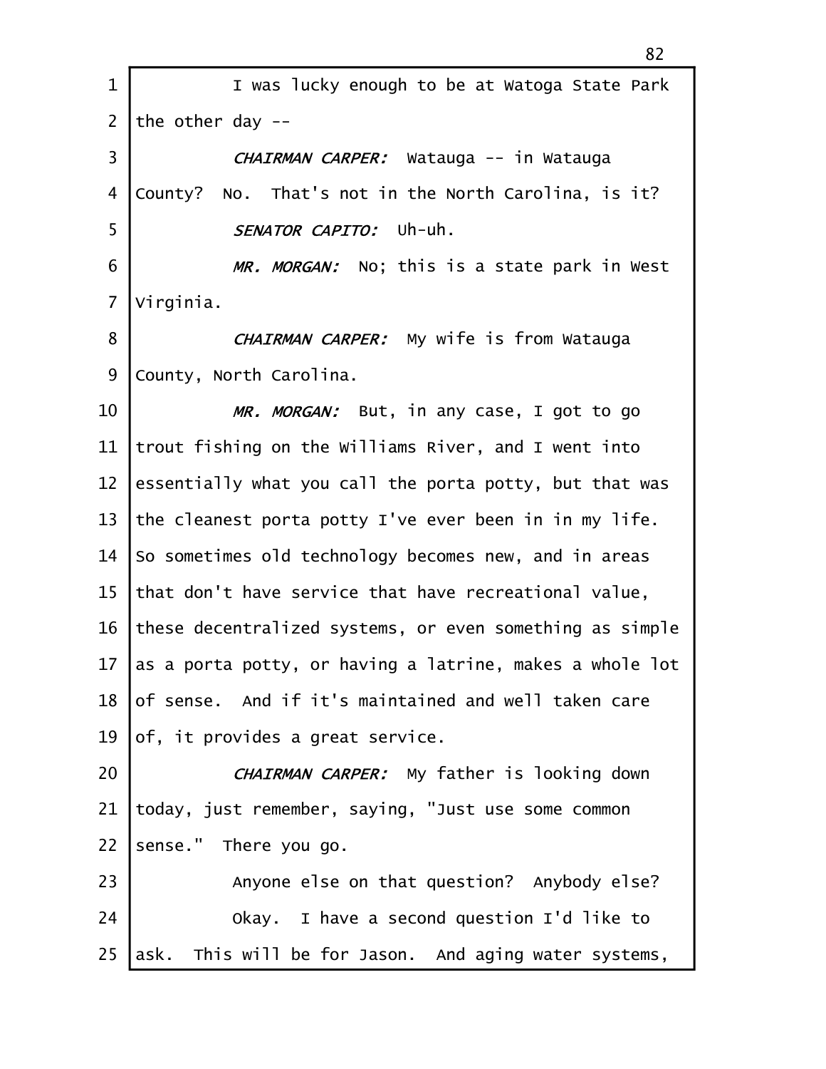I was lucky enough to be at Watoga State Park the other day --

*CHAIRMAN CARPER:* Watauga -- in Watauga County? No. That's not in the North Carolina, is it?

*SENATOR CAPITO:* Uh-uh.

*MR. MORGAN:* No; this is a state park in West Virginia.

*CHAIRMAN CARPER:* My wife is from Watauga County, North Carolina.

*MR. MORGAN:* But, in any case, I got to go trout fishing on the Williams River, and I went into essentially what you call the porta potty, but that was the cleanest porta potty I've ever been in in my life. So sometimes old technology becomes new, and in areas that don't have service that have recreational value, these decentralized systems, or even something as simple as a porta potty, or having a latrine, makes a whole lot of sense. And if it's maintained and well taken care of, it provides a great service.

*CHAIRMAN CARPER:* My father is looking down today, just remember, saying, "Just use some common sense." There you go.

Anyone else on that question? Anybody else?

Okay. I have a second question I'd like to ask. This will be for Jason. And aging water systems,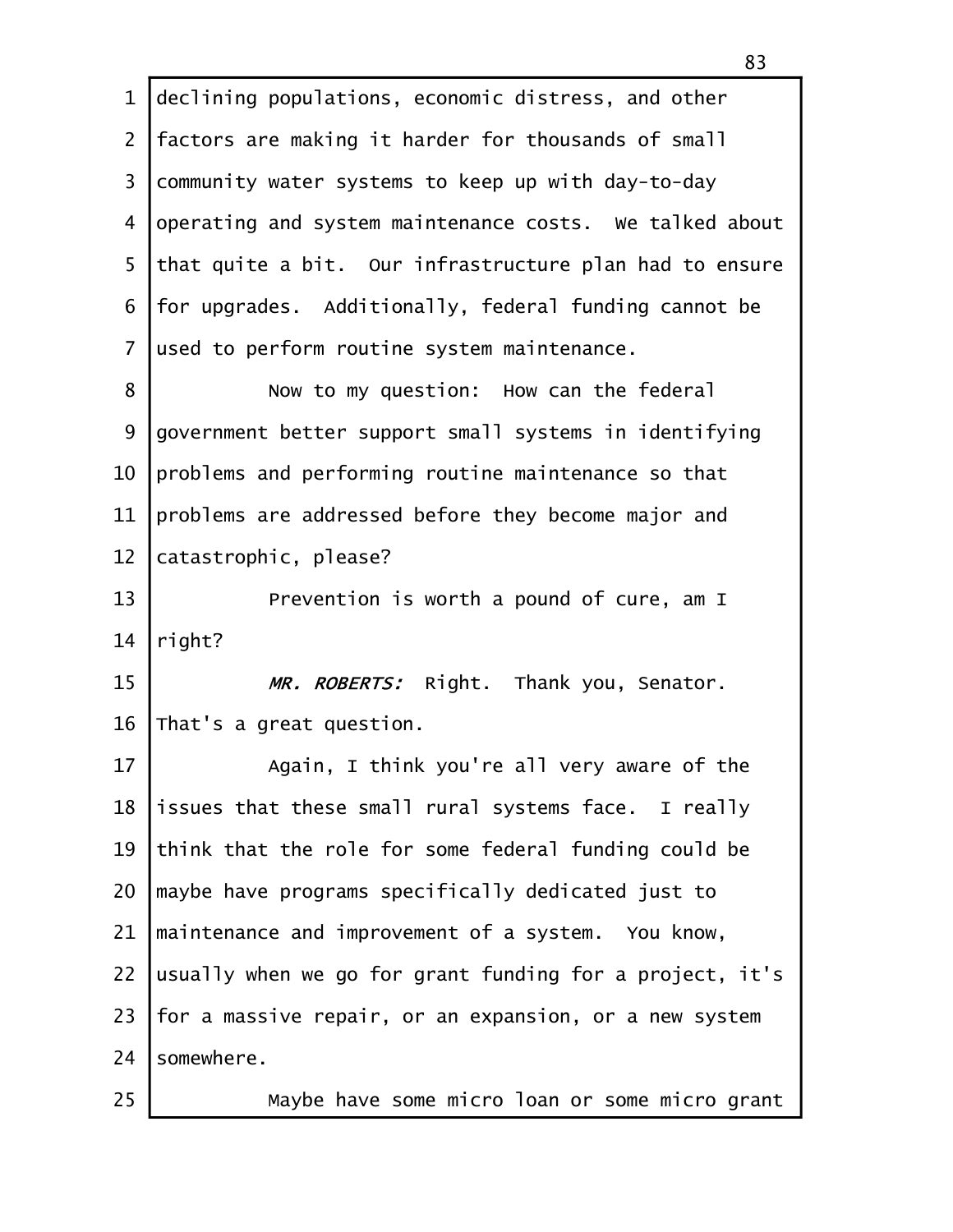declining populations, economic distress, and other factors are making it harder for thousands of small community water systems to keep up with day-to-day operating and system maintenance costs. We talked about that quite a bit. Our infrastructure plan had to ensure for upgrades. Additionally, federal funding cannot be used to perform routine system maintenance.

Now to my question: How can the federal government better support small systems in identifying problems and performing routine maintenance so that problems are addressed before they become major and catastrophic, please?

Prevention is worth a pound of cure, am I right?

*MR. ROBERTS:* Right. Thank you, Senator. That's a great question.

Again, I think you're all very aware of the issues that these small rural systems face. I really think that the role for some federal funding could be maybe have programs specifically dedicated just to maintenance and improvement of a system. You know, usually when we go for grant funding for a project, it's for a massive repair, or an expansion, or a new system somewhere.

Maybe have some micro loan or some micro grant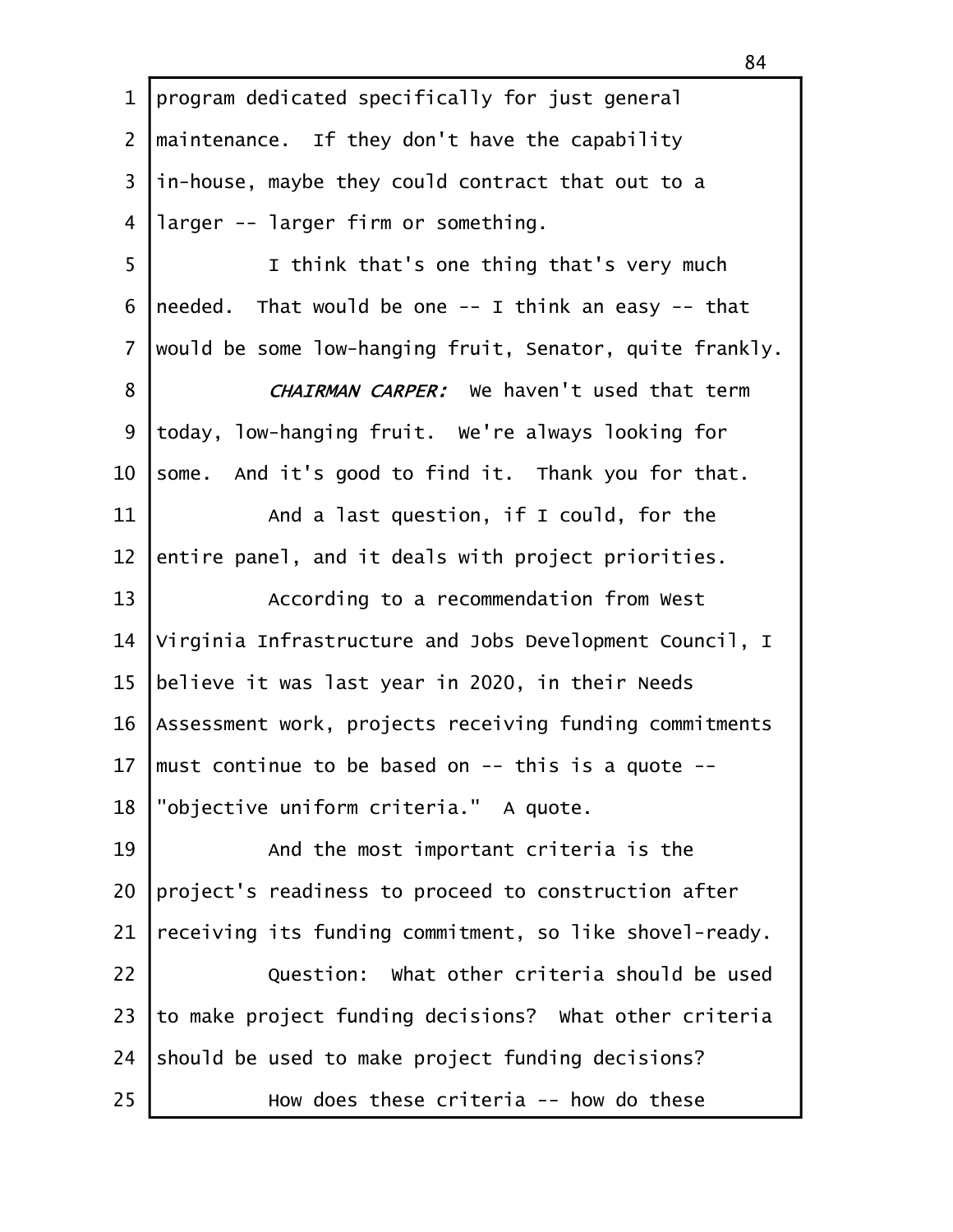program dedicated specifically for just general maintenance. If they don't have the capability in-house, maybe they could contract that out to a larger -- larger firm or something.

I think that's one thing that's very much needed. That would be one -- I think an easy -- that would be some low-hanging fruit, Senator, quite frankly.

*CHAIRMAN CARPER:* We haven't used that term today, low-hanging fruit. We're always looking for some. And it's good to find it. Thank you for that.

And a last question, if I could, for the entire panel, and it deals with project priorities.

According to a recommendation from West Virginia Infrastructure and Jobs Development Council, I believe it was last year in 2020, in their Needs Assessment work, projects receiving funding commitments must continue to be based on -- this is a quote -- "objective uniform criteria." A quote.

And the most important criteria is the project's readiness to proceed to construction after receiving its funding commitment, so like shovel-ready.

Question: What other criteria should be used to make project funding decisions? What other criteria should be used to make project funding decisions?

How does these criteria -- how do these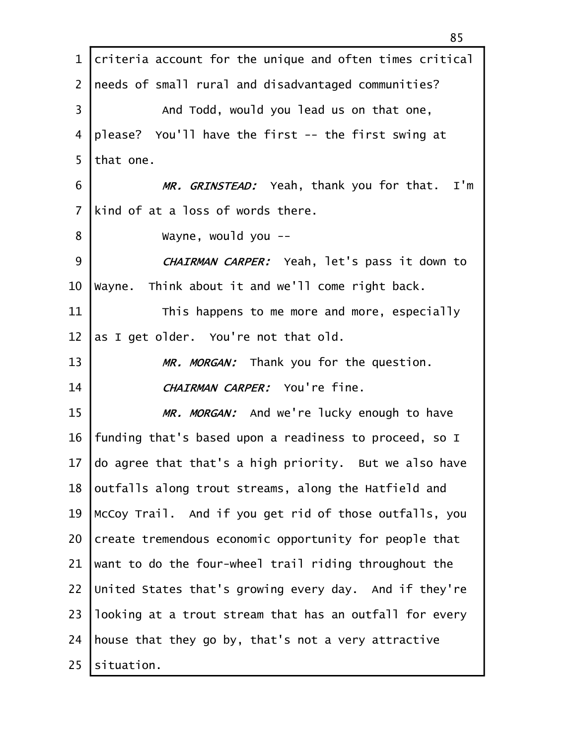criteria account for the unique and often times critical needs of small rural and disadvantaged communities?

And Todd, would you lead us on that one, please? You'll have the first -- the first swing at that one.

*MR. GRINSTEAD:* Yeah, thank you for that. I'm kind of at a loss of words there.

Wayne, would you --

*CHAIRMAN CARPER:* Yeah, let's pass it down to Wayne. Think about it and we'll come right back.

This happens to me more and more, especially as I get older. You're not that old.

*MR. MORGAN:* Thank you for the question.

*CHAIRMAN CARPER:* You're fine.

*MR. MORGAN:* And we're lucky enough to have funding that's based upon a readiness to proceed, so I do agree that that's a high priority. But we also have outfalls along trout streams, along the Hatfield and McCoy Trail. And if you get rid of those outfalls, you create tremendous economic opportunity for people that want to do the four-wheel trail riding throughout the United States that's growing every day. And if they're looking at a trout stream that has an outfall for every house that they go by, that's not a very attractive situation.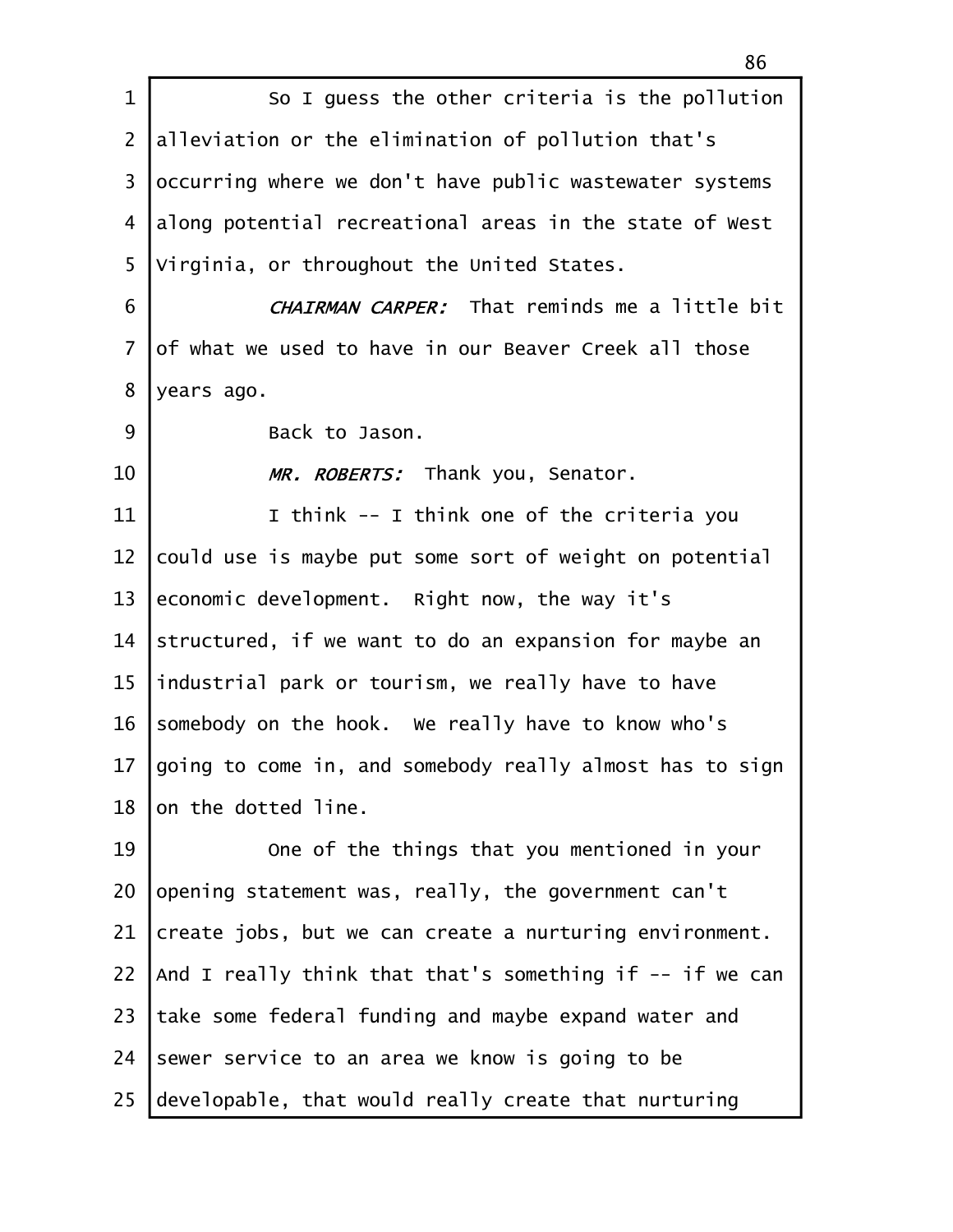So I guess the other criteria is the pollution alleviation or the elimination of pollution that's occurring where we don't have public wastewater systems along potential recreational areas in the state of West Virginia, or throughout the United States.

*CHAIRMAN CARPER:* That reminds me a little bit of what we used to have in our Beaver Creek all those years ago.

Back to Jason.

*MR. ROBERTS:* Thank you, Senator.

I think -- I think one of the criteria you could use is maybe put some sort of weight on potential economic development. Right now, the way it's structured, if we want to do an expansion for maybe an industrial park or tourism, we really have to have somebody on the hook. We really have to know who's going to come in, and somebody really almost has to sign on the dotted line.

One of the things that you mentioned in your opening statement was, really, the government can't create jobs, but we can create a nurturing environment. And I really think that that's something if -- if we can take some federal funding and maybe expand water and sewer service to an area we know is going to be developable, that would really create that nurturing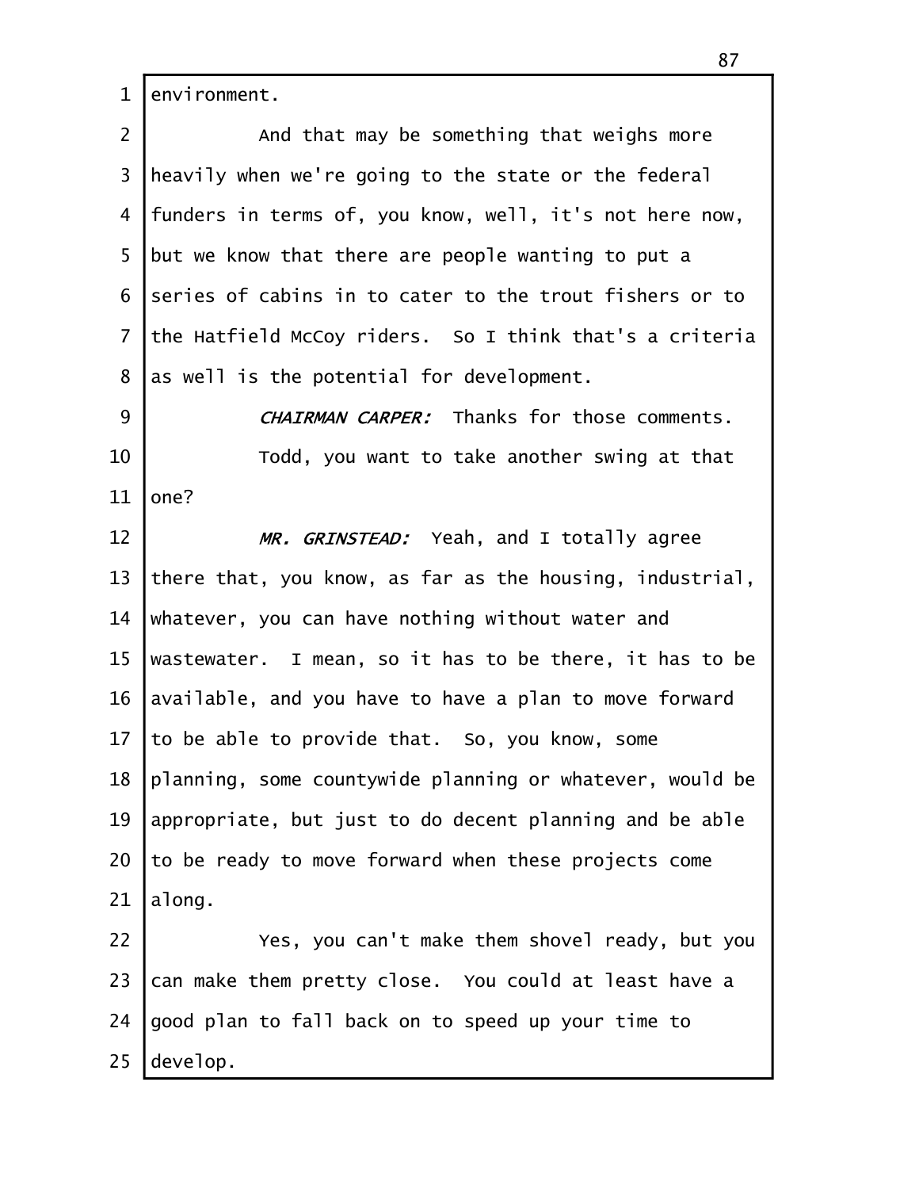environment.

And that may be something that weighs more heavily when we're going to the state or the federal funders in terms of, you know, well, it's not here now, but we know that there are people wanting to put a series of cabins in to cater to the trout fishers or to the Hatfield McCoy riders. So I think that's a criteria as well is the potential for development.

*CHAIRMAN CARPER:* Thanks for those comments.

Todd, you want to take another swing at that one?

*MR. GRINSTEAD:* Yeah, and I totally agree there that, you know, as far as the housing, industrial, whatever, you can have nothing without water and wastewater. I mean, so it has to be there, it has to be available, and you have to have a plan to move forward to be able to provide that. So, you know, some planning, some countywide planning or whatever, would be appropriate, but just to do decent planning and be able to be ready to move forward when these projects come along.

Yes, you can't make them shovel ready, but you can make them pretty close. You could at least have a good plan to fall back on to speed up your time to develop.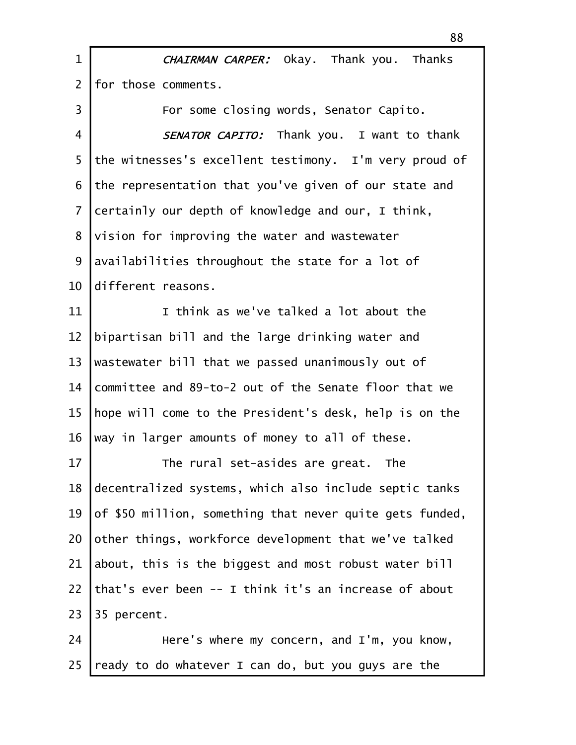*CHAIRMAN CARPER:* Okay. Thank you. Thanks for those comments.

For some closing words, Senator Capito.

*SENATOR CAPITO:* Thank you. I want to thank the witnesses's excellent testimony. I'm very proud of the representation that you've given of our state and certainly our depth of knowledge and our, I think, vision for improving the water and wastewater availabilities throughout the state for a lot of different reasons.

I think as we've talked a lot about the bipartisan bill and the large drinking water and wastewater bill that we passed unanimously out of committee and 89-to-2 out of the Senate floor that we hope will come to the President's desk, help is on the way in larger amounts of money to all of these.

The rural set-asides are great. The decentralized systems, which also include septic tanks of $50 million, something that never quite gets funded, other things, workforce development that we've talked about, this is the biggest and most robust water bill that's ever been -- I think it's an increase of about 35 percent.

Here's where my concern, and I'm, you know, ready to do whatever I can do, but you guys are the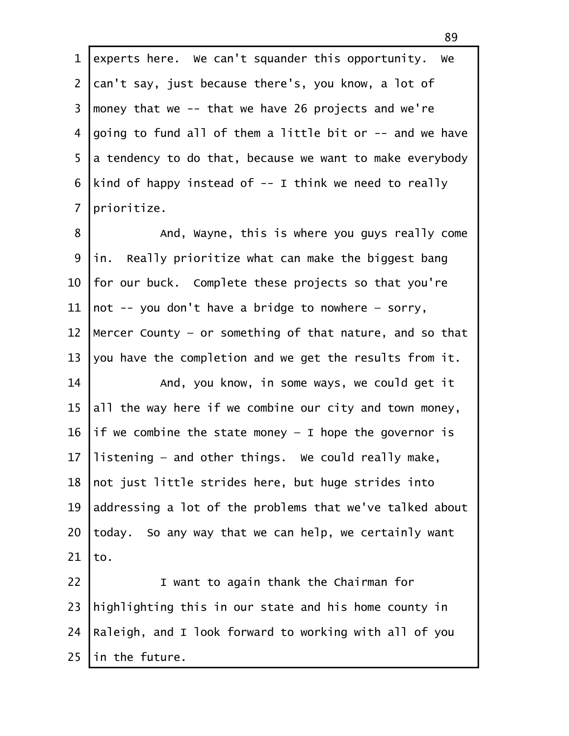experts here. We can't squander this opportunity. We can't say, just because there's, you know, a lot of money that we -- that we have 26 projects and we're going to fund all of them a little bit or -- and we have a tendency to do that, because we want to make everybody kind of happy instead of -- I think we need to really prioritize.

And, Wayne, this is where you guys really come in. Really prioritize what can make the biggest bang for our buck. Complete these projects so that you're not -- you don't have a bridge to nowhere – sorry, Mercer County – or something of that nature, and so that you have the completion and we get the results from it.

And, you know, in some ways, we could get it all the way here if we combine our city and town money, if we combine the state money – I hope the governor is listening – and other things. We could really make, not just little strides here, but huge strides into addressing a lot of the problems that we've talked about today. So any way that we can help, we certainly want to.

I want to again thank the Chairman for highlighting this in our state and his home county in Raleigh, and I look forward to working with all of you in the future.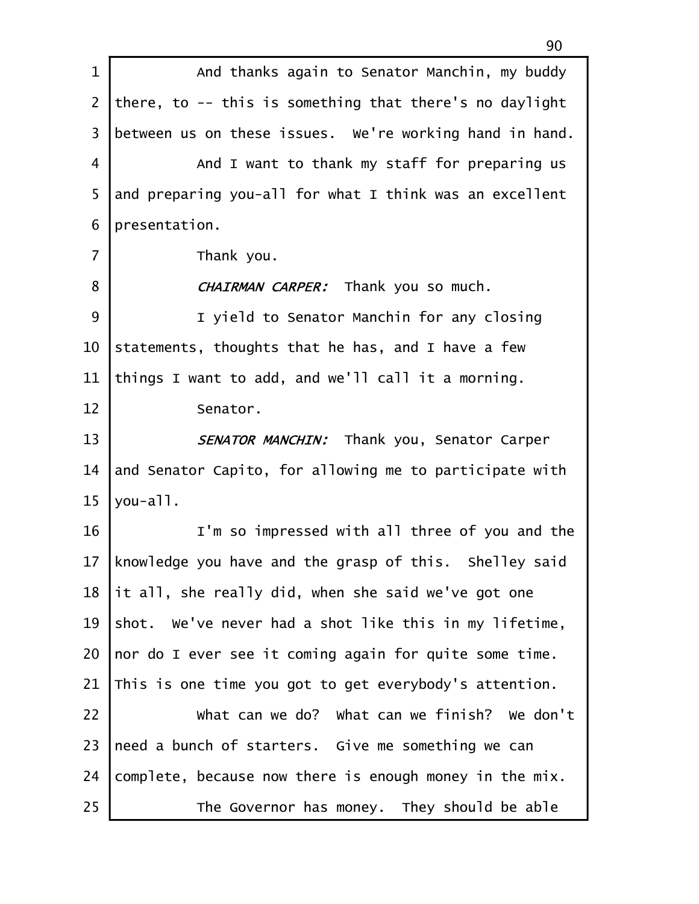And thanks again to Senator Manchin, my buddy there, to -- this is something that there's no daylight between us on these issues. We're working hand in hand.

And I want to thank my staff for preparing us and preparing you-all for what I think was an excellent presentation.

Thank you.

*CHAIRMAN CARPER:* Thank you so much.

I yield to Senator Manchin for any closing statements, thoughts that he has, and I have a few things I want to add, and we'll call it a morning.

Senator.

*SENATOR MANCHIN:* Thank you, Senator Carper and Senator Capito, for allowing me to participate with you-all.

I'm so impressed with all three of you and the knowledge you have and the grasp of this. Shelley said it all, she really did, when she said we've got one shot. We've never had a shot like this in my lifetime, nor do I ever see it coming again for quite some time. This is one time you got to get everybody's attention.

What can we do? What can we finish? We don't need a bunch of starters. Give me something we can complete, because now there is enough money in the mix.

The Governor has money. They should be able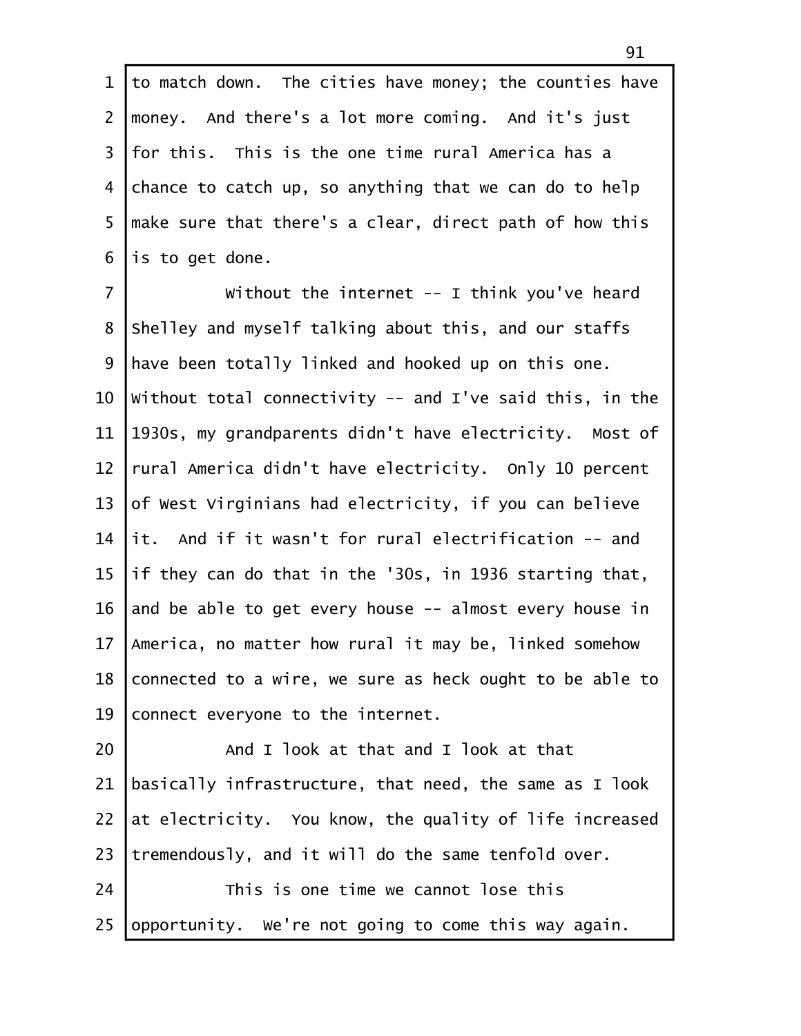to match down. The cities have money; the counties have money. And there's a lot more coming. And it's just for this. This is the one time rural America has a chance to catch up, so anything that we can do to help make sure that there's a clear, direct path of how this is to get done.

Without the internet -- I think you've heard Shelley and myself talking about this, and our staffs have been totally linked and hooked up on this one. Without total connectivity -- and I've said this, in the 1930s, my grandparents didn't have electricity. Most of rural America didn't have electricity. Only 10 percent of West Virginians had electricity, if you can believe it. And if it wasn't for rural electrification -- and if they can do that in the '30s, in 1936 starting that, and be able to get every house -- almost every house in America, no matter how rural it may be, linked somehow connected to a wire, we sure as heck ought to be able to connect everyone to the internet.

And I look at that and I look at that basically infrastructure, that need, the same as I look at electricity. You know, the quality of life increased tremendously, and it will do the same tenfold over.

This is one time we cannot lose this opportunity. We're not going to come this way again.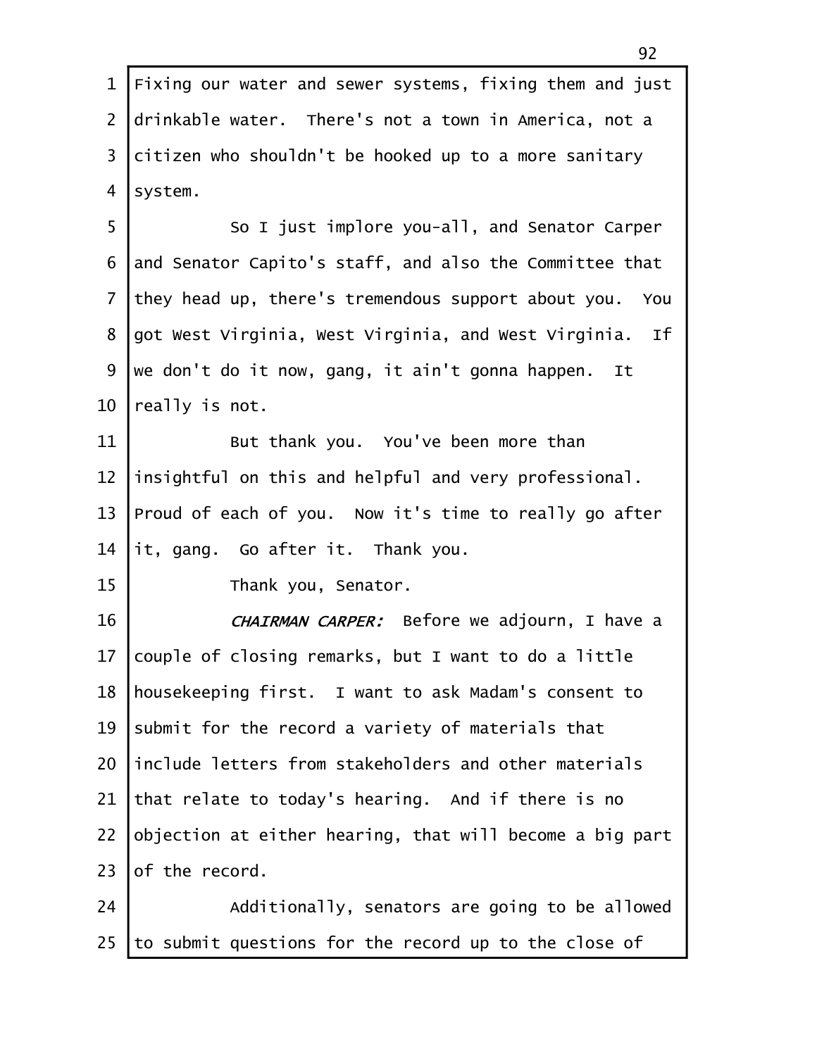Fixing our water and sewer systems, fixing them and just drinkable water. There's not a town in America, not a citizen who shouldn't be hooked up to a more sanitary system.

So I just implore you-all, and Senator Carper and Senator Capito's staff, and also the Committee that they head up, there's tremendous support about you. You got West Virginia, West Virginia, and West Virginia. If we don't do it now, gang, it ain't gonna happen. It really is not.

But thank you. You've been more than insightful on this and helpful and very professional. Proud of each of you. Now it's time to really go after it, gang. Go after it. Thank you.

Thank you, Senator.

*CHAIRMAN CARPER:* Before we adjourn, I have a couple of closing remarks, but I want to do a little housekeeping first. I want to ask Madam's consent to submit for the record a variety of materials that include letters from stakeholders and other materials that relate to today's hearing. And if there is no objection at either hearing, that will become a big part of the record.

Additionally, senators are going to be allowed to submit questions for the record up to the close of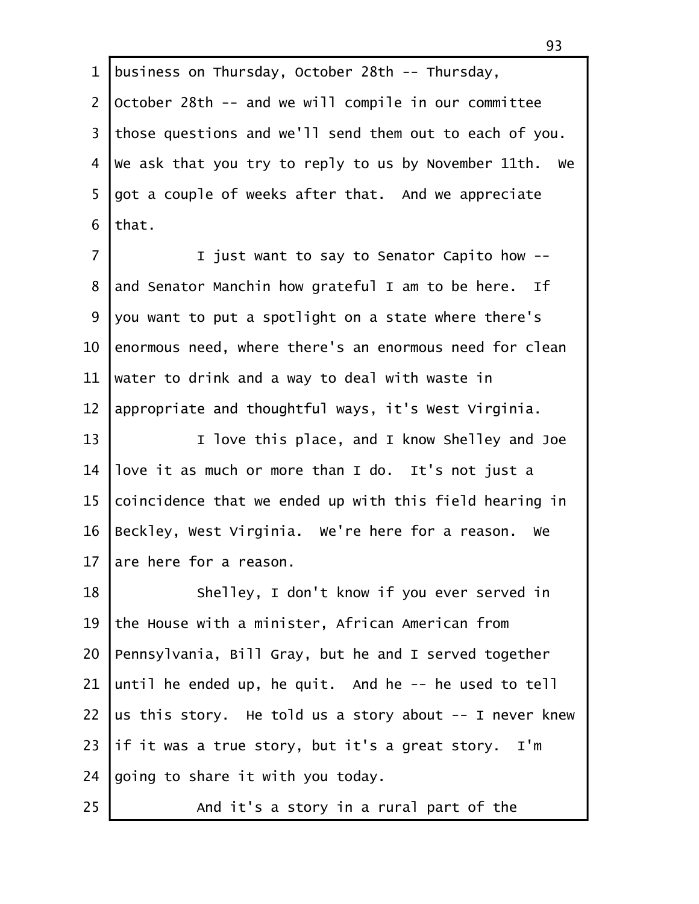business on Thursday, October 28th -- Thursday, October 28th -- and we will compile in our committee those questions and we'll send them out to each of you. We ask that you try to reply to us by November 11th. We got a couple of weeks after that. And we appreciate that.

I just want to say to Senator Capito how -- and Senator Manchin how grateful I am to be here. If you want to put a spotlight on a state where there's enormous need, where there's an enormous need for clean water to drink and a way to deal with waste in appropriate and thoughtful ways, it's West Virginia.

I love this place, and I know Shelley and Joe love it as much or more than I do. It's not just a coincidence that we ended up with this field hearing in Beckley, West Virginia. We're here for a reason. We are here for a reason.

Shelley, I don't know if you ever served in the House with a minister, African American from Pennsylvania, Bill Gray, but he and I served together until he ended up, he quit. And he -- he used to tell us this story. He told us a story about -- I never knew if it was a true story, but it's a great story. I'm going to share it with you today.

And it's a story in a rural part of the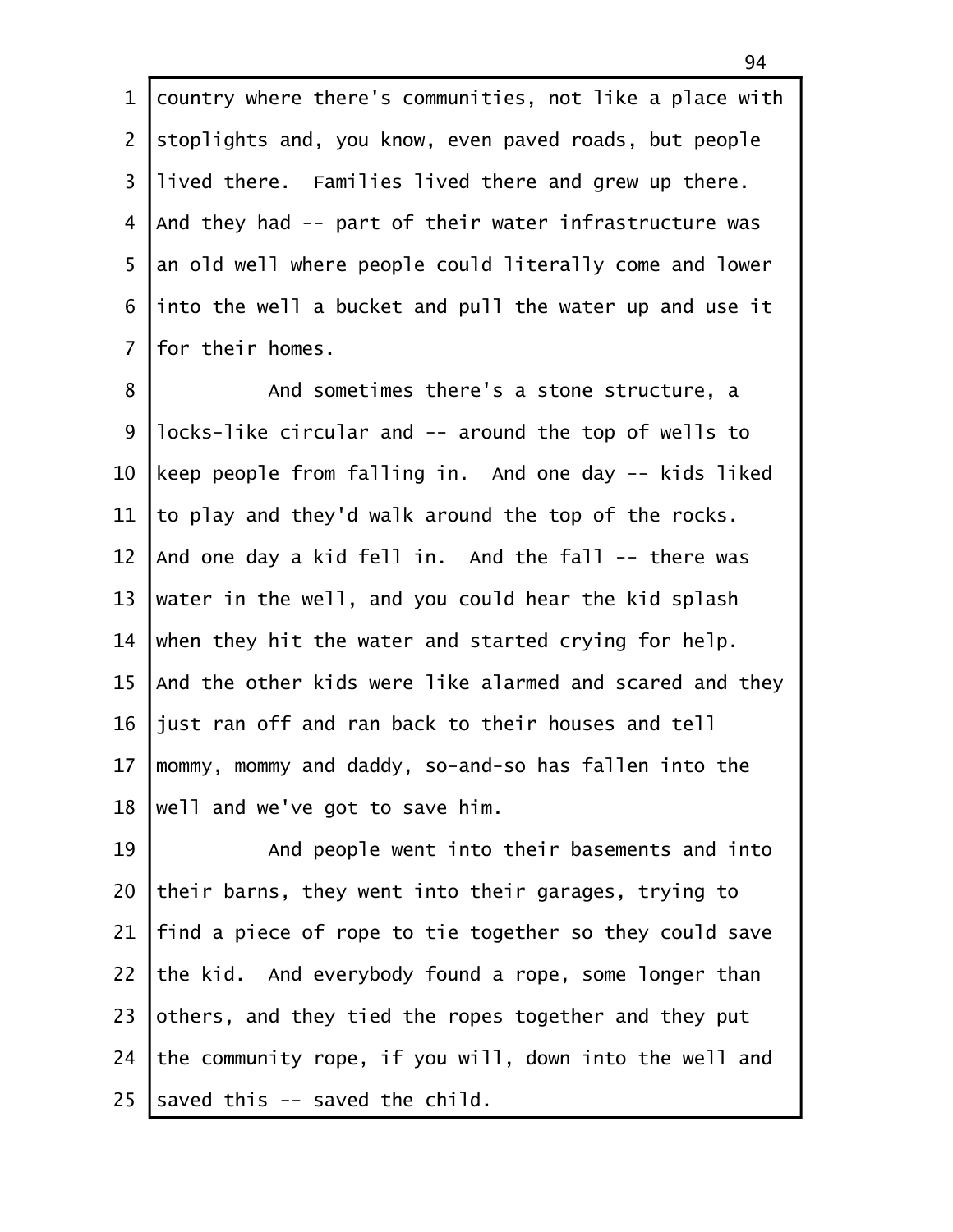country where there's communities, not like a place with stoplights and, you know, even paved roads, but people lived there. Families lived there and grew up there. And they had -- part of their water infrastructure was an old well where people could literally come and lower into the well a bucket and pull the water up and use it for their homes.

And sometimes there's a stone structure, a locks-like circular and -- around the top of wells to keep people from falling in. And one day -- kids liked to play and they'd walk around the top of the rocks. And one day a kid fell in. And the fall -- there was water in the well, and you could hear the kid splash when they hit the water and started crying for help. And the other kids were like alarmed and scared and they just ran off and ran back to their houses and tell mommy, mommy and daddy, so-and-so has fallen into the well and we've got to save him.

And people went into their basements and into their barns, they went into their garages, trying to find a piece of rope to tie together so they could save the kid. And everybody found a rope, some longer than others, and they tied the ropes together and they put the community rope, if you will, down into the well and saved this -- saved the child.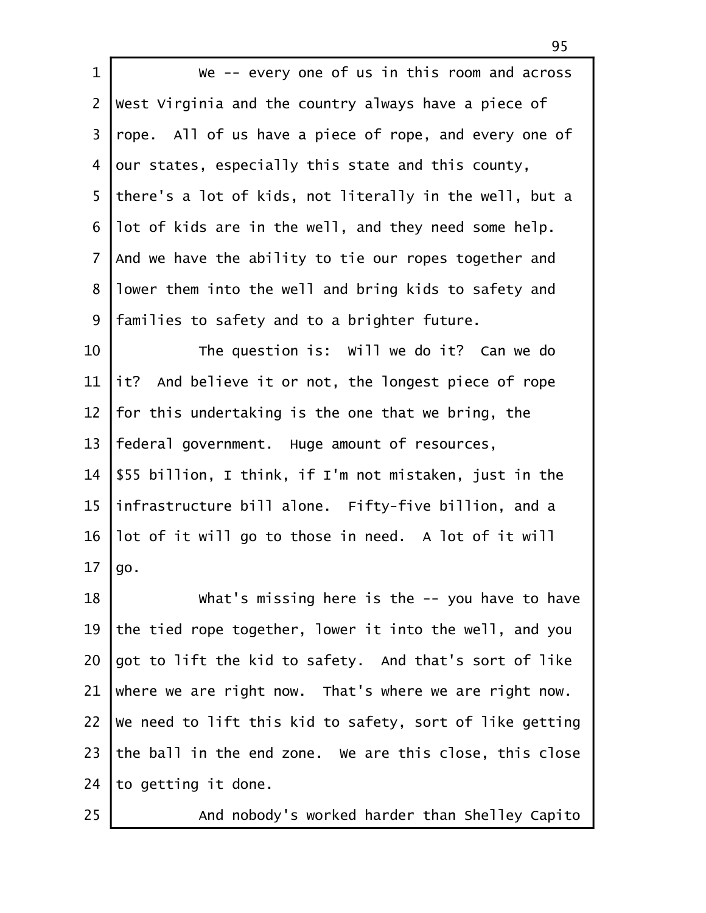We -- every one of us in this room and across West Virginia and the country always have a piece of rope. All of us have a piece of rope, and every one of our states, especially this state and this county, there's a lot of kids, not literally in the well, but a lot of kids are in the well, and they need some help. And we have the ability to tie our ropes together and lower them into the well and bring kids to safety and families to safety and to a brighter future.

The question is: Will we do it? Can we do it? And believe it or not, the longest piece of rope for this undertaking is the one that we bring, the federal government. Huge amount of resources, $55 billion, I think, if I'm not mistaken, just in the infrastructure bill alone. Fifty-five billion, and a lot of it will go to those in need. A lot of it will go.

What's missing here is the -- you have to have the tied rope together, lower it into the well, and you got to lift the kid to safety. And that's sort of like where we are right now. That's where we are right now. We need to lift this kid to safety, sort of like getting the ball in the end zone. We are this close, this close to getting it done.

And nobody's worked harder than Shelley Capito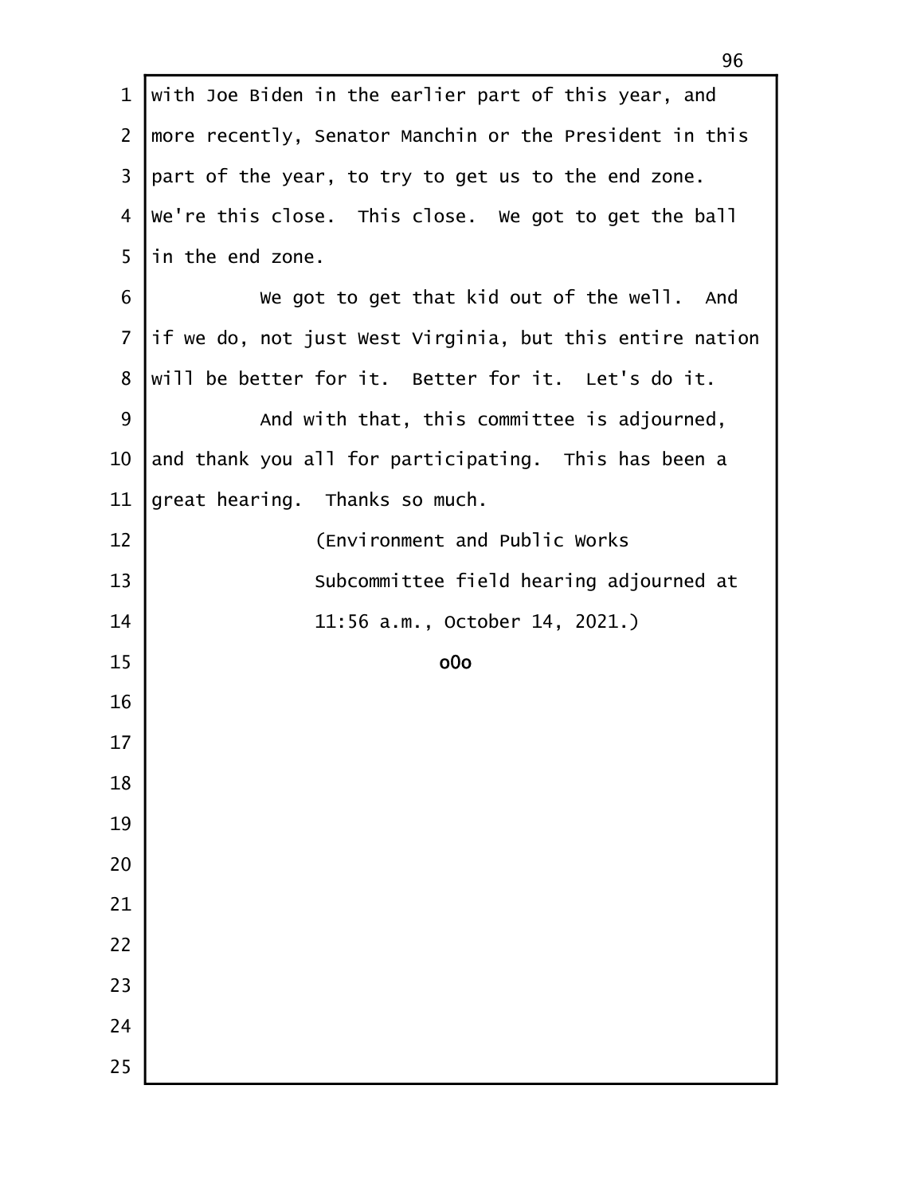with Joe Biden in the earlier part of this year, and more recently, Senator Manchin or the President in this part of the year, to try to get us to the end zone. We're this close. This close. We got to get the ball in the end zone.

We got to get that kid out of the well. And if we do, not just West Virginia, but this entire nation will be better for it. Better for it. Let's do it.

And with that, this committee is adjourned, and thank you all for participating. This has been a great hearing. Thanks so much.

(Environment and Public Works Subcommittee field hearing adjourned at 11:56 a.m., October 14, 2021.)

o0o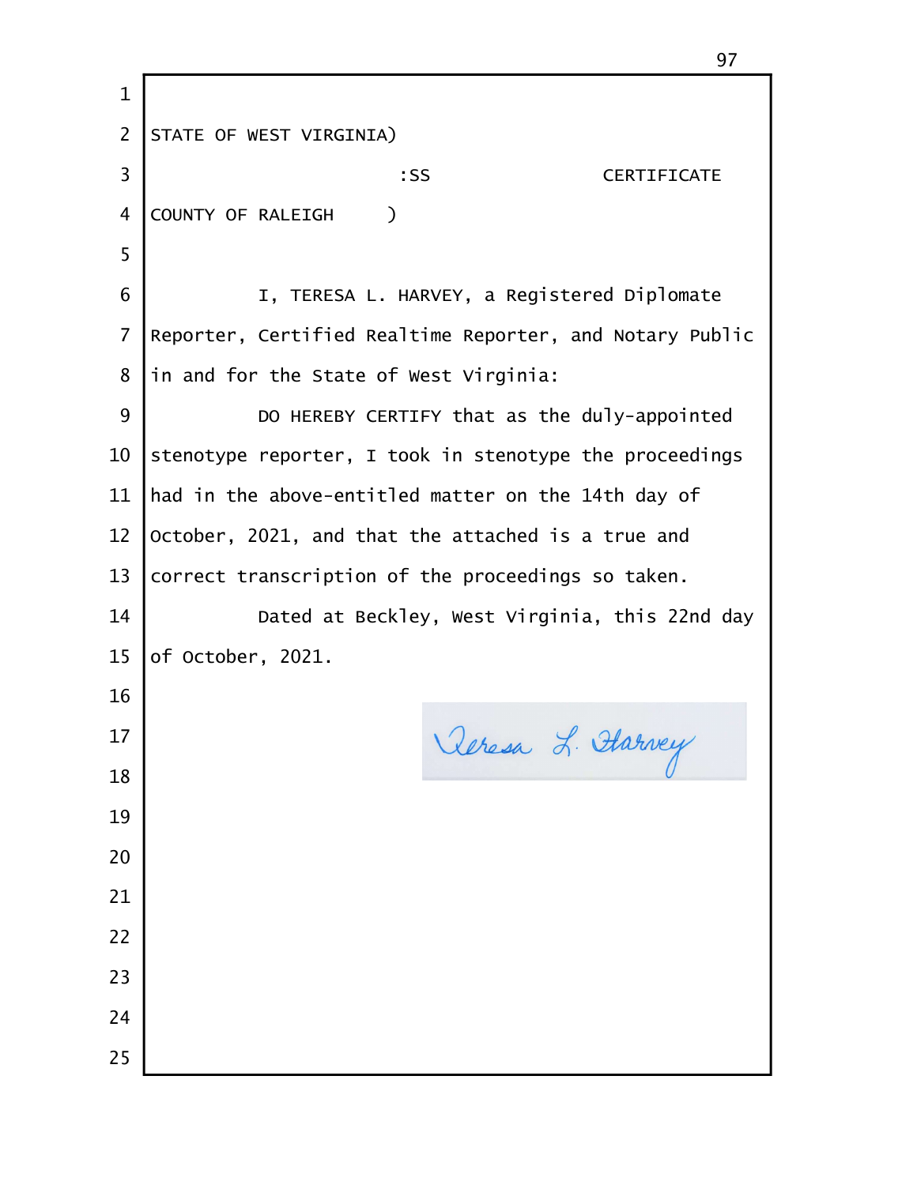STATE OF WEST VIRGINIA)

:SS CERTIFICATE

COUNTY OF RALEIGH )

I, TERESA L. HARVEY, a Registered Diplomate Reporter, Certified Realtime Reporter, and Notary Public in and for the State of West Virginia:

DO HEREBY CERTIFY that as the duly-appointed stenotype reporter, I took in stenotype the proceedings had in the above-entitled matter on the 14th day of October, 2021, and that the attached is a true and correct transcription of the proceedings so taken.

Dated at Beckley, West Virginia, this 22nd day of October, 2021.

Teresa L. Harvey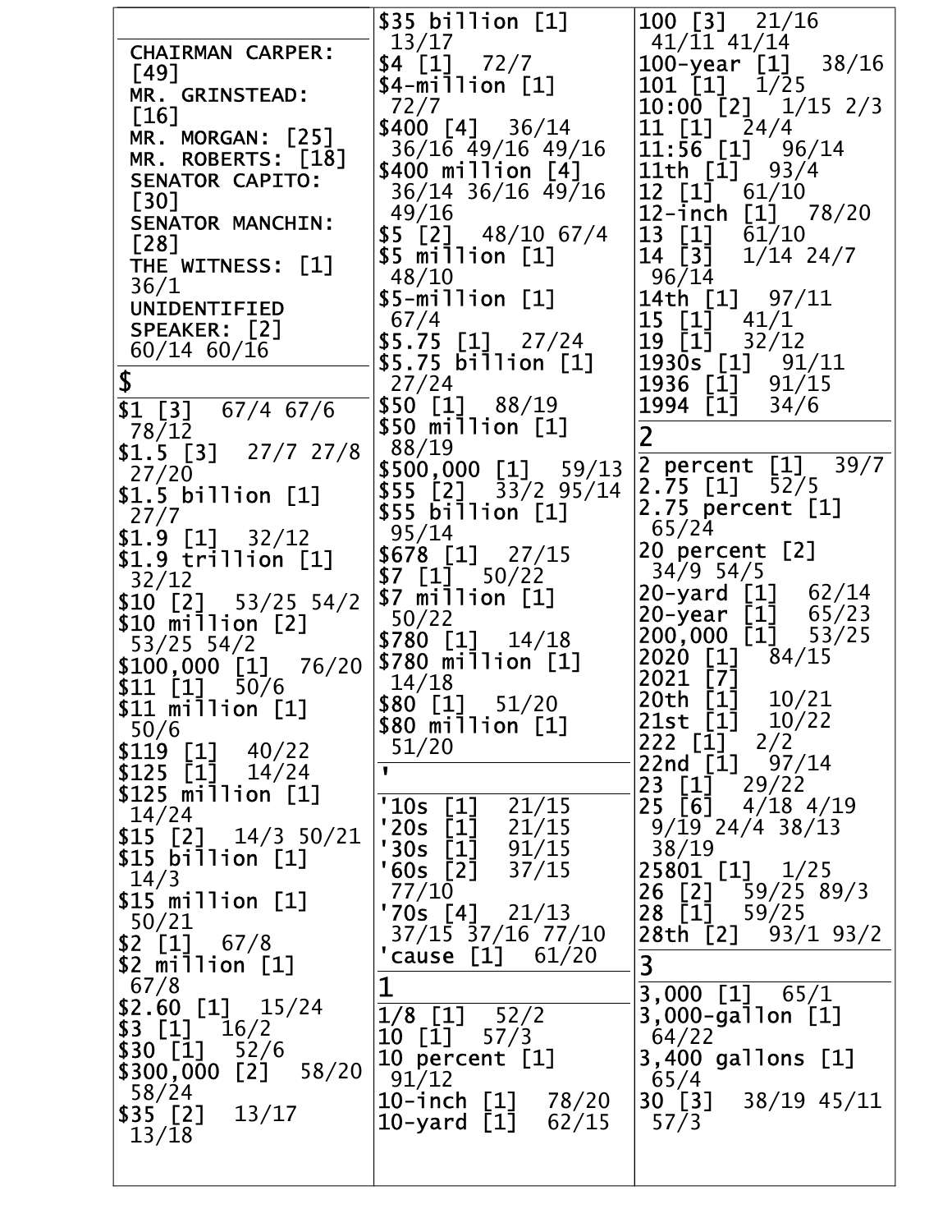CHAIRMAN CARPER: [49]
MR. GRINSTEAD: [16]
MR. MORGAN: [25]
MR. ROBERTS: [18]
SENATOR CAPITO: [30]
SENATOR MANCHIN: [28]
THE WITNESS: [1] 36/1
UNIDENTIFIED SPEAKER: [2] 60/14 60/16

## $

$1 [3] 67/4 67/6 78/12
$1.5 [3] 27/7 27/8 27/20
$1.5 billion [1] 27/7
$1.9 [1] 32/12
$1.9 trillion [1] 32/12
$10 [2] 53/25 54/2
$10 million [2] 53/25 54/2
$100,000 [1] 76/20
$11 [1] 50/6
$11 million [1] 50/6
$119 [1] 40/22
$125 [1] 14/24
$125 million [1] 14/24
$15 [2] 14/3 50/21
$15 billion [1] 14/3
$15 million [1] 50/21
$2 [1] 67/8
$2 million [1] 67/8
$2.60 [1] 15/24
$3 [1] 16/2
$30 [1] 52/6
$300,000 [2] 58/20 58/24
$35 [2] 13/17 13/18
$35 billion [1] 13/17
$4 [1] 72/7
$4-million [1] 72/7
$400 [4] 36/14 36/16 49/16 49/16
$400 million [4] 36/14 36/16 49/16 49/16
$5 [2] 48/10 67/4
$5 million [1] 48/10
$5-million [1] 67/4
$5.75 [1] 27/24
$5.75 billion [1] 27/24
$50 [1] 88/19
$50 million [1] 88/19
$500,000 [1] 59/13
$55 [2] 33/2 95/14
$55 billion [1] 95/14
$678 [1] 27/15
$7 [1] 50/22
$7 million [1] 50/22
$780 [1] 14/18
$780 million [1] 14/18
$80 [1] 51/20
$80 million [1] 51/20

## '

'10s [1] 21/15
'20s [1] 21/15
'30s [1] 91/15
'60s [2] 37/15 77/10
'70s [4] 21/13 37/15 37/16 77/10
'cause [1] 61/20

## 1

1/8 [1] 52/2
10 [1] 57/3
10 percent [1] 91/12
10-inch [1] 78/20
10-yard [1] 62/15
100 [3] 21/16 41/11 41/14
100-year [1] 38/16
101 [1] 1/25
10:00 [2] 1/15 2/3
11 [1] 24/4
11:56 [1] 96/14
11th [1] 93/4
12 [1] 61/10
12-inch [1] 78/20
13 [1] 61/10
14 [3] 1/14 24/7 96/14
14th [1] 97/11
15 [1] 41/1
19 [1] 32/12
1930s [1] 91/11
1936 [1] 91/15
1994 [1] 34/6

## 2

2 percent [1] 39/7
2.75 [1] 52/5
2.75 percent [1] 65/24
20 percent [2] 34/9 54/5
20-yard [1] 62/14
20-year [1] 65/23
200,000 [1] 53/25
2020 [1] 84/15
2021 [7]
20th [1] 10/21
21st [1] 10/22
222 [1] 2/2
22nd [1] 97/14
23 [1] 29/22
25 [6] 4/18 4/19 9/19 24/4 38/13 38/19
25801 [1] 1/25
26 [2] 59/25 89/3
28 [1] 59/25
28th [2] 93/1 93/2

## 3

3,000 [1] 65/1
3,000-gallon [1] 64/22
3,400 gallons [1] 65/4
30 [3] 38/19 45/11 57/3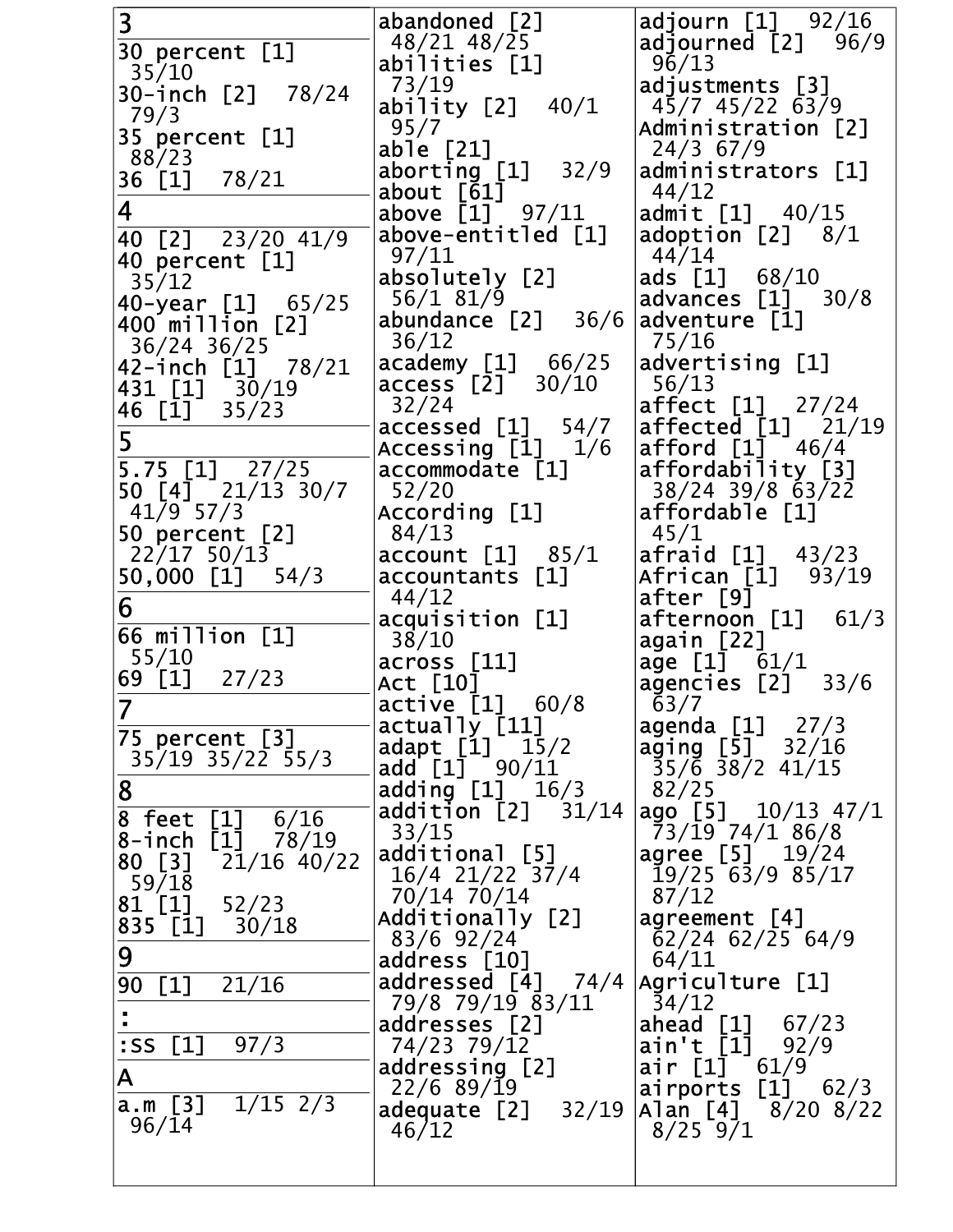**3**

30 percent [1] 35/10
30-inch [2] 78/24 79/3
35 percent [1] 88/23
36 [1] 78/21

**4**

40 [2] 23/20 41/9
40 percent [1] 35/12
40-year [1] 65/25
400 million [2] 36/24 36/25
42-inch [1] 78/21
431 [1] 30/19
46 [1] 35/23

**5**

5.75 [1] 27/25
50 [4] 21/13 30/7 41/9 57/3
50 percent [2] 22/17 50/13
50,000 [1] 54/3

**6**

66 million [1] 55/10
69 [1] 27/23

**7**

75 percent [3] 35/19 35/22 55/3

**8**

8 feet [1] 6/16
8-inch [1] 78/19
80 [3] 21/16 40/22 59/18
81 [1] 52/23
835 [1] 30/18

**9**

90 [1] 21/16

**:**

:SS [1] 97/3

**A**

a.m [3] 1/15 2/3 96/14
abandoned [2] 48/21 48/25
abilities [1] 73/19
ability [2] 40/1 95/7
able [21]
aborting [1] 32/9
about [61]
above [1] 97/11
above-entitled [1] 97/11
absolutely [2] 56/1 81/9
abundance [2] 36/6 36/12
academy [1] 66/25
access [2] 30/10 32/24
accessed [1] 54/7
Accessing [1] 1/6
accommodate [1] 52/20
According [1] 84/13
account [1] 85/1
accountants [1] 44/12
acquisition [1] 38/10
across [11]
Act [10]
active [1] 60/8
actually [11]
adapt [1] 15/2
add [1] 90/11
adding [1] 16/3
addition [2] 31/14 33/15
additional [5] 16/4 21/22 37/4 70/14 70/14
Additionally [2] 83/6 92/24
address [10]
addressed [4] 74/4 79/8 79/19 83/11
addresses [2] 74/23 79/12
addressing [2] 22/6 89/19
adequate [2] 32/19 46/12
adjourn [1] 92/16
adjourned [2] 96/9 96/13
adjustments [3] 45/7 45/22 63/9
Administration [2] 24/3 67/9
administrators [1] 44/12
admit [1] 40/15
adoption [2] 8/1 44/14
ads [1] 68/10
advances [1] 30/8
adventure [1] 75/16
advertising [1] 56/13
affect [1] 27/24
affected [1] 21/19
afford [1] 46/4
affordability [3] 38/24 39/8 63/22
affordable [1] 45/1
afraid [1] 43/23
African [1] 93/19
after [9]
afternoon [1] 61/3
again [22]
age [1] 61/1
agencies [2] 33/6 63/7
agenda [1] 27/3
aging [5] 32/16 35/6 38/2 41/15 82/25
ago [5] 10/13 47/1 73/19 74/1 86/8
agree [5] 19/24 19/25 63/9 85/17 87/12
agreement [4] 62/24 62/25 64/9 64/11
Agriculture [1] 34/12
ahead [1] 67/23
ain't [1] 92/9
air [1] 61/9
airports [1] 62/3
Alan [4] 8/20 8/22 8/25 9/1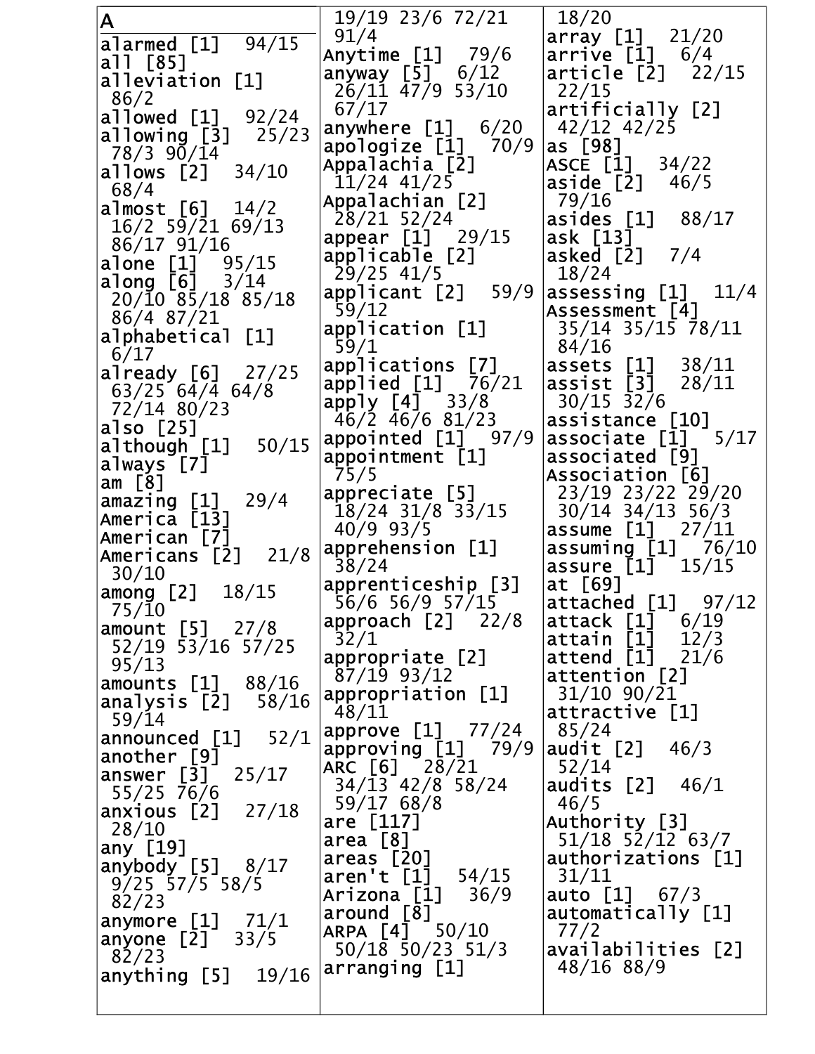## A

alarmed [1] 94/15
all [85]
alleviation [1] 86/2
allowed [1] 92/24
allowing [3] 25/23 78/3 90/14
allows [2] 34/10 68/4
almost [6] 14/2 16/2 59/21 69/13 86/17 91/16
alone [1] 95/15
along [6] 3/14 20/10 85/18 85/18 86/4 87/21
alphabetical [1] 6/17
already [6] 27/25 63/25 64/4 64/8 72/14 80/23
also [25]
although [1] 50/15
always [7]
am [8]
amazing [1] 29/4
America [13]
American [7]
Americans [2] 21/8 30/10
among [2] 18/15 75/10
amount [5] 27/8 52/19 53/16 57/25 95/13
amounts [1] 88/16
analysis [2] 58/16 59/14
announced [1] 52/1
another [9]
answer [3] 25/17 55/25 76/6
anxious [2] 27/18 28/10
any [19]
anybody [5] 8/17 9/25 57/5 58/5 82/23
anymore [1] 71/1
anyone [2] 33/5 82/23
anything [5] 19/16 19/19 23/6 72/21 91/4
Anytime [1] 79/6
anyway [5] 6/12 26/11 47/9 53/10 67/17
anywhere [1] 6/20
apologize [1] 70/9
Appalachia [2] 11/24 41/25
Appalachian [2] 28/21 52/24
appear [1] 29/15
applicable [2] 29/25 41/5
applicant [2] 59/9 59/12
application [1] 59/1
applications [7]
applied [1] 76/21
apply [4] 33/8 46/2 46/6 81/23
appointed [1] 97/9
appointment [1] 75/5
appreciate [5] 18/24 31/8 33/15 40/9 93/5
apprehension [1] 38/24
apprenticeship [3] 56/6 56/9 57/15
approach [2] 22/8 32/1
appropriate [2] 87/19 93/12
appropriation [1] 48/11
approve [1] 77/24
approving [1] 79/9
ARC [6] 28/21 34/13 42/8 58/24 59/17 68/8
are [117]
area [8]
areas [20]
aren't [1] 54/15
Arizona [1] 36/9
around [8]
ARPA [4] 50/10 50/18 50/23 51/3
arranging [1] 18/20
array [1] 21/20
arrive [1] 6/4
article [2] 22/15 22/15
artificially [2] 42/12 42/25
as [98]
ASCE [1] 34/22
aside [2] 46/5 79/16
asides [1] 88/17
ask [13]
asked [2] 7/4 18/24
assessing [1] 11/4
Assessment [4] 35/14 35/15 78/11 84/16
assets [1] 38/11
assist [3] 28/11 30/15 32/6
assistance [10]
associate [1] 5/17
associated [9]
Association [6] 23/19 23/22 29/20 30/14 34/13 56/3
assume [1] 27/11
assuming [1] 76/10
assure [1] 15/15
at [69]
attached [1] 97/12
attack [1] 6/19
attain [1] 12/3
attend [1] 21/6
attention [2] 31/10 90/21
attractive [1] 85/24
audit [2] 46/3 52/14
audits [2] 46/1 46/5
Authority [3] 51/18 52/12 63/7
authorizations [1] 31/11
auto [1] 67/3
automatically [1] 77/2
availabilities [2] 48/16 88/9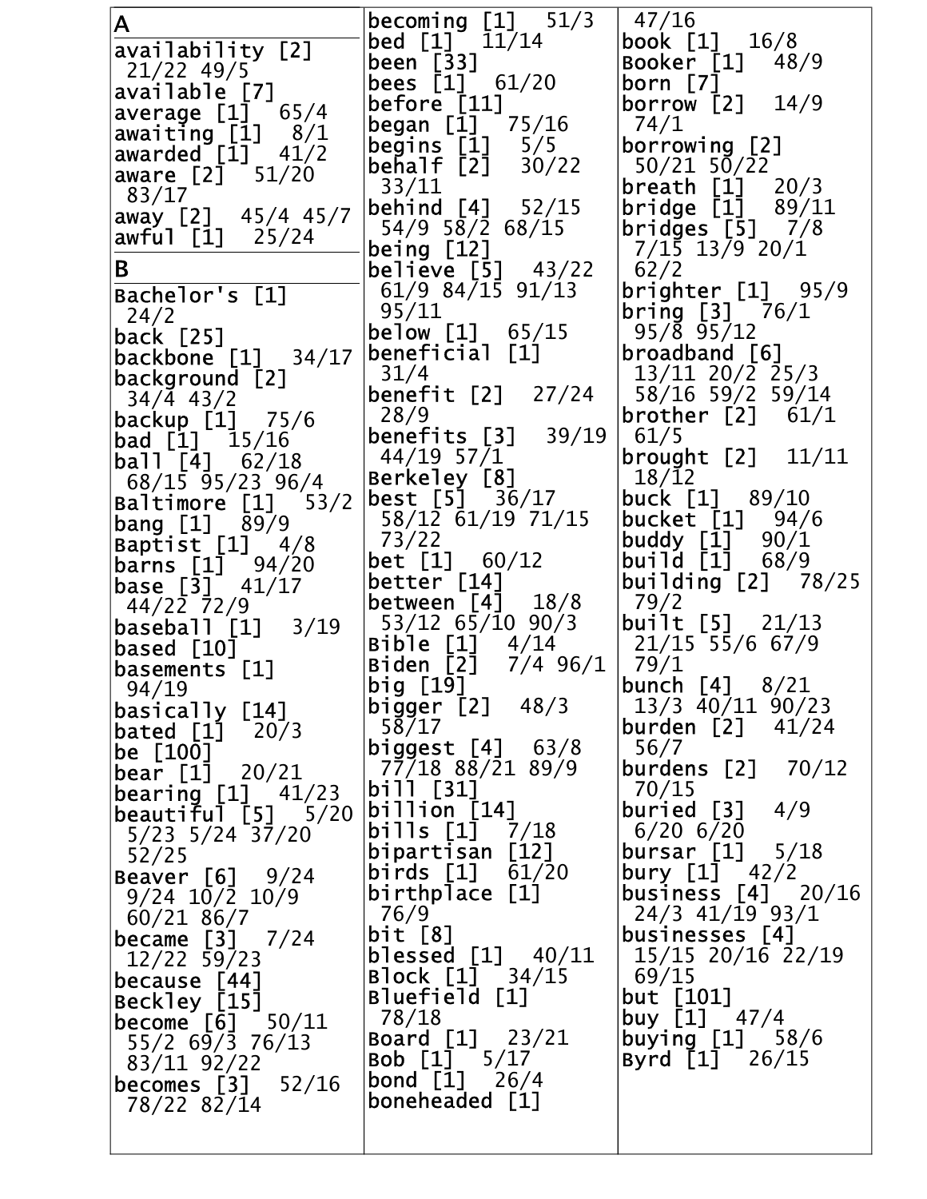## A

availability [2] 21/22 49/5
available [7]
average [1] 65/4
awaiting [1] 8/1
awarded [1] 41/2
aware [2] 51/20 83/17
away [2] 45/4 45/7
awful [1] 25/24

## B

Bachelor's [1] 24/2
back [25]
backbone [1] 34/17
background [2] 34/4 43/2
backup [1] 75/6
bad [1] 15/16
ball [4] 62/18 68/15 95/23 96/4
Baltimore [1] 53/2
bang [1] 89/9
Baptist [1] 4/8
barns [1] 94/20
base [3] 41/17 44/22 72/9
baseball [1] 3/19
based [10]
basements [1] 94/19
basically [14]
bated [1] 20/3
be [100]
bear [1] 20/21
bearing [1] 41/23
beautiful [5] 5/20 5/23 5/24 37/20 52/25
Beaver [6] 9/24 9/24 10/2 10/9 60/21 86/7
became [3] 7/24 12/22 59/23
because [44]
Beckley [15]
become [6] 50/11 55/2 69/3 76/13 83/11 92/22
becomes [3] 52/16 78/22 82/14
becoming [1] 51/3
bed [1] 11/14
been [33]
bees [1] 61/20
before [11]
began [1] 75/16
begins [1] 5/5
behalf [2] 30/22 33/11
behind [4] 52/15 54/9 58/2 68/15
being [12]
believe [5] 43/22 61/9 84/15 91/13 95/11
below [1] 65/15
beneficial [1] 31/4
benefit [2] 27/24 28/9
benefits [3] 39/19 44/19 57/1
Berkeley [8]
best [5] 36/17 58/12 61/19 71/15 73/22
bet [1] 60/12
better [14]
between [4] 18/8 53/12 65/10 90/3
Bible [1] 4/14
Biden [2] 7/4 96/1
big [19]
bigger [2] 48/3 58/17
biggest [4] 63/8 77/18 88/21 89/9
bill [31]
billion [14]
bills [1] 7/18
bipartisan [12]
birds [1] 61/20
birthplace [1] 76/9
bit [8]
blessed [1] 40/11
Block [1] 34/15
Bluefield [1] 78/18
Board [1] 23/21
Bob [1] 5/17
bond [1] 26/4
boneheaded [1] 47/16
book [1] 16/8
Booker [1] 48/9
born [7]
borrow [2] 14/9 74/1
borrowing [2] 50/21 50/22
breath [1] 20/3
bridge [1] 89/11
bridges [5] 7/8 7/15 13/9 20/1 62/2
brighter [1] 95/9
bring [3] 76/1 95/8 95/12
broadband [6] 13/11 20/2 25/3 58/16 59/2 59/14
brother [2] 61/1 61/5
brought [2] 11/11 18/12
buck [1] 89/10
bucket [1] 94/6
buddy [1] 90/1
build [1] 68/9
building [2] 78/25 79/2
built [5] 21/13 21/15 55/6 67/9 79/1
bunch [4] 8/21 13/3 40/11 90/23
burden [2] 41/24 56/7
burdens [2] 70/12 70/15
buried [3] 4/9 6/20 6/20
bursar [1] 5/18
bury [1] 42/2
business [4] 20/16 24/3 41/19 93/1
businesses [4] 15/15 20/16 22/19 69/15
but [101]
buy [1] 47/4
buying [1] 58/6
Byrd [1] 26/15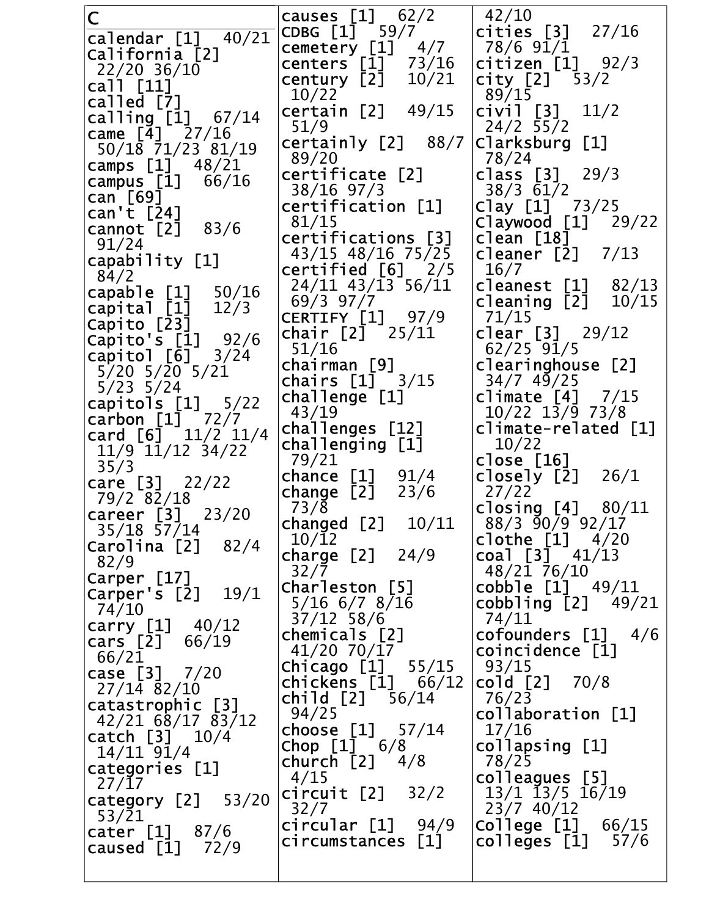## C

calendar [1] 40/21
California [2] 22/20 36/10
call [11]
called [7]
calling [1] 67/14
came [4] 27/16 50/18 71/23 81/19
camps [1] 48/21
campus [1] 66/16
can [69]
can't [24]
cannot [2] 83/6 91/24
capability [1] 84/2
capable [1] 50/16
capital [1] 12/3
Capito [23]
Capito's [1] 92/6
capitol [6] 3/24 5/20 5/20 5/21 5/23 5/24
capitols [1] 5/22
carbon [1] 72/7
card [6] 11/2 11/4 11/9 11/12 34/22 35/3
care [3] 22/22 79/2 82/18
career [3] 23/20 35/18 57/14
Carolina [2] 82/4 82/9
Carper [17]
Carper's [2] 19/1 74/10
carry [1] 40/12
cars [2] 66/19 66/21
case [3] 7/20 27/14 82/10
catastrophic [3] 42/21 68/17 83/12
catch [3] 10/4 14/11 91/4
categories [1] 27/17
category [2] 53/20 53/21
cater [1] 87/6
caused [1] 72/9
causes [1] 62/2
CDBG [1] 59/7
cemetery [1] 4/7
centers [1] 73/16
century [2] 10/21 10/22
certain [2] 49/15 51/9
certainly [2] 88/7 89/20
certificate [2] 38/16 97/3
certification [1] 81/15
certifications [3] 43/15 48/16 75/25
certified [6] 2/5 24/11 43/13 56/11 69/3 97/7
CERTIFY [1] 97/9
chair [2] 25/11 51/16
chairman [9]
chairs [1] 3/15
challenge [1] 43/19
challenges [12]
challenging [1] 79/21
chance [1] 91/4
change [2] 23/6 73/8
changed [2] 10/11 10/12
charge [2] 24/9 32/7
Charleston [5] 5/16 6/7 8/16 37/12 58/6
chemicals [2] 41/20 70/17
Chicago [1] 55/15
chickens [1] 66/12
child [2] 56/14 94/25
choose [1] 57/14
Chop [1] 6/8
church [2] 4/8 4/15
circuit [2] 32/2 32/7
circular [1] 94/9
circumstances [1] 42/10
cities [3] 27/16 78/6 91/1
citizen [1] 92/3
city [2] 53/2 89/15
civil [3] 11/2 24/2 55/2
Clarksburg [1] 78/24
class [3] 29/3 38/3 61/2
Clay [1] 73/25
Claywood [1] 29/22
clean [18]
cleaner [2] 7/13 16/7
cleanest [1] 82/13
cleaning [2] 10/15 71/15
clear [3] 29/12 62/25 91/5
clearinghouse [2] 34/7 49/25
climate [4] 7/15 10/22 13/9 73/8
climate-related [1] 10/22
close [16]
closely [2] 26/1 27/22
closing [4] 80/11 88/3 90/9 92/17
clothe [1] 4/20
coal [3] 41/13 48/21 76/10
cobble [1] 49/11
cobbling [2] 49/21 74/11
cofounders [1] 4/6
coincidence [1] 93/15
cold [2] 70/8 76/23
collaboration [1] 17/16
collapsing [1] 78/25
colleagues [5] 13/1 13/5 16/19 23/7 40/12
College [1] 66/15
colleges [1] 57/6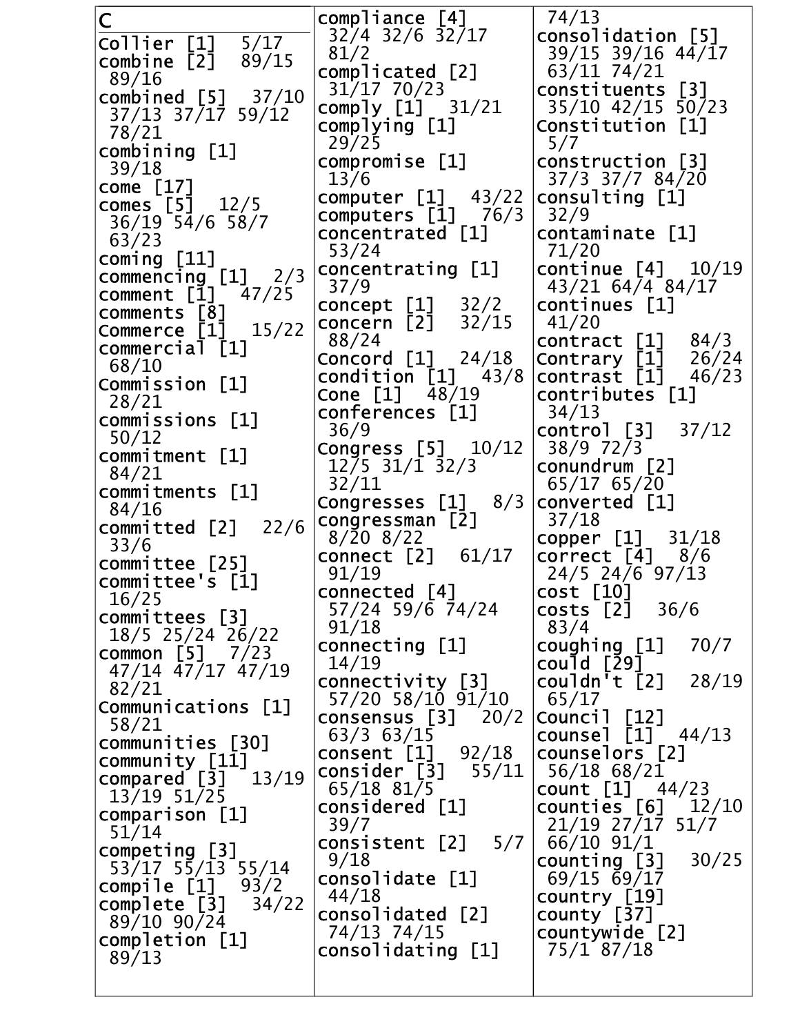## C

Collier [1] 5/17
combine [2] 89/15 89/16
combined [5] 37/10 37/13 37/17 59/12 78/21
combining [1] 39/18
come [17]
comes [5] 12/5 36/19 54/6 58/7 63/23
coming [11]
commencing [1] 2/3
comment [1] 47/25
comments [8]
Commerce [1] 15/22
commercial [1] 68/10
Commission [1] 28/21
commissions [1] 50/12
commitment [1] 84/21
commitments [1] 84/16
committed [2] 22/6 33/6
committee [25]
committee's [1] 16/25
committees [3] 18/5 25/24 26/22
common [5] 7/23 47/14 47/17 47/19 82/21
Communications [1] 58/21
communities [30]
community [11]
compared [3] 13/19 13/19 51/25
comparison [1] 51/14
competing [3] 53/17 55/13 55/14
compile [1] 93/2
complete [3] 34/22 89/10 90/24
completion [1] 89/13
compliance [4] 32/4 32/6 32/17 81/2
complicated [2] 31/17 70/23
comply [1] 31/21
complying [1] 29/25
compromise [1] 13/6
computer [1] 43/22
computers [1] 76/3
concentrated [1] 53/24
concentrating [1] 37/9
concept [1] 32/2
concern [2] 32/15 88/24
Concord [1] 24/18
condition [1] 43/8
Cone [1] 48/19
conferences [1] 36/9
Congress [5] 10/12 12/5 31/1 32/3 32/11
Congresses [1] 8/3
congressman [2] 8/20 8/22
connect [2] 61/17 91/19
connected [4] 57/24 59/6 74/24 91/18
connecting [1] 14/19
connectivity [3] 57/20 58/10 91/10
consensus [3] 20/2 63/3 63/15
consent [1] 92/18
consider [3] 55/11 65/18 81/5
considered [1] 39/7
consistent [2] 5/7 9/18
consolidate [1] 44/18
consolidated [2] 74/13 74/15
consolidating [1] 74/13
consolidation [5] 39/15 39/16 44/17 63/11 74/21
constituents [3] 35/10 42/15 50/23
Constitution [1] 5/7
construction [3] 37/3 37/7 84/20
consulting [1] 32/9
contaminate [1] 71/20
continue [4] 10/19 43/21 64/4 84/17
continues [1] 41/20
contract [1] 84/3
Contrary [1] 26/24
contrast [1] 46/23
contributes [1] 34/13
control [3] 37/12 38/9 72/3
conundrum [2] 65/17 65/20
converted [1] 37/18
copper [1] 31/18
correct [4] 8/6 24/5 24/6 97/13
cost [10]
costs [2] 36/6 83/4
coughing [1] 70/7
could [29]
couldn't [2] 28/19 65/17
Council [12]
counsel [1] 44/13
counselors [2] 56/18 68/21
count [1] 44/23
counties [6] 12/10 21/19 27/17 51/7 66/10 91/1
counting [3] 30/25 69/15 69/17
country [19]
county [37]
countywide [2] 75/1 87/18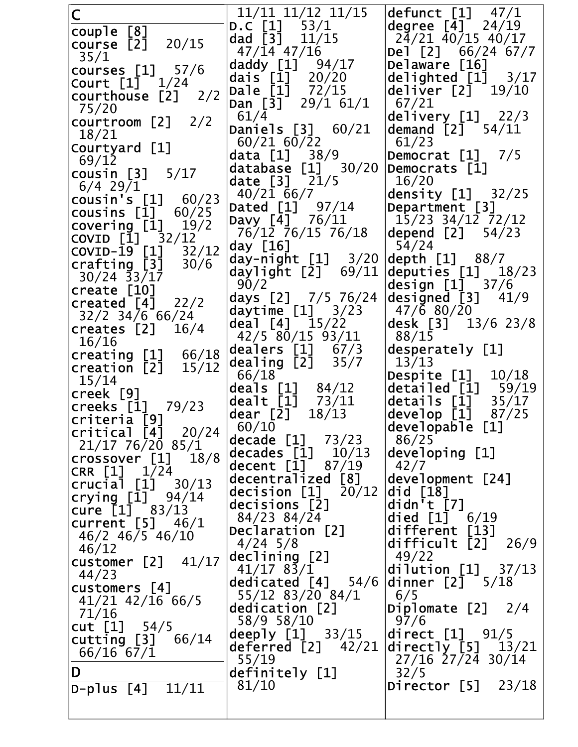**C**

**couple [8]**
**course [2]** 20/15 35/1
**courses [1]** 57/6
**Court [1]** 1/24
**courthouse [2]** 2/2 75/20
**courtroom [2]** 2/2 18/21
**Courtyard [1]** 69/12
**cousin [3]** 5/17 6/4 29/1
**cousin's [1]** 60/23
**cousins [1]** 60/25
**covering [1]** 19/2
**COVID [1]** 32/12
**COVID-19 [1]** 32/12
**crafting [3]** 30/6 30/24 33/17
**create [10]**
**created [4]** 22/2 32/2 34/6 66/24
**creates [2]** 16/4 16/16
**creating [1]** 66/18
**creation [2]** 15/12 15/14
**creek [9]**
**creeks [1]** 79/23
**criteria [9]**
**critical [4]** 20/24 21/17 76/20 85/1
**crossover [1]** 18/8
**CRR [1]** 1/24
**crucial [1]** 30/13
**crying [1]** 94/14
**cure [1]** 83/13
**current [5]** 46/1 46/2 46/5 46/10 46/12
**customer [2]** 41/17 44/23
**customers [4]** 41/21 42/16 66/5 71/16
**cut [1]** 54/5
**cutting [3]** 66/14 66/16 67/1

**D**

**D-plus [4]** 11/11 11/11 11/12 11/15
**D.C [1]** 53/1
**dad [3]** 11/15 47/14 47/16
**daddy [1]** 94/17
**dais [1]** 20/20
**Dale [1]** 72/15
**Dan [3]** 29/1 61/1 61/4
**Daniels [3]** 60/21 60/21 60/22
**data [1]** 38/9
**database [1]** 30/20
**date [3]** 21/5 40/21 66/7
**Dated [1]** 97/14
**Davy [4]** 76/11 76/12 76/15 76/18
**day [16]**
**day-night [1]** 3/20
**daylight [2]** 69/11 90/2
**days [2]** 7/5 76/24
**daytime [1]** 3/23
**deal [4]** 15/22 42/5 80/15 93/11
**dealers [1]** 67/3
**dealing [2]** 35/7 66/18
**deals [1]** 84/12
**dealt [1]** 73/11
**dear [2]** 18/13 60/10
**decade [1]** 73/23
**decades [1]** 10/13
**decent [1]** 87/19
**decentralized [8]**
**decision [1]** 20/12
**decisions [2]** 84/23 84/24
**Declaration [2]** 4/24 5/8
**declining [2]** 41/17 83/1
**dedicated [4]** 54/6 55/12 83/20 84/1
**dedication [2]** 58/9 58/10
**deeply [1]** 33/15
**deferred [2]** 42/21 55/19
**definitely [1]** 81/10
**defunct [1]** 47/1
**degree [4]** 24/19 24/21 40/15 40/17
**Del [2]** 66/24 67/7
**Delaware [16]**
**delighted [1]** 3/17
**deliver [2]** 19/10 67/21
**delivery [1]** 22/3
**demand [2]** 54/11 61/23
**Democrat [1]** 7/5
**Democrats [1]** 16/20
**density [1]** 32/25
**Department [3]** 15/23 34/12 72/12
**depend [2]** 54/23 54/24
**depth [1]** 88/7
**deputies [1]** 18/23
**design [1]** 37/6
**designed [3]** 41/9 47/6 80/20
**desk [3]** 13/6 23/8 88/15
**desperately [1]** 13/13
**Despite [1]** 10/18
**detailed [1]** 59/19
**details [1]** 35/17
**develop [1]** 87/25
**developable [1]** 86/25
**developing [1]** 42/7
**development [24]**
**did [18]**
**didn't [7]**
**died [1]** 6/19
**different [13]**
**difficult [2]** 26/9 49/22
**dilution [1]** 37/13
**dinner [2]** 5/18 6/5
**Diplomate [2]** 2/4 97/6
**direct [1]** 91/5
**directly [5]** 13/21 27/16 27/24 30/14 32/5
**Director [5]** 23/18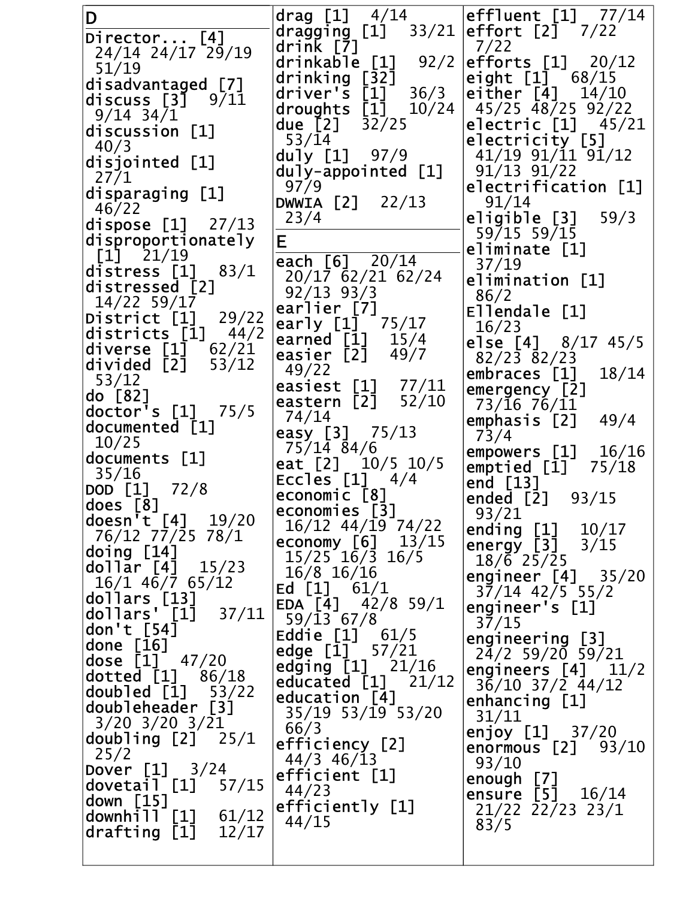D

Director... [4] 24/14 24/17 29/19 51/19
disadvantaged [7]
discuss [3] 9/11 9/14 34/1
discussion [1] 40/3
disjointed [1] 27/1
disparaging [1] 46/22
dispose [1] 27/13
disproportionately [1] 21/19
distress [1] 83/1
distressed [2] 14/22 59/17
District [1] 29/22
districts [1] 44/2
diverse [1] 62/21
divided [2] 53/12 53/12
do [82]
doctor's [1] 75/5
documented [1] 10/25
documents [1] 35/16
DOD [1] 72/8
does [8]
doesn't [4] 19/20 76/12 77/25 78/1
doing [14]
dollar [4] 15/23 16/1 46/7 65/12
dollars [13]
dollars' [1] 37/11
don't [54]
done [16]
dose [1] 47/20
dotted [1] 86/18
doubled [1] 53/22
doubleheader [3] 3/20 3/20 3/21
doubling [2] 25/1 25/2
Dover [1] 3/24
dovetail [1] 57/15
down [15]
downhill [1] 61/12
drafting [1] 12/17
drag [1] 4/14
dragging [1] 33/21
drink [7]
drinkable [1] 92/2
drinking [32]
driver's [1] 36/3
droughts [1] 10/24
due [2] 32/25 53/14
duly [1] 97/9
duly-appointed [1] 97/9
DWWIA [2] 22/13 23/4

E

each [6] 20/14 20/17 62/21 62/24 92/13 93/3
earlier [7]
early [1] 75/17
earned [1] 15/4
easier [2] 49/7 49/22
easiest [1] 77/11
eastern [2] 52/10 74/14
easy [3] 75/13 75/14 84/6
eat [2] 10/5 10/5
Eccles [1] 4/4
economic [8]
economies [3] 16/12 44/19 74/22
economy [6] 13/15 15/25 16/3 16/5 16/8 16/16
Ed [1] 61/1
EDA [4] 42/8 59/1 59/13 67/8
Eddie [1] 61/5
edge [1] 57/21
edging [1] 21/16
educated [1] 21/12
education [4] 35/19 53/19 53/20 66/3
efficiency [2] 44/3 46/13
efficient [1] 44/23
efficiently [1] 44/15
effluent [1] 77/14
effort [2] 7/22 7/22
efforts [1] 20/12
eight [1] 68/15
either [4] 14/10 45/25 48/25 92/22
electric [1] 45/21
electricity [5] 41/19 91/11 91/12 91/13 91/22
electrification [1] 91/14
eligible [3] 59/3 59/15 59/15
eliminate [1] 37/19
elimination [1] 86/2
Ellendale [1] 16/23
else [4] 8/17 45/5 82/23 82/23
embraces [1] 18/14
emergency [2] 73/16 76/11
emphasis [2] 49/4 73/4
empowers [1] 16/16
emptied [1] 75/18
end [13]
ended [2] 93/15 93/21
ending [1] 10/17
energy [3] 3/15 18/6 25/25
engineer [4] 35/20 37/14 42/5 55/2
engineer's [1] 37/15
engineering [3] 24/2 59/20 59/21
engineers [4] 11/2 36/10 37/2 44/12
enhancing [1] 31/11
enjoy [1] 37/20
enormous [2] 93/10 93/10
enough [7]
ensure [5] 16/14 21/22 22/23 23/1 83/5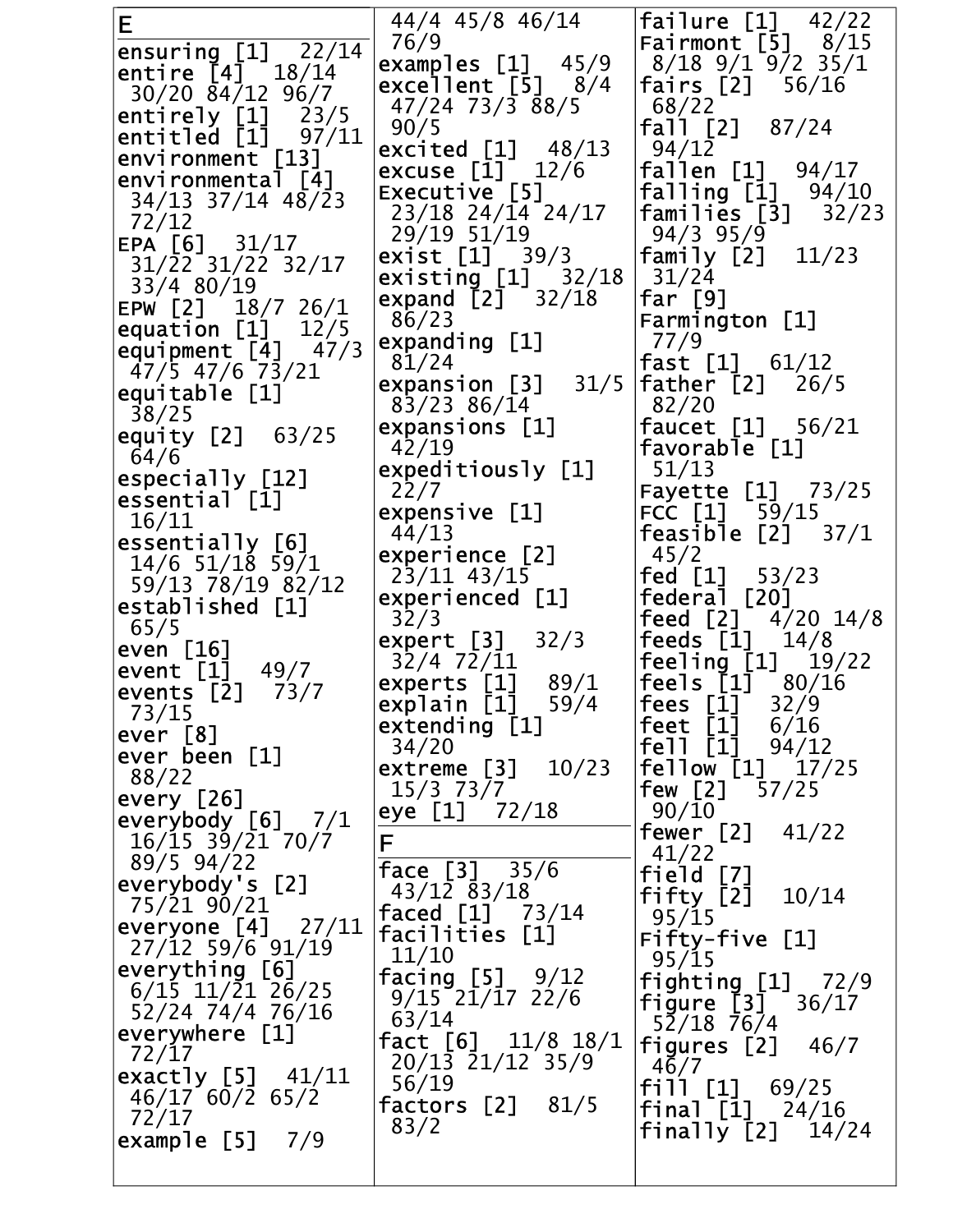## E

ensuring [1] 22/14
entire [4] 18/14 30/20 84/12 96/7
entirely [1] 23/5
entitled [1] 97/11
environment [13]
environmental [4] 34/13 37/14 48/23 72/12
EPA [6] 31/17 31/22 31/22 32/17 33/4 80/19
EPW [2] 18/7 26/1
equation [1] 12/5
equipment [4] 47/3 47/5 47/6 73/21
equitable [1] 38/25
equity [2] 63/25 64/6
especially [12]
essential [1] 16/11
essentially [6] 14/6 51/18 59/1 59/13 78/19 82/12
established [1] 65/5
even [16]
event [1] 49/7
events [2] 73/7 73/15
ever [8]
ever been [1] 88/22
every [26]
everybody [6] 7/1 16/15 39/21 70/7 89/5 94/22
everybody's [2] 75/21 90/21
everyone [4] 27/11 27/12 59/6 91/19
everything [6] 6/15 11/21 26/25 52/24 74/4 76/16
everywhere [1] 72/17
exactly [5] 41/11 46/17 60/2 65/2 72/17
example [5] 7/9 44/4 45/8 46/14 76/9
examples [1] 45/9
excellent [5] 8/4 47/24 73/3 88/5 90/5
excited [1] 48/13
excuse [1] 12/6
Executive [5] 23/18 24/14 24/17 29/19 51/19
exist [1] 39/3
existing [1] 32/18
expand [2] 32/18 86/23
expanding [1] 81/24
expansion [3] 31/5 83/23 86/14
expansions [1] 42/19
expeditiously [1] 22/7
expensive [1] 44/13
experience [2] 23/11 43/15
experienced [1] 32/3
expert [3] 32/3 32/4 72/11
experts [1] 89/1
explain [1] 59/4
extending [1] 34/20
extreme [3] 10/23 15/3 73/7
eye [1] 72/18

## F

face [3] 35/6 43/12 83/18
faced [1] 73/14
facilities [1] 11/10
facing [5] 9/12 9/15 21/17 22/6 63/14
fact [6] 11/8 18/1 20/13 21/12 35/9 56/19
factors [2] 81/5 83/2
failure [1] 42/22
Fairmont [5] 8/15 8/18 9/1 9/2 35/1
fairs [2] 56/16 68/22
fall [2] 87/24 94/12
fallen [1] 94/17
falling [1] 94/10
families [3] 32/23 94/3 95/9
family [2] 11/23 31/24
far [9]
Farmington [1] 77/9
fast [1] 61/12
father [2] 26/5 82/20
faucet [1] 56/21
favorable [1] 51/13
Fayette [1] 73/25
FCC [1] 59/15
feasible [2] 37/1 45/2
fed [1] 53/23
federal [20]
feed [2] 4/20 14/8
feeds [1] 14/8
feeling [1] 19/22
feels [1] 80/16
fees [1] 32/9
feet [1] 6/16
fell [1] 94/12
fellow [1] 17/25
few [2] 57/25 90/10
fewer [2] 41/22 41/22
field [7]
fifty [2] 10/14 95/15
Fifty-five [1] 95/15
fighting [1] 72/9
figure [3] 36/17 52/18 76/4
figures [2] 46/7 46/7
fill [1] 69/25
final [1] 24/16
finally [2] 14/24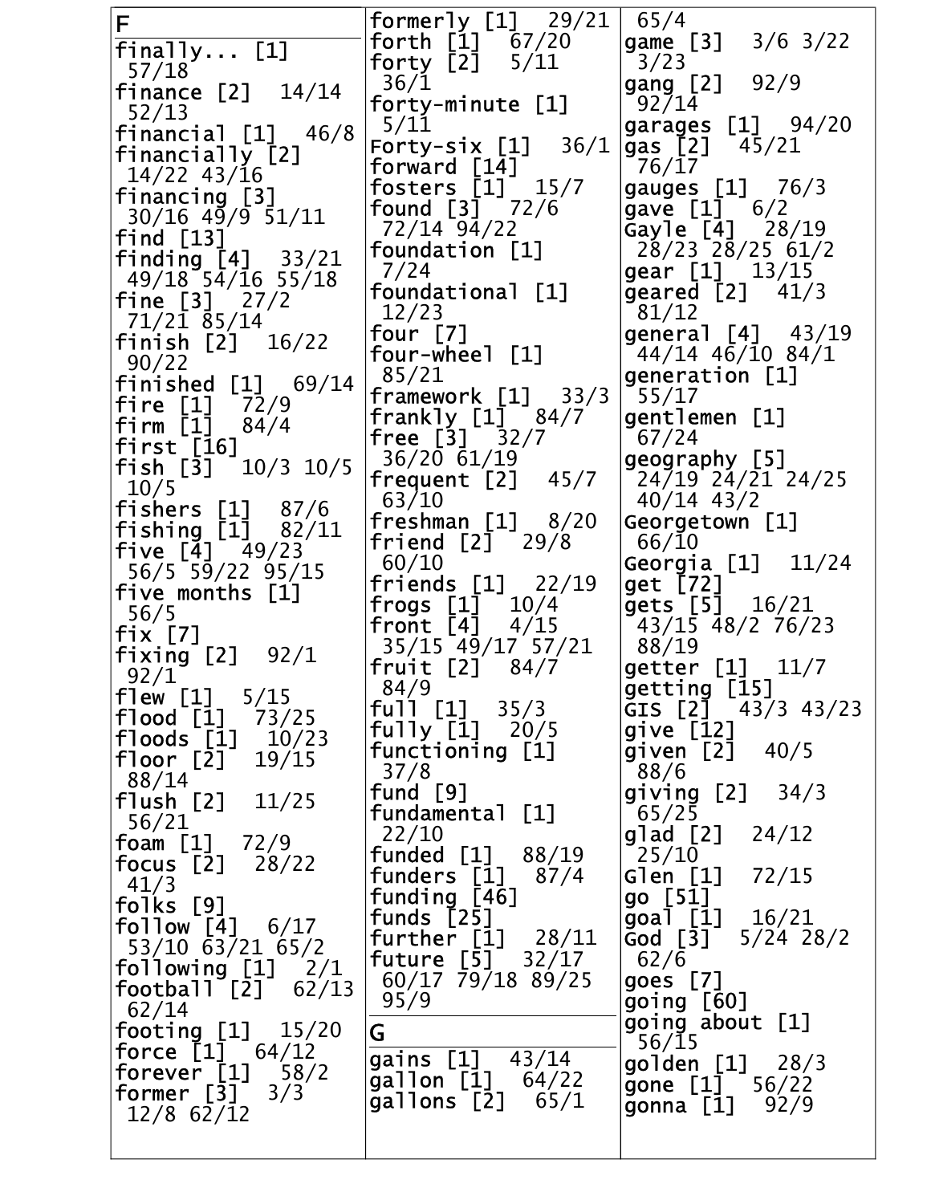## F

finally... [1] 57/18
finance [2] 14/14 52/13
financial [1] 46/8
financially [2] 14/22 43/16
financing [3] 30/16 49/9 51/11
find [13]
finding [4] 33/21 49/18 54/16 55/18
fine [3] 27/2 71/21 85/14
finish [2] 16/22 90/22
finished [1] 69/14
fire [1] 72/9
firm [1] 84/4
first [16]
fish [3] 10/3 10/5 10/5
fishers [1] 87/6
fishing [1] 82/11
five [4] 49/23 56/5 59/22 95/15
five months [1] 56/5
fix [7]
fixing [2] 92/1 92/1
flew [1] 5/15
flood [1] 73/25
floods [1] 10/23
floor [2] 19/15 88/14
flush [2] 11/25 56/21
foam [1] 72/9
focus [2] 28/22 41/3
folks [9]
follow [4] 6/17 53/10 63/21 65/2
following [1] 2/1
football [2] 62/13 62/14
footing [1] 15/20
force [1] 64/12
forever [1] 58/2
former [3] 3/3 12/8 62/12
formerly [1] 29/21
forth [1] 67/20
forty [2] 5/11 36/1
forty-minute [1] 5/11
Forty-six [1] 36/1
forward [14]
fosters [1] 15/7
found [3] 72/6 72/14 94/22
foundation [1] 7/24
foundational [1] 12/23
four [7]
four-wheel [1] 85/21
framework [1] 33/3
frankly [1] 84/7
free [3] 32/7 36/20 61/19
frequent [2] 45/7 63/10
freshman [1] 8/20
friend [2] 29/8 60/10
friends [1] 22/19
frogs [1] 10/4
front [4] 4/15 35/15 49/17 57/21
fruit [2] 84/7 84/9
full [1] 35/3
fully [1] 20/5
functioning [1] 37/8
fund [9]
fundamental [1] 22/10
funded [1] 88/19
funders [1] 87/4
funding [46]
funds [25]
further [1] 28/11
future [5] 32/17 60/17 79/18 89/25 95/9

## G

gains [1] 43/14
gallon [1] 64/22
gallons [2] 65/1 65/4
game [3] 3/6 3/22 3/23
gang [2] 92/9 92/14
garages [1] 94/20
gas [2] 45/21 76/17
gauges [1] 76/3
gave [1] 6/2
Gayle [4] 28/19 28/23 28/25 61/2
gear [1] 13/15
geared [2] 41/3 81/12
general [4] 43/19 44/14 46/10 84/1
generation [1] 55/17
gentlemen [1] 67/24
geography [5] 24/19 24/21 24/25 40/14 43/2
Georgetown [1] 66/10
Georgia [1] 11/24
get [72]
gets [5] 16/21 43/15 48/2 76/23 88/19
getter [1] 11/7
getting [15]
GIS [2] 43/3 43/23
give [12]
given [2] 40/5 88/6
giving [2] 34/3 65/25
glad [2] 24/12 25/10
Glen [1] 72/15
go [51]
goal [1] 16/21
God [3] 5/24 28/2 62/6
goes [7]
going [60]
going about [1] 56/15
golden [1] 28/3
gone [1] 56/22
gonna [1] 92/9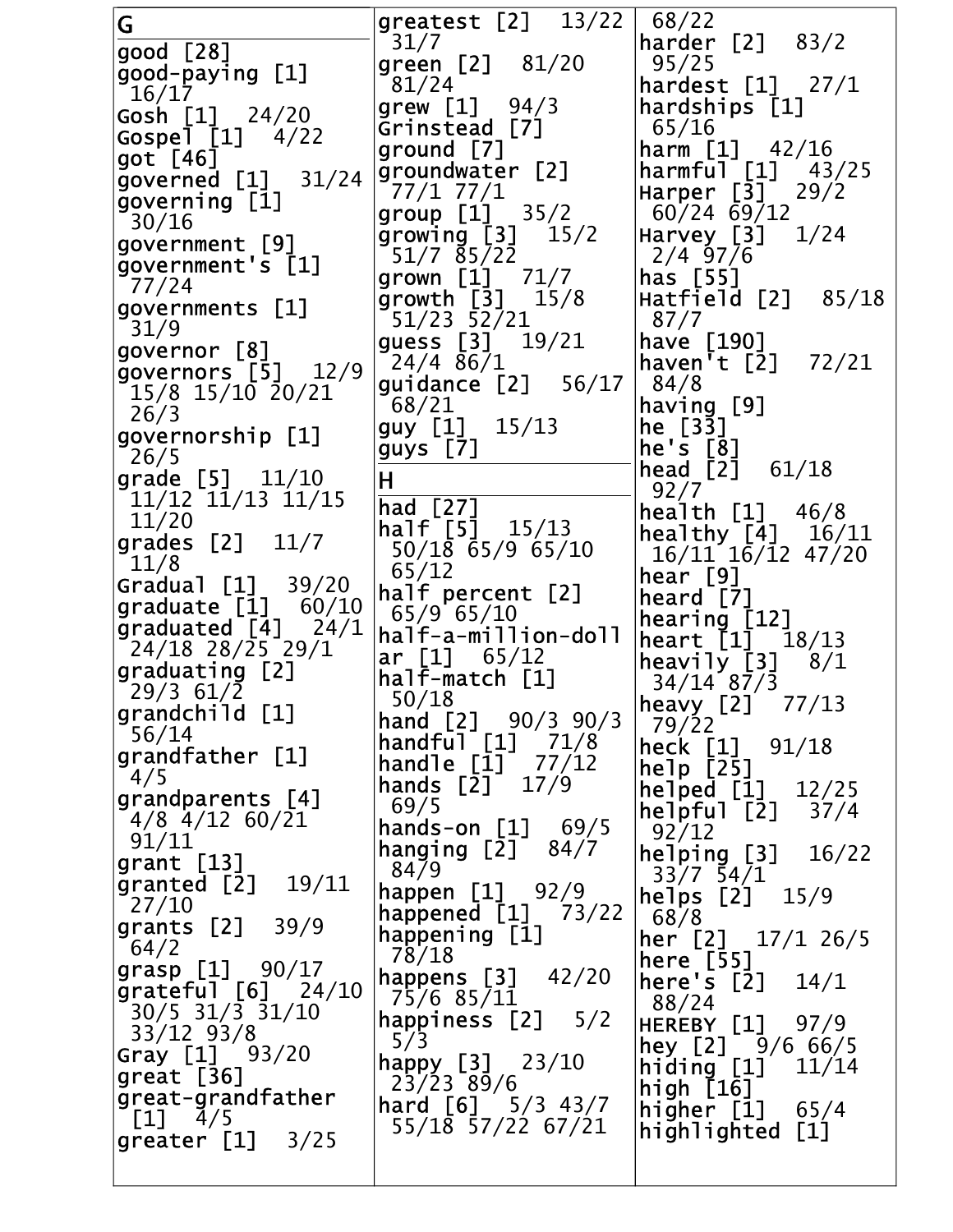## G

good [28]
good-paying [1] 16/17
Gosh [1] 24/20
Gospel [1] 4/22
got [46]
governed [1] 31/24
governing [1] 30/16
government [9]
government's [1] 77/24
governments [1] 31/9
governor [8]
governors [5] 12/9 15/8 15/10 20/21 26/3
governorship [1] 26/5
grade [5] 11/10 11/12 11/13 11/15 11/20
grades [2] 11/7 11/8
Gradual [1] 39/20
graduate [1] 60/10
graduated [4] 24/1 24/18 28/25 29/1
graduating [2] 29/3 61/2
grandchild [1] 56/14
grandfather [1] 4/5
grandparents [4] 4/8 4/12 60/21 91/11
grant [13]
granted [2] 19/11 27/10
grants [2] 39/9 64/2
grasp [1] 90/17
grateful [6] 24/10 30/5 31/3 31/10 33/12 93/8
Gray [1] 93/20
great [36]
great-grandfather [1] 4/5
greater [1] 3/25
greatest [2] 13/22 31/7
green [2] 81/20 81/24
grew [1] 94/3
Grinstead [7]
ground [7]
groundwater [2] 77/1 77/1
group [1] 35/2
growing [3] 15/2 51/7 85/22
grown [1] 71/7
growth [3] 15/8 51/23 52/21
guess [3] 19/21 24/4 86/1
guidance [2] 56/17 68/21
guy [1] 15/13
guys [7]

## H

had [27]
half [5] 15/13 50/18 65/9 65/10 65/12
half percent [2] 65/9 65/10
half-a-million-dollar [1] 65/12
half-match [1] 50/18
hand [2] 90/3 90/3
handful [1] 71/8
handle [1] 77/12
hands [2] 17/9 69/5
hands-on [1] 69/5
hanging [2] 84/7 84/9
happen [1] 92/9
happened [1] 73/22
happening [1] 78/18
happens [3] 42/20 75/6 85/11
happiness [2] 5/2 5/3
happy [3] 23/10 23/23 89/6
hard [6] 5/3 43/7 55/18 57/22 67/21 68/22
harder [2] 83/2 95/25
hardest [1] 27/1
hardships [1] 65/16
harm [1] 42/16
harmful [1] 43/25
Harper [3] 29/2 60/24 69/12
Harvey [3] 1/24 2/4 97/6
has [55]
Hatfield [2] 85/18 87/7
have [190]
haven't [2] 72/21 84/8
having [9]
he [33]
he's [8]
head [2] 61/18 92/7
health [1] 46/8
healthy [4] 16/11 16/11 16/12 47/20
hear [9]
heard [7]
hearing [12]
heart [1] 18/13
heavily [3] 8/1 34/14 87/3
heavy [2] 77/13 79/22
heck [1] 91/18
help [25]
helped [1] 12/25
helpful [2] 37/4 92/12
helping [3] 16/22 33/7 54/1
helps [2] 15/9 68/8
her [2] 17/1 26/5
here [55]
here's [2] 14/1 88/24
HEREBY [1] 97/9
hey [2] 9/6 66/5
hiding [1] 11/14
high [16]
higher [1] 65/4
highlighted [1]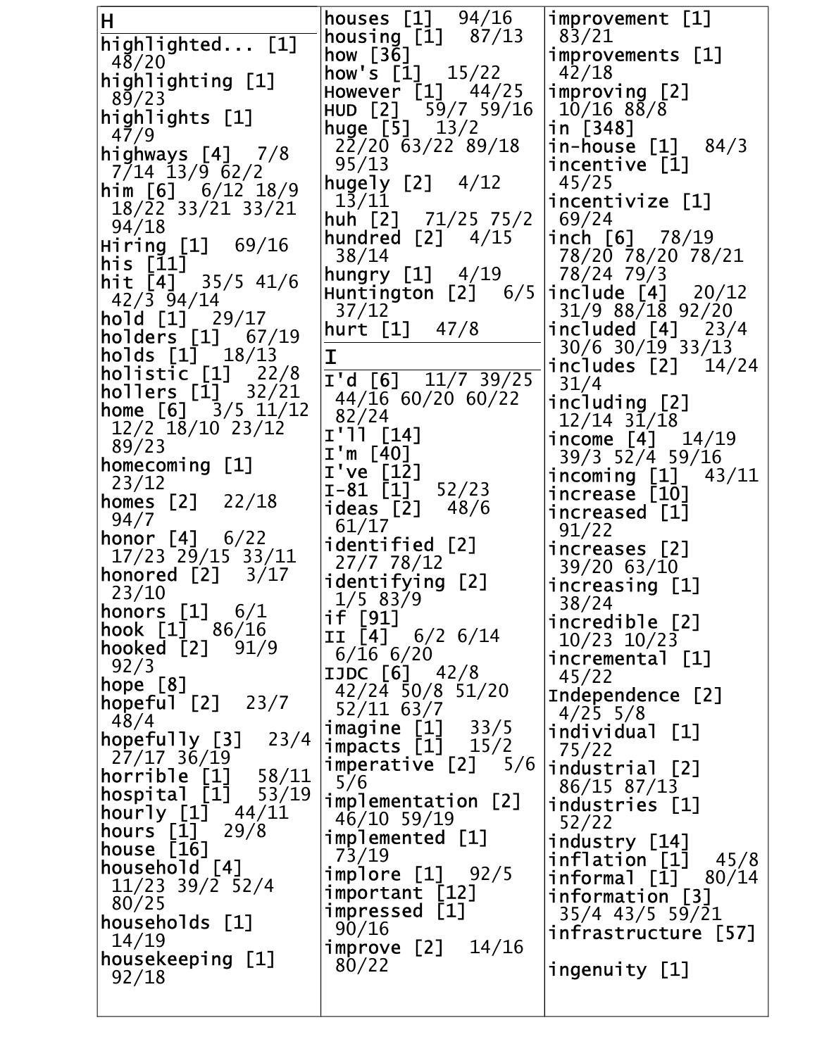## H

highlighted... [1] 48/20
highlighting [1] 89/23
highlights [1] 47/9
highways [4] 7/8 7/14 13/9 62/2
him [6] 6/12 18/9 18/22 33/21 33/21 94/18
Hiring [1] 69/16
his [11]
hit [4] 35/5 41/6 42/3 94/14
hold [1] 29/17
holders [1] 67/19
holds [1] 18/13
holistic [1] 22/8
hollers [1] 32/21
home [6] 3/5 11/12 12/2 18/10 23/12 89/23
homecoming [1] 23/12
homes [2] 22/18 94/7
honor [4] 6/22 17/23 29/15 33/11
honored [2] 3/17 23/10
honors [1] 6/1
hook [1] 86/16
hooked [2] 91/9 92/3
hope [8]
hopeful [2] 23/7 48/4
hopefully [3] 23/4 27/17 36/19
horrible [1] 58/11
hospital [1] 53/19
hourly [1] 44/11
hours [1] 29/8
house [16]
household [4] 11/23 39/2 52/4 80/25
households [1] 14/19
housekeeping [1] 92/18
houses [1] 94/16
housing [1] 87/13
how [36]
how's [1] 15/22
However [1] 44/25
HUD [2] 59/7 59/16
huge [5] 13/2 22/20 63/22 89/18 95/13
hugely [2] 4/12 13/11
huh [2] 71/25 75/2
hundred [2] 4/15 38/14
hungry [1] 4/19
Huntington [2] 6/5 37/12
hurt [1] 47/8

## I

I'd [6] 11/7 39/25 44/16 60/20 60/22 82/24
I'll [14]
I'm [40]
I've [12]
I-81 [1] 52/23
ideas [2] 48/6 61/17
identified [2] 27/7 78/12
identifying [2] 1/5 83/9
if [91]
II [4] 6/2 6/14 6/16 6/20
IJDC [6] 42/8 42/24 50/8 51/20 52/11 63/7
imagine [1] 33/5
impacts [1] 15/2
imperative [2] 5/6 5/6
implementation [2] 46/10 59/19
implemented [1] 73/19
implore [1] 92/5
important [12]
impressed [1] 90/16
improve [2] 14/16 80/22
improvement [1] 83/21
improvements [1] 42/18
improving [2] 10/16 88/8
in [348]
in-house [1] 84/3
incentive [1] 45/25
incentivize [1] 69/24
inch [6] 78/19 78/20 78/20 78/21 78/24 79/3
include [4] 20/12 31/9 88/18 92/20
included [4] 23/4 30/6 30/19 33/13
includes [2] 14/24 31/4
including [2] 12/14 31/18
income [4] 14/19 39/3 52/4 59/16
incoming [1] 43/11
increase [10]
increased [1] 91/22
increases [2] 39/20 63/10
increasing [1] 38/24
incredible [2] 10/23 10/23
incremental [1] 45/22
Independence [2] 4/25 5/8
individual [1] 75/22
industrial [2] 86/15 87/13
industries [1] 52/22
industry [14]
inflation [1] 45/8
informal [1] 80/14
information [3] 35/4 43/5 59/21
infrastructure [57]
ingenuity [1]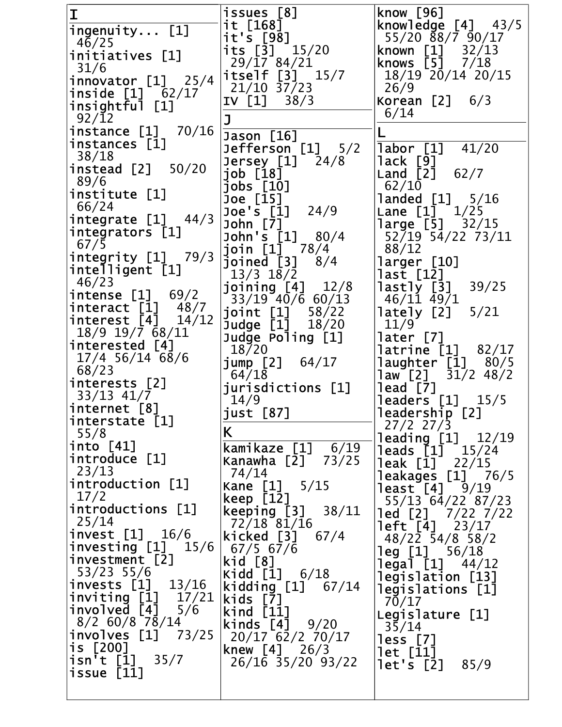# I

ingenuity... [1] 46/25
initiatives [1] 31/6
innovator [1] 25/4
inside [1] 62/17
insightful [1] 92/12
instance [1] 70/16
instances [1] 38/18
instead [2] 50/20 89/6
institute [1] 66/24
integrate [1] 44/3
integrators [1] 67/5
integrity [1] 79/3
intelligent [1] 46/23
intense [1] 69/2
interact [1] 48/7
interest [4] 14/12 18/9 19/7 68/11
interested [4] 17/4 56/14 68/6 68/23
interests [2] 33/13 41/7
internet [8]
interstate [1] 55/8
into [41]
introduce [1] 23/13
introduction [1] 17/2
introductions [1] 25/14
invest [1] 16/6
investing [1] 15/6
investment [2] 53/23 55/6
invests [1] 13/16
inviting [1] 17/21
involved [4] 5/6 8/2 60/8 78/14
involves [1] 73/25
is [200]
isn't [1] 35/7
issue [11]
issues [8]
it [168]
it's [98]
its [3] 15/20 29/17 84/21
itself [3] 15/7 21/10 37/23
IV [1] 38/3

# J

Jason [16]
Jefferson [1] 5/2
Jersey [1] 24/8
job [18]
jobs [10]
Joe [15]
Joe's [1] 24/9
John [7]
John's [1] 80/4
join [1] 78/4
joined [3] 8/4 13/3 18/2
joining [4] 12/8 33/19 40/6 60/13
joint [1] 58/22
Judge [1] 18/20
Judge Poling [1] 18/20
jump [2] 64/17 64/18
jurisdictions [1] 14/9
just [87]

# K

kamikaze [1] 6/19
Kanawha [2] 73/25 74/14
Kane [1] 5/15
keep [12]
keeping [3] 38/11 72/18 81/16
kicked [3] 67/4 67/5 67/6
kid [8]
Kidd [1] 6/18
kidding [1] 67/14
kids [7]
kind [11]
kinds [4] 9/20 20/17 62/2 70/17
knew [4] 26/3 26/16 35/20 93/22
know [96]
knowledge [4] 43/5 55/20 88/7 90/17
known [1] 32/13
knows [5] 7/18 18/19 20/14 20/15 26/9
Korean [2] 6/3 6/14

# L

labor [1] 41/20
lack [9]
Land [2] 62/7 62/10
landed [1] 5/16
Lane [1] 1/25
large [5] 32/15 52/19 54/22 73/11 88/12
larger [10]
last [12]
lastly [3] 39/25 46/11 49/1
lately [2] 5/21 11/9
later [7]
latrine [1] 82/17
laughter [1] 80/5
law [2] 31/2 48/2
lead [7]
leaders [1] 15/5
leadership [2] 27/2 27/3
leading [1] 12/19
leads [1] 15/24
leak [1] 22/15
leakages [1] 76/5
least [4] 9/19 55/13 64/22 87/23
led [2] 7/22 7/22
left [4] 23/17 48/22 54/8 58/2
leg [1] 56/18
legal [1] 44/12
legislation [13]
legislations [1] 70/17
Legislature [1] 35/14
less [7]
let [11]
let's [2] 85/9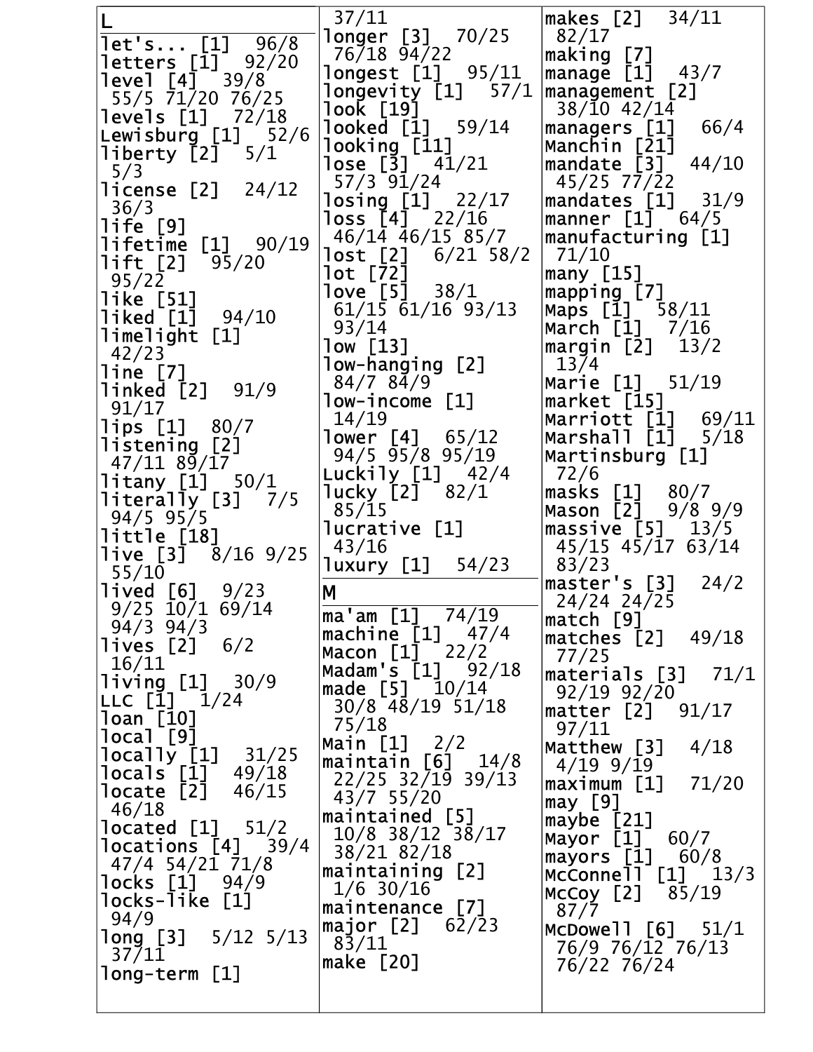## L

let's... [1] 96/8
letters [1] 92/20
level [4] 39/8 55/5 71/20 76/25
levels [1] 72/18
Lewisburg [1] 52/6
liberty [2] 5/1 5/3
license [2] 24/12 36/3
life [9]
lifetime [1] 90/19
lift [2] 95/20 95/22
like [51]
liked [1] 94/10
limelight [1] 42/23
line [7]
linked [2] 91/9 91/17
lips [1] 80/7
listening [2] 47/11 89/17
litany [1] 50/1
literally [3] 7/5 94/5 95/5
little [18]
live [3] 8/16 9/25 55/10
lived [6] 9/23 9/25 10/1 69/14 94/3 94/3
lives [2] 6/2 16/11
living [1] 30/9
LLC [1] 1/24
loan [10]
local [9]
locally [1] 31/25
locals [1] 49/18
locate [2] 46/15 46/18
located [1] 51/2
locations [4] 39/4 47/4 54/21 71/8
locks [1] 94/9
locks-like [1] 94/9
long [3] 5/12 5/13 37/11
long-term [1] 37/11
longer [3] 70/25 76/18 94/22
longest [1] 95/11
longevity [1] 57/1
look [19]
looked [1] 59/14
looking [11]
lose [3] 41/21 57/3 91/24
losing [1] 22/17
loss [4] 22/16 46/14 46/15 85/7
lost [2] 6/21 58/2
lot [72]
love [5] 38/1 61/15 61/16 93/13 93/14
low [13]
low-hanging [2] 84/7 84/9
low-income [1] 14/19
lower [4] 65/12 94/5 95/8 95/19
Luckily [1] 42/4
lucky [2] 82/1 85/15
lucrative [1] 43/16
luxury [1] 54/23

## M

ma'am [1] 74/19
machine [1] 47/4
Macon [1] 22/2
Madam's [1] 92/18
made [5] 10/14 30/8 48/19 51/18 75/18
Main [1] 2/2
maintain [6] 14/8 22/25 32/19 39/13 43/7 55/20
maintained [5] 10/8 38/12 38/17 38/21 82/18
maintaining [2] 1/6 30/16
maintenance [7]
major [2] 62/23 83/11
make [20]
makes [2] 34/11 82/17
making [7]
manage [1] 43/7
management [2] 38/10 42/14
managers [1] 66/4
Manchin [21]
mandate [3] 44/10 45/25 77/22
mandates [1] 31/9
manner [1] 64/5
manufacturing [1] 71/10
many [15]
mapping [7]
Maps [1] 58/11
March [1] 7/16
margin [2] 13/2 13/4
Marie [1] 51/19
market [15]
Marriott [1] 69/11
Marshall [1] 5/18
Martinsburg [1] 72/6
masks [1] 80/7
Mason [2] 9/8 9/9
massive [5] 13/5 45/15 45/17 63/14 83/23
master's [3] 24/2 24/24 24/25
match [9]
matches [2] 49/18 77/25
materials [3] 71/1 92/19 92/20
matter [2] 91/17 97/11
Matthew [3] 4/18 4/19 9/19
maximum [1] 71/20
may [9]
maybe [21]
Mayor [1] 60/7
mayors [1] 60/8
McConnell [1] 13/3
McCoy [2] 85/19 87/7
McDowell [6] 51/1 76/9 76/12 76/13 76/22 76/24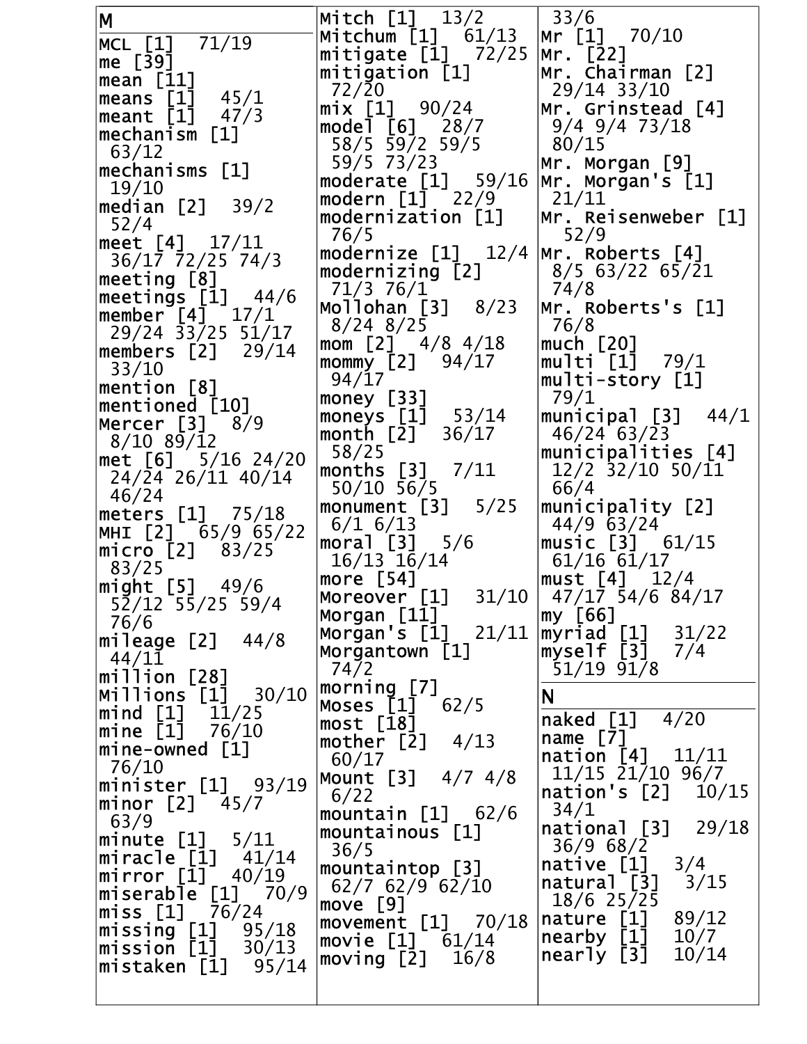## M

MCL [1] 71/19
me [39]
mean [11]
means [1] 45/1
meant [1] 47/3
mechanism [1] 63/12
mechanisms [1] 19/10
median [2] 39/2 52/4
meet [4] 17/11 36/17 72/25 74/3
meeting [8]
meetings [1] 44/6
member [4] 17/1 29/24 33/25 51/17
members [2] 29/14 33/10
mention [8]
mentioned [10]
Mercer [3] 8/9 8/10 89/12
met [6] 5/16 24/20 24/24 26/11 40/14 46/24
meters [1] 75/18
MHI [2] 65/9 65/22
micro [2] 83/25 83/25
might [5] 49/6 52/12 55/25 59/4 76/6
mileage [2] 44/8 44/11
million [28]
Millions [1] 30/10
mind [1] 11/25
mine [1] 76/10
mine-owned [1] 76/10
minister [1] 93/19
minor [2] 45/7 63/9
minute [1] 5/11
miracle [1] 41/14
mirror [1] 40/19
miserable [1] 70/9
miss [1] 76/24
missing [1] 95/18
mission [1] 30/13
mistaken [1] 95/14
Mitch [1] 13/2
Mitchum [1] 61/13
mitigate [1] 72/25
mitigation [1] 72/20
mix [1] 90/24
model [6] 28/7 58/5 59/2 59/5 59/5 73/23
moderate [1] 59/16
modern [1] 22/9
modernization [1] 76/5
modernize [1] 12/4
modernizing [2] 71/3 76/1
Mollohan [3] 8/23 8/24 8/25
mom [2] 4/8 4/18
mommy [2] 94/17 94/17
money [33]
moneys [1] 53/14
month [2] 36/17 58/25
months [3] 7/11 50/10 56/5
monument [3] 5/25 6/1 6/13
moral [3] 5/6 16/13 16/14
more [54]
Moreover [1] 31/10
Morgan [11]
Morgan's [1] 21/11
Morgantown [1] 74/2
morning [7]
Moses [1] 62/5
most [18]
mother [2] 4/13 60/17
Mount [3] 4/7 4/8 6/22
mountain [1] 62/6
mountainous [1] 36/5
mountaintop [3] 62/7 62/9 62/10
move [9]
movement [1] 70/18
movie [1] 61/14
moving [2] 16/8 33/6
Mr [1] 70/10
Mr. [22]
Mr. Chairman [2] 29/14 33/10
Mr. Grinstead [4] 9/4 9/4 73/18 80/15
Mr. Morgan [9]
Mr. Morgan's [1] 21/11
Mr. Reisenweber [1] 52/9
Mr. Roberts [4] 8/5 63/22 65/21 74/8
Mr. Roberts's [1] 76/8
much [20]
multi [1] 79/1
multi-story [1] 79/1
municipal [3] 44/1 46/24 63/23
municipalities [4] 12/2 32/10 50/11 66/4
municipality [2] 44/9 63/24
music [3] 61/15 61/16 61/17
must [4] 12/4 47/17 54/6 84/17
my [66]
myriad [1] 31/22
myself [3] 7/4 51/19 91/8

## N

naked [1] 4/20
name [7]
nation [4] 11/11 11/15 21/10 96/7
nation's [2] 10/15 34/1
national [3] 29/18 36/9 68/2
native [1] 3/4
natural [3] 3/15 18/6 25/25
nature [1] 89/12
nearby [1] 10/7
nearly [3] 10/14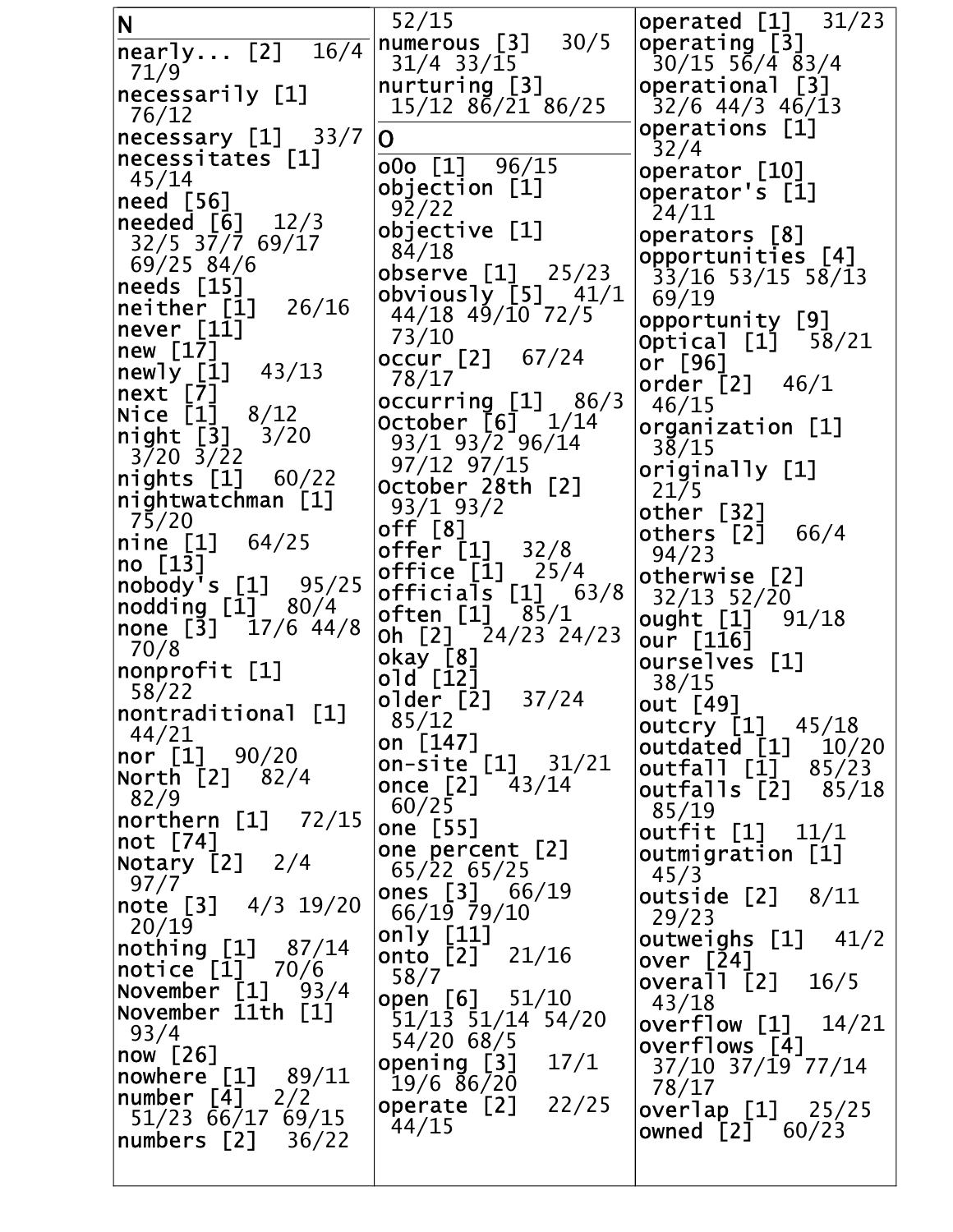## N

nearly... [2] 16/4 71/9
necessarily [1] 76/12
necessary [1] 33/7
necessitates [1] 45/14
need [56]
needed [6] 12/3 32/5 37/7 69/17 69/25 84/6
needs [15]
neither [1] 26/16
never [11]
new [17]
newly [1] 43/13
next [7]
Nice [1] 8/12
night [3] 3/20 3/20 3/22
nights [1] 60/22
nightwatchman [1] 75/20
nine [1] 64/25
no [13]
nobody's [1] 95/25
nodding [1] 80/4
none [3] 17/6 44/8 70/8
nonprofit [1] 58/22
nontraditional [1] 44/21
nor [1] 90/20
North [2] 82/4 82/9
northern [1] 72/15
not [74]
Notary [2] 2/4 97/7
note [3] 4/3 19/20 20/19
nothing [1] 87/14
notice [1] 70/6
November [1] 93/4
November 11th [1] 93/4
now [26]
nowhere [1] 89/11
number [4] 2/2 51/23 66/17 69/15
numbers [2] 36/22 52/15
numerous [3] 30/5 31/4 33/15
nurturing [3] 15/12 86/21 86/25

## O

o0o [1] 96/15
objection [1] 92/22
objective [1] 84/18
observe [1] 25/23
obviously [5] 41/1 44/18 49/10 72/5 73/10
occur [2] 67/24 78/17
occurring [1] 86/3
October [6] 1/14 93/1 93/2 96/14 97/12 97/15
October 28th [2] 93/1 93/2
off [8]
offer [1] 32/8
office [1] 25/4
officials [1] 63/8
often [1] 85/1
Oh [2] 24/23 24/23
okay [8]
old [12]
older [2] 37/24 85/12
on [147]
on-site [1] 31/21
once [2] 43/14 60/25
one [55]
one percent [2] 65/22 65/25
ones [3] 66/19 66/19 79/10
only [11]
onto [2] 21/16 58/7
open [6] 51/10 51/13 51/14 54/20 54/20 68/5
opening [3] 17/1 19/6 86/20
operate [2] 22/25 44/15
operated [1] 31/23
operating [3] 30/15 56/4 83/4
operational [3] 32/6 44/3 46/13
operations [1] 32/4
operator [10]
operator's [1] 24/11
operators [8]
opportunities [4] 33/16 53/15 58/13 69/19
opportunity [9]
Optical [1] 58/21
or [96]
order [2] 46/1 46/15
organization [1] 38/15
originally [1] 21/5
other [32]
others [2] 66/4 94/23
otherwise [2] 32/13 52/20
ought [1] 91/18
our [116]
ourselves [1] 38/15
out [49]
outcry [1] 45/18
outdated [1] 10/20
outfall [1] 85/23
outfalls [2] 85/18 85/19
outfit [1] 11/1
outmigration [1] 45/3
outside [2] 8/11 29/23
outweighs [1] 41/2
over [24]
overall [2] 16/5 43/18
overflow [1] 14/21
overflows [4] 37/10 37/19 77/14 78/17
overlap [1] 25/25
owned [2] 60/23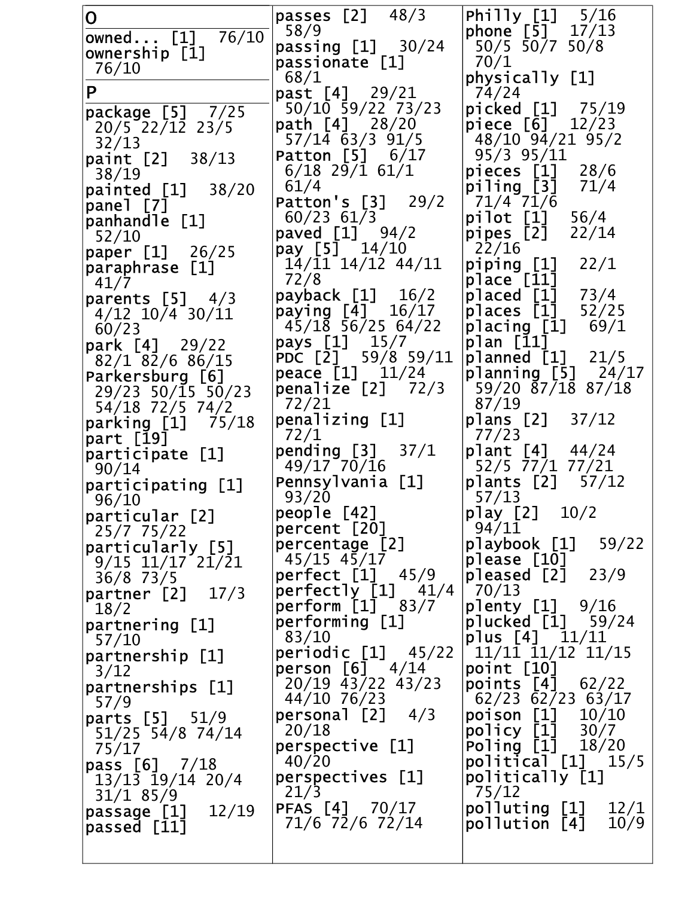## O

owned... [1] 76/10
ownership [1] 76/10

## P

package [5] 7/25 20/5 22/12 23/5 32/13
paint [2] 38/13 38/19
painted [1] 38/20
panel [7]
panhandle [1] 52/10
paper [1] 26/25
paraphrase [1] 41/7
parents [5] 4/3 4/12 10/4 30/11 60/23
park [4] 29/22 82/1 82/6 86/15
Parkersburg [6] 29/23 50/15 50/23 54/18 72/5 74/2
parking [1] 75/18
part [19]
participate [1] 90/14
participating [1] 96/10
particular [2] 25/7 75/22
particularly [5] 9/15 11/17 21/21 36/8 73/5
partner [2] 17/3 18/2
partnering [1] 57/10
partnership [1] 3/12
partnerships [1] 57/9
parts [5] 51/9 51/25 54/8 74/14 75/17
pass [6] 7/18 13/13 19/14 20/4 31/1 85/9
passage [1] 12/19
passed [11]
passes [2] 48/3 58/9
passing [1] 30/24
passionate [1] 68/1
past [4] 29/21 50/10 59/22 73/23
path [4] 28/20 57/14 63/3 91/5
Patton [5] 6/17 6/18 29/1 61/1 61/4
Patton's [3] 29/2 60/23 61/3
paved [1] 94/2
pay [5] 14/10 14/11 14/12 44/11 72/8
payback [1] 16/2
paying [4] 16/17 45/18 56/25 64/22
pays [1] 15/7
PDC [2] 59/8 59/11
peace [1] 11/24
penalize [2] 72/3 72/21
penalizing [1] 72/1
pending [3] 37/1 49/17 70/16
Pennsylvania [1] 93/20
people [42]
percent [20]
percentage [2] 45/15 45/17
perfect [1] 45/9
perfectly [1] 41/4
perform [1] 83/7
performing [1] 83/10
periodic [1] 45/22
person [6] 4/14 20/19 43/22 43/23 44/10 76/23
personal [2] 4/3 20/18
perspective [1] 40/20
perspectives [1] 21/3
PFAS [4] 70/17 71/6 72/6 72/14
Philly [1] 5/16
phone [5] 17/13 50/5 50/7 50/8 70/1
physically [1] 74/24
picked [1] 75/19
piece [6] 12/23 48/10 94/21 95/2 95/3 95/11
pieces [1] 28/6
piling [3] 71/4 71/4 71/6
pilot [1] 56/4
pipes [2] 22/14 22/16
piping [1] 22/1
place [11]
placed [1] 73/4
places [1] 52/25
placing [1] 69/1
plan [11]
planned [1] 21/5
planning [5] 24/17 59/20 87/18 87/18 87/19
plans [2] 37/12 77/23
plant [4] 44/24 52/5 77/1 77/21
plants [2] 57/12 57/13
play [2] 10/2 94/11
playbook [1] 59/22
please [10]
pleased [2] 23/9 70/13
plenty [1] 9/16
plucked [1] 59/24
plus [4] 11/11 11/11 11/12 11/15
point [10]
points [4] 62/22 62/23 62/23 63/17
poison [1] 10/10
policy [1] 30/7
Poling [1] 18/20
political [1] 15/5
politically [1] 75/12
polluting [1] 12/1
pollution [4] 10/9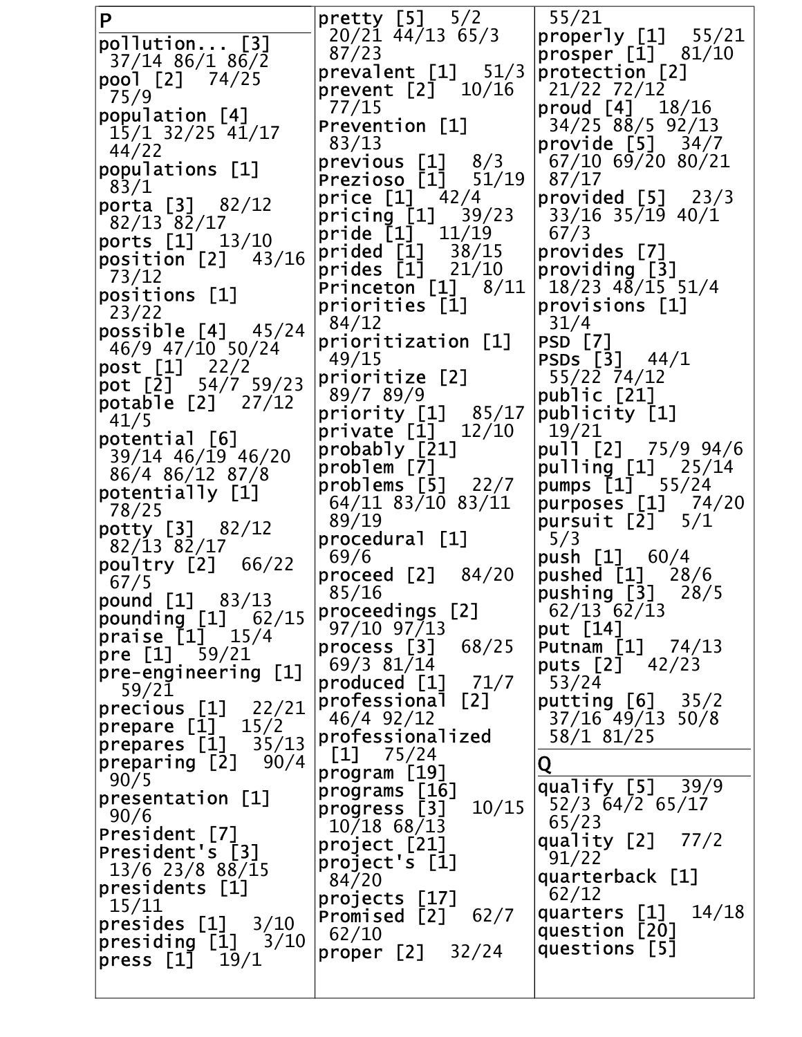## P

pollution... [3] 37/14 86/1 86/2
pool [2] 74/25 75/9
population [4] 15/1 32/25 41/17 44/22
populations [1] 83/1
porta [3] 82/12 82/13 82/17
ports [1] 13/10
position [2] 43/16 73/12
positions [1] 23/22
possible [4] 45/24 46/9 47/10 50/24
post [1] 22/2
pot [2] 54/7 59/23
potable [2] 27/12 41/5
potential [6] 39/14 46/19 46/20 86/4 86/12 87/8
potentially [1] 78/25
potty [3] 82/12 82/13 82/17
poultry [2] 66/22 67/5
pound [1] 83/13
pounding [1] 62/15
praise [1] 15/4
pre [1] 59/21
pre-engineering [1] 59/21
precious [1] 22/21
prepare [1] 15/2
prepares [1] 35/13
preparing [2] 90/4 90/5
presentation [1] 90/6
President [7]
President's [3] 13/6 23/8 88/15
presidents [1] 15/11
presides [1] 3/10
presiding [1] 3/10
press [1] 19/1
pretty [5] 5/2 20/21 44/13 65/3 87/23
prevalent [1] 51/3
prevent [2] 10/16 77/15
Prevention [1] 83/13
previous [1] 8/3
Prezioso [1] 51/19
price [1] 42/4
pricing [1] 39/23
pride [1] 11/19
prided [1] 38/15
prides [1] 21/10
Princeton [1] 8/11
priorities [1] 84/12
prioritization [1] 49/15
prioritize [2] 89/7 89/9
priority [1] 85/17
private [1] 12/10
probably [21]
problem [7]
problems [5] 22/7 64/11 83/10 83/11 89/19
procedural [1] 69/6
proceed [2] 84/20 85/16
proceedings [2] 97/10 97/13
process [3] 68/25 69/3 81/14
produced [1] 71/7
professional [2] 46/4 92/12
professionalized [1] 75/24
program [19]
programs [16]
progress [3] 10/15 10/18 68/13
project [21]
project's [1] 84/20
projects [17]
Promised [2] 62/7 62/10
proper [2] 32/24 55/21
properly [1] 55/21
prosper [1] 81/10
protection [2] 21/22 72/12
proud [4] 18/16 34/25 88/5 92/13
provide [5] 34/7 67/10 69/20 80/21 87/17
provided [5] 23/3 33/16 35/19 40/1 67/3
provides [7]
providing [3] 18/23 48/15 51/4
provisions [1] 31/4
PSD [7]
PSDs [3] 44/1 55/22 74/12
public [21]
publicity [1] 19/21
pull [2] 75/9 94/6
pulling [1] 25/14
pumps [1] 55/24
purposes [1] 74/20
pursuit [2] 5/1 5/3
push [1] 60/4
pushed [1] 28/6
pushing [3] 28/5 62/13 62/13
put [14]
Putnam [1] 74/13
puts [2] 42/23 53/24
putting [6] 35/2 37/16 49/13 50/8 58/1 81/25

## Q

qualify [5] 39/9 52/3 64/2 65/17 65/23
quality [2] 77/2 91/22
quarterback [1] 62/12
quarters [1] 14/18
question [20]
questions [5]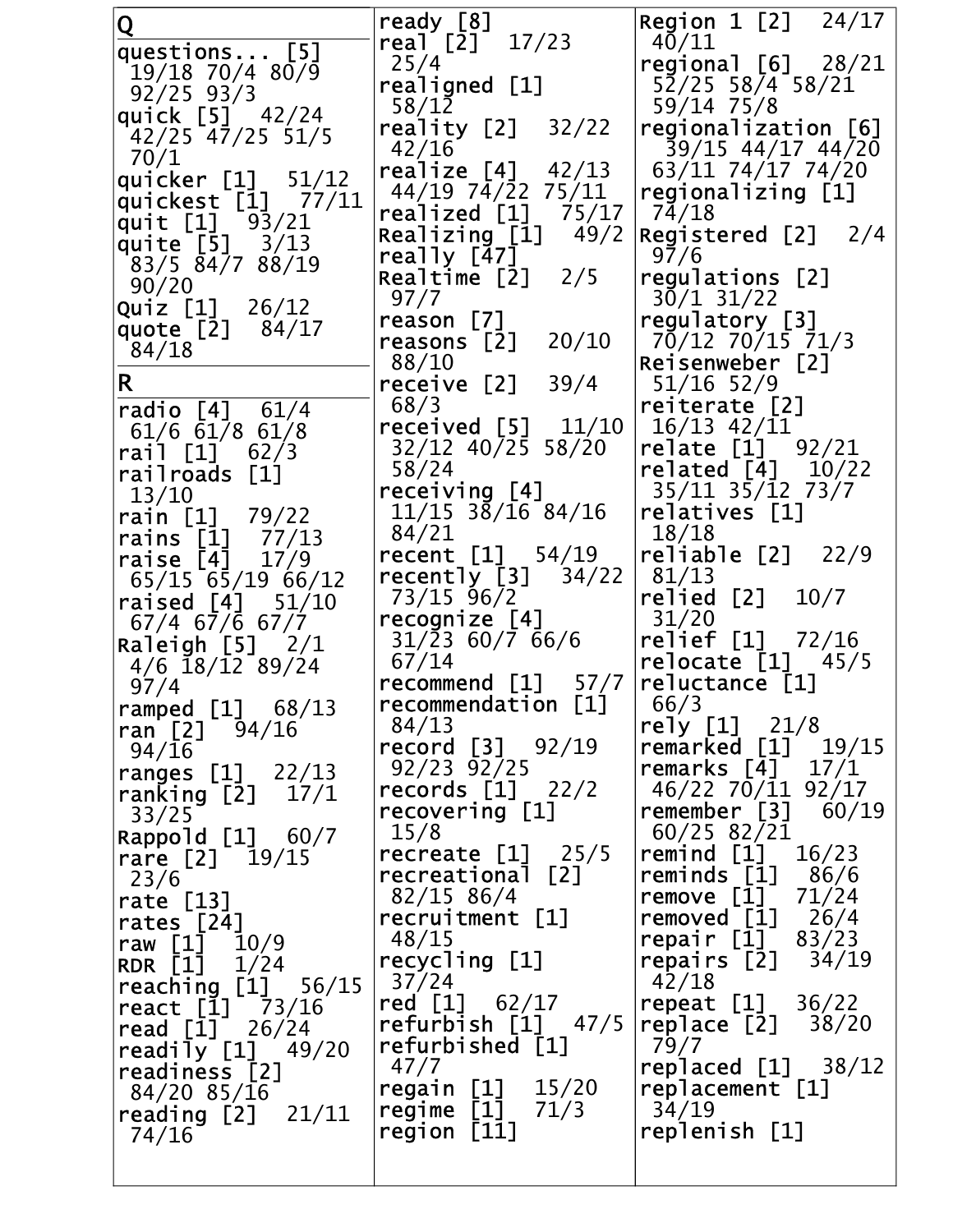## Q

questions... [5] 19/18 70/4 80/9 92/25 93/3
quick [5] 42/24 42/25 47/25 51/5 70/1
quicker [1] 51/12
quickest [1] 77/11
quit [1] 93/21
quite [5] 3/13 83/5 84/7 88/19 90/20
Quiz [1] 26/12
quote [2] 84/17 84/18

## R

radio [4] 61/4 61/6 61/8 61/8
rail [1] 62/3
railroads [1] 13/10
rain [1] 79/22
rains [1] 77/13
raise [4] 17/9 65/15 65/19 66/12
raised [4] 51/10 67/4 67/6 67/7
Raleigh [5] 2/1 4/6 18/12 89/24 97/4
ramped [1] 68/13
ran [2] 94/16 94/16
ranges [1] 22/13
ranking [2] 17/1 33/25
Rappold [1] 60/7
rare [2] 19/15 23/6
rate [13]
rates [24]
raw [1] 10/9
RDR [1] 1/24
reaching [1] 56/15
react [1] 73/16
read [1] 26/24
readily [1] 49/20
readiness [2] 84/20 85/16
reading [2] 21/11 74/16
ready [8]
real [2] 17/23 25/4
realigned [1] 58/12
reality [2] 32/22 42/16
realize [4] 42/13 44/19 74/22 75/11
realized [1] 75/17
Realizing [1] 49/2
really [47]
Realtime [2] 2/5 97/7
reason [7]
reasons [2] 20/10 88/10
receive [2] 39/4 68/3
received [5] 11/10 32/12 40/25 58/20 58/24
receiving [4] 11/15 38/16 84/16 84/21
recent [1] 54/19
recently [3] 34/22 73/15 96/2
recognize [4] 31/23 60/7 66/6 67/14
recommend [1] 57/7
recommendation [1] 84/13
record [3] 92/19 92/23 92/25
records [1] 22/2
recovering [1] 15/8
recreate [1] 25/5
recreational [2] 82/15 86/4
recruitment [1] 48/15
recycling [1] 37/24
red [1] 62/17
refurbish [1] 47/5
refurbished [1] 47/7
regain [1] 15/20
regime [1] 71/3
region [11]
Region 1 [2] 24/17 40/11
regional [6] 28/21 52/25 58/4 58/21 59/14 75/8
regionalization [6] 39/15 44/17 44/20 63/11 74/17 74/20
regionalizing [1] 74/18
Registered [2] 2/4 97/6
regulations [2] 30/1 31/22
regulatory [3] 70/12 70/15 71/3
Reisenweber [2] 51/16 52/9
reiterate [2] 16/13 42/11
relate [1] 92/21
related [4] 10/22 35/11 35/12 73/7
relatives [1] 18/18
reliable [2] 22/9 81/13
relied [2] 10/7 31/20
relief [1] 72/16
relocate [1] 45/5
reluctance [1] 66/3
rely [1] 21/8
remarked [1] 19/15
remarks [4] 17/1 46/22 70/11 92/17
remember [3] 60/19 60/25 82/21
remind [1] 16/23
reminds [1] 86/6
remove [1] 71/24
removed [1] 26/4
repair [1] 83/23
repairs [2] 34/19 42/18
repeat [1] 36/22
replace [2] 38/20 79/7
replaced [1] 38/12
replacement [1] 34/19
replenish [1]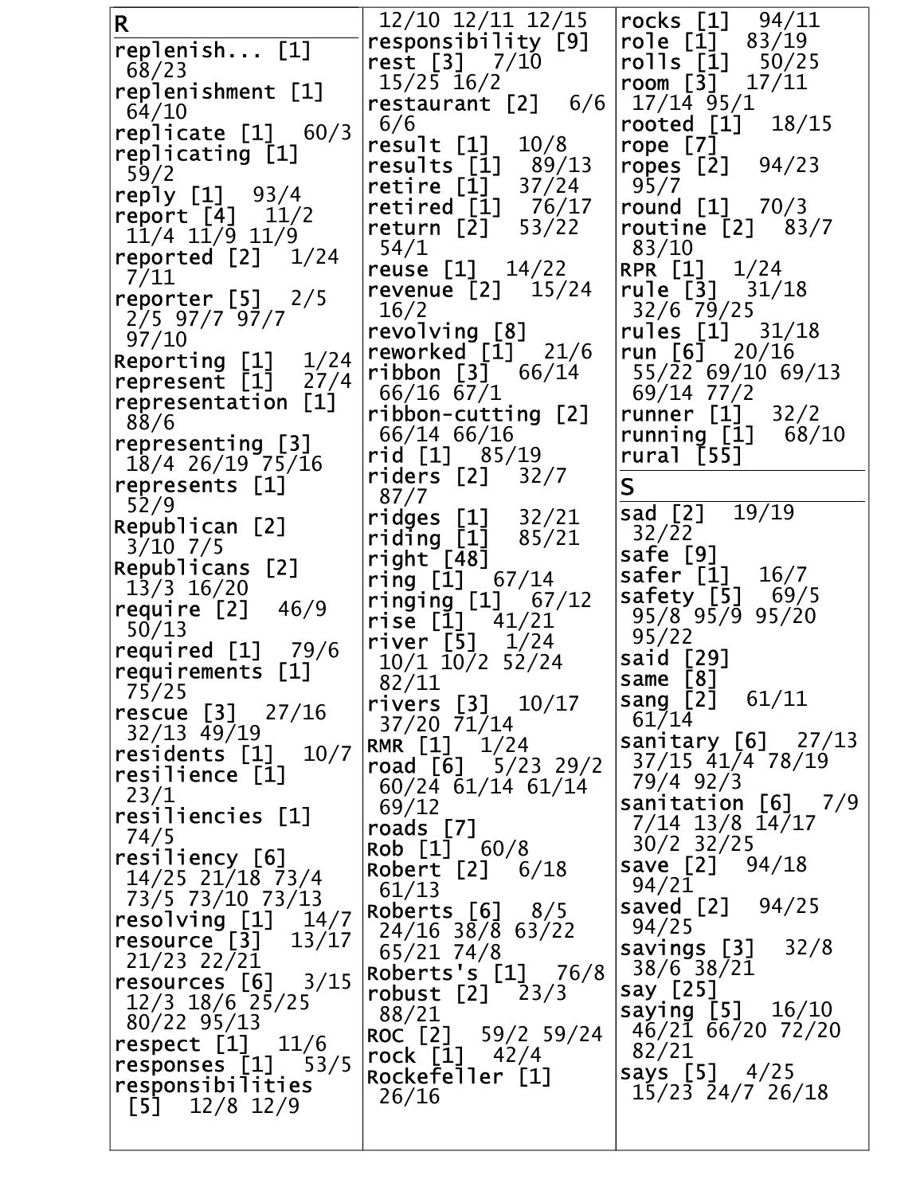## R

replenish... [1] 68/23
replenishment [1] 64/10
replicate [1] 60/3
replicating [1] 59/2
reply [1] 93/4
report [4] 11/2 11/4 11/9 11/9
reported [2] 1/24 7/11
reporter [5] 2/5 2/5 97/7 97/7 97/10
Reporting [1] 1/24
represent [1] 27/4
representation [1] 88/6
representing [3] 18/4 26/19 75/16
represents [1] 52/9
Republican [2] 3/10 7/5
Republicans [2] 13/3 16/20
require [2] 46/9 50/13
required [1] 79/6
requirements [1] 75/25
rescue [3] 27/16 32/13 49/19
residents [1] 10/7
resilience [1] 23/1
resiliencies [1] 74/5
resiliency [6] 14/25 21/18 73/4 73/5 73/10 73/13
resolving [1] 14/7
resource [3] 13/17 21/23 22/21
resources [6] 3/15 12/3 18/6 25/25 80/22 95/13
respect [1] 11/6
responses [1] 53/5
responsibilities [5] 12/8 12/9 12/10 12/11 12/15
responsibility [9]
rest [3] 7/10 15/25 16/2
restaurant [2] 6/6 6/6
result [1] 10/8
results [1] 89/13
retire [1] 37/24
retired [1] 76/17
return [2] 53/22 54/1
reuse [1] 14/22
revenue [2] 15/24 16/2
revolving [8]
reworked [1] 21/6
ribbon [3] 66/14 66/16 67/1
ribbon-cutting [2] 66/14 66/16
rid [1] 85/19
riders [2] 32/7 87/7
ridges [1] 32/21
riding [1] 85/21
right [48]
ring [1] 67/14
ringing [1] 67/12
rise [1] 41/21
river [5] 1/24 10/1 10/2 52/24 82/11
rivers [3] 10/17 37/20 71/14
RMR [1] 1/24
road [6] 5/23 29/2 60/24 61/14 61/14 69/12
roads [7]
Rob [1] 60/8
Robert [2] 6/18 61/13
Roberts [6] 8/5 24/16 38/8 63/22 65/21 74/8
Roberts's [1] 76/8
robust [2] 23/3 88/21
ROC [2] 59/2 59/24
rock [1] 42/4
Rockefeller [1] 26/16
rocks [1] 94/11
role [1] 83/19
rolls [1] 50/25
room [3] 17/11 17/14 95/1
rooted [1] 18/15
rope [7]
ropes [2] 94/23 95/7
round [1] 70/3
routine [2] 83/7 83/10
RPR [1] 1/24
rule [3] 31/18 32/6 79/25
rules [1] 31/18
run [6] 20/16 55/22 69/10 69/13 69/14 77/2
runner [1] 32/2
running [1] 68/10
rural [55]

## S

sad [2] 19/19 32/22
safe [9]
safer [1] 16/7
safety [5] 69/5 95/8 95/9 95/20 95/22
said [29]
same [8]
sang [2] 61/11 61/14
sanitary [6] 27/13 37/15 41/4 78/19 79/4 92/3
sanitation [6] 7/9 7/14 13/8 14/17 30/2 32/25
save [2] 94/18 94/21
saved [2] 94/25 94/25
savings [3] 32/8 38/6 38/21
say [25]
saying [5] 16/10 46/21 66/20 72/20 82/21
says [5] 4/25 15/23 24/7 26/18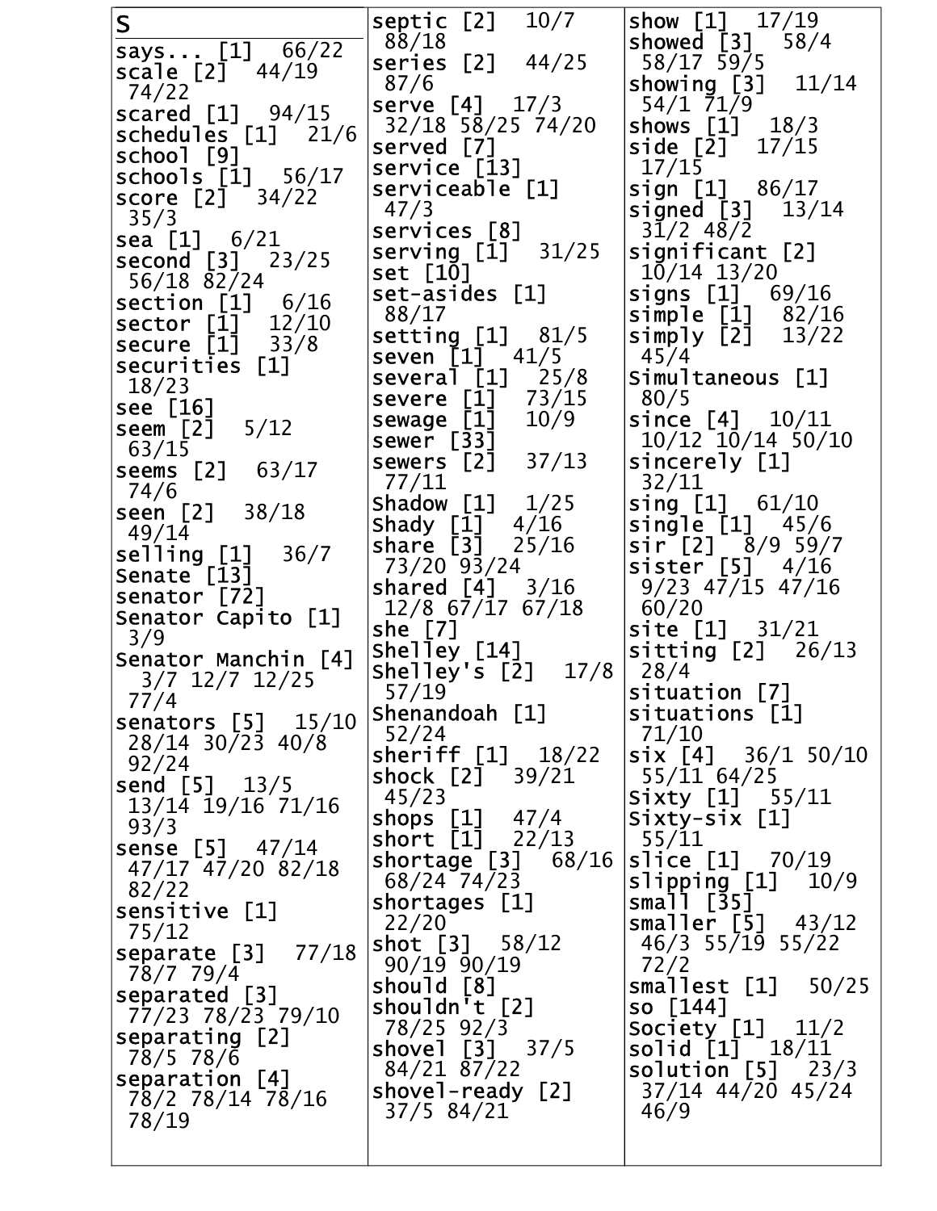# S

says... [1] 66/22
scale [2] 44/19 74/22
scared [1] 94/15
schedules [1] 21/6
school [9]
schools [1] 56/17
score [2] 34/22 35/3
sea [1] 6/21
second [3] 23/25 56/18 82/24
section [1] 6/16
sector [1] 12/10
secure [1] 33/8
securities [1] 18/23
see [16]
seem [2] 5/12 63/15
seems [2] 63/17 74/6
seen [2] 38/18 49/14
selling [1] 36/7
Senate [13]
senator [72]
Senator Capito [1] 3/9
Senator Manchin [4] 3/7 12/7 12/25 77/4
senators [5] 15/10 28/14 30/23 40/8 92/24
send [5] 13/5 13/14 19/16 71/16 93/3
sense [5] 47/14 47/17 47/20 82/18 82/22
sensitive [1] 75/12
separate [3] 77/18 78/7 79/4
separated [3] 77/23 78/23 79/10
separating [2] 78/5 78/6
separation [4] 78/2 78/14 78/16 78/19
septic [2] 10/7 88/18
series [2] 44/25 87/6
serve [4] 17/3 32/18 58/25 74/20
served [7]
service [13]
serviceable [1] 47/3
services [8]
serving [1] 31/25
set [10]
set-asides [1] 88/17
setting [1] 81/5
seven [1] 41/5
several [1] 25/8
severe [1] 73/15
sewage [1] 10/9
sewer [33]
sewers [2] 37/13 77/11
Shadow [1] 1/25
Shady [1] 4/16
share [3] 25/16 73/20 93/24
shared [4] 3/16 12/8 67/17 67/18
she [7]
Shelley [14]
Shelley's [2] 17/8 57/19
Shenandoah [1] 52/24
sheriff [1] 18/22
shock [2] 39/21 45/23
shops [1] 47/4
short [1] 22/13
shortage [3] 68/16 68/24 74/23
shortages [1] 22/20
shot [3] 58/12 90/19 90/19
should [8]
shouldn't [2] 78/25 92/3
shovel [3] 37/5 84/21 87/22
shovel-ready [2] 37/5 84/21
show [1] 17/19
showed [3] 58/4 58/17 59/5
showing [3] 11/14 54/1 71/9
shows [1] 18/3
side [2] 17/15 17/15
sign [1] 86/17
signed [3] 13/14 31/2 48/2
significant [2] 10/14 13/20
signs [1] 69/16
simple [1] 82/16
simply [2] 13/22 45/4
Simultaneous [1] 80/5
since [4] 10/11 10/12 10/14 50/10
sincerely [1] 32/11
sing [1] 61/10
single [1] 45/6
sir [2] 8/9 59/7
sister [5] 4/16 9/23 47/15 47/16 60/20
site [1] 31/21
sitting [2] 26/13 28/4
situation [7]
situations [1] 71/10
six [4] 36/1 50/10 55/11 64/25
Sixty [1] 55/11
Sixty-six [1] 55/11
slice [1] 70/19
slipping [1] 10/9
small [35]
smaller [5] 43/12 46/3 55/19 55/22 72/2
smallest [1] 50/25
so [144]
Society [1] 11/2
solid [1] 18/11
solution [5] 23/3 37/14 44/20 45/24 46/9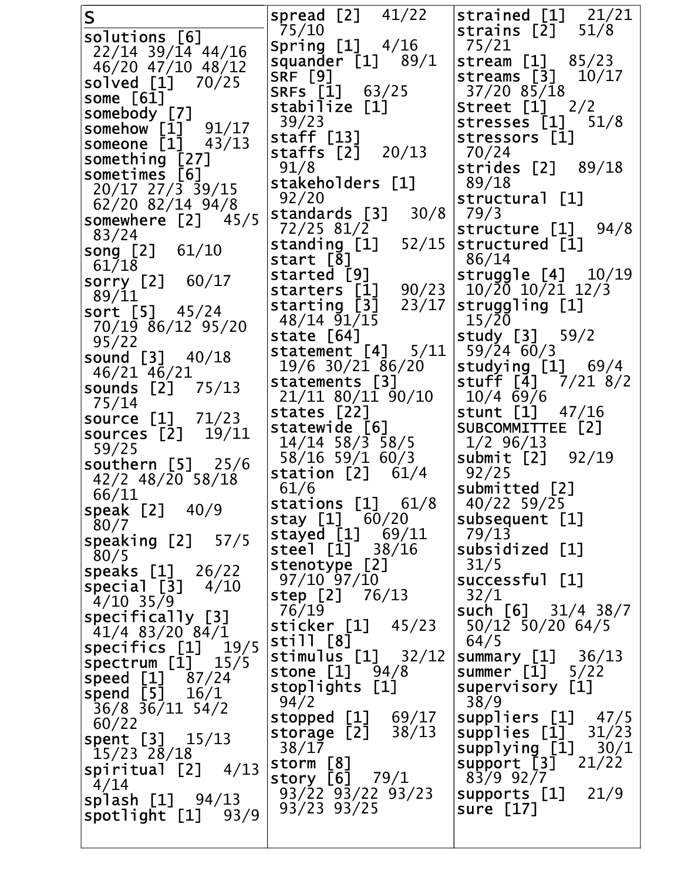# S

solutions [6] 22/14 39/14 44/16 46/20 47/10 48/12
solved [1] 70/25
some [61]
somebody [7]
somehow [1] 91/17
someone [1] 43/13
something [27]
sometimes [6] 20/17 27/3 39/15 62/20 82/14 94/8
somewhere [2] 45/5 83/24
song [2] 61/10 61/18
sorry [2] 60/17 89/11
sort [5] 45/24 70/19 86/12 95/20 95/22
sound [3] 40/18 46/21 46/21
sounds [2] 75/13 75/14
source [1] 71/23
sources [2] 19/11 59/25
southern [5] 25/6 42/2 48/20 58/18 66/11
speak [2] 40/9 80/7
speaking [2] 57/5 80/5
speaks [1] 26/22
special [3] 4/10 4/10 35/9
specifically [3] 41/4 83/20 84/1
specifics [1] 19/5
spectrum [1] 15/5
speed [1] 87/24
spend [5] 16/1 36/8 36/11 54/2 60/22
spent [3] 15/13 15/23 28/18
spiritual [2] 4/13 4/14
splash [1] 94/13
spotlight [1] 93/9
spread [2] 41/22 75/10
Spring [1] 4/16
squander [1] 89/1
SRF [9]
SRFs [1] 63/25
stabilize [1] 39/23
staff [13]
staffs [2] 20/13 91/8
stakeholders [1] 92/20
standards [3] 30/8 72/25 81/2
standing [1] 52/15
start [8]
started [9]
starters [1] 90/23
starting [3] 23/17 48/14 91/15
state [64]
statement [4] 5/11 19/6 30/21 86/20
statements [3] 21/11 80/11 90/10
states [22]
statewide [6] 14/14 58/3 58/5 58/16 59/1 60/3
station [2] 61/4 61/6
stations [1] 61/8
stay [1] 60/20
stayed [1] 69/11
steel [1] 38/16
stenotype [2] 97/10 97/10
step [2] 76/13 76/19
sticker [1] 45/23
still [8]
stimulus [1] 32/12
stone [1] 94/8
stoplights [1] 94/2
stopped [1] 69/17
storage [2] 38/13 38/17
storm [8]
story [6] 79/1 93/22 93/22 93/23 93/23 93/25
strained [1] 21/21
strains [2] 51/8 75/21
stream [1] 85/23
streams [3] 10/17 37/20 85/18
Street [1] 2/2
stresses [1] 51/8
stressors [1] 70/24
strides [2] 89/18 89/18
structural [1] 79/3
structure [1] 94/8
structured [1] 86/14
struggle [4] 10/19 10/20 10/21 12/3
struggling [1] 15/20
study [3] 59/2 59/24 60/3
studying [1] 69/4
stuff [4] 7/21 8/2 10/4 69/6
stunt [1] 47/16
SUBCOMMITTEE [2] 1/2 96/13
submit [2] 92/19 92/25
submitted [2] 40/22 59/25
subsequent [1] 79/13
subsidized [1] 31/5
successful [1] 32/1
such [6] 31/4 38/7 50/12 50/20 64/5 64/5
summary [1] 36/13
summer [1] 5/22
supervisory [1] 38/9
suppliers [1] 47/5
supplies [1] 31/23
supplying [1] 30/1
support [3] 21/22 83/9 92/7
supports [1] 21/9
sure [17]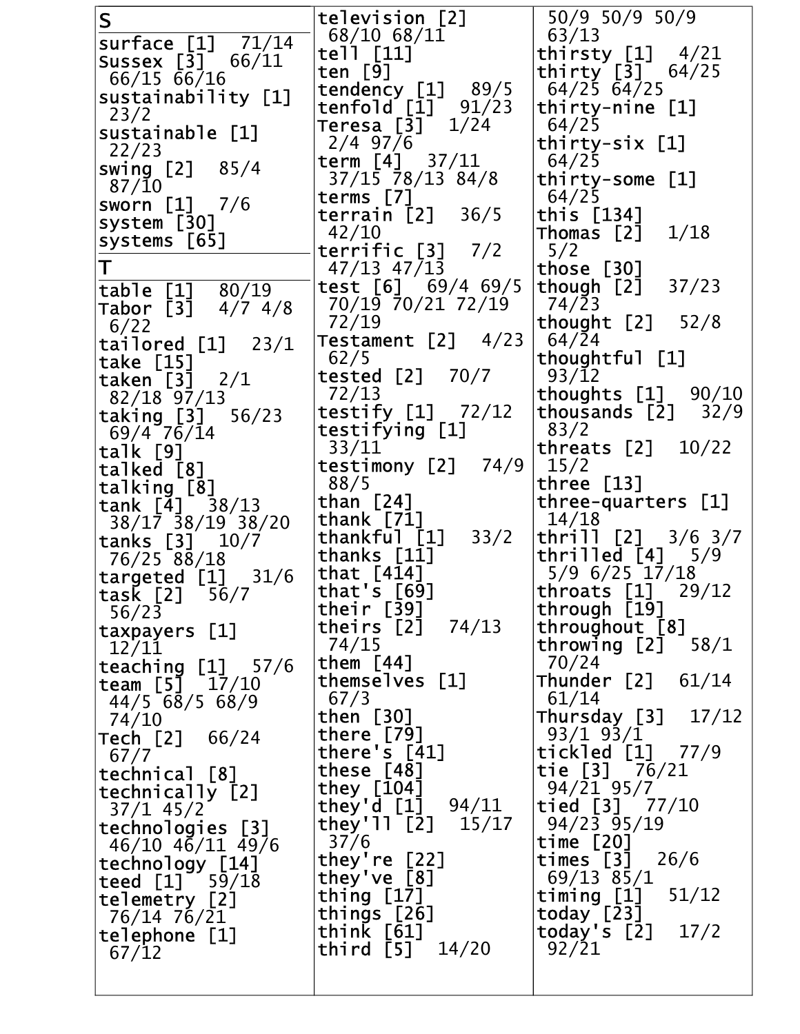**S**

surface [1] 71/14
Sussex [3] 66/11 66/15 66/16
sustainability [1] 23/2
sustainable [1] 22/23
swing [2] 85/4 87/10
sworn [1] 7/6
system [30]
systems [65]

**T**

table [1] 80/19
Tabor [3] 4/7 4/8 6/22
tailored [1] 23/1
take [15]
taken [3] 2/1 82/18 97/13
taking [3] 56/23 69/4 76/14
talk [9]
talked [8]
talking [8]
tank [4] 38/13 38/17 38/19 38/20
tanks [3] 10/7 76/25 88/18
targeted [1] 31/6
task [2] 56/7 56/23
taxpayers [1] 12/11
teaching [1] 57/6
team [5] 17/10 44/5 68/5 68/9 74/10
Tech [2] 66/24 67/7
technical [8]
technically [2] 37/1 45/2
technologies [3] 46/10 46/11 49/6
technology [14]
teed [1] 59/18
telemetry [2] 76/14 76/21
telephone [1] 67/12
television [2] 68/10 68/11
tell [11]
ten [9]
tendency [1] 89/5
tenfold [1] 91/23
Teresa [3] 1/24 2/4 97/6
term [4] 37/11 37/15 78/13 84/8
terms [7]
terrain [2] 36/5 42/10
terrific [3] 7/2 47/13 47/13
test [6] 69/4 69/5 70/19 70/21 72/19 72/19
Testament [2] 4/23 62/5
tested [2] 70/7 72/13
testify [1] 72/12
testifying [1] 33/11
testimony [2] 74/9 88/5
than [24]
thank [71]
thankful [1] 33/2
thanks [11]
that [414]
that's [69]
their [39]
theirs [2] 74/13 74/15
them [44]
themselves [1] 67/3
then [30]
there [79]
there's [41]
these [48]
they [104]
they'd [1] 94/11
they'll [2] 15/17 37/6
they're [22]
they've [8]
thing [17]
things [26]
think [61]
third [5] 14/20 50/9 50/9 50/9 63/13
thirsty [1] 4/21
thirty [3] 64/25 64/25 64/25
thirty-nine [1] 64/25
thirty-six [1] 64/25
thirty-some [1] 64/25
this [134]
Thomas [2] 1/18 5/2
those [30]
though [2] 37/23 74/23
thought [2] 52/8 64/24
thoughtful [1] 93/12
thoughts [1] 90/10
thousands [2] 32/9 83/2
threats [2] 10/22 15/2
three [13]
three-quarters [1] 14/18
thrill [2] 3/6 3/7
thrilled [4] 5/9 5/9 6/25 17/18
throats [1] 29/12
through [19]
throughout [8]
throwing [2] 58/1 70/24
Thunder [2] 61/14 61/14
Thursday [3] 17/12 93/1 93/1
tickled [1] 77/9
tie [3] 76/21 94/21 95/7
tied [3] 77/10 94/23 95/19
time [20]
times [3] 26/6 69/13 85/1
timing [1] 51/12
today [23]
today's [2] 17/2 92/21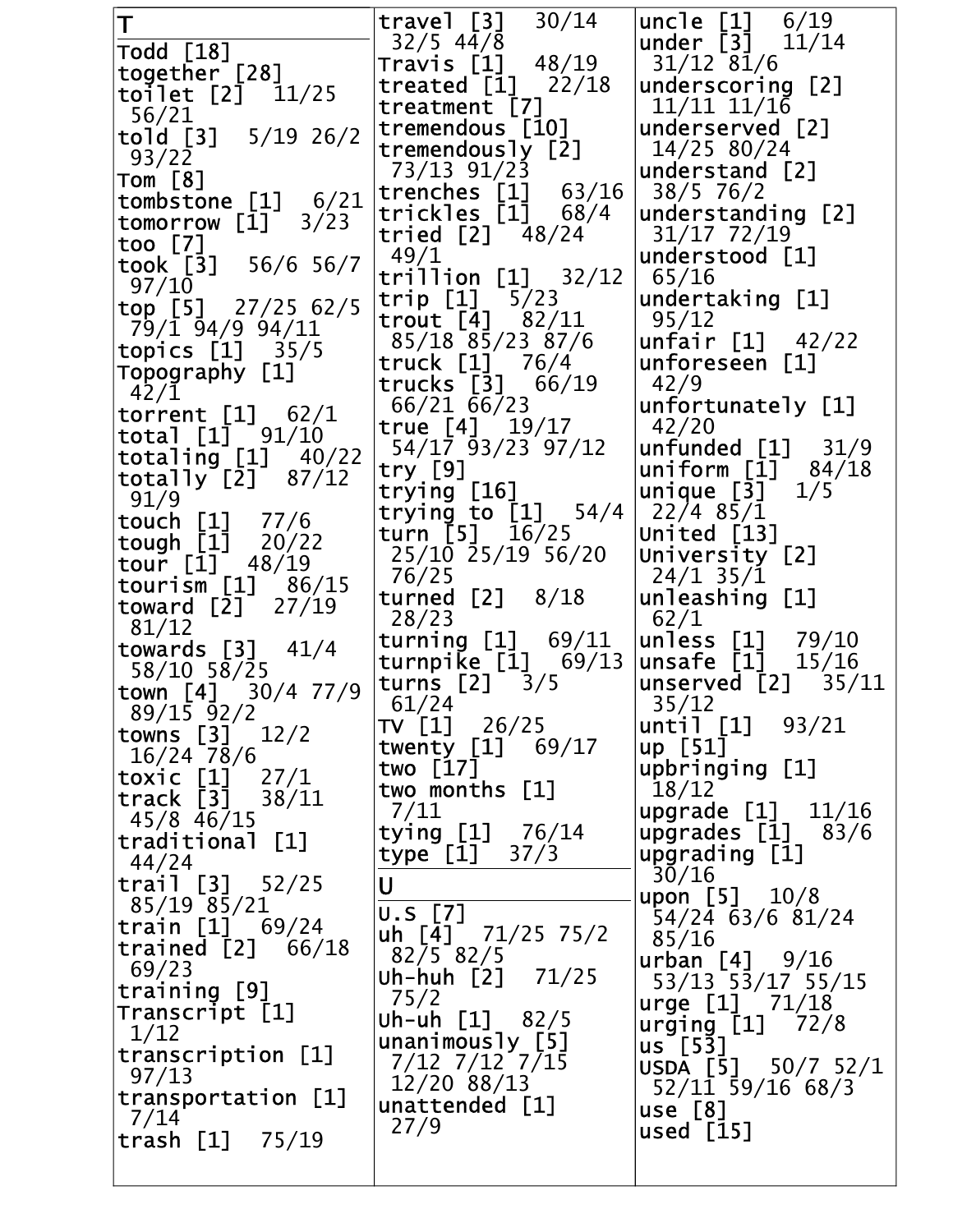## T

Todd [18]
together [28]
toilet [2] 11/25 56/21
told [3] 5/19 26/2 93/22
Tom [8]
tombstone [1] 6/21
tomorrow [1] 3/23
too [7]
took [3] 56/6 56/7 97/10
top [5] 27/25 62/5 79/1 94/9 94/11
topics [1] 35/5
Topography [1] 42/1
torrent [1] 62/1
total [1] 91/10
totaling [1] 40/22
totally [2] 87/12 91/9
touch [1] 77/6
tough [1] 20/22
tour [1] 48/19
tourism [1] 86/15
toward [2] 27/19 81/12
towards [3] 41/4 58/10 58/25
town [4] 30/4 77/9 89/15 92/2
towns [3] 12/2 16/24 78/6
toxic [1] 27/1
track [3] 38/11 45/8 46/15
traditional [1] 44/24
trail [3] 52/25 85/19 85/21
train [1] 69/24
trained [2] 66/18 69/23
training [9]
Transcript [1] 1/12
transcription [1] 97/13
transportation [1] 7/14
trash [1] 75/19
travel [3] 30/14 32/5 44/8
Travis [1] 48/19
treated [1] 22/18
treatment [7]
tremendous [10]
tremendously [2] 73/13 91/23
trenches [1] 63/16
trickles [1] 68/4
tried [2] 48/24 49/1
trillion [1] 32/12
trip [1] 5/23
trout [4] 82/11 85/18 85/23 87/6
truck [1] 76/4
trucks [3] 66/19 66/21 66/23
true [4] 19/17 54/17 93/23 97/12
try [9]
trying [16]
trying to [1] 54/4
turn [5] 16/25 25/10 25/19 56/20 76/25
turned [2] 8/18 28/23
turning [1] 69/11
turnpike [1] 69/13
turns [2] 3/5 61/24
TV [1] 26/25
twenty [1] 69/17
two [17]
two months [1] 7/11
tying [1] 76/14
type [1] 37/3

## U

U.S [7]
uh [4] 71/25 75/2 82/5 82/5
Uh-huh [2] 71/25 75/2
Uh-uh [1] 82/5
unanimously [5] 7/12 7/12 7/15 12/20 88/13
unattended [1] 27/9
uncle [1] 6/19
under [3] 11/14 31/12 81/6
underscoring [2] 11/11 11/16
underserved [2] 14/25 80/24
understand [2] 38/5 76/2
understanding [2] 31/17 72/19
understood [1] 65/16
undertaking [1] 95/12
unfair [1] 42/22
unforeseen [1] 42/9
unfortunately [1] 42/20
unfunded [1] 31/9
uniform [1] 84/18
unique [3] 1/5 22/4 85/1
United [13]
University [2] 24/1 35/1
unleashing [1] 62/1
unless [1] 79/10
unsafe [1] 15/16
unserved [2] 35/11 35/12
until [1] 93/21
up [51]
upbringing [1] 18/12
upgrade [1] 11/16
upgrades [1] 83/6
upgrading [1] 30/16
upon [5] 10/8 54/24 63/6 81/24 85/16
urban [4] 9/16 53/13 53/17 55/15
urge [1] 71/18
urging [1] 72/8
us [53]
USDA [5] 50/7 52/1 52/11 59/16 68/3
use [8]
used [15]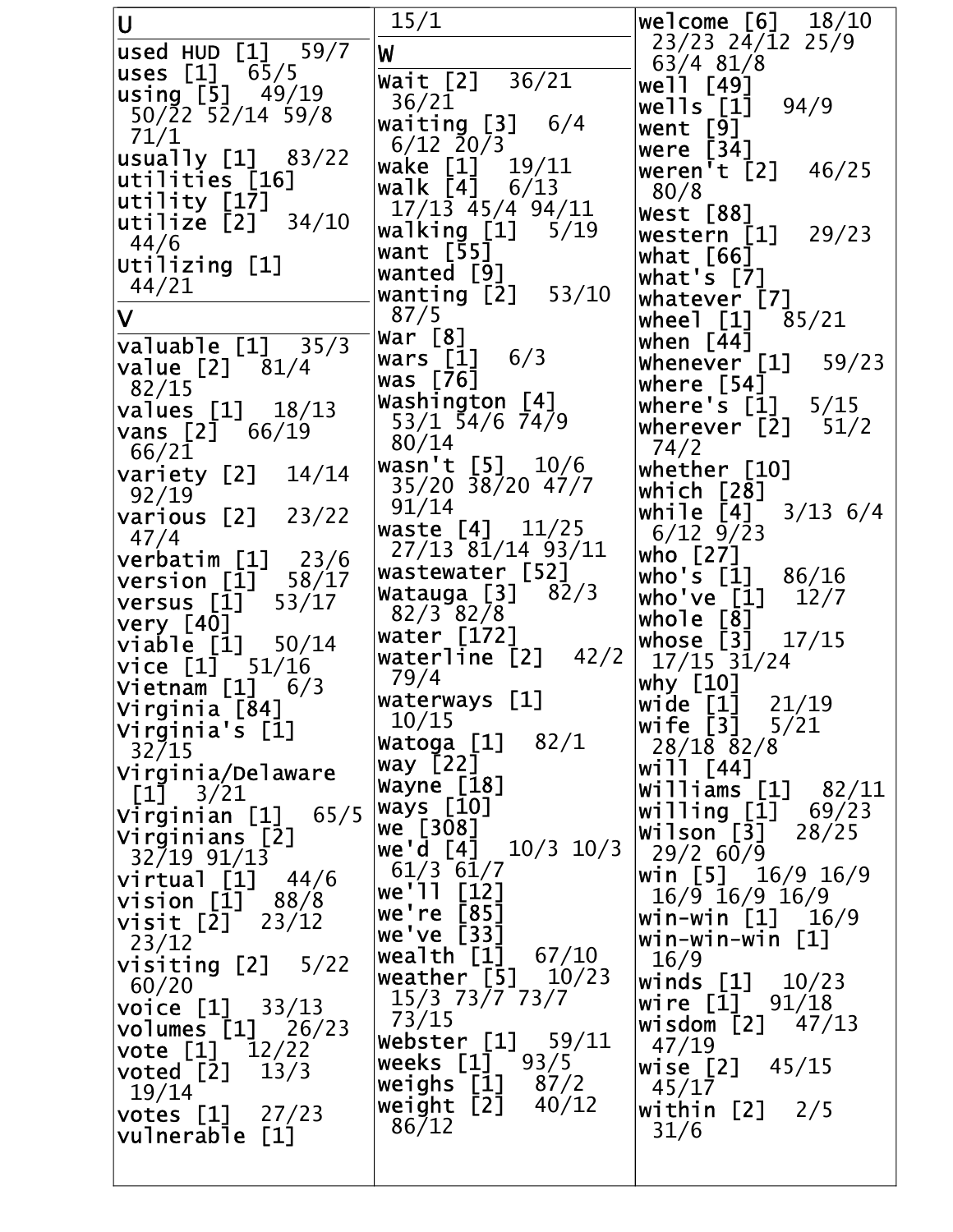## U

used HUD [1] 59/7
uses [1] 65/5
using [5] 49/19 50/22 52/14 59/8 71/1
usually [1] 83/22
utilities [16]
utility [17]
utilize [2] 34/10 44/6
Utilizing [1] 44/21

## V

valuable [1] 35/3
value [2] 81/4 82/15
values [1] 18/13
vans [2] 66/19 66/21
variety [2] 14/14 92/19
various [2] 23/22 47/4
verbatim [1] 23/6
version [1] 58/17
versus [1] 53/17
very [40]
viable [1] 50/14
vice [1] 51/16
Vietnam [1] 6/3
Virginia [84]
Virginia's [1] 32/15
Virginia/Delaware [1] 3/21
Virginian [1] 65/5
Virginians [2] 32/19 91/13
virtual [1] 44/6
vision [1] 88/8
visit [2] 23/12 23/12
visiting [2] 5/22 60/20
voice [1] 33/13
volumes [1] 26/23
vote [1] 12/22
voted [2] 13/3 19/14
votes [1] 27/23
vulnerable [1] 15/1

## W

Wait [2] 36/21 36/21
waiting [3] 6/4 6/12 20/3
wake [1] 19/11
walk [4] 6/13 17/13 45/4 94/11
walking [1] 5/19
want [55]
wanted [9]
wanting [2] 53/10 87/5
War [8]
wars [1] 6/3
was [76]
Washington [4] 53/1 54/6 74/9 80/14
wasn't [5] 10/6 35/20 38/20 47/7 91/14
waste [4] 11/25 27/13 81/14 93/11
wastewater [52]
Watauga [3] 82/3 82/3 82/8
water [172]
waterline [2] 42/2 79/4
waterways [1] 10/15
Watoga [1] 82/1
way [22]
Wayne [18]
ways [10]
we [308]
we'd [4] 10/3 10/3 61/3 61/7
we'll [12]
we're [85]
we've [33]
wealth [1] 67/10
weather [5] 10/23 15/3 73/7 73/7 73/15
Webster [1] 59/11
weeks [1] 93/5
weighs [1] 87/2
weight [2] 40/12 86/12
welcome [6] 18/10 23/23 24/12 25/9 63/4 81/8
well [49]
wells [1] 94/9
went [9]
were [34]
weren't [2] 46/25 80/8
West [88]
western [1] 29/23
what [66]
what's [7]
whatever [7]
wheel [1] 85/21
when [44]
Whenever [1] 59/23
where [54]
where's [1] 5/15
wherever [2] 51/2 74/2
whether [10]
which [28]
while [4] 3/13 6/4 6/12 9/23
who [27]
who's [1] 86/16
who've [1] 12/7
whole [8]
whose [3] 17/15 17/15 31/24
why [10]
wide [1] 21/19
wife [3] 5/21 28/18 82/8
will [44]
Williams [1] 82/11
willing [1] 69/23
Wilson [3] 28/25 29/2 60/9
win [5] 16/9 16/9 16/9 16/9 16/9
win-win [1] 16/9
win-win-win [1] 16/9
winds [1] 10/23
wire [1] 91/18
wisdom [2] 47/13 47/19
wise [2] 45/15 45/17
within [2] 2/5 31/6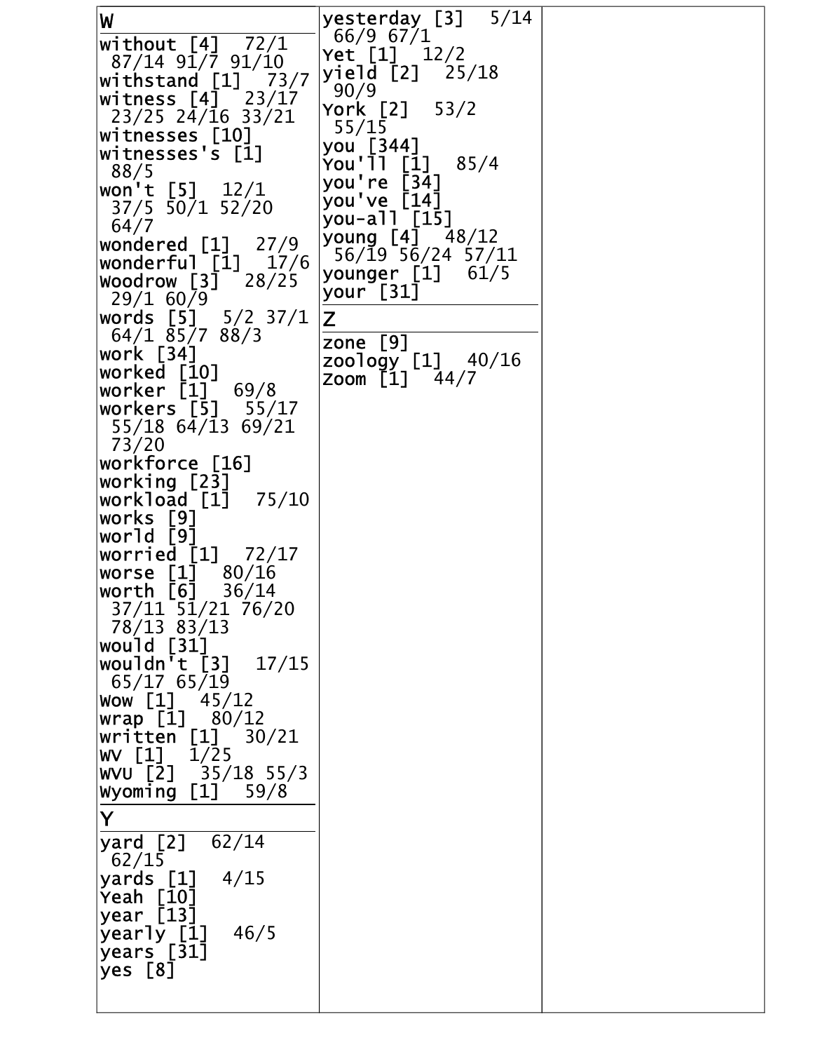## W

without [4] 72/1 87/14 91/7 91/10
withstand [1] 73/7
witness [4] 23/17 23/25 24/16 33/21
witnesses [10]
witnesses's [1] 88/5
won't [5] 12/1 37/5 50/1 52/20 64/7
wondered [1] 27/9
wonderful [1] 17/6
Woodrow [3] 28/25 29/1 60/9
words [5] 5/2 37/1 64/1 85/7 88/3
work [34]
worked [10]
worker [1] 69/8
workers [5] 55/17 55/18 64/13 69/21 73/20
workforce [16]
working [23]
workload [1] 75/10
works [9]
world [9]
worried [1] 72/17
worse [1] 80/16
worth [6] 36/14 37/11 51/21 76/20 78/13 83/13
would [31]
wouldn't [3] 17/15 65/17 65/19
Wow [1] 45/12
wrap [1] 80/12
written [1] 30/21
WV [1] 1/25
WVU [2] 35/18 55/3
Wyoming [1] 59/8

## Y

yard [2] 62/14 62/15
yards [1] 4/15
Yeah [10]
year [13]
yearly [1] 46/5
years [31]
yes [8]
yesterday [3] 5/14 66/9 67/1
Yet [1] 12/2
yield [2] 25/18 90/9
York [2] 53/2 55/15
you [344]
You'll [1] 85/4
you're [34]
you've [14]
you-all [15]
young [4] 48/12 56/19 56/24 57/11
younger [1] 61/5
your [31]

## Z

zone [9]
zoology [1] 40/16
Zoom [1] 44/7